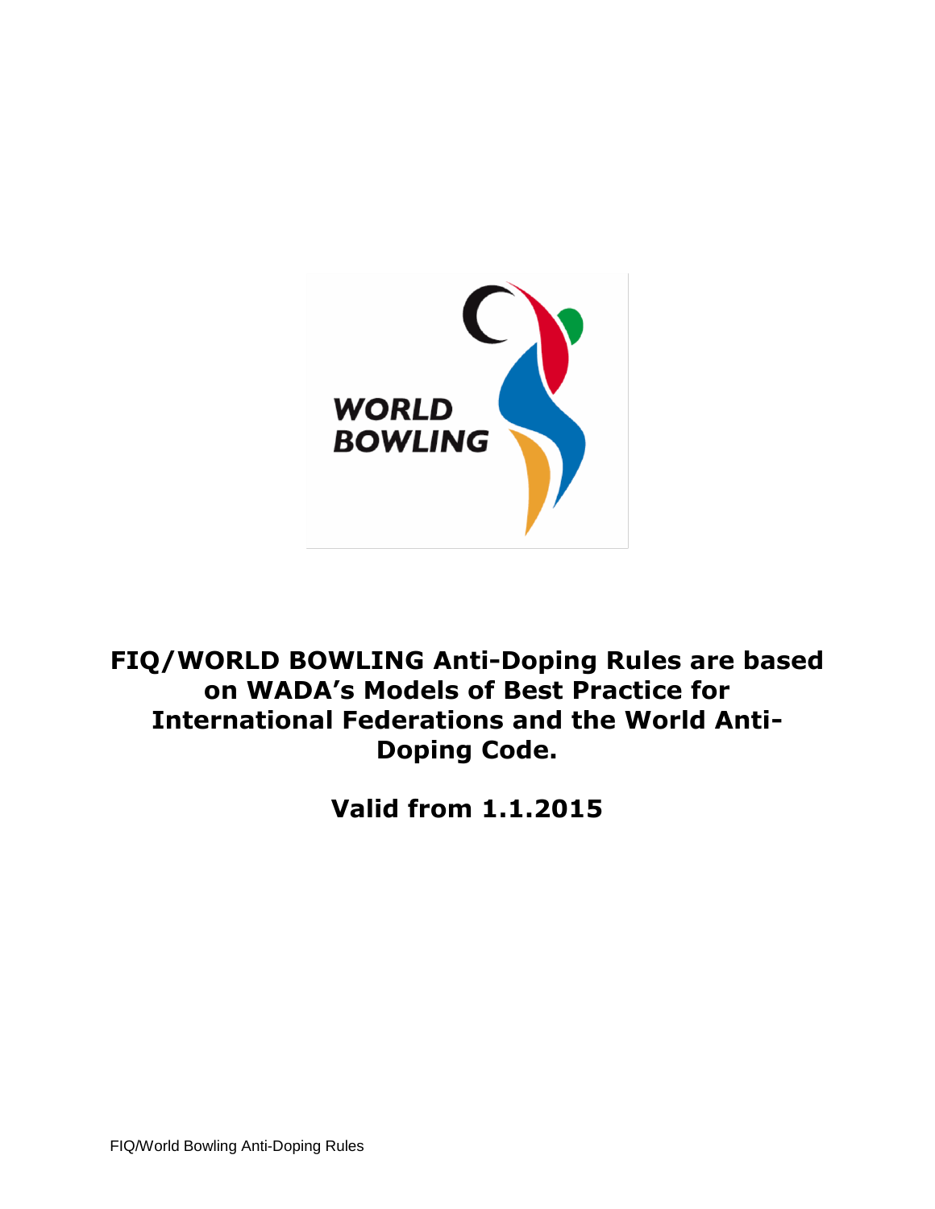# FIQ/WORLD BOWLING Anti-Doping Rules are based on WADA's Models of Best Practice for International Federations and the World Anti-Doping Code.

## Valid from 1.1.2015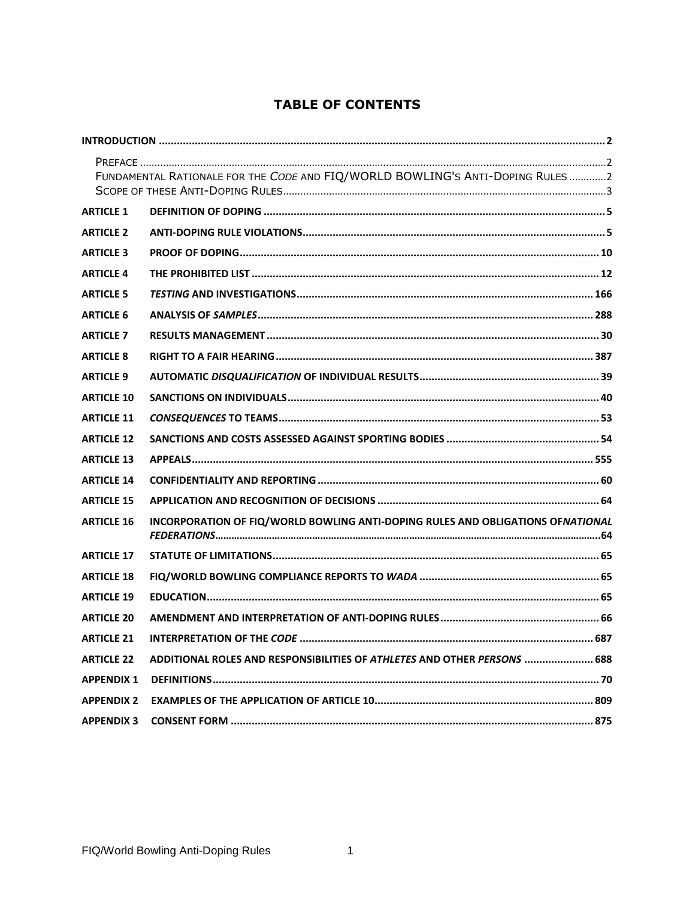# TABLE OF CONTENTS

**INTRODUCTION** .......... **2**

- PREFACE .......... 2
- FUNDAMENTAL RATIONALE FOR THE *CODE* AND FIQ/WORLD BOWLING'S ANTI-DOPING RULES .......... 2
- SCOPE OF THESE ANTI-DOPING RULES .......... 3

| | | |
|---|---|---|
| **ARTICLE 1** | **DEFINITION OF DOPING** | **5** |
| **ARTICLE 2** | **ANTI-DOPING RULE VIOLATIONS** | **5** |
| **ARTICLE 3** | **PROOF OF DOPING** | **10** |
| **ARTICLE 4** | **THE PROHIBITED LIST** | **12** |
| **ARTICLE 5** | ***TESTING* AND INVESTIGATIONS** | **166** |
| **ARTICLE 6** | **ANALYSIS OF *SAMPLES*** | **288** |
| **ARTICLE 7** | **RESULTS MANAGEMENT** | **30** |
| **ARTICLE 8** | **RIGHT TO A FAIR HEARING** | **387** |
| **ARTICLE 9** | **AUTOMATIC *DISQUALIFICATION* OF INDIVIDUAL RESULTS** | **39** |
| **ARTICLE 10** | **SANCTIONS ON INDIVIDUALS** | **40** |
| **ARTICLE 11** | ***CONSEQUENCES* TO TEAMS** | **53** |
| **ARTICLE 12** | **SANCTIONS AND COSTS ASSESSED AGAINST SPORTING BODIES** | **54** |
| **ARTICLE 13** | **APPEALS** | **555** |
| **ARTICLE 14** | **CONFIDENTIALITY AND REPORTING** | **60** |
| **ARTICLE 15** | **APPLICATION AND RECOGNITION OF DECISIONS** | **64** |
| **ARTICLE 16** | **INCORPORATION OF FIQ/WORLD BOWLING ANTI-DOPING RULES AND OBLIGATIONS OF*NATIONAL FEDERATIONS*** | **64** |
| **ARTICLE 17** | **STATUTE OF LIMITATIONS** | **65** |
| **ARTICLE 18** | **FIQ/WORLD BOWLING COMPLIANCE REPORTS TO *WADA*** | **65** |
| **ARTICLE 19** | **EDUCATION** | **65** |
| **ARTICLE 20** | **AMENDMENT AND INTERPRETATION OF ANTI-DOPING RULES** | **66** |
| **ARTICLE 21** | **INTERPRETATION OF THE *CODE*** | **687** |
| **ARTICLE 22** | **ADDITIONAL ROLES AND RESPONSIBILITIES OF *ATHLETES* AND OTHER *PERSONS*** | **688** |
| **APPENDIX 1** | **DEFINITIONS** | **70** |
| **APPENDIX 2** | **EXAMPLES OF THE APPLICATION OF ARTICLE 10** | **809** |
| **APPENDIX 3** | **CONSENT FORM** | **875** |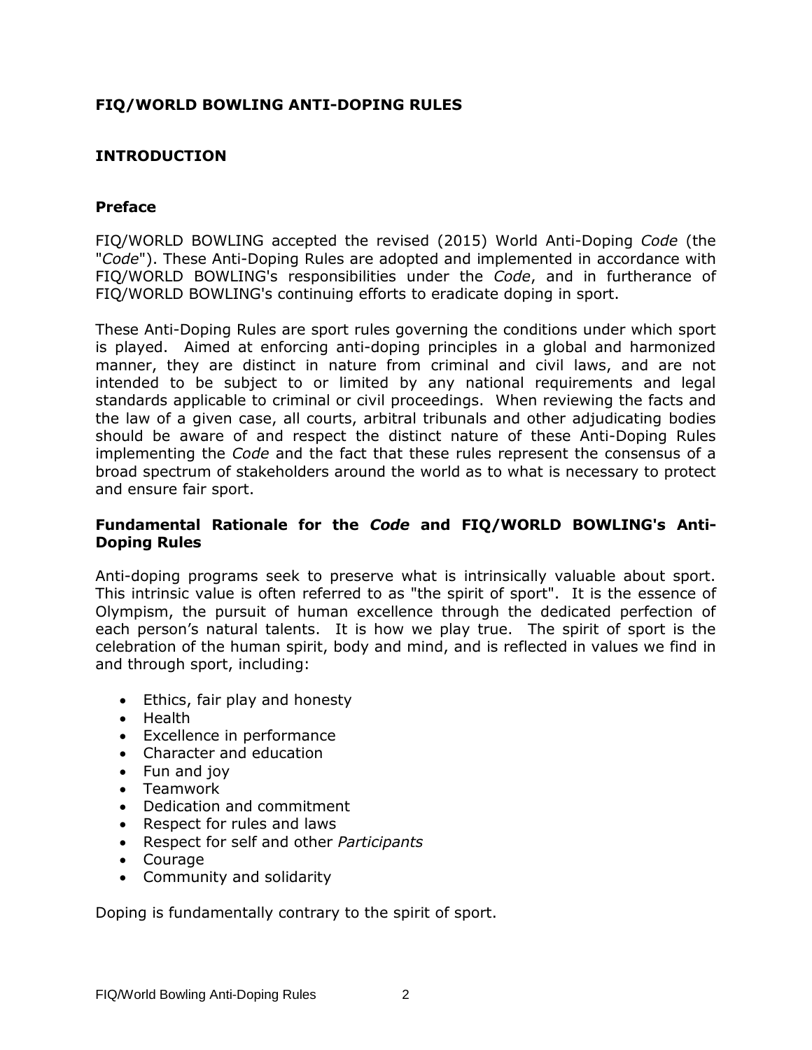# FIQ/WORLD BOWLING ANTI-DOPING RULES

## INTRODUCTION

### Preface

FIQ/WORLD BOWLING accepted the revised (2015) World Anti-Doping *Code* (the "*Code*"). These Anti-Doping Rules are adopted and implemented in accordance with FIQ/WORLD BOWLING's responsibilities under the *Code*, and in furtherance of FIQ/WORLD BOWLING's continuing efforts to eradicate doping in sport.

These Anti-Doping Rules are sport rules governing the conditions under which sport is played. Aimed at enforcing anti-doping principles in a global and harmonized manner, they are distinct in nature from criminal and civil laws, and are not intended to be subject to or limited by any national requirements and legal standards applicable to criminal or civil proceedings. When reviewing the facts and the law of a given case, all courts, arbitral tribunals and other adjudicating bodies should be aware of and respect the distinct nature of these Anti-Doping Rules implementing the *Code* and the fact that these rules represent the consensus of a broad spectrum of stakeholders around the world as to what is necessary to protect and ensure fair sport.

### Fundamental Rationale for the *Code* and FIQ/WORLD BOWLING's Anti-Doping Rules

Anti-doping programs seek to preserve what is intrinsically valuable about sport. This intrinsic value is often referred to as "the spirit of sport". It is the essence of Olympism, the pursuit of human excellence through the dedicated perfection of each person's natural talents. It is how we play true. The spirit of sport is the celebration of the human spirit, body and mind, and is reflected in values we find in and through sport, including:

- Ethics, fair play and honesty
- Health
- Excellence in performance
- Character and education
- Fun and joy
- Teamwork
- Dedication and commitment
- Respect for rules and laws
- Respect for self and other *Participants*
- Courage
- Community and solidarity

Doping is fundamentally contrary to the spirit of sport.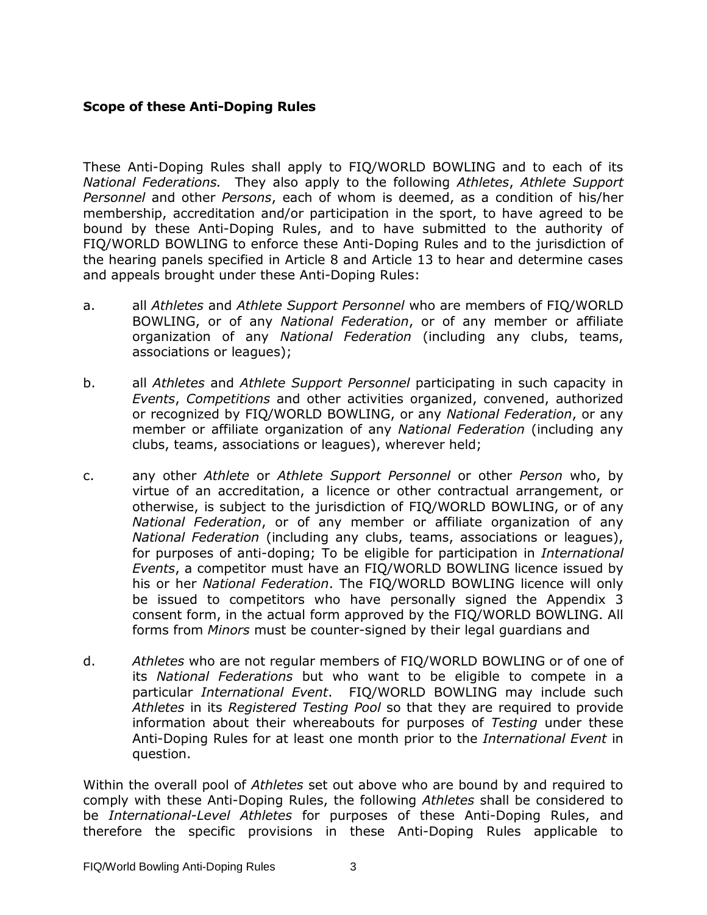### Scope of these Anti-Doping Rules

These Anti-Doping Rules shall apply to FIQ/WORLD BOWLING and to each of its *National Federations.* They also apply to the following *Athletes*, *Athlete Support Personnel* and other *Persons*, each of whom is deemed, as a condition of his/her membership, accreditation and/or participation in the sport, to have agreed to be bound by these Anti-Doping Rules, and to have submitted to the authority of FIQ/WORLD BOWLING to enforce these Anti-Doping Rules and to the jurisdiction of the hearing panels specified in Article 8 and Article 13 to hear and determine cases and appeals brought under these Anti-Doping Rules:

a. all *Athletes* and *Athlete Support Personnel* who are members of FIQ/WORLD BOWLING, or of any *National Federation*, or of any member or affiliate organization of any *National Federation* (including any clubs, teams, associations or leagues);

b. all *Athletes* and *Athlete Support Personnel* participating in such capacity in *Events*, *Competitions* and other activities organized, convened, authorized or recognized by FIQ/WORLD BOWLING, or any *National Federation*, or any member or affiliate organization of any *National Federation* (including any clubs, teams, associations or leagues), wherever held;

c. any other *Athlete* or *Athlete Support Personnel* or other *Person* who, by virtue of an accreditation, a licence or other contractual arrangement, or otherwise, is subject to the jurisdiction of FIQ/WORLD BOWLING, or of any *National Federation*, or of any member or affiliate organization of any *National Federation* (including any clubs, teams, associations or leagues), for purposes of anti-doping; To be eligible for participation in *International Events*, a competitor must have an FIQ/WORLD BOWLING licence issued by his or her *National Federation*. The FIQ/WORLD BOWLING licence will only be issued to competitors who have personally signed the Appendix 3 consent form, in the actual form approved by the FIQ/WORLD BOWLING. All forms from *Minors* must be counter-signed by their legal guardians and

d. *Athletes* who are not regular members of FIQ/WORLD BOWLING or of one of its *National Federations* but who want to be eligible to compete in a particular *International Event*. FIQ/WORLD BOWLING may include such *Athletes* in its *Registered Testing Pool* so that they are required to provide information about their whereabouts for purposes of *Testing* under these Anti-Doping Rules for at least one month prior to the *International Event* in question.

Within the overall pool of *Athletes* set out above who are bound by and required to comply with these Anti-Doping Rules, the following *Athletes* shall be considered to be *International-Level Athletes* for purposes of these Anti-Doping Rules, and therefore the specific provisions in these Anti-Doping Rules applicable to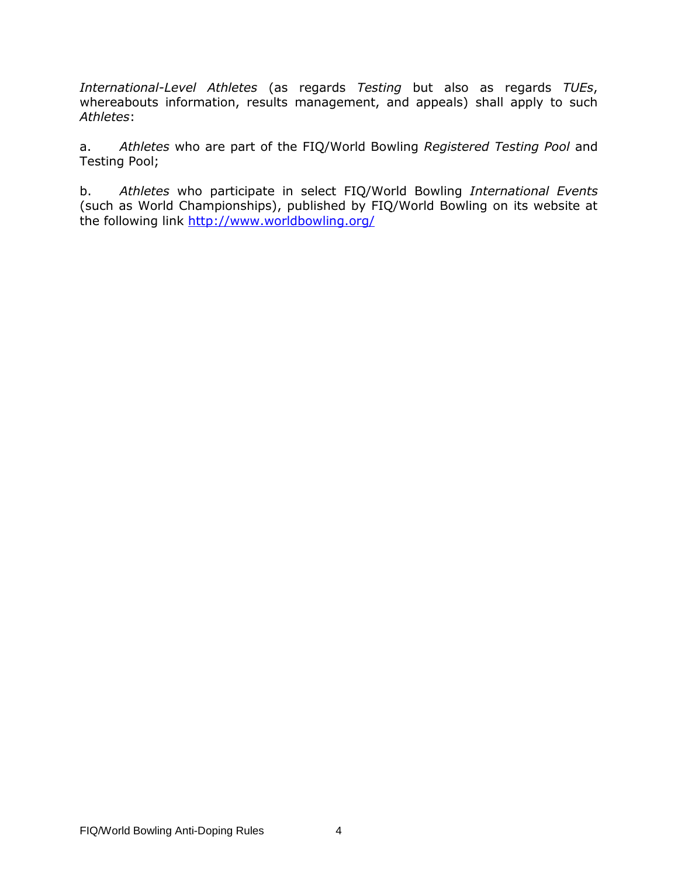*International-Level Athletes* (as regards *Testing* but also as regards *TUEs*, whereabouts information, results management, and appeals) shall apply to such *Athletes*:

a. *Athletes* who are part of the FIQ/World Bowling *Registered Testing Pool* and Testing Pool;

b. *Athletes* who participate in select FIQ/World Bowling *International Events* (such as World Championships), published by FIQ/World Bowling on its website at the following link http://www.worldbowling.org/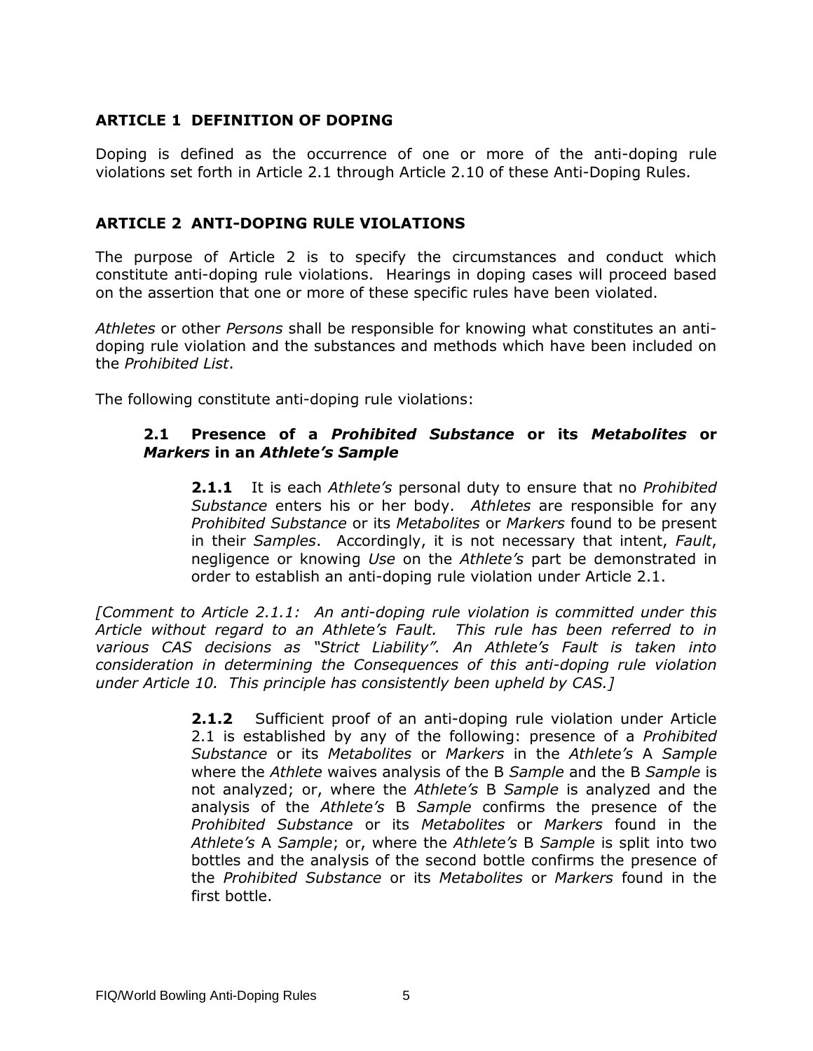## ARTICLE 1 DEFINITION OF DOPING

Doping is defined as the occurrence of one or more of the anti-doping rule violations set forth in Article 2.1 through Article 2.10 of these Anti-Doping Rules.

## ARTICLE 2 ANTI-DOPING RULE VIOLATIONS

The purpose of Article 2 is to specify the circumstances and conduct which constitute anti-doping rule violations. Hearings in doping cases will proceed based on the assertion that one or more of these specific rules have been violated.

*Athletes* or other *Persons* shall be responsible for knowing what constitutes an anti-doping rule violation and the substances and methods which have been included on the *Prohibited List*.

The following constitute anti-doping rule violations:

### 2.1 Presence of a *Prohibited Substance* or its *Metabolites* or *Markers* in an *Athlete's Sample*

**2.1.1** It is each *Athlete's* personal duty to ensure that no *Prohibited Substance* enters his or her body. *Athletes* are responsible for any *Prohibited Substance* or its *Metabolites* or *Markers* found to be present in their *Samples*. Accordingly, it is not necessary that intent, *Fault*, negligence or knowing *Use* on the *Athlete's* part be demonstrated in order to establish an anti-doping rule violation under Article 2.1.

*[Comment to Article 2.1.1: An anti-doping rule violation is committed under this Article without regard to an Athlete's Fault. This rule has been referred to in various CAS decisions as "Strict Liability". An Athlete's Fault is taken into consideration in determining the Consequences of this anti-doping rule violation under Article 10. This principle has consistently been upheld by CAS.]*

**2.1.2** Sufficient proof of an anti-doping rule violation under Article 2.1 is established by any of the following: presence of a *Prohibited Substance* or its *Metabolites* or *Markers* in the *Athlete's* A *Sample* where the *Athlete* waives analysis of the B *Sample* and the B *Sample* is not analyzed; or, where the *Athlete's* B *Sample* is analyzed and the analysis of the *Athlete's* B *Sample* confirms the presence of the *Prohibited Substance* or its *Metabolites* or *Markers* found in the *Athlete's* A *Sample*; or, where the *Athlete's* B *Sample* is split into two bottles and the analysis of the second bottle confirms the presence of the *Prohibited Substance* or its *Metabolites* or *Markers* found in the first bottle.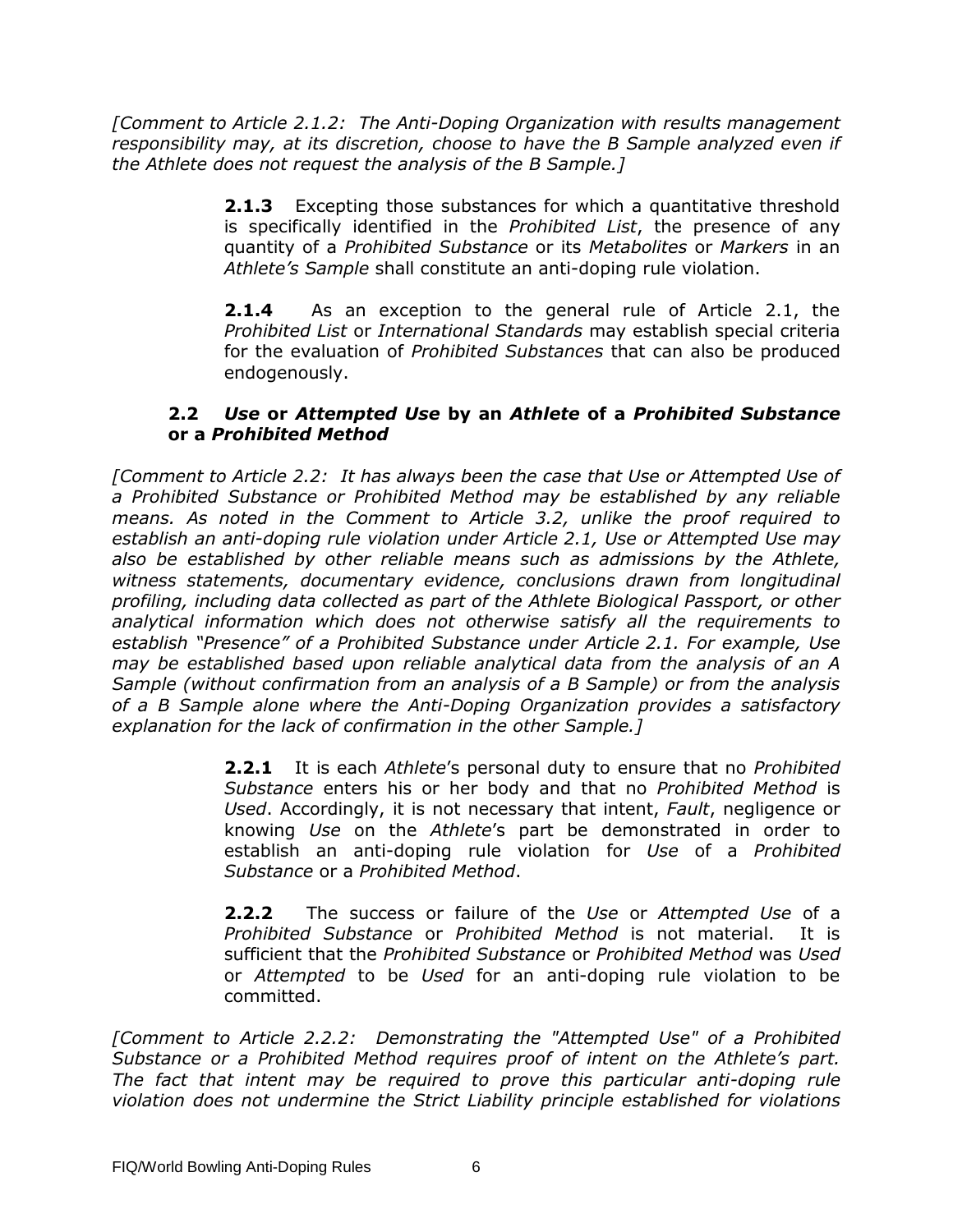*[Comment to Article 2.1.2: The Anti-Doping Organization with results management responsibility may, at its discretion, choose to have the B Sample analyzed even if the Athlete does not request the analysis of the B Sample.]*

**2.1.3** Excepting those substances for which a quantitative threshold is specifically identified in the *Prohibited List*, the presence of any quantity of a *Prohibited Substance* or its *Metabolites* or *Markers* in an *Athlete's Sample* shall constitute an anti-doping rule violation.

**2.1.4** As an exception to the general rule of Article 2.1, the *Prohibited List* or *International Standards* may establish special criteria for the evaluation of *Prohibited Substances* that can also be produced endogenously.

### 2.2 *Use* or *Attempted Use* by an *Athlete* of a *Prohibited Substance* or a *Prohibited Method*

*[Comment to Article 2.2: It has always been the case that Use or Attempted Use of a Prohibited Substance or Prohibited Method may be established by any reliable means. As noted in the Comment to Article 3.2, unlike the proof required to establish an anti-doping rule violation under Article 2.1, Use or Attempted Use may also be established by other reliable means such as admissions by the Athlete, witness statements, documentary evidence, conclusions drawn from longitudinal profiling, including data collected as part of the Athlete Biological Passport, or other analytical information which does not otherwise satisfy all the requirements to establish "Presence" of a Prohibited Substance under Article 2.1. For example, Use may be established based upon reliable analytical data from the analysis of an A Sample (without confirmation from an analysis of a B Sample) or from the analysis of a B Sample alone where the Anti-Doping Organization provides a satisfactory explanation for the lack of confirmation in the other Sample.]*

**2.2.1** It is each *Athlete*'s personal duty to ensure that no *Prohibited Substance* enters his or her body and that no *Prohibited Method* is *Used*. Accordingly, it is not necessary that intent, *Fault*, negligence or knowing *Use* on the *Athlete*'s part be demonstrated in order to establish an anti-doping rule violation for *Use* of a *Prohibited Substance* or a *Prohibited Method*.

**2.2.2** The success or failure of the *Use* or *Attempted Use* of a *Prohibited Substance* or *Prohibited Method* is not material. It is sufficient that the *Prohibited Substance* or *Prohibited Method* was *Used* or *Attempted* to be *Used* for an anti-doping rule violation to be committed.

*[Comment to Article 2.2.2: Demonstrating the "Attempted Use" of a Prohibited Substance or a Prohibited Method requires proof of intent on the Athlete's part. The fact that intent may be required to prove this particular anti-doping rule violation does not undermine the Strict Liability principle established for violations*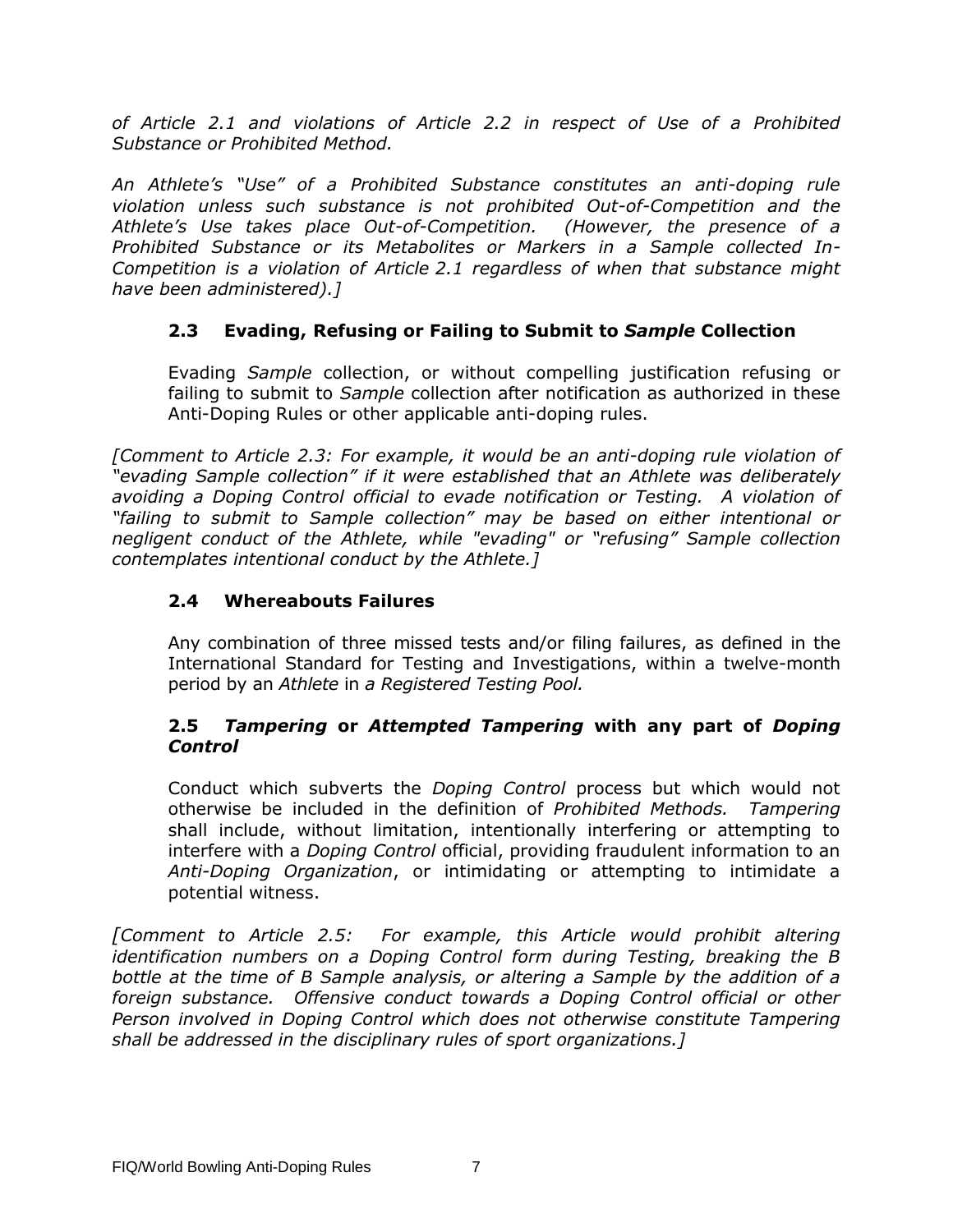*of Article 2.1 and violations of Article 2.2 in respect of Use of a Prohibited Substance or Prohibited Method.*

*An Athlete's "Use" of a Prohibited Substance constitutes an anti-doping rule violation unless such substance is not prohibited Out-of-Competition and the Athlete's Use takes place Out-of-Competition. (However, the presence of a Prohibited Substance or its Metabolites or Markers in a Sample collected In-Competition is a violation of Article 2.1 regardless of when that substance might have been administered).]*

### 2.3 Evading, Refusing or Failing to Submit to *Sample* Collection

Evading *Sample* collection, or without compelling justification refusing or failing to submit to *Sample* collection after notification as authorized in these Anti-Doping Rules or other applicable anti-doping rules.

*[Comment to Article 2.3: For example, it would be an anti-doping rule violation of "evading Sample collection" if it were established that an Athlete was deliberately avoiding a Doping Control official to evade notification or Testing. A violation of "failing to submit to Sample collection" may be based on either intentional or negligent conduct of the Athlete, while "evading" or "refusing" Sample collection contemplates intentional conduct by the Athlete.]*

### 2.4 Whereabouts Failures

Any combination of three missed tests and/or filing failures, as defined in the International Standard for Testing and Investigations, within a twelve-month period by an *Athlete* in *a Registered Testing Pool.*

### 2.5 *Tampering* or *Attempted Tampering* with any part of *Doping Control*

Conduct which subverts the *Doping Control* process but which would not otherwise be included in the definition of *Prohibited Methods. Tampering* shall include, without limitation, intentionally interfering or attempting to interfere with a *Doping Control* official, providing fraudulent information to an *Anti-Doping Organization*, or intimidating or attempting to intimidate a potential witness.

*[Comment to Article 2.5: For example, this Article would prohibit altering identification numbers on a Doping Control form during Testing, breaking the B bottle at the time of B Sample analysis, or altering a Sample by the addition of a foreign substance. Offensive conduct towards a Doping Control official or other Person involved in Doping Control which does not otherwise constitute Tampering shall be addressed in the disciplinary rules of sport organizations.]*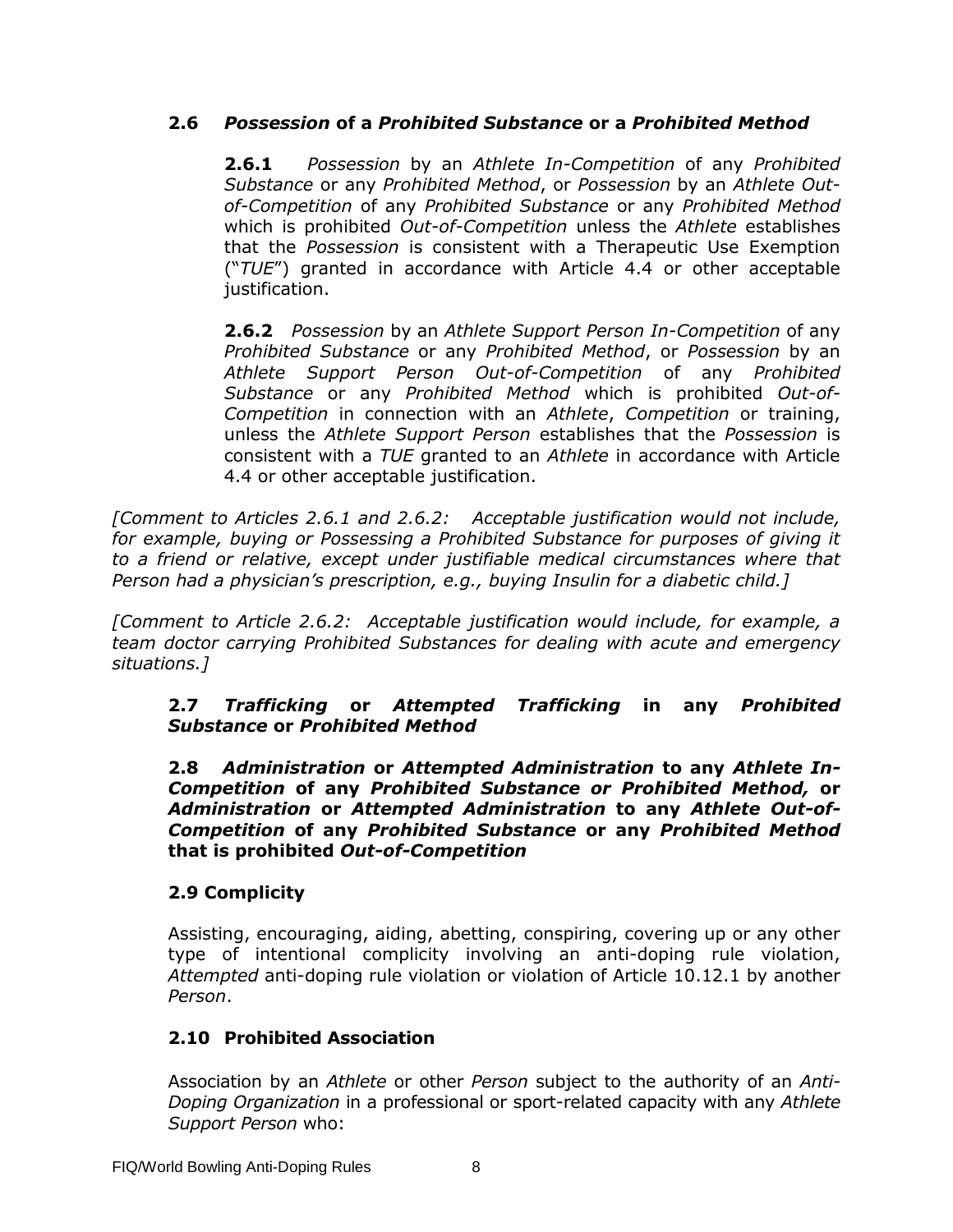**2.6 *Possession* of a *Prohibited Substance* or a *Prohibited Method***

**2.6.1** *Possession* by an *Athlete In-Competition* of any *Prohibited Substance* or any *Prohibited Method*, or *Possession* by an *Athlete Out-of-Competition* of any *Prohibited Substance* or any *Prohibited Method* which is prohibited *Out-of-Competition* unless the *Athlete* establishes that the *Possession* is consistent with a Therapeutic Use Exemption ("*TUE*") granted in accordance with Article 4.4 or other acceptable justification.

**2.6.2** *Possession* by an *Athlete Support Person In-Competition* of any *Prohibited Substance* or any *Prohibited Method*, or *Possession* by an *Athlete Support Person Out-of-Competition* of any *Prohibited Substance* or any *Prohibited Method* which is prohibited *Out-of-Competition* in connection with an *Athlete*, *Competition* or training, unless the *Athlete Support Person* establishes that the *Possession* is consistent with a *TUE* granted to an *Athlete* in accordance with Article 4.4 or other acceptable justification.

*[Comment to Articles 2.6.1 and 2.6.2: Acceptable justification would not include, for example, buying or Possessing a Prohibited Substance for purposes of giving it to a friend or relative, except under justifiable medical circumstances where that Person had a physician's prescription, e.g., buying Insulin for a diabetic child.]*

*[Comment to Article 2.6.2: Acceptable justification would include, for example, a team doctor carrying Prohibited Substances for dealing with acute and emergency situations.]*

**2.7 *Trafficking* or *Attempted Trafficking* in any *Prohibited Substance* or *Prohibited Method***

**2.8 *Administration* or *Attempted Administration* to any *Athlete In-Competition* of any *Prohibited Substance or Prohibited Method,* or *Administration* or *Attempted Administration* to any *Athlete Out-of-Competition* of any *Prohibited Substance* or any *Prohibited Method* that is prohibited *Out-of-Competition***

**2.9 Complicity**

Assisting, encouraging, aiding, abetting, conspiring, covering up or any other type of intentional complicity involving an anti-doping rule violation, *Attempted* anti-doping rule violation or violation of Article 10.12.1 by another *Person*.

**2.10 Prohibited Association**

Association by an *Athlete* or other *Person* subject to the authority of an *Anti-Doping Organization* in a professional or sport-related capacity with any *Athlete Support Person* who: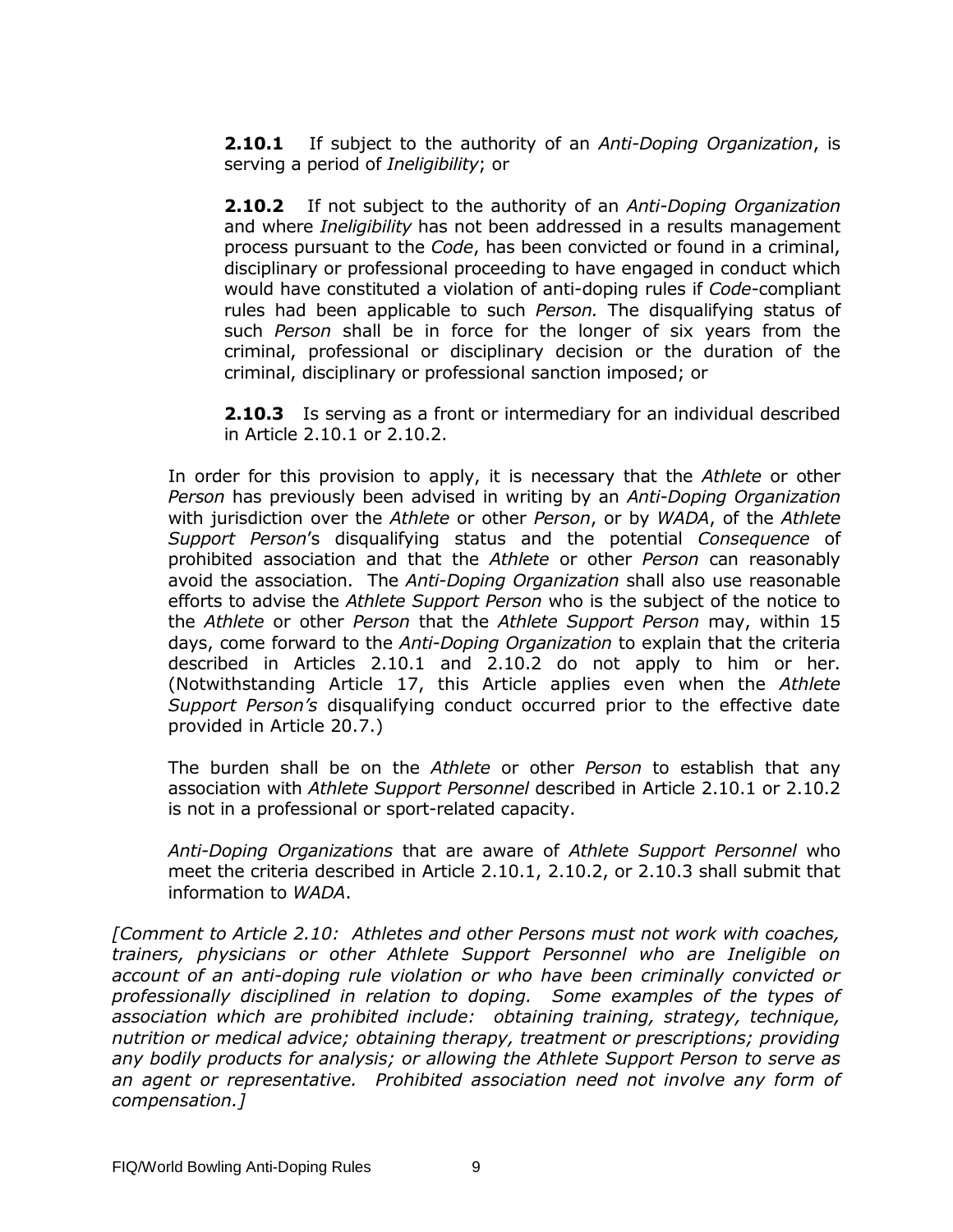**2.10.1** If subject to the authority of an *Anti-Doping Organization*, is serving a period of *Ineligibility*; or

**2.10.2** If not subject to the authority of an *Anti-Doping Organization* and where *Ineligibility* has not been addressed in a results management process pursuant to the *Code*, has been convicted or found in a criminal, disciplinary or professional proceeding to have engaged in conduct which would have constituted a violation of anti-doping rules if *Code*-compliant rules had been applicable to such *Person.* The disqualifying status of such *Person* shall be in force for the longer of six years from the criminal, professional or disciplinary decision or the duration of the criminal, disciplinary or professional sanction imposed; or

**2.10.3** Is serving as a front or intermediary for an individual described in Article 2.10.1 or 2.10.2.

In order for this provision to apply, it is necessary that the *Athlete* or other *Person* has previously been advised in writing by an *Anti-Doping Organization* with jurisdiction over the *Athlete* or other *Person*, or by *WADA*, of the *Athlete Support Person*'s disqualifying status and the potential *Consequence* of prohibited association and that the *Athlete* or other *Person* can reasonably avoid the association. The *Anti-Doping Organization* shall also use reasonable efforts to advise the *Athlete Support Person* who is the subject of the notice to the *Athlete* or other *Person* that the *Athlete Support Person* may, within 15 days, come forward to the *Anti-Doping Organization* to explain that the criteria described in Articles 2.10.1 and 2.10.2 do not apply to him or her. (Notwithstanding Article 17, this Article applies even when the *Athlete Support Person's* disqualifying conduct occurred prior to the effective date provided in Article 20.7.)

The burden shall be on the *Athlete* or other *Person* to establish that any association with *Athlete Support Personnel* described in Article 2.10.1 or 2.10.2 is not in a professional or sport-related capacity.

*Anti-Doping Organizations* that are aware of *Athlete Support Personnel* who meet the criteria described in Article 2.10.1, 2.10.2, or 2.10.3 shall submit that information to *WADA*.

*[Comment to Article 2.10: Athletes and other Persons must not work with coaches, trainers, physicians or other Athlete Support Personnel who are Ineligible on account of an anti-doping rule violation or who have been criminally convicted or professionally disciplined in relation to doping. Some examples of the types of association which are prohibited include: obtaining training, strategy, technique, nutrition or medical advice; obtaining therapy, treatment or prescriptions; providing any bodily products for analysis; or allowing the Athlete Support Person to serve as an agent or representative. Prohibited association need not involve any form of compensation.]*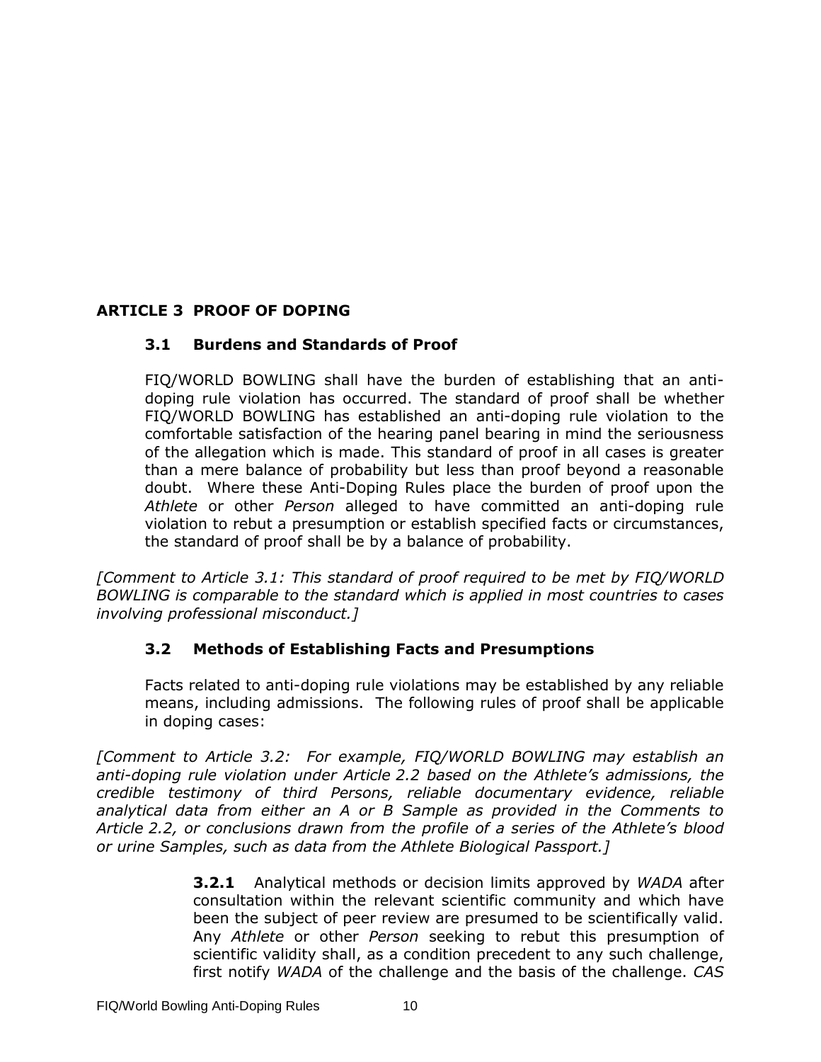## ARTICLE 3 PROOF OF DOPING

### 3.1 Burdens and Standards of Proof

FIQ/WORLD BOWLING shall have the burden of establishing that an anti-doping rule violation has occurred. The standard of proof shall be whether FIQ/WORLD BOWLING has established an anti-doping rule violation to the comfortable satisfaction of the hearing panel bearing in mind the seriousness of the allegation which is made. This standard of proof in all cases is greater than a mere balance of probability but less than proof beyond a reasonable doubt. Where these Anti-Doping Rules place the burden of proof upon the *Athlete* or other *Person* alleged to have committed an anti-doping rule violation to rebut a presumption or establish specified facts or circumstances, the standard of proof shall be by a balance of probability.

*[Comment to Article 3.1: This standard of proof required to be met by FIQ/WORLD BOWLING is comparable to the standard which is applied in most countries to cases involving professional misconduct.]*

### 3.2 Methods of Establishing Facts and Presumptions

Facts related to anti-doping rule violations may be established by any reliable means, including admissions. The following rules of proof shall be applicable in doping cases:

*[Comment to Article 3.2: For example, FIQ/WORLD BOWLING may establish an anti-doping rule violation under Article 2.2 based on the Athlete's admissions, the credible testimony of third Persons, reliable documentary evidence, reliable analytical data from either an A or B Sample as provided in the Comments to Article 2.2, or conclusions drawn from the profile of a series of the Athlete's blood or urine Samples, such as data from the Athlete Biological Passport.]*

**3.2.1** Analytical methods or decision limits approved by *WADA* after consultation within the relevant scientific community and which have been the subject of peer review are presumed to be scientifically valid. Any *Athlete* or other *Person* seeking to rebut this presumption of scientific validity shall, as a condition precedent to any such challenge, first notify *WADA* of the challenge and the basis of the challenge. *CAS*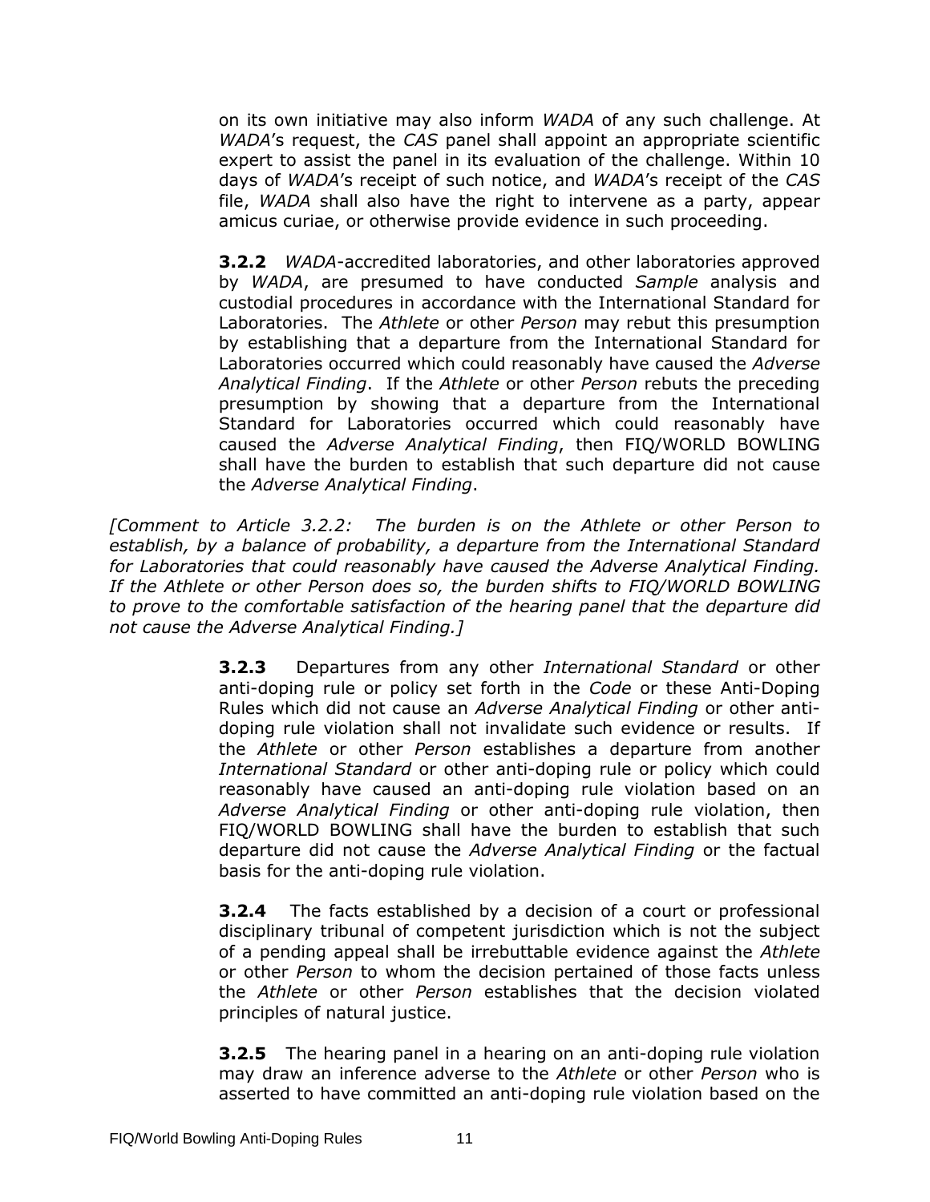on its own initiative may also inform *WADA* of any such challenge. At *WADA*'s request, the *CAS* panel shall appoint an appropriate scientific expert to assist the panel in its evaluation of the challenge. Within 10 days of *WADA*'s receipt of such notice, and *WADA*'s receipt of the *CAS* file, *WADA* shall also have the right to intervene as a party, appear amicus curiae, or otherwise provide evidence in such proceeding.

**3.2.2** *WADA*-accredited laboratories, and other laboratories approved by *WADA*, are presumed to have conducted *Sample* analysis and custodial procedures in accordance with the International Standard for Laboratories. The *Athlete* or other *Person* may rebut this presumption by establishing that a departure from the International Standard for Laboratories occurred which could reasonably have caused the *Adverse Analytical Finding*. If the *Athlete* or other *Person* rebuts the preceding presumption by showing that a departure from the International Standard for Laboratories occurred which could reasonably have caused the *Adverse Analytical Finding*, then FIQ/WORLD BOWLING shall have the burden to establish that such departure did not cause the *Adverse Analytical Finding*.

*[Comment to Article 3.2.2: The burden is on the Athlete or other Person to establish, by a balance of probability, a departure from the International Standard for Laboratories that could reasonably have caused the Adverse Analytical Finding. If the Athlete or other Person does so, the burden shifts to FIQ/WORLD BOWLING to prove to the comfortable satisfaction of the hearing panel that the departure did not cause the Adverse Analytical Finding.]*

**3.2.3** Departures from any other *International Standard* or other anti-doping rule or policy set forth in the *Code* or these Anti-Doping Rules which did not cause an *Adverse Analytical Finding* or other anti-doping rule violation shall not invalidate such evidence or results. If the *Athlete* or other *Person* establishes a departure from another *International Standard* or other anti-doping rule or policy which could reasonably have caused an anti-doping rule violation based on an *Adverse Analytical Finding* or other anti-doping rule violation, then FIQ/WORLD BOWLING shall have the burden to establish that such departure did not cause the *Adverse Analytical Finding* or the factual basis for the anti-doping rule violation.

**3.2.4** The facts established by a decision of a court or professional disciplinary tribunal of competent jurisdiction which is not the subject of a pending appeal shall be irrebuttable evidence against the *Athlete* or other *Person* to whom the decision pertained of those facts unless the *Athlete* or other *Person* establishes that the decision violated principles of natural justice.

**3.2.5** The hearing panel in a hearing on an anti-doping rule violation may draw an inference adverse to the *Athlete* or other *Person* who is asserted to have committed an anti-doping rule violation based on the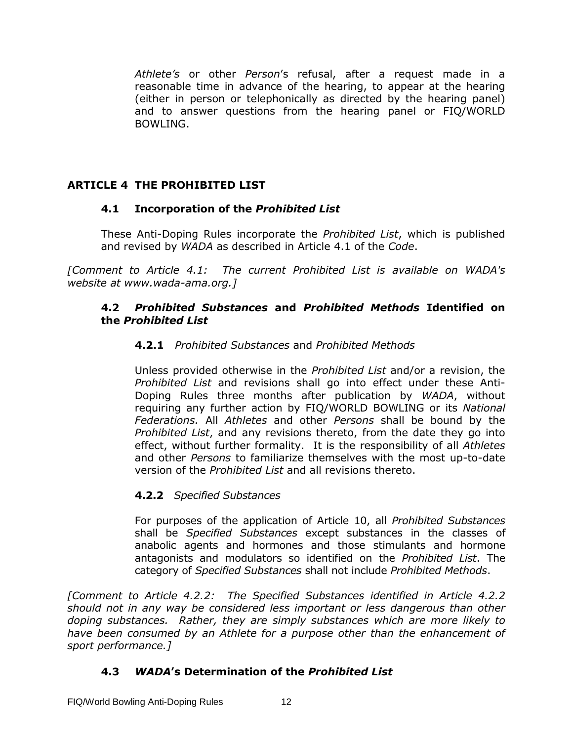*Athlete's* or other *Person*'s refusal, after a request made in a reasonable time in advance of the hearing, to appear at the hearing (either in person or telephonically as directed by the hearing panel) and to answer questions from the hearing panel or FIQ/WORLD BOWLING.

## ARTICLE 4 THE PROHIBITED LIST

### 4.1 Incorporation of the *Prohibited List*

These Anti-Doping Rules incorporate the *Prohibited List*, which is published and revised by *WADA* as described in Article 4.1 of the *Code*.

*[Comment to Article 4.1: The current Prohibited List is available on WADA's website at www.wada-ama.org.]*

### 4.2 *Prohibited Substances* and *Prohibited Methods* Identified on the *Prohibited List*

**4.2.1** *Prohibited Substances* and *Prohibited Methods*

Unless provided otherwise in the *Prohibited List* and/or a revision, the *Prohibited List* and revisions shall go into effect under these Anti-Doping Rules three months after publication by *WADA*, without requiring any further action by FIQ/WORLD BOWLING or its *National Federations.* All *Athletes* and other *Persons* shall be bound by the *Prohibited List*, and any revisions thereto, from the date they go into effect, without further formality. It is the responsibility of all *Athletes* and other *Persons* to familiarize themselves with the most up-to-date version of the *Prohibited List* and all revisions thereto.

**4.2.2** *Specified Substances*

For purposes of the application of Article 10, all *Prohibited Substances* shall be *Specified Substances* except substances in the classes of anabolic agents and hormones and those stimulants and hormone antagonists and modulators so identified on the *Prohibited List*. The category of *Specified Substances* shall not include *Prohibited Methods*.

*[Comment to Article 4.2.2: The Specified Substances identified in Article 4.2.2 should not in any way be considered less important or less dangerous than other doping substances. Rather, they are simply substances which are more likely to have been consumed by an Athlete for a purpose other than the enhancement of sport performance.]*

### 4.3 *WADA*'s Determination of the *Prohibited List*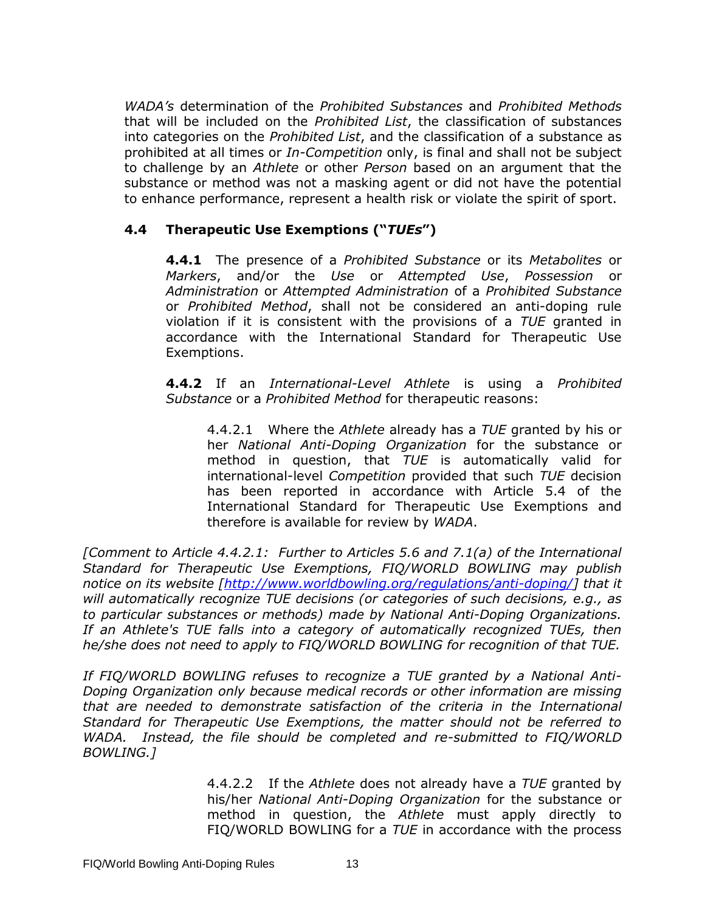*WADA's* determination of the *Prohibited Substances* and *Prohibited Methods* that will be included on the *Prohibited List*, the classification of substances into categories on the *Prohibited List*, and the classification of a substance as prohibited at all times or *In-Competition* only, is final and shall not be subject to challenge by an *Athlete* or other *Person* based on an argument that the substance or method was not a masking agent or did not have the potential to enhance performance, represent a health risk or violate the spirit of sport.

### 4.4 Therapeutic Use Exemptions ("*TUEs*")

**4.4.1** The presence of a *Prohibited Substance* or its *Metabolites* or *Markers*, and/or the *Use* or *Attempted Use*, *Possession* or *Administration* or *Attempted Administration* of a *Prohibited Substance* or *Prohibited Method*, shall not be considered an anti-doping rule violation if it is consistent with the provisions of a *TUE* granted in accordance with the International Standard for Therapeutic Use Exemptions.

**4.4.2** If an *International-Level Athlete* is using a *Prohibited Substance* or a *Prohibited Method* for therapeutic reasons:

4.4.2.1 Where the *Athlete* already has a *TUE* granted by his or her *National Anti-Doping Organization* for the substance or method in question, that *TUE* is automatically valid for international-level *Competition* provided that such *TUE* decision has been reported in accordance with Article 5.4 of the International Standard for Therapeutic Use Exemptions and therefore is available for review by *WADA*.

*[Comment to Article 4.4.2.1: Further to Articles 5.6 and 7.1(a) of the International Standard for Therapeutic Use Exemptions, FIQ/WORLD BOWLING may publish notice on its website [http://www.worldbowling.org/regulations/anti-doping/] that it will automatically recognize TUE decisions (or categories of such decisions, e.g., as to particular substances or methods) made by National Anti-Doping Organizations. If an Athlete's TUE falls into a category of automatically recognized TUEs, then he/she does not need to apply to FIQ/WORLD BOWLING for recognition of that TUE.*

*If FIQ/WORLD BOWLING refuses to recognize a TUE granted by a National Anti-Doping Organization only because medical records or other information are missing that are needed to demonstrate satisfaction of the criteria in the International Standard for Therapeutic Use Exemptions, the matter should not be referred to WADA. Instead, the file should be completed and re-submitted to FIQ/WORLD BOWLING.]*

4.4.2.2 If the *Athlete* does not already have a *TUE* granted by his/her *National Anti-Doping Organization* for the substance or method in question, the *Athlete* must apply directly to FIQ/WORLD BOWLING for a *TUE* in accordance with the process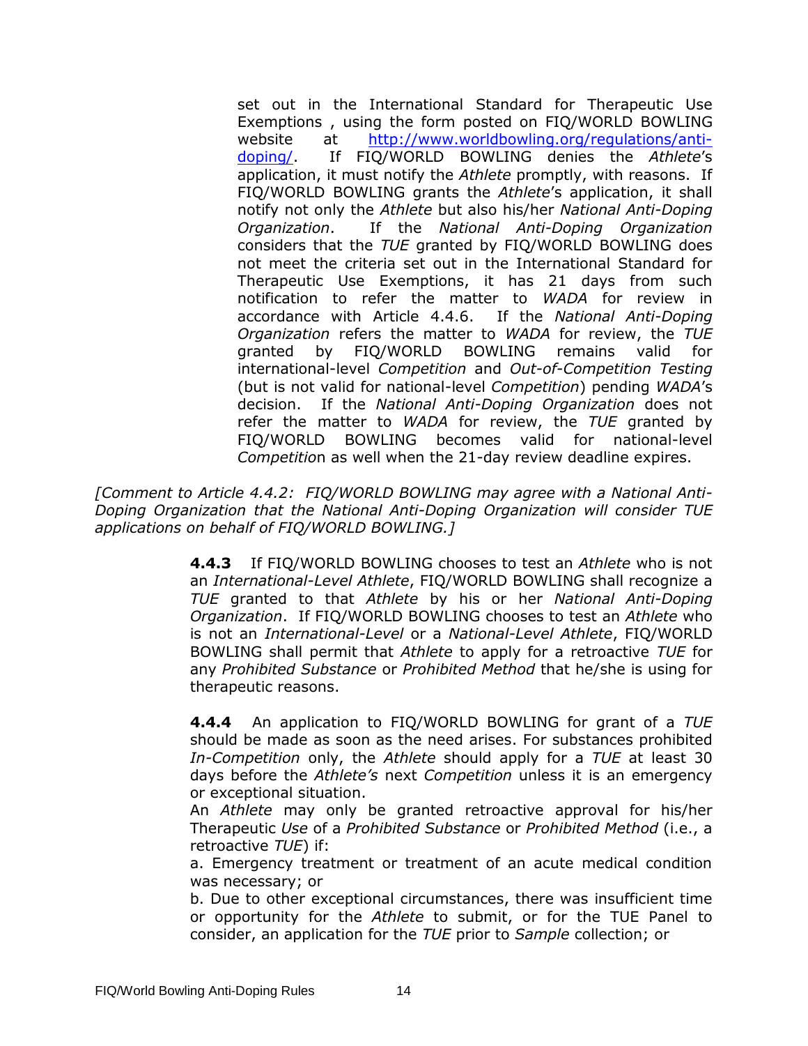set out in the International Standard for Therapeutic Use Exemptions , using the form posted on FIQ/WORLD BOWLING website at [http://www.worldbowling.org/regulations/anti-doping/](http://www.worldbowling.org/regulations/anti-doping/). If FIQ/WORLD BOWLING denies the *Athlete*'s application, it must notify the *Athlete* promptly, with reasons. If FIQ/WORLD BOWLING grants the *Athlete*'s application, it shall notify not only the *Athlete* but also his/her *National Anti-Doping Organization*. If the *National Anti-Doping Organization* considers that the *TUE* granted by FIQ/WORLD BOWLING does not meet the criteria set out in the International Standard for Therapeutic Use Exemptions, it has 21 days from such notification to refer the matter to *WADA* for review in accordance with Article 4.4.6. If the *National Anti-Doping Organization* refers the matter to *WADA* for review, the *TUE* granted by FIQ/WORLD BOWLING remains valid for international-level *Competition* and *Out-of-Competition Testing* (but is not valid for national-level *Competition*) pending *WADA*'s decision. If the *National Anti-Doping Organization* does not refer the matter to *WADA* for review, the *TUE* granted by FIQ/WORLD BOWLING becomes valid for national-level *Competition* as well when the 21-day review deadline expires.

*[Comment to Article 4.4.2: FIQ/WORLD BOWLING may agree with a National Anti-Doping Organization that the National Anti-Doping Organization will consider TUE applications on behalf of FIQ/WORLD BOWLING.]*

**4.4.3** If FIQ/WORLD BOWLING chooses to test an *Athlete* who is not an *International-Level Athlete*, FIQ/WORLD BOWLING shall recognize a *TUE* granted to that *Athlete* by his or her *National Anti-Doping Organization*. If FIQ/WORLD BOWLING chooses to test an *Athlete* who is not an *International-Level* or a *National-Level Athlete*, FIQ/WORLD BOWLING shall permit that *Athlete* to apply for a retroactive *TUE* for any *Prohibited Substance* or *Prohibited Method* that he/she is using for therapeutic reasons.

**4.4.4** An application to FIQ/WORLD BOWLING for grant of a *TUE* should be made as soon as the need arises. For substances prohibited *In-Competition* only, the *Athlete* should apply for a *TUE* at least 30 days before the *Athlete's* next *Competition* unless it is an emergency or exceptional situation.

An *Athlete* may only be granted retroactive approval for his/her Therapeutic *Use* of a *Prohibited Substance* or *Prohibited Method* (i.e., a retroactive *TUE*) if:

a. Emergency treatment or treatment of an acute medical condition was necessary; or

b. Due to other exceptional circumstances, there was insufficient time or opportunity for the *Athlete* to submit, or for the TUE Panel to consider, an application for the *TUE* prior to *Sample* collection; or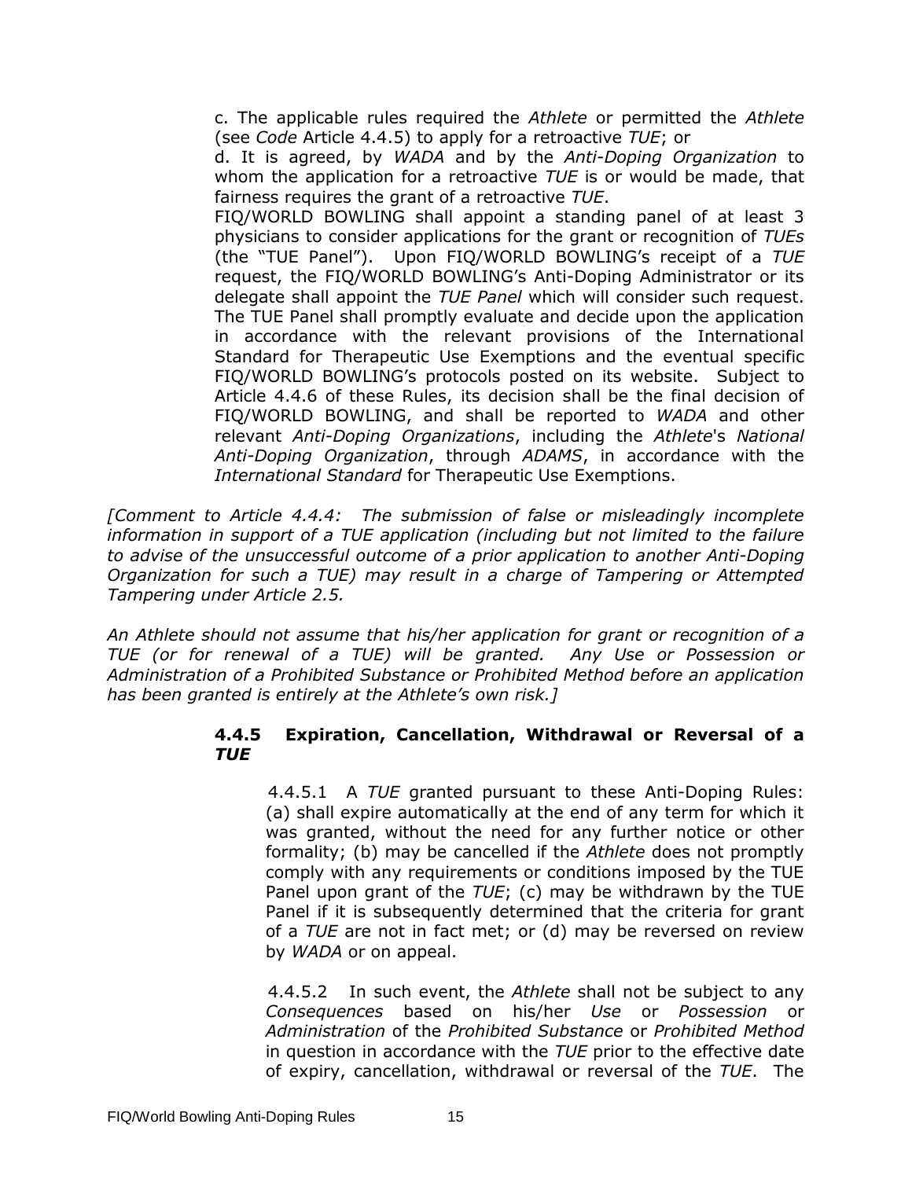c. The applicable rules required the *Athlete* or permitted the *Athlete* (see *Code* Article 4.4.5) to apply for a retroactive *TUE*; or

d. It is agreed, by *WADA* and by the *Anti-Doping Organization* to whom the application for a retroactive *TUE* is or would be made, that fairness requires the grant of a retroactive *TUE*.

FIQ/WORLD BOWLING shall appoint a standing panel of at least 3 physicians to consider applications for the grant or recognition of *TUEs* (the "TUE Panel"). Upon FIQ/WORLD BOWLING's receipt of a *TUE* request, the FIQ/WORLD BOWLING's Anti-Doping Administrator or its delegate shall appoint the *TUE Panel* which will consider such request. The TUE Panel shall promptly evaluate and decide upon the application in accordance with the relevant provisions of the International Standard for Therapeutic Use Exemptions and the eventual specific FIQ/WORLD BOWLING's protocols posted on its website. Subject to Article 4.4.6 of these Rules, its decision shall be the final decision of FIQ/WORLD BOWLING, and shall be reported to *WADA* and other relevant *Anti-Doping Organizations*, including the *Athlete*'s *National Anti-Doping Organization*, through *ADAMS*, in accordance with the *International Standard* for Therapeutic Use Exemptions.

*[Comment to Article 4.4.4: The submission of false or misleadingly incomplete information in support of a TUE application (including but not limited to the failure to advise of the unsuccessful outcome of a prior application to another Anti-Doping Organization for such a TUE) may result in a charge of Tampering or Attempted Tampering under Article 2.5.*

*An Athlete should not assume that his/her application for grant or recognition of a TUE (or for renewal of a TUE) will be granted. Any Use or Possession or Administration of a Prohibited Substance or Prohibited Method before an application has been granted is entirely at the Athlete's own risk.]*

#### 4.4.5 Expiration, Cancellation, Withdrawal or Reversal of a *TUE*

4.4.5.1 A *TUE* granted pursuant to these Anti-Doping Rules: (a) shall expire automatically at the end of any term for which it was granted, without the need for any further notice or other formality; (b) may be cancelled if the *Athlete* does not promptly comply with any requirements or conditions imposed by the TUE Panel upon grant of the *TUE*; (c) may be withdrawn by the TUE Panel if it is subsequently determined that the criteria for grant of a *TUE* are not in fact met; or (d) may be reversed on review by *WADA* or on appeal.

4.4.5.2 In such event, the *Athlete* shall not be subject to any *Consequences* based on his/her *Use* or *Possession* or *Administration* of the *Prohibited Substance* or *Prohibited Method* in question in accordance with the *TUE* prior to the effective date of expiry, cancellation, withdrawal or reversal of the *TUE*. The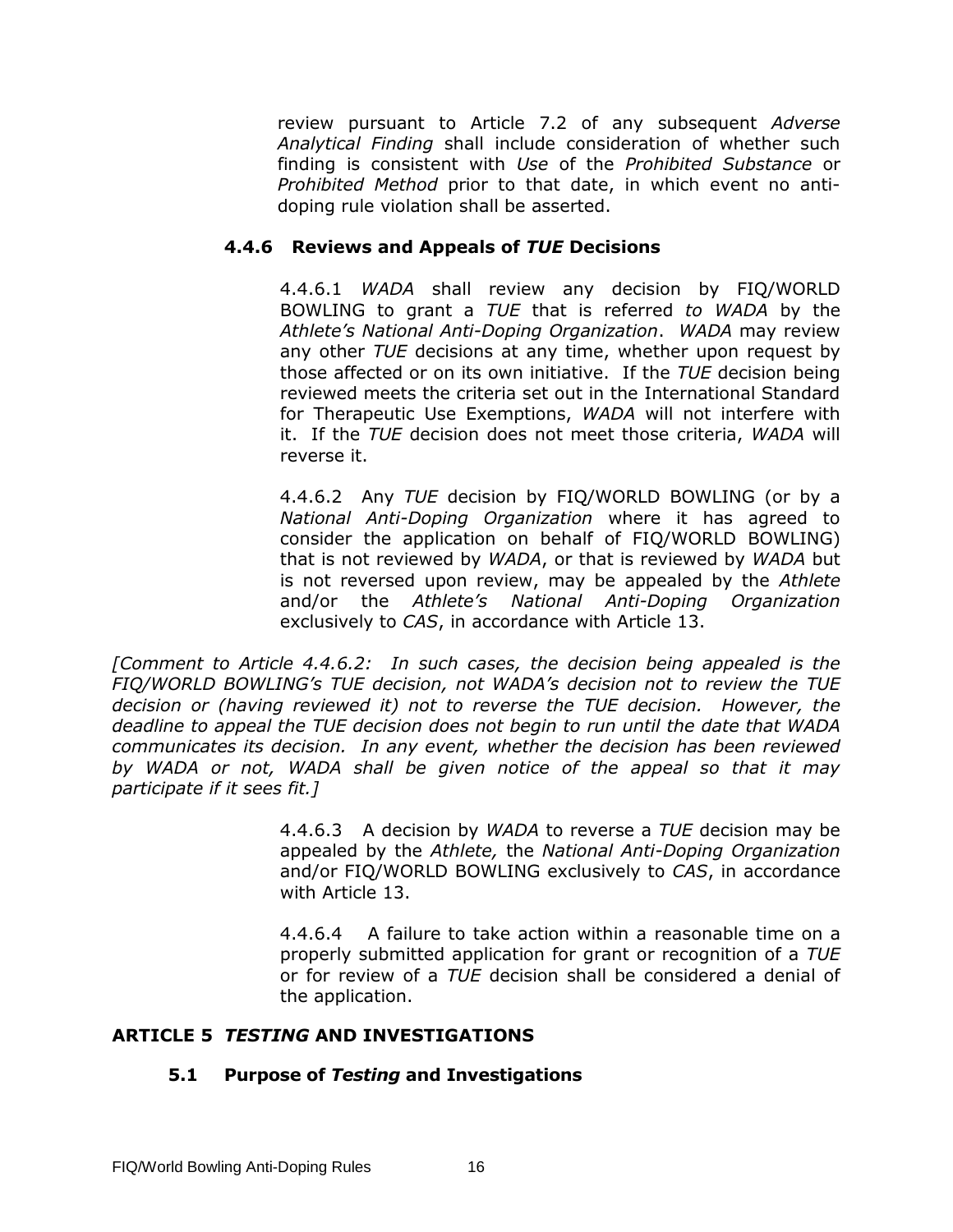review pursuant to Article 7.2 of any subsequent *Adverse Analytical Finding* shall include consideration of whether such finding is consistent with *Use* of the *Prohibited Substance* or *Prohibited Method* prior to that date, in which event no anti-doping rule violation shall be asserted.

### 4.4.6 Reviews and Appeals of *TUE* Decisions

4.4.6.1 *WADA* shall review any decision by FIQ/WORLD BOWLING to grant a *TUE* that is referred *to WADA* by the *Athlete's National Anti-Doping Organization*. *WADA* may review any other *TUE* decisions at any time, whether upon request by those affected or on its own initiative. If the *TUE* decision being reviewed meets the criteria set out in the International Standard for Therapeutic Use Exemptions, *WADA* will not interfere with it. If the *TUE* decision does not meet those criteria, *WADA* will reverse it.

4.4.6.2 Any *TUE* decision by FIQ/WORLD BOWLING (or by a *National Anti-Doping Organization* where it has agreed to consider the application on behalf of FIQ/WORLD BOWLING) that is not reviewed by *WADA*, or that is reviewed by *WADA* but is not reversed upon review, may be appealed by the *Athlete* and/or the *Athlete's National Anti-Doping Organization* exclusively to *CAS*, in accordance with Article 13.

*[Comment to Article 4.4.6.2: In such cases, the decision being appealed is the FIQ/WORLD BOWLING's TUE decision, not WADA's decision not to review the TUE decision or (having reviewed it) not to reverse the TUE decision. However, the deadline to appeal the TUE decision does not begin to run until the date that WADA communicates its decision. In any event, whether the decision has been reviewed by WADA or not, WADA shall be given notice of the appeal so that it may participate if it sees fit.]*

4.4.6.3 A decision by *WADA* to reverse a *TUE* decision may be appealed by the *Athlete,* the *National Anti-Doping Organization* and/or FIQ/WORLD BOWLING exclusively to *CAS*, in accordance with Article 13.

4.4.6.4 A failure to take action within a reasonable time on a properly submitted application for grant or recognition of a *TUE* or for review of a *TUE* decision shall be considered a denial of the application.

## ARTICLE 5 *TESTING* AND INVESTIGATIONS

### 5.1 Purpose of *Testing* and Investigations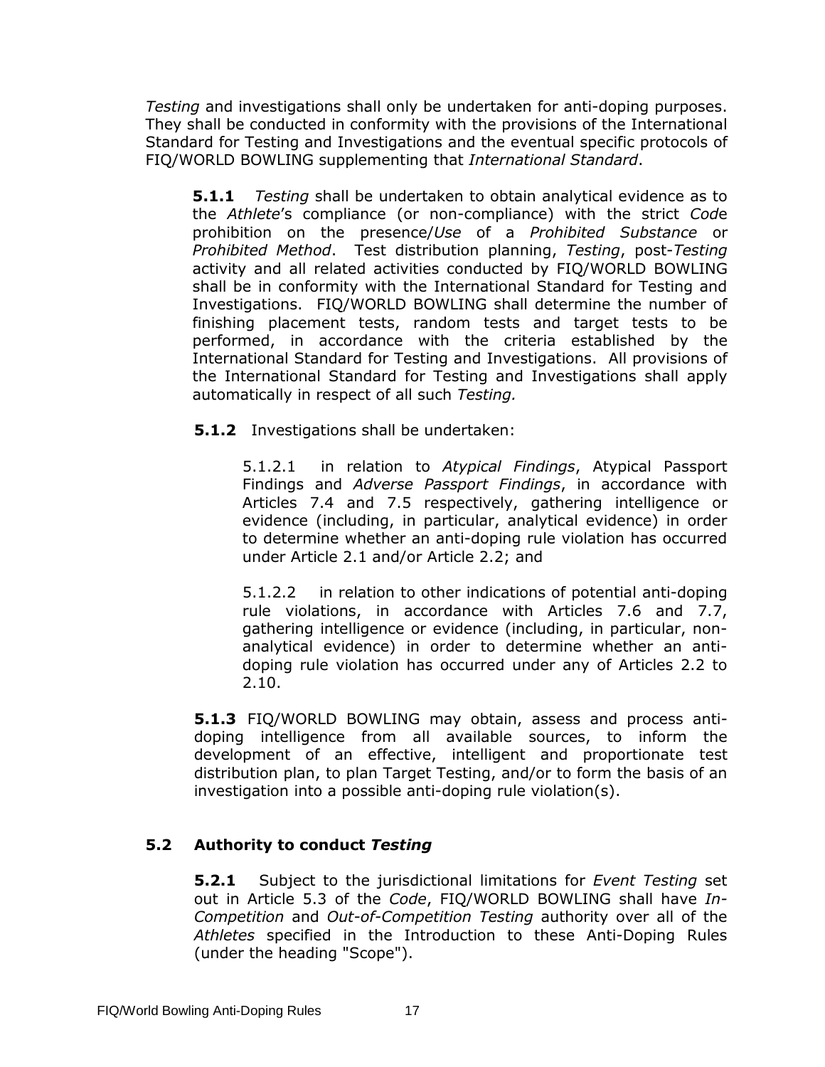*Testing* and investigations shall only be undertaken for anti-doping purposes. They shall be conducted in conformity with the provisions of the International Standard for Testing and Investigations and the eventual specific protocols of FIQ/WORLD BOWLING supplementing that *International Standard*.

**5.1.1** *Testing* shall be undertaken to obtain analytical evidence as to the *Athlete*'s compliance (or non-compliance) with the strict *Code* prohibition on the presence/*Use* of a *Prohibited Substance* or *Prohibited Method*. Test distribution planning, *Testing*, post-*Testing* activity and all related activities conducted by FIQ/WORLD BOWLING shall be in conformity with the International Standard for Testing and Investigations. FIQ/WORLD BOWLING shall determine the number of finishing placement tests, random tests and target tests to be performed, in accordance with the criteria established by the International Standard for Testing and Investigations. All provisions of the International Standard for Testing and Investigations shall apply automatically in respect of all such *Testing.*

**5.1.2** Investigations shall be undertaken:

5.1.2.1 in relation to *Atypical Findings*, Atypical Passport Findings and *Adverse Passport Findings*, in accordance with Articles 7.4 and 7.5 respectively, gathering intelligence or evidence (including, in particular, analytical evidence) in order to determine whether an anti-doping rule violation has occurred under Article 2.1 and/or Article 2.2; and

5.1.2.2 in relation to other indications of potential anti-doping rule violations, in accordance with Articles 7.6 and 7.7, gathering intelligence or evidence (including, in particular, non-analytical evidence) in order to determine whether an anti-doping rule violation has occurred under any of Articles 2.2 to 2.10.

**5.1.3** FIQ/WORLD BOWLING may obtain, assess and process anti-doping intelligence from all available sources, to inform the development of an effective, intelligent and proportionate test distribution plan, to plan Target Testing, and/or to form the basis of an investigation into a possible anti-doping rule violation(s).

### 5.2 Authority to conduct *Testing*

**5.2.1** Subject to the jurisdictional limitations for *Event Testing* set out in Article 5.3 of the *Code*, FIQ/WORLD BOWLING shall have *In-Competition* and *Out-of-Competition Testing* authority over all of the *Athletes* specified in the Introduction to these Anti-Doping Rules (under the heading "Scope").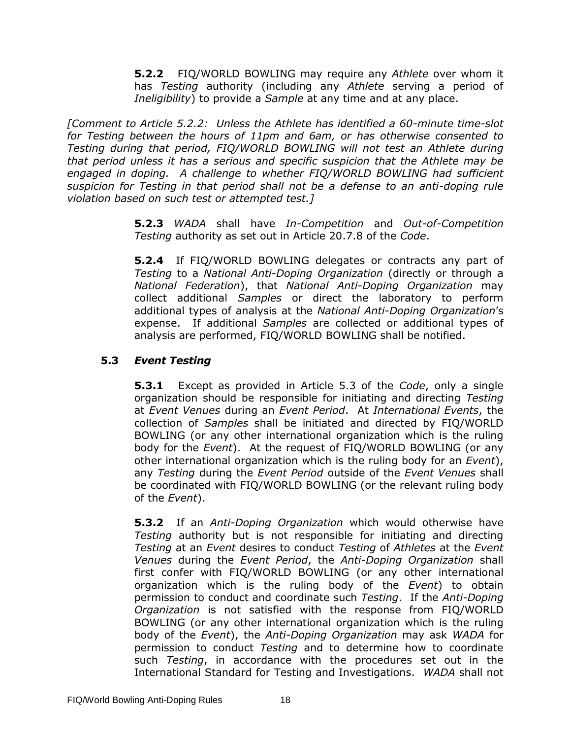**5.2.2** FIQ/WORLD BOWLING may require any *Athlete* over whom it has *Testing* authority (including any *Athlete* serving a period of *Ineligibility*) to provide a *Sample* at any time and at any place.

*[Comment to Article 5.2.2: Unless the Athlete has identified a 60-minute time-slot for Testing between the hours of 11pm and 6am, or has otherwise consented to Testing during that period, FIQ/WORLD BOWLING will not test an Athlete during that period unless it has a serious and specific suspicion that the Athlete may be engaged in doping. A challenge to whether FIQ/WORLD BOWLING had sufficient suspicion for Testing in that period shall not be a defense to an anti-doping rule violation based on such test or attempted test.]*

**5.2.3** *WADA* shall have *In-Competition* and *Out-of-Competition Testing* authority as set out in Article 20.7.8 of the *Code*.

**5.2.4** If FIQ/WORLD BOWLING delegates or contracts any part of *Testing* to a *National Anti-Doping Organization* (directly or through a *National Federation*), that *National Anti-Doping Organization* may collect additional *Samples* or direct the laboratory to perform additional types of analysis at the *National Anti-Doping Organization*'s expense. If additional *Samples* are collected or additional types of analysis are performed, FIQ/WORLD BOWLING shall be notified.

### 5.3 *Event Testing*

**5.3.1** Except as provided in Article 5.3 of the *Code*, only a single organization should be responsible for initiating and directing *Testing* at *Event Venues* during an *Event Period*. At *International Events*, the collection of *Samples* shall be initiated and directed by FIQ/WORLD BOWLING (or any other international organization which is the ruling body for the *Event*). At the request of FIQ/WORLD BOWLING (or any other international organization which is the ruling body for an *Event*), any *Testing* during the *Event Period* outside of the *Event Venues* shall be coordinated with FIQ/WORLD BOWLING (or the relevant ruling body of the *Event*).

**5.3.2** If an *Anti-Doping Organization* which would otherwise have *Testing* authority but is not responsible for initiating and directing *Testing* at an *Event* desires to conduct *Testing* of *Athletes* at the *Event Venues* during the *Event Period*, the *Anti-Doping Organization* shall first confer with FIQ/WORLD BOWLING (or any other international organization which is the ruling body of the *Event*) to obtain permission to conduct and coordinate such *Testing*. If the *Anti-Doping Organization* is not satisfied with the response from FIQ/WORLD BOWLING (or any other international organization which is the ruling body of the *Event*), the *Anti-Doping Organization* may ask *WADA* for permission to conduct *Testing* and to determine how to coordinate such *Testing*, in accordance with the procedures set out in the International Standard for Testing and Investigations. *WADA* shall not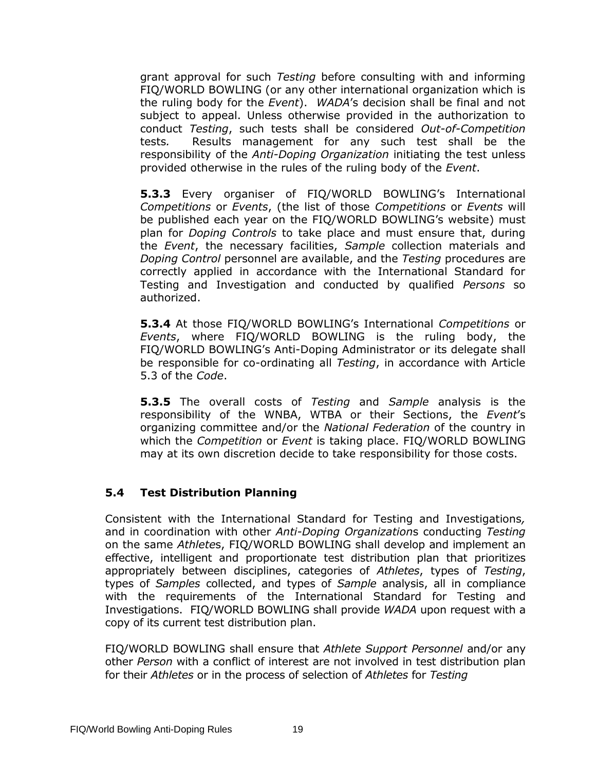grant approval for such *Testing* before consulting with and informing FIQ/WORLD BOWLING (or any other international organization which is the ruling body for the *Event*). *WADA*'s decision shall be final and not subject to appeal. Unless otherwise provided in the authorization to conduct *Testing*, such tests shall be considered *Out-of-Competition* tests*.* Results management for any such test shall be the responsibility of the *Anti-Doping Organization* initiating the test unless provided otherwise in the rules of the ruling body of the *Event*.

**5.3.3** Every organiser of FIQ/WORLD BOWLING's International *Competitions* or *Events*, (the list of those *Competitions* or *Events* will be published each year on the FIQ/WORLD BOWLING's website) must plan for *Doping Controls* to take place and must ensure that, during the *Event*, the necessary facilities, *Sample* collection materials and *Doping Control* personnel are available, and the *Testing* procedures are correctly applied in accordance with the International Standard for Testing and Investigation and conducted by qualified *Persons* so authorized.

**5.3.4** At those FIQ/WORLD BOWLING's International *Competitions* or *Events*, where FIQ/WORLD BOWLING is the ruling body, the FIQ/WORLD BOWLING's Anti-Doping Administrator or its delegate shall be responsible for co-ordinating all *Testing*, in accordance with Article 5.3 of the *Code*.

**5.3.5** The overall costs of *Testing* and *Sample* analysis is the responsibility of the WNBA, WTBA or their Sections, the *Event*'s organizing committee and/or the *National Federation* of the country in which the *Competition* or *Event* is taking place. FIQ/WORLD BOWLING may at its own discretion decide to take responsibility for those costs.

### 5.4 Test Distribution Planning

Consistent with the International Standard for Testing and Investigations*,* and in coordination with other *Anti-Doping Organization*s conducting *Testing* on the same *Athlete*s, FIQ/WORLD BOWLING shall develop and implement an effective, intelligent and proportionate test distribution plan that prioritizes appropriately between disciplines, categories of *Athletes*, types of *Testing*, types of *Samples* collected, and types of *Sample* analysis, all in compliance with the requirements of the International Standard for Testing and Investigations. FIQ/WORLD BOWLING shall provide *WADA* upon request with a copy of its current test distribution plan.

FIQ/WORLD BOWLING shall ensure that *Athlete Support Personnel* and/or any other *Person* with a conflict of interest are not involved in test distribution plan for their *Athletes* or in the process of selection of *Athletes* for *Testing*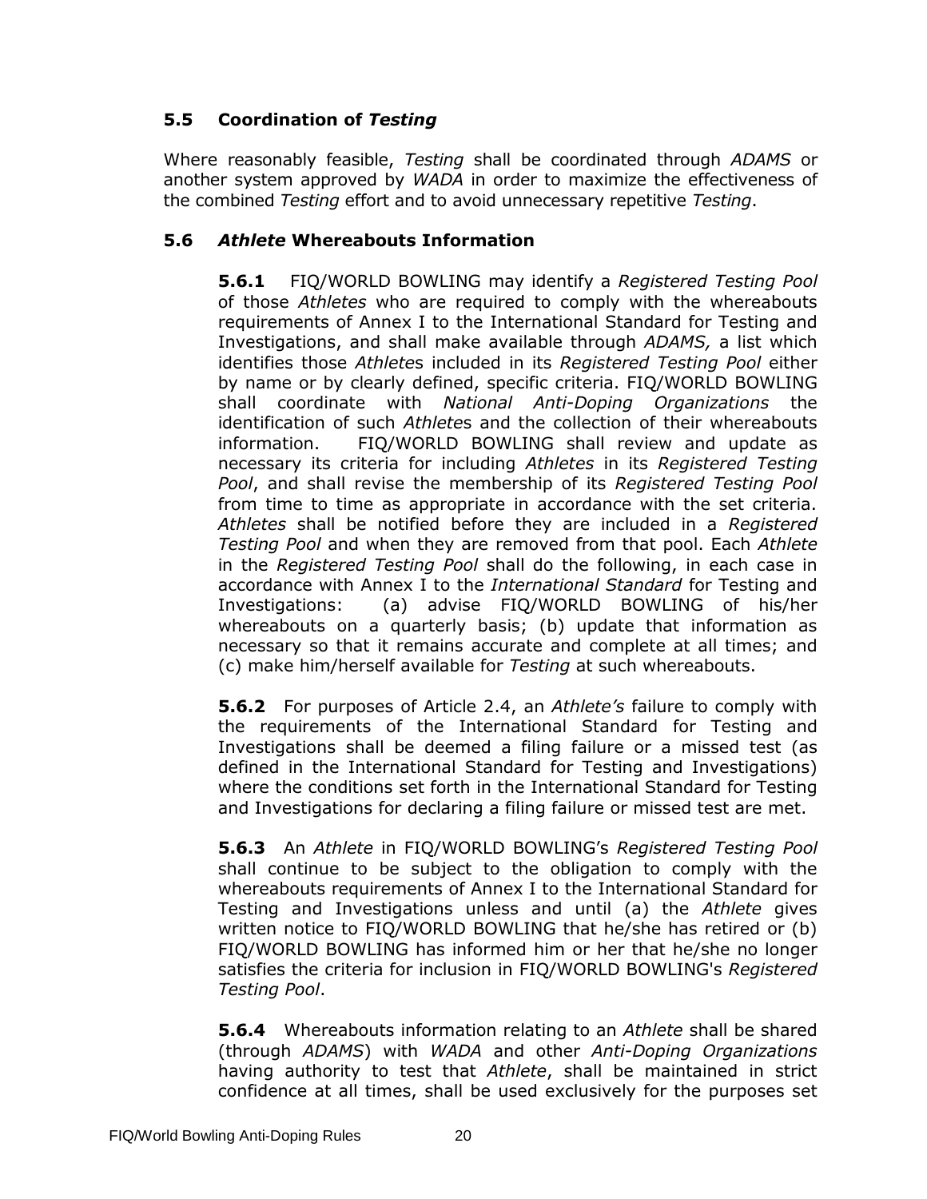### 5.5 Coordination of *Testing*

Where reasonably feasible, *Testing* shall be coordinated through *ADAMS* or another system approved by *WADA* in order to maximize the effectiveness of the combined *Testing* effort and to avoid unnecessary repetitive *Testing*.

### 5.6 *Athlete* Whereabouts Information

**5.6.1** FIQ/WORLD BOWLING may identify a *Registered Testing Pool* of those *Athletes* who are required to comply with the whereabouts requirements of Annex I to the International Standard for Testing and Investigations, and shall make available through *ADAMS,* a list which identifies those *Athletes* included in its *Registered Testing Pool* either by name or by clearly defined, specific criteria. FIQ/WORLD BOWLING shall coordinate with *National Anti-Doping Organizations* the identification of such *Athletes* and the collection of their whereabouts information. FIQ/WORLD BOWLING shall review and update as necessary its criteria for including *Athletes* in its *Registered Testing Pool*, and shall revise the membership of its *Registered Testing Pool* from time to time as appropriate in accordance with the set criteria. *Athletes* shall be notified before they are included in a *Registered Testing Pool* and when they are removed from that pool. Each *Athlete* in the *Registered Testing Pool* shall do the following, in each case in accordance with Annex I to the *International Standard* for Testing and Investigations: (a) advise FIQ/WORLD BOWLING of his/her whereabouts on a quarterly basis; (b) update that information as necessary so that it remains accurate and complete at all times; and (c) make him/herself available for *Testing* at such whereabouts.

**5.6.2** For purposes of Article 2.4, an *Athlete's* failure to comply with the requirements of the International Standard for Testing and Investigations shall be deemed a filing failure or a missed test (as defined in the International Standard for Testing and Investigations) where the conditions set forth in the International Standard for Testing and Investigations for declaring a filing failure or missed test are met.

**5.6.3** An *Athlete* in FIQ/WORLD BOWLING's *Registered Testing Pool* shall continue to be subject to the obligation to comply with the whereabouts requirements of Annex I to the International Standard for Testing and Investigations unless and until (a) the *Athlete* gives written notice to FIQ/WORLD BOWLING that he/she has retired or (b) FIQ/WORLD BOWLING has informed him or her that he/she no longer satisfies the criteria for inclusion in FIQ/WORLD BOWLING's *Registered Testing Pool*.

**5.6.4** Whereabouts information relating to an *Athlete* shall be shared (through *ADAMS*) with *WADA* and other *Anti-Doping Organizations* having authority to test that *Athlete*, shall be maintained in strict confidence at all times, shall be used exclusively for the purposes set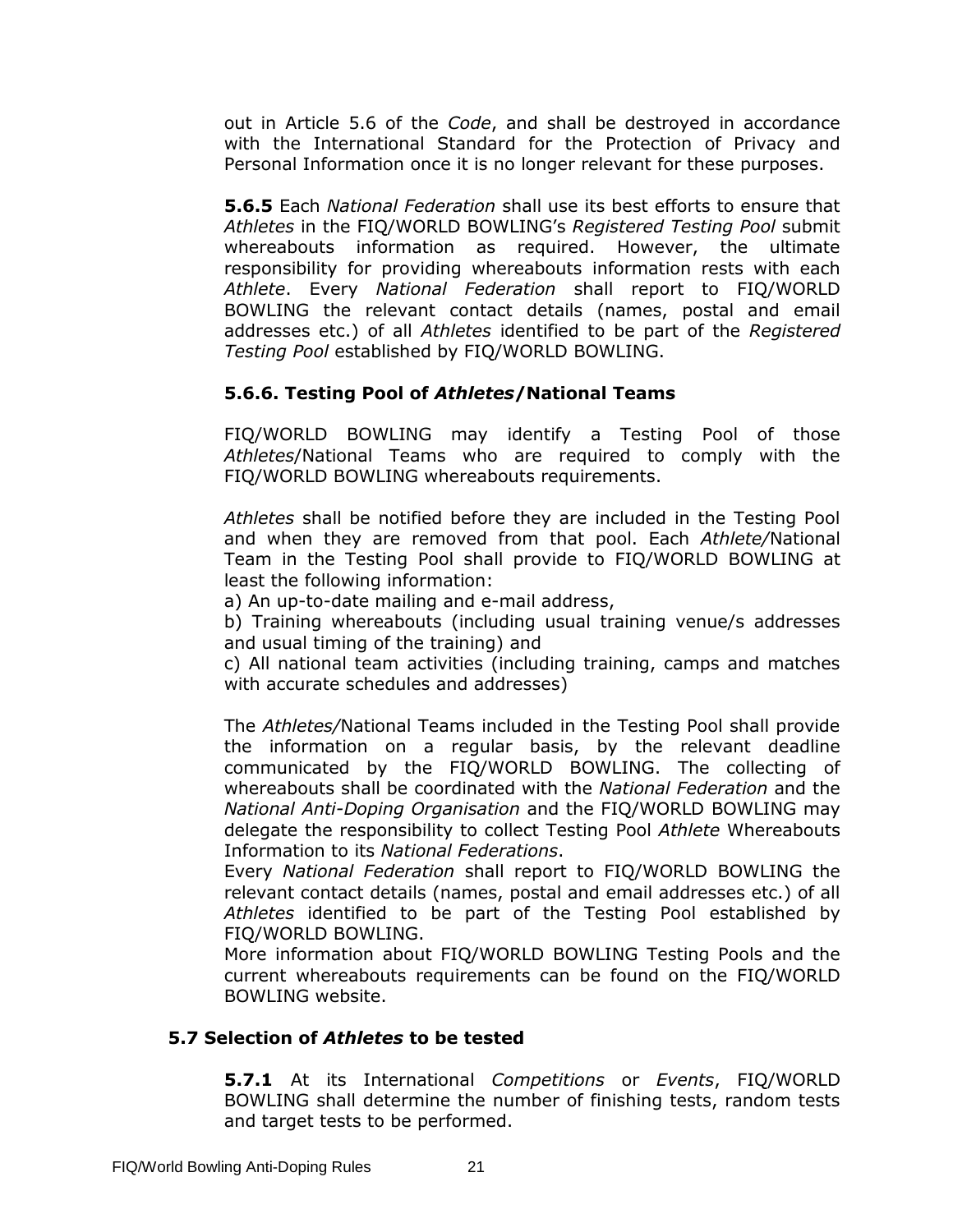out in Article 5.6 of the *Code*, and shall be destroyed in accordance with the International Standard for the Protection of Privacy and Personal Information once it is no longer relevant for these purposes.

**5.6.5** Each *National Federation* shall use its best efforts to ensure that *Athletes* in the FIQ/WORLD BOWLING's *Registered Testing Pool* submit whereabouts information as required. However, the ultimate responsibility for providing whereabouts information rests with each *Athlete*. Every *National Federation* shall report to FIQ/WORLD BOWLING the relevant contact details (names, postal and email addresses etc.) of all *Athletes* identified to be part of the *Registered Testing Pool* established by FIQ/WORLD BOWLING.

#### 5.6.6. Testing Pool of *Athletes*/National Teams

FIQ/WORLD BOWLING may identify a Testing Pool of those *Athletes*/National Teams who are required to comply with the FIQ/WORLD BOWLING whereabouts requirements.

*Athletes* shall be notified before they are included in the Testing Pool and when they are removed from that pool. Each *Athlete/*National Team in the Testing Pool shall provide to FIQ/WORLD BOWLING at least the following information:
a) An up-to-date mailing and e-mail address,
b) Training whereabouts (including usual training venue/s addresses and usual timing of the training) and
c) All national team activities (including training, camps and matches with accurate schedules and addresses)

The *Athletes/*National Teams included in the Testing Pool shall provide the information on a regular basis, by the relevant deadline communicated by the FIQ/WORLD BOWLING. The collecting of whereabouts shall be coordinated with the *National Federation* and the *National Anti-Doping Organisation* and the FIQ/WORLD BOWLING may delegate the responsibility to collect Testing Pool *Athlete* Whereabouts Information to its *National Federations*.
Every *National Federation* shall report to FIQ/WORLD BOWLING the relevant contact details (names, postal and email addresses etc.) of all *Athletes* identified to be part of the Testing Pool established by FIQ/WORLD BOWLING.
More information about FIQ/WORLD BOWLING Testing Pools and the current whereabouts requirements can be found on the FIQ/WORLD BOWLING website.

### 5.7 Selection of *Athletes* to be tested

**5.7.1** At its International *Competitions* or *Events*, FIQ/WORLD BOWLING shall determine the number of finishing tests, random tests and target tests to be performed.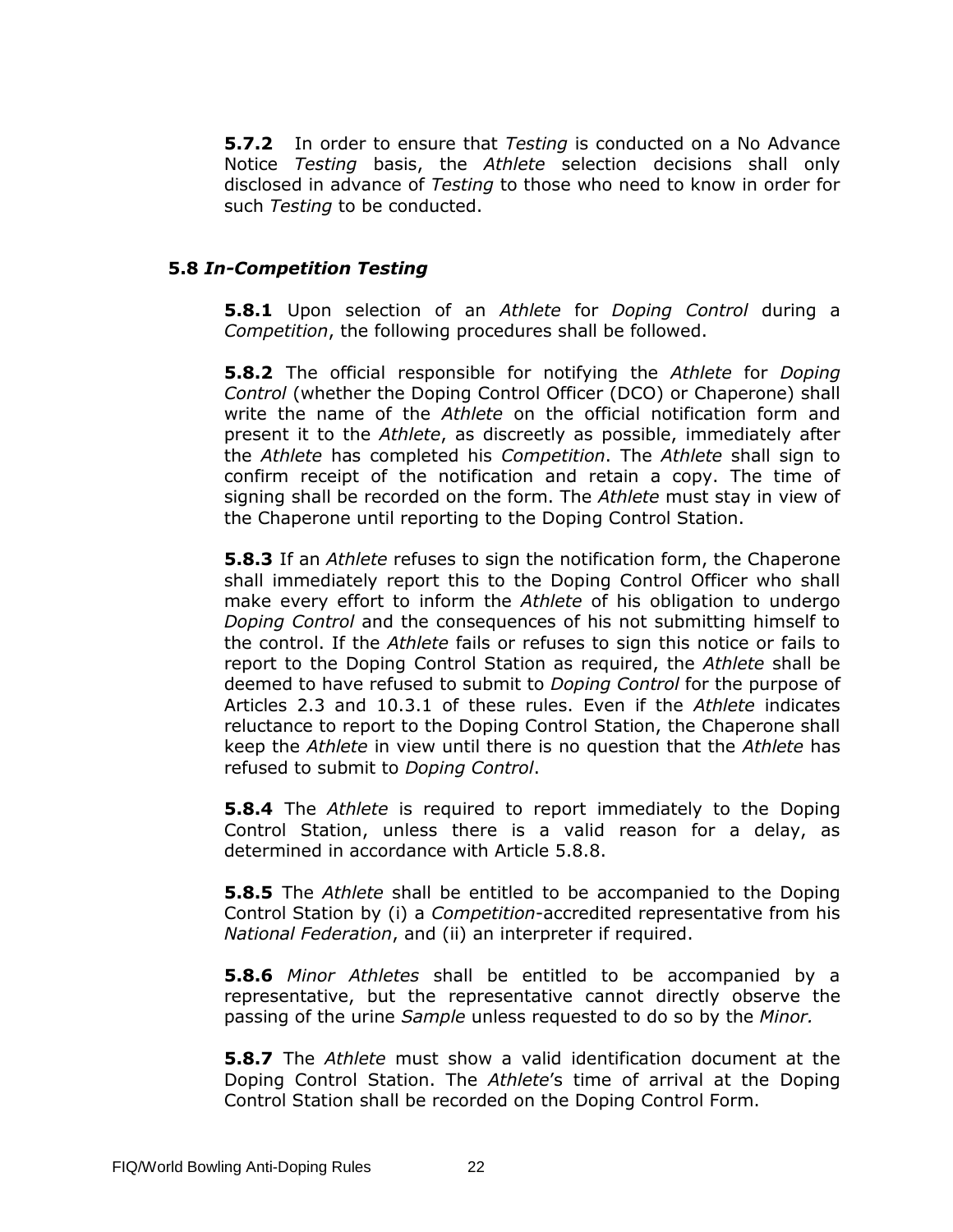**5.7.2** In order to ensure that *Testing* is conducted on a No Advance Notice *Testing* basis, the *Athlete* selection decisions shall only disclosed in advance of *Testing* to those who need to know in order for such *Testing* to be conducted.

### 5.8 *In-Competition Testing*

**5.8.1** Upon selection of an *Athlete* for *Doping Control* during a *Competition*, the following procedures shall be followed.

**5.8.2** The official responsible for notifying the *Athlete* for *Doping Control* (whether the Doping Control Officer (DCO) or Chaperone) shall write the name of the *Athlete* on the official notification form and present it to the *Athlete*, as discreetly as possible, immediately after the *Athlete* has completed his *Competition*. The *Athlete* shall sign to confirm receipt of the notification and retain a copy. The time of signing shall be recorded on the form. The *Athlete* must stay in view of the Chaperone until reporting to the Doping Control Station.

**5.8.3** If an *Athlete* refuses to sign the notification form, the Chaperone shall immediately report this to the Doping Control Officer who shall make every effort to inform the *Athlete* of his obligation to undergo *Doping Control* and the consequences of his not submitting himself to the control. If the *Athlete* fails or refuses to sign this notice or fails to report to the Doping Control Station as required, the *Athlete* shall be deemed to have refused to submit to *Doping Control* for the purpose of Articles 2.3 and 10.3.1 of these rules. Even if the *Athlete* indicates reluctance to report to the Doping Control Station, the Chaperone shall keep the *Athlete* in view until there is no question that the *Athlete* has refused to submit to *Doping Control*.

**5.8.4** The *Athlete* is required to report immediately to the Doping Control Station, unless there is a valid reason for a delay, as determined in accordance with Article 5.8.8.

**5.8.5** The *Athlete* shall be entitled to be accompanied to the Doping Control Station by (i) a *Competition*-accredited representative from his *National Federation*, and (ii) an interpreter if required.

**5.8.6** *Minor Athletes* shall be entitled to be accompanied by a representative, but the representative cannot directly observe the passing of the urine *Sample* unless requested to do so by the *Minor.*

**5.8.7** The *Athlete* must show a valid identification document at the Doping Control Station. The *Athlete*'s time of arrival at the Doping Control Station shall be recorded on the Doping Control Form.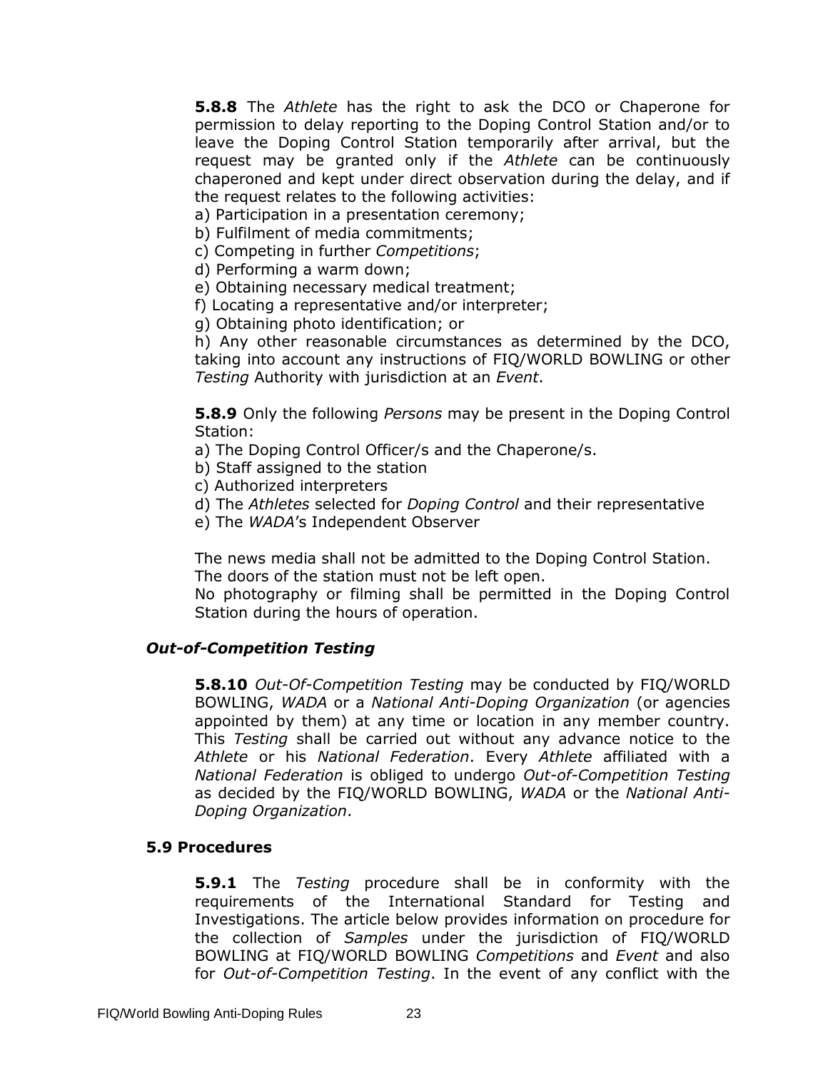**5.8.8** The *Athlete* has the right to ask the DCO or Chaperone for permission to delay reporting to the Doping Control Station and/or to leave the Doping Control Station temporarily after arrival, but the request may be granted only if the *Athlete* can be continuously chaperoned and kept under direct observation during the delay, and if the request relates to the following activities:

a) Participation in a presentation ceremony;
b) Fulfilment of media commitments;
c) Competing in further *Competitions*;
d) Performing a warm down;
e) Obtaining necessary medical treatment;
f) Locating a representative and/or interpreter;
g) Obtaining photo identification; or
h) Any other reasonable circumstances as determined by the DCO, taking into account any instructions of FIQ/WORLD BOWLING or other *Testing* Authority with jurisdiction at an *Event*.

**5.8.9** Only the following *Persons* may be present in the Doping Control Station:

a) The Doping Control Officer/s and the Chaperone/s.
b) Staff assigned to the station
c) Authorized interpreters
d) The *Athletes* selected for *Doping Control* and their representative
e) The *WADA*'s Independent Observer

The news media shall not be admitted to the Doping Control Station.
The doors of the station must not be left open.
No photography or filming shall be permitted in the Doping Control Station during the hours of operation.

### *Out-of-Competition Testing*

**5.8.10** *Out-Of-Competition Testing* may be conducted by FIQ/WORLD BOWLING, *WADA* or a *National Anti-Doping Organization* (or agencies appointed by them) at any time or location in any member country. This *Testing* shall be carried out without any advance notice to the *Athlete* or his *National Federation*. Every *Athlete* affiliated with a *National Federation* is obliged to undergo *Out-of-Competition Testing* as decided by the FIQ/WORLD BOWLING, *WADA* or the *National Anti-Doping Organization*.

### 5.9 Procedures

**5.9.1** The *Testing* procedure shall be in conformity with the requirements of the International Standard for Testing and Investigations. The article below provides information on procedure for the collection of *Samples* under the jurisdiction of FIQ/WORLD BOWLING at FIQ/WORLD BOWLING *Competitions* and *Event* and also for *Out-of-Competition Testing*. In the event of any conflict with the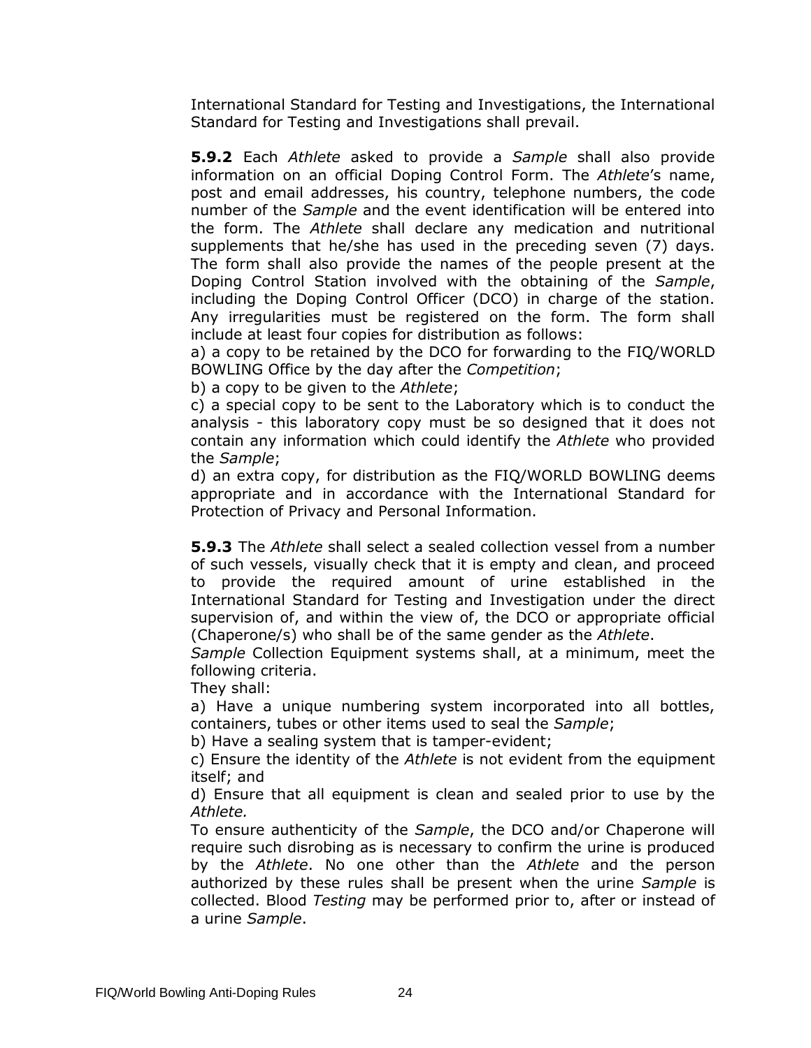International Standard for Testing and Investigations, the International Standard for Testing and Investigations shall prevail.

**5.9.2** Each *Athlete* asked to provide a *Sample* shall also provide information on an official Doping Control Form. The *Athlete*'s name, post and email addresses, his country, telephone numbers, the code number of the *Sample* and the event identification will be entered into the form. The *Athlete* shall declare any medication and nutritional supplements that he/she has used in the preceding seven (7) days. The form shall also provide the names of the people present at the Doping Control Station involved with the obtaining of the *Sample*, including the Doping Control Officer (DCO) in charge of the station. Any irregularities must be registered on the form. The form shall include at least four copies for distribution as follows:

a) a copy to be retained by the DCO for forwarding to the FIQ/WORLD BOWLING Office by the day after the *Competition*;

b) a copy to be given to the *Athlete*;

c) a special copy to be sent to the Laboratory which is to conduct the analysis - this laboratory copy must be so designed that it does not contain any information which could identify the *Athlete* who provided the *Sample*;

d) an extra copy, for distribution as the FIQ/WORLD BOWLING deems appropriate and in accordance with the International Standard for Protection of Privacy and Personal Information.

**5.9.3** The *Athlete* shall select a sealed collection vessel from a number of such vessels, visually check that it is empty and clean, and proceed to provide the required amount of urine established in the International Standard for Testing and Investigation under the direct supervision of, and within the view of, the DCO or appropriate official (Chaperone/s) who shall be of the same gender as the *Athlete*.

*Sample* Collection Equipment systems shall, at a minimum, meet the following criteria.

They shall:

a) Have a unique numbering system incorporated into all bottles, containers, tubes or other items used to seal the *Sample*;

b) Have a sealing system that is tamper-evident;

c) Ensure the identity of the *Athlete* is not evident from the equipment itself; and

d) Ensure that all equipment is clean and sealed prior to use by the *Athlete.*

To ensure authenticity of the *Sample*, the DCO and/or Chaperone will require such disrobing as is necessary to confirm the urine is produced by the *Athlete*. No one other than the *Athlete* and the person authorized by these rules shall be present when the urine *Sample* is collected. Blood *Testing* may be performed prior to, after or instead of a urine *Sample*.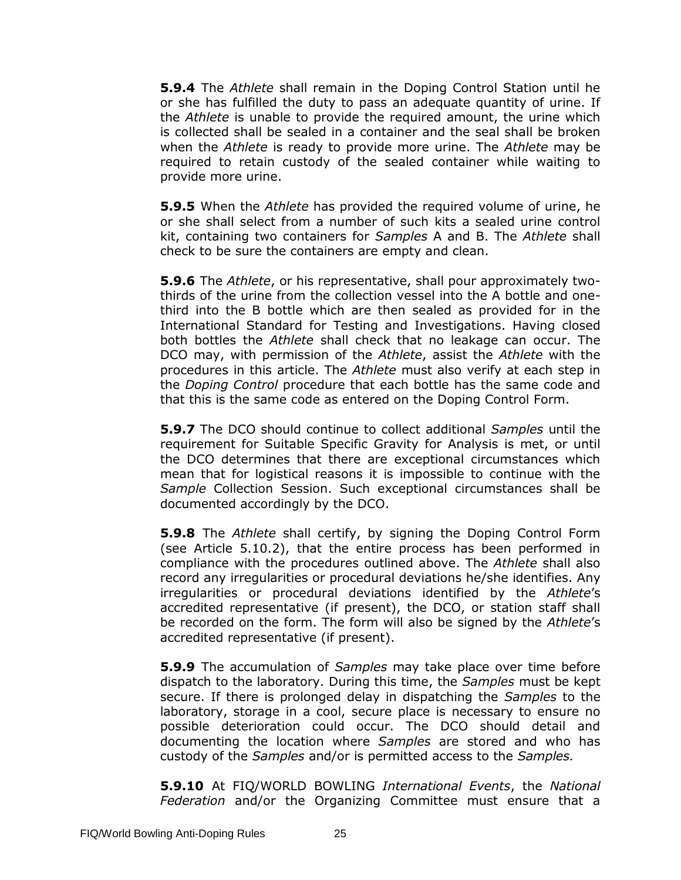**5.9.4** The *Athlete* shall remain in the Doping Control Station until he or she has fulfilled the duty to pass an adequate quantity of urine. If the *Athlete* is unable to provide the required amount, the urine which is collected shall be sealed in a container and the seal shall be broken when the *Athlete* is ready to provide more urine. The *Athlete* may be required to retain custody of the sealed container while waiting to provide more urine.

**5.9.5** When the *Athlete* has provided the required volume of urine, he or she shall select from a number of such kits a sealed urine control kit, containing two containers for *Samples* A and B. The *Athlete* shall check to be sure the containers are empty and clean.

**5.9.6** The *Athlete*, or his representative, shall pour approximately two-thirds of the urine from the collection vessel into the A bottle and one-third into the B bottle which are then sealed as provided for in the International Standard for Testing and Investigations. Having closed both bottles the *Athlete* shall check that no leakage can occur. The DCO may, with permission of the *Athlete*, assist the *Athlete* with the procedures in this article. The *Athlete* must also verify at each step in the *Doping Control* procedure that each bottle has the same code and that this is the same code as entered on the Doping Control Form.

**5.9.7** The DCO should continue to collect additional *Samples* until the requirement for Suitable Specific Gravity for Analysis is met, or until the DCO determines that there are exceptional circumstances which mean that for logistical reasons it is impossible to continue with the *Sample* Collection Session. Such exceptional circumstances shall be documented accordingly by the DCO.

**5.9.8** The *Athlete* shall certify, by signing the Doping Control Form (see Article 5.10.2), that the entire process has been performed in compliance with the procedures outlined above. The *Athlete* shall also record any irregularities or procedural deviations he/she identifies. Any irregularities or procedural deviations identified by the *Athlete*'s accredited representative (if present), the DCO, or station staff shall be recorded on the form. The form will also be signed by the *Athlete*'s accredited representative (if present).

**5.9.9** The accumulation of *Samples* may take place over time before dispatch to the laboratory. During this time, the *Samples* must be kept secure. If there is prolonged delay in dispatching the *Samples* to the laboratory, storage in a cool, secure place is necessary to ensure no possible deterioration could occur. The DCO should detail and documenting the location where *Samples* are stored and who has custody of the *Samples* and/or is permitted access to the *Samples.*

**5.9.10** At FIQ/WORLD BOWLING *International Events*, the *National Federation* and/or the Organizing Committee must ensure that a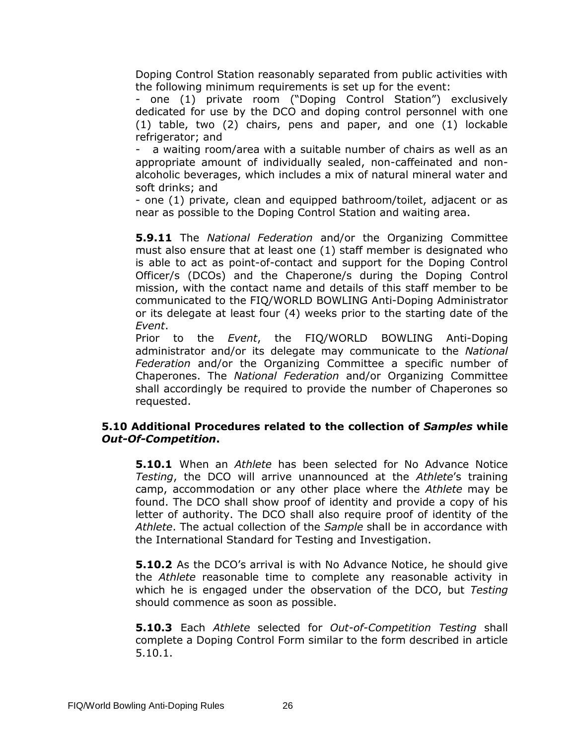Doping Control Station reasonably separated from public activities with the following minimum requirements is set up for the event:

- one (1) private room ("Doping Control Station") exclusively dedicated for use by the DCO and doping control personnel with one (1) table, two (2) chairs, pens and paper, and one (1) lockable refrigerator; and
- a waiting room/area with a suitable number of chairs as well as an appropriate amount of individually sealed, non-caffeinated and non-alcoholic beverages, which includes a mix of natural mineral water and soft drinks; and
- one (1) private, clean and equipped bathroom/toilet, adjacent or as near as possible to the Doping Control Station and waiting area.

**5.9.11** The *National Federation* and/or the Organizing Committee must also ensure that at least one (1) staff member is designated who is able to act as point-of-contact and support for the Doping Control Officer/s (DCOs) and the Chaperone/s during the Doping Control mission, with the contact name and details of this staff member to be communicated to the FIQ/WORLD BOWLING Anti-Doping Administrator or its delegate at least four (4) weeks prior to the starting date of the *Event*.

Prior to the *Event*, the FIQ/WORLD BOWLING Anti-Doping administrator and/or its delegate may communicate to the *National Federation* and/or the Organizing Committee a specific number of Chaperones. The *National Federation* and/or Organizing Committee shall accordingly be required to provide the number of Chaperones so requested.

### 5.10 Additional Procedures related to the collection of *Samples* while *Out-Of-Competition*.

**5.10.1** When an *Athlete* has been selected for No Advance Notice *Testing*, the DCO will arrive unannounced at the *Athlete*'s training camp, accommodation or any other place where the *Athlete* may be found. The DCO shall show proof of identity and provide a copy of his letter of authority. The DCO shall also require proof of identity of the *Athlete*. The actual collection of the *Sample* shall be in accordance with the International Standard for Testing and Investigation.

**5.10.2** As the DCO's arrival is with No Advance Notice, he should give the *Athlete* reasonable time to complete any reasonable activity in which he is engaged under the observation of the DCO, but *Testing* should commence as soon as possible.

**5.10.3** Each *Athlete* selected for *Out-of-Competition Testing* shall complete a Doping Control Form similar to the form described in article 5.10.1.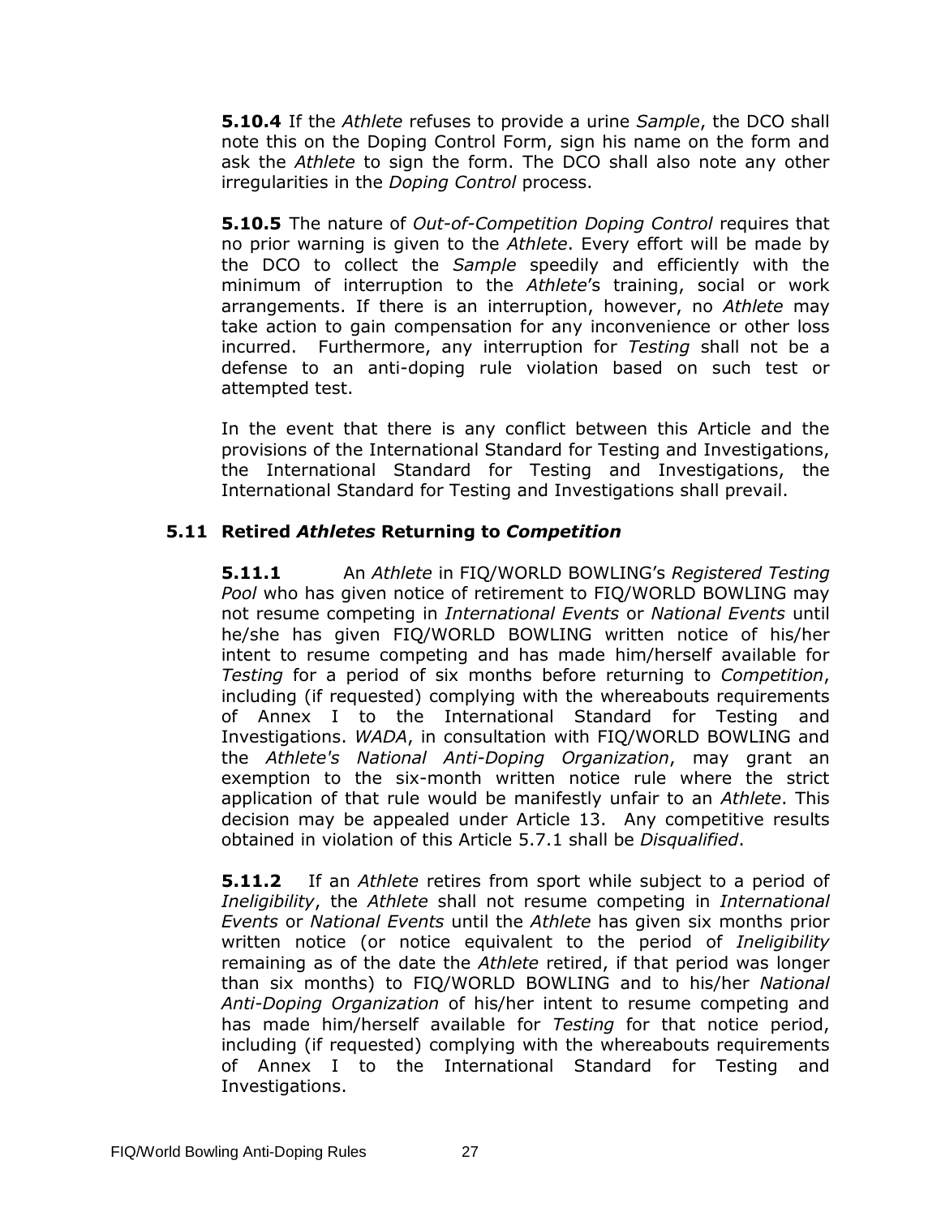**5.10.4** If the *Athlete* refuses to provide a urine *Sample*, the DCO shall note this on the Doping Control Form, sign his name on the form and ask the *Athlete* to sign the form. The DCO shall also note any other irregularities in the *Doping Control* process.

**5.10.5** The nature of *Out-of-Competition Doping Control* requires that no prior warning is given to the *Athlete*. Every effort will be made by the DCO to collect the *Sample* speedily and efficiently with the minimum of interruption to the *Athlete*'s training, social or work arrangements. If there is an interruption, however, no *Athlete* may take action to gain compensation for any inconvenience or other loss incurred. Furthermore, any interruption for *Testing* shall not be a defense to an anti-doping rule violation based on such test or attempted test.

In the event that there is any conflict between this Article and the provisions of the International Standard for Testing and Investigations, the International Standard for Testing and Investigations, the International Standard for Testing and Investigations shall prevail.

### 5.11 Retired *Athletes* Returning to *Competition*

**5.11.1** An *Athlete* in FIQ/WORLD BOWLING's *Registered Testing Pool* who has given notice of retirement to FIQ/WORLD BOWLING may not resume competing in *International Events* or *National Events* until he/she has given FIQ/WORLD BOWLING written notice of his/her intent to resume competing and has made him/herself available for *Testing* for a period of six months before returning to *Competition*, including (if requested) complying with the whereabouts requirements of Annex I to the International Standard for Testing and Investigations. *WADA*, in consultation with FIQ/WORLD BOWLING and the *Athlete's National Anti-Doping Organization*, may grant an exemption to the six-month written notice rule where the strict application of that rule would be manifestly unfair to an *Athlete*. This decision may be appealed under Article 13. Any competitive results obtained in violation of this Article 5.7.1 shall be *Disqualified*.

**5.11.2** If an *Athlete* retires from sport while subject to a period of *Ineligibility*, the *Athlete* shall not resume competing in *International Events* or *National Events* until the *Athlete* has given six months prior written notice (or notice equivalent to the period of *Ineligibility* remaining as of the date the *Athlete* retired, if that period was longer than six months) to FIQ/WORLD BOWLING and to his/her *National Anti-Doping Organization* of his/her intent to resume competing and has made him/herself available for *Testing* for that notice period, including (if requested) complying with the whereabouts requirements of Annex I to the International Standard for Testing and Investigations.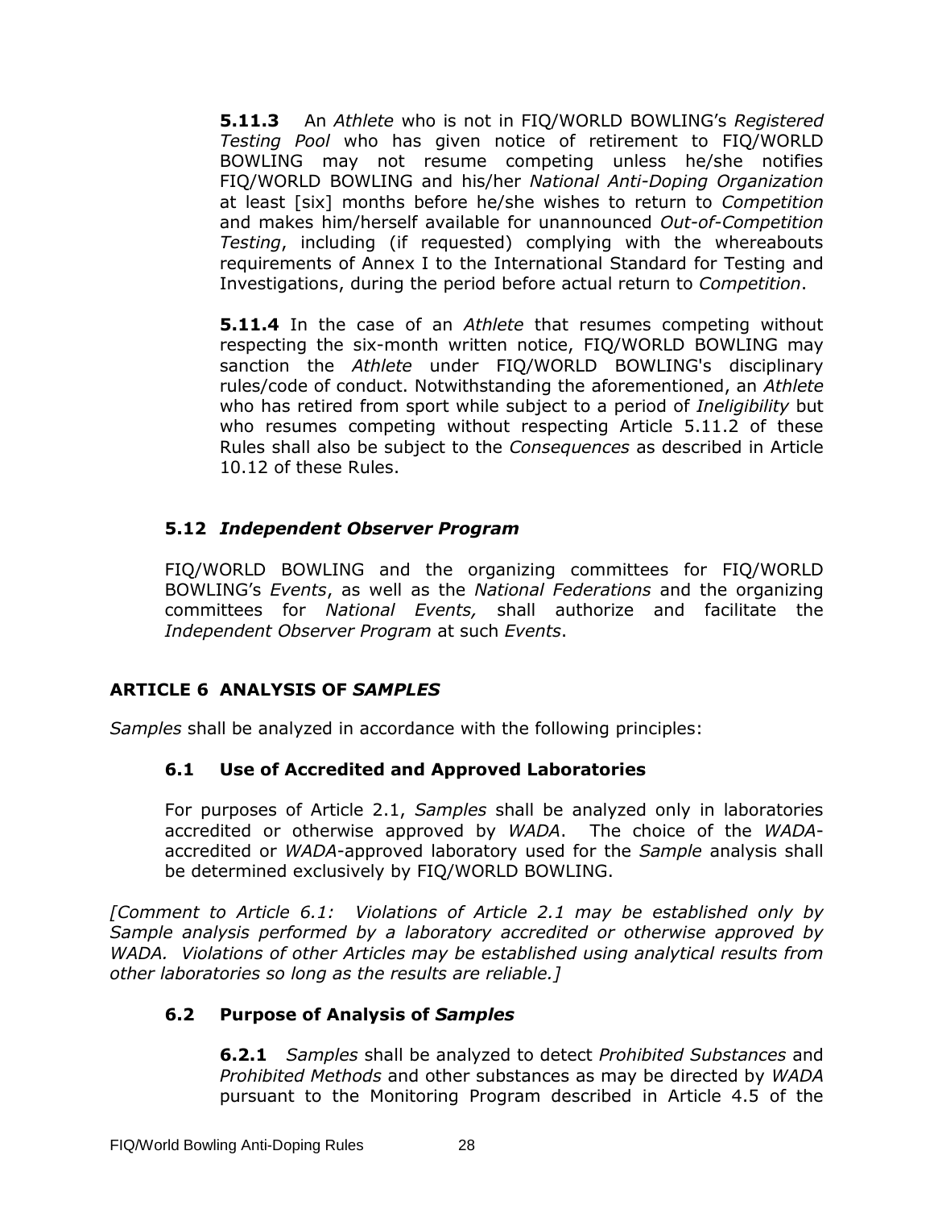**5.11.3** An *Athlete* who is not in FIQ/WORLD BOWLING's *Registered Testing Pool* who has given notice of retirement to FIQ/WORLD BOWLING may not resume competing unless he/she notifies FIQ/WORLD BOWLING and his/her *National Anti-Doping Organization* at least [six] months before he/she wishes to return to *Competition* and makes him/herself available for unannounced *Out-of-Competition Testing*, including (if requested) complying with the whereabouts requirements of Annex I to the International Standard for Testing and Investigations, during the period before actual return to *Competition*.

**5.11.4** In the case of an *Athlete* that resumes competing without respecting the six-month written notice, FIQ/WORLD BOWLING may sanction the *Athlete* under FIQ/WORLD BOWLING's disciplinary rules/code of conduct. Notwithstanding the aforementioned, an *Athlete* who has retired from sport while subject to a period of *Ineligibility* but who resumes competing without respecting Article 5.11.2 of these Rules shall also be subject to the *Consequences* as described in Article 10.12 of these Rules.

### 5.12 *Independent Observer Program*

FIQ/WORLD BOWLING and the organizing committees for FIQ/WORLD BOWLING's *Events*, as well as the *National Federations* and the organizing committees for *National Events,* shall authorize and facilitate the *Independent Observer Program* at such *Events*.

## ARTICLE 6 ANALYSIS OF *SAMPLES*

*Samples* shall be analyzed in accordance with the following principles:

### 6.1 Use of Accredited and Approved Laboratories

For purposes of Article 2.1, *Samples* shall be analyzed only in laboratories accredited or otherwise approved by *WADA*. The choice of the *WADA*-accredited or *WADA*-approved laboratory used for the *Sample* analysis shall be determined exclusively by FIQ/WORLD BOWLING.

*[Comment to Article 6.1: Violations of Article 2.1 may be established only by Sample analysis performed by a laboratory accredited or otherwise approved by WADA. Violations of other Articles may be established using analytical results from other laboratories so long as the results are reliable.]*

### 6.2 Purpose of Analysis of *Samples*

**6.2.1** *Samples* shall be analyzed to detect *Prohibited Substances* and *Prohibited Methods* and other substances as may be directed by *WADA* pursuant to the Monitoring Program described in Article 4.5 of the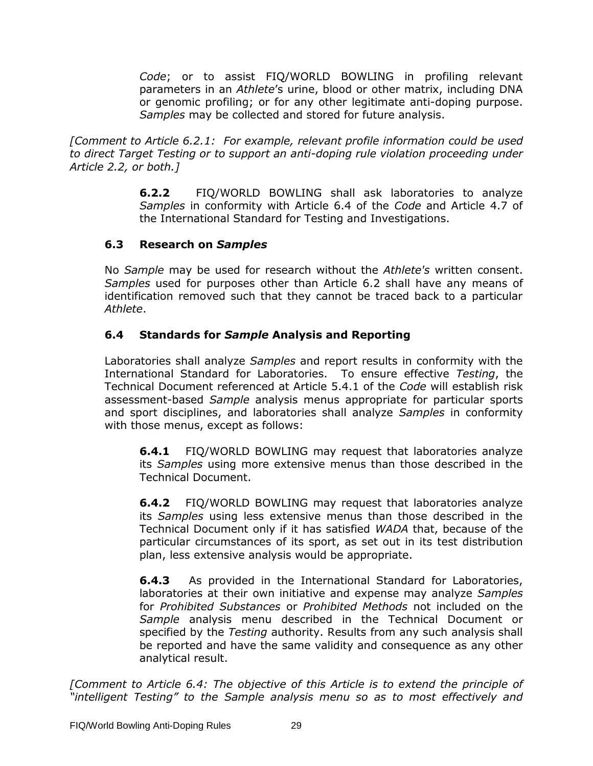*Code*; or to assist FIQ/WORLD BOWLING in profiling relevant parameters in an *Athlete*'s urine, blood or other matrix, including DNA or genomic profiling; or for any other legitimate anti-doping purpose. *Samples* may be collected and stored for future analysis.

*[Comment to Article 6.2.1: For example, relevant profile information could be used to direct Target Testing or to support an anti-doping rule violation proceeding under Article 2.2, or both.]*

**6.2.2** FIQ/WORLD BOWLING shall ask laboratories to analyze *Samples* in conformity with Article 6.4 of the *Code* and Article 4.7 of the International Standard for Testing and Investigations.

### 6.3 Research on *Samples*

No *Sample* may be used for research without the *Athlete's* written consent. *Samples* used for purposes other than Article 6.2 shall have any means of identification removed such that they cannot be traced back to a particular *Athlete*.

### 6.4 Standards for *Sample* Analysis and Reporting

Laboratories shall analyze *Samples* and report results in conformity with the International Standard for Laboratories. To ensure effective *Testing*, the Technical Document referenced at Article 5.4.1 of the *Code* will establish risk assessment-based *Sample* analysis menus appropriate for particular sports and sport disciplines, and laboratories shall analyze *Samples* in conformity with those menus, except as follows:

**6.4.1** FIQ/WORLD BOWLING may request that laboratories analyze its *Samples* using more extensive menus than those described in the Technical Document.

**6.4.2** FIQ/WORLD BOWLING may request that laboratories analyze its *Samples* using less extensive menus than those described in the Technical Document only if it has satisfied *WADA* that, because of the particular circumstances of its sport, as set out in its test distribution plan, less extensive analysis would be appropriate.

**6.4.3** As provided in the International Standard for Laboratories, laboratories at their own initiative and expense may analyze *Samples* for *Prohibited Substances* or *Prohibited Methods* not included on the *Sample* analysis menu described in the Technical Document or specified by the *Testing* authority. Results from any such analysis shall be reported and have the same validity and consequence as any other analytical result.

*[Comment to Article 6.4: The objective of this Article is to extend the principle of "intelligent Testing" to the Sample analysis menu so as to most effectively and*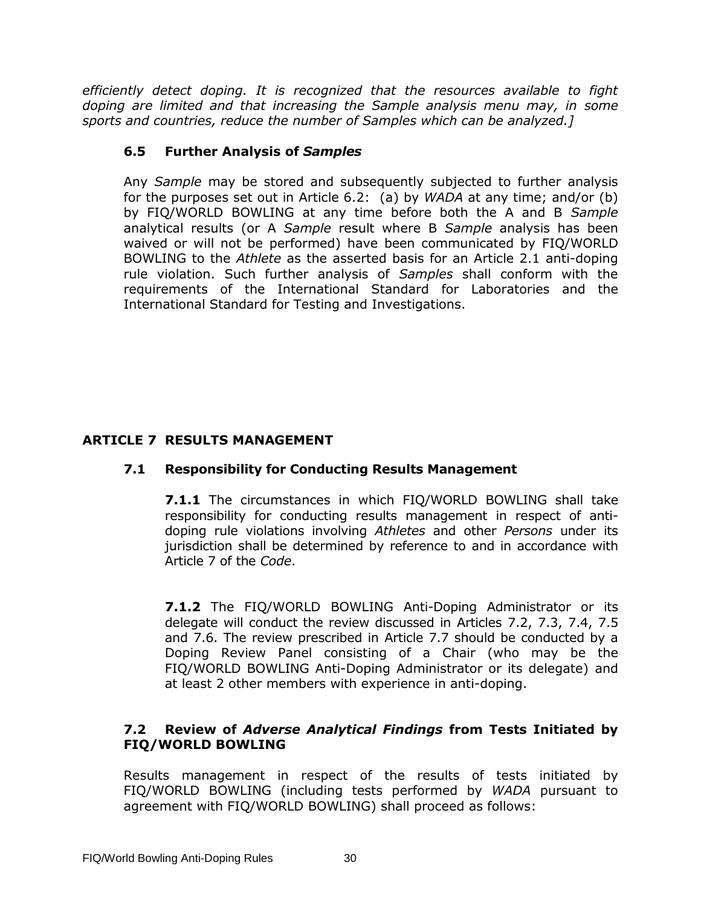*efficiently detect doping. It is recognized that the resources available to fight doping are limited and that increasing the Sample analysis menu may, in some sports and countries, reduce the number of Samples which can be analyzed.]*

### 6.5 Further Analysis of *Samples*

Any *Sample* may be stored and subsequently subjected to further analysis for the purposes set out in Article 6.2: (a) by *WADA* at any time; and/or (b) by FIQ/WORLD BOWLING at any time before both the A and B *Sample* analytical results (or A *Sample* result where B *Sample* analysis has been waived or will not be performed) have been communicated by FIQ/WORLD BOWLING to the *Athlete* as the asserted basis for an Article 2.1 anti-doping rule violation. Such further analysis of *Samples* shall conform with the requirements of the International Standard for Laboratories and the International Standard for Testing and Investigations.

## ARTICLE 7 RESULTS MANAGEMENT

### 7.1 Responsibility for Conducting Results Management

**7.1.1** The circumstances in which FIQ/WORLD BOWLING shall take responsibility for conducting results management in respect of anti-doping rule violations involving *Athletes* and other *Persons* under its jurisdiction shall be determined by reference to and in accordance with Article 7 of the *Code*.

**7.1.2** The FIQ/WORLD BOWLING Anti-Doping Administrator or its delegate will conduct the review discussed in Articles 7.2, 7.3, 7.4, 7.5 and 7.6. The review prescribed in Article 7.7 should be conducted by a Doping Review Panel consisting of a Chair (who may be the FIQ/WORLD BOWLING Anti-Doping Administrator or its delegate) and at least 2 other members with experience in anti-doping.

### 7.2 Review of *Adverse Analytical Findings* from Tests Initiated by FIQ/WORLD BOWLING

Results management in respect of the results of tests initiated by FIQ/WORLD BOWLING (including tests performed by *WADA* pursuant to agreement with FIQ/WORLD BOWLING) shall proceed as follows: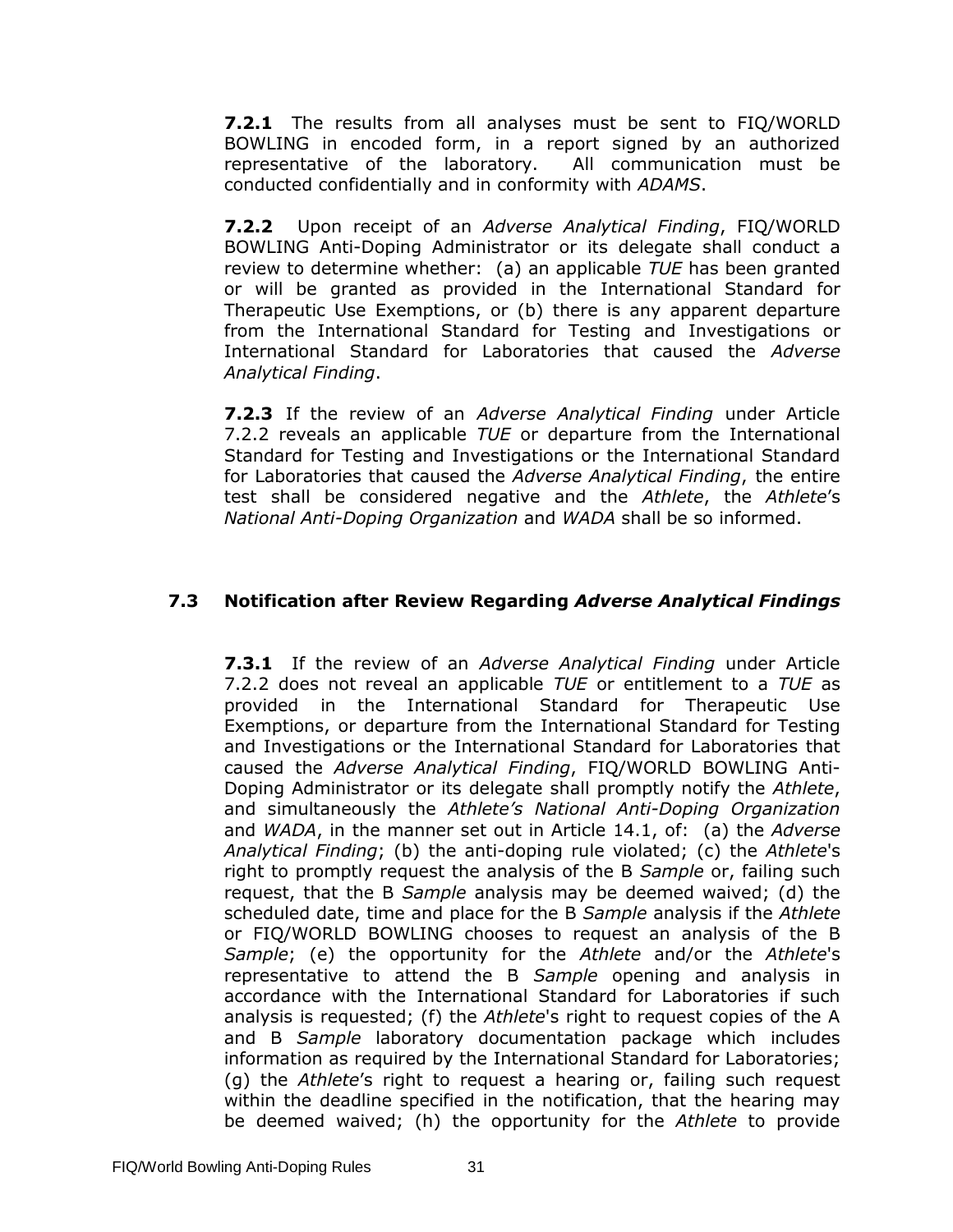**7.2.1** The results from all analyses must be sent to FIQ/WORLD BOWLING in encoded form, in a report signed by an authorized representative of the laboratory. All communication must be conducted confidentially and in conformity with *ADAMS*.

**7.2.2** Upon receipt of an *Adverse Analytical Finding*, FIQ/WORLD BOWLING Anti-Doping Administrator or its delegate shall conduct a review to determine whether: (a) an applicable *TUE* has been granted or will be granted as provided in the International Standard for Therapeutic Use Exemptions, or (b) there is any apparent departure from the International Standard for Testing and Investigations or International Standard for Laboratories that caused the *Adverse Analytical Finding*.

**7.2.3** If the review of an *Adverse Analytical Finding* under Article 7.2.2 reveals an applicable *TUE* or departure from the International Standard for Testing and Investigations or the International Standard for Laboratories that caused the *Adverse Analytical Finding*, the entire test shall be considered negative and the *Athlete*, the *Athlete*'s *National Anti-Doping Organization* and *WADA* shall be so informed.

### 7.3 Notification after Review Regarding *Adverse Analytical Findings*

**7.3.1** If the review of an *Adverse Analytical Finding* under Article 7.2.2 does not reveal an applicable *TUE* or entitlement to a *TUE* as provided in the International Standard for Therapeutic Use Exemptions, or departure from the International Standard for Testing and Investigations or the International Standard for Laboratories that caused the *Adverse Analytical Finding*, FIQ/WORLD BOWLING Anti-Doping Administrator or its delegate shall promptly notify the *Athlete*, and simultaneously the *Athlete's National Anti-Doping Organization* and *WADA*, in the manner set out in Article 14.1, of: (a) the *Adverse Analytical Finding*; (b) the anti-doping rule violated; (c) the *Athlete*'s right to promptly request the analysis of the B *Sample* or, failing such request, that the B *Sample* analysis may be deemed waived; (d) the scheduled date, time and place for the B *Sample* analysis if the *Athlete* or FIQ/WORLD BOWLING chooses to request an analysis of the B *Sample*; (e) the opportunity for the *Athlete* and/or the *Athlete*'s representative to attend the B *Sample* opening and analysis in accordance with the International Standard for Laboratories if such analysis is requested; (f) the *Athlete*'s right to request copies of the A and B *Sample* laboratory documentation package which includes information as required by the International Standard for Laboratories; (g) the *Athlete*'s right to request a hearing or, failing such request within the deadline specified in the notification, that the hearing may be deemed waived; (h) the opportunity for the *Athlete* to provide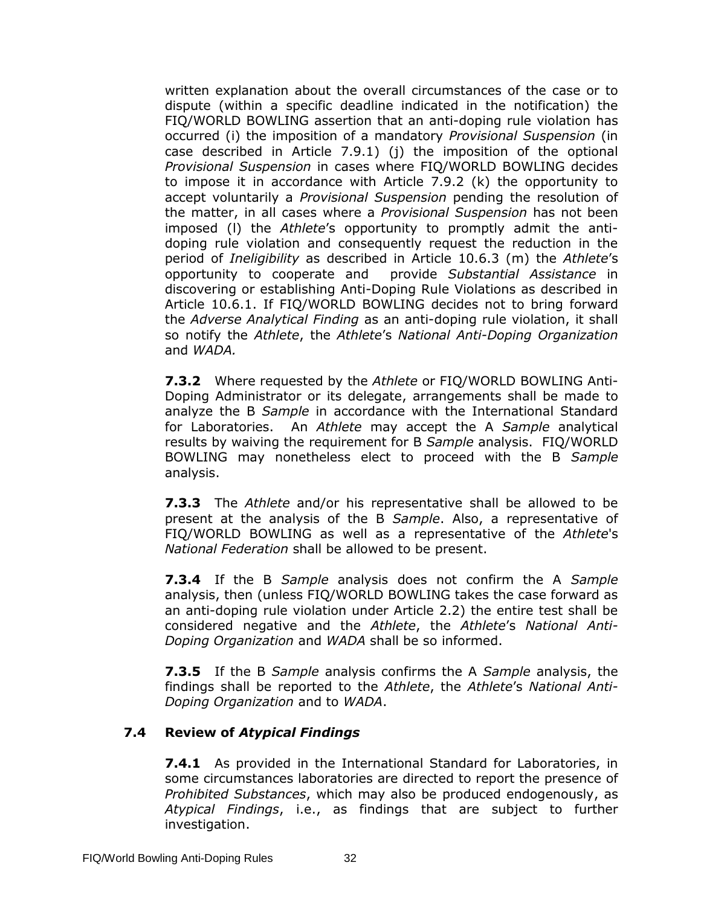written explanation about the overall circumstances of the case or to dispute (within a specific deadline indicated in the notification) the FIQ/WORLD BOWLING assertion that an anti-doping rule violation has occurred (i) the imposition of a mandatory *Provisional Suspension* (in case described in Article 7.9.1) (j) the imposition of the optional *Provisional Suspension* in cases where FIQ/WORLD BOWLING decides to impose it in accordance with Article 7.9.2 (k) the opportunity to accept voluntarily a *Provisional Suspension* pending the resolution of the matter, in all cases where a *Provisional Suspension* has not been imposed (l) the *Athlete*'s opportunity to promptly admit the anti-doping rule violation and consequently request the reduction in the period of *Ineligibility* as described in Article 10.6.3 (m) the *Athlete*'s opportunity to cooperate and provide *Substantial Assistance* in discovering or establishing Anti-Doping Rule Violations as described in Article 10.6.1. If FIQ/WORLD BOWLING decides not to bring forward the *Adverse Analytical Finding* as an anti-doping rule violation, it shall so notify the *Athlete*, the *Athlete*'s *National Anti-Doping Organization* and *WADA.*

**7.3.2** Where requested by the *Athlete* or FIQ/WORLD BOWLING Anti-Doping Administrator or its delegate, arrangements shall be made to analyze the B *Sample* in accordance with the International Standard for Laboratories. An *Athlete* may accept the A *Sample* analytical results by waiving the requirement for B *Sample* analysis. FIQ/WORLD BOWLING may nonetheless elect to proceed with the B *Sample* analysis.

**7.3.3** The *Athlete* and/or his representative shall be allowed to be present at the analysis of the B *Sample*. Also, a representative of FIQ/WORLD BOWLING as well as a representative of the *Athlete*'s *National Federation* shall be allowed to be present.

**7.3.4** If the B *Sample* analysis does not confirm the A *Sample* analysis, then (unless FIQ/WORLD BOWLING takes the case forward as an anti-doping rule violation under Article 2.2) the entire test shall be considered negative and the *Athlete*, the *Athlete*'s *National Anti-Doping Organization* and *WADA* shall be so informed.

**7.3.5** If the B *Sample* analysis confirms the A *Sample* analysis, the findings shall be reported to the *Athlete*, the *Athlete*'s *National Anti-Doping Organization* and to *WADA*.

### 7.4 Review of *Atypical Findings*

**7.4.1** As provided in the International Standard for Laboratories, in some circumstances laboratories are directed to report the presence of *Prohibited Substances*, which may also be produced endogenously, as *Atypical Findings*, i.e., as findings that are subject to further investigation.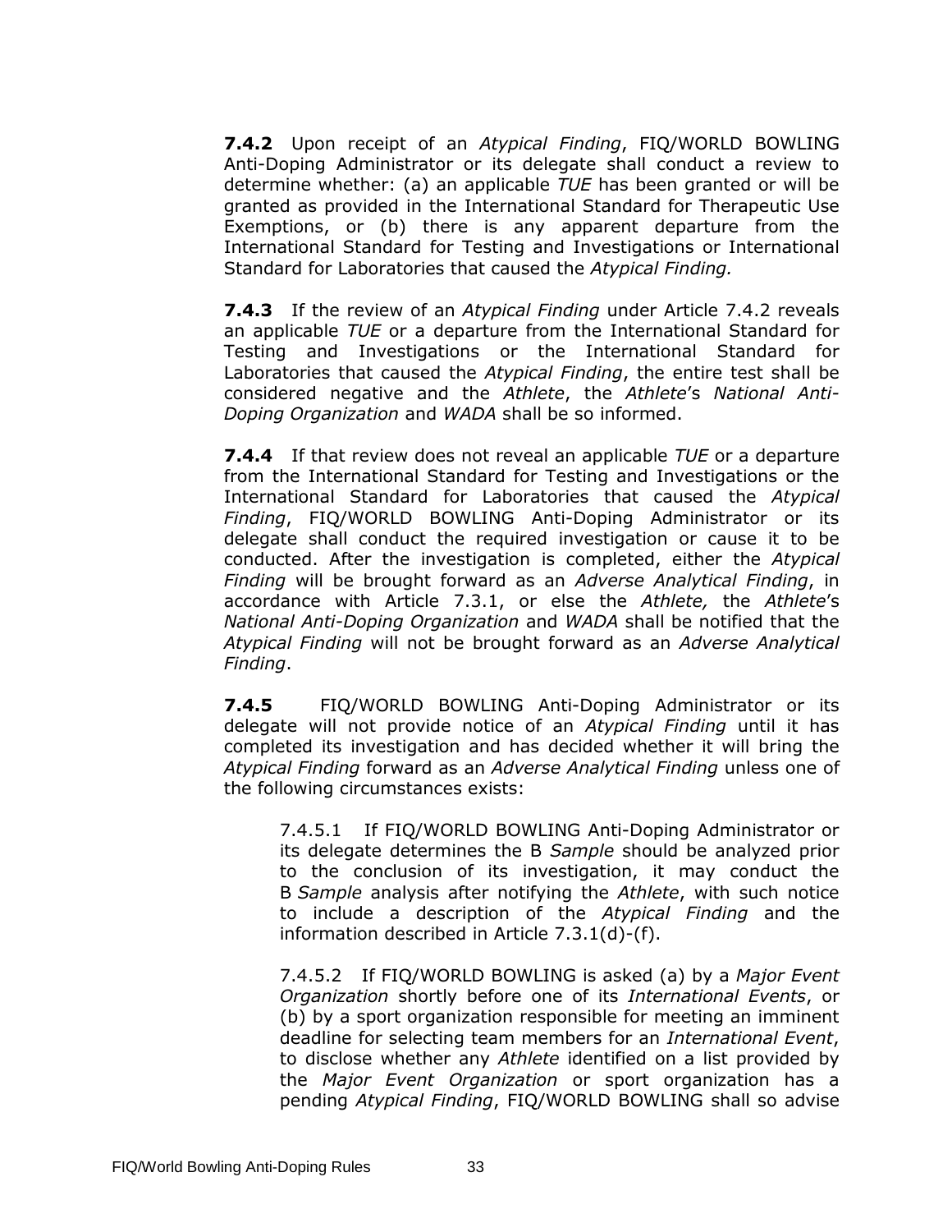**7.4.2** Upon receipt of an *Atypical Finding*, FIQ/WORLD BOWLING Anti-Doping Administrator or its delegate shall conduct a review to determine whether: (a) an applicable *TUE* has been granted or will be granted as provided in the International Standard for Therapeutic Use Exemptions, or (b) there is any apparent departure from the International Standard for Testing and Investigations or International Standard for Laboratories that caused the *Atypical Finding.*

**7.4.3** If the review of an *Atypical Finding* under Article 7.4.2 reveals an applicable *TUE* or a departure from the International Standard for Testing and Investigations or the International Standard for Laboratories that caused the *Atypical Finding*, the entire test shall be considered negative and the *Athlete*, the *Athlete*'s *National Anti-Doping Organization* and *WADA* shall be so informed.

**7.4.4** If that review does not reveal an applicable *TUE* or a departure from the International Standard for Testing and Investigations or the International Standard for Laboratories that caused the *Atypical Finding*, FIQ/WORLD BOWLING Anti-Doping Administrator or its delegate shall conduct the required investigation or cause it to be conducted. After the investigation is completed, either the *Atypical Finding* will be brought forward as an *Adverse Analytical Finding*, in accordance with Article 7.3.1, or else the *Athlete,* the *Athlete*'s *National Anti-Doping Organization* and *WADA* shall be notified that the *Atypical Finding* will not be brought forward as an *Adverse Analytical Finding*.

**7.4.5** FIQ/WORLD BOWLING Anti-Doping Administrator or its delegate will not provide notice of an *Atypical Finding* until it has completed its investigation and has decided whether it will bring the *Atypical Finding* forward as an *Adverse Analytical Finding* unless one of the following circumstances exists:

7.4.5.1 If FIQ/WORLD BOWLING Anti-Doping Administrator or its delegate determines the B *Sample* should be analyzed prior to the conclusion of its investigation, it may conduct the B *Sample* analysis after notifying the *Athlete*, with such notice to include a description of the *Atypical Finding* and the information described in Article 7.3.1(d)-(f).

7.4.5.2 If FIQ/WORLD BOWLING is asked (a) by a *Major Event Organization* shortly before one of its *International Events*, or (b) by a sport organization responsible for meeting an imminent deadline for selecting team members for an *International Event*, to disclose whether any *Athlete* identified on a list provided by the *Major Event Organization* or sport organization has a pending *Atypical Finding*, FIQ/WORLD BOWLING shall so advise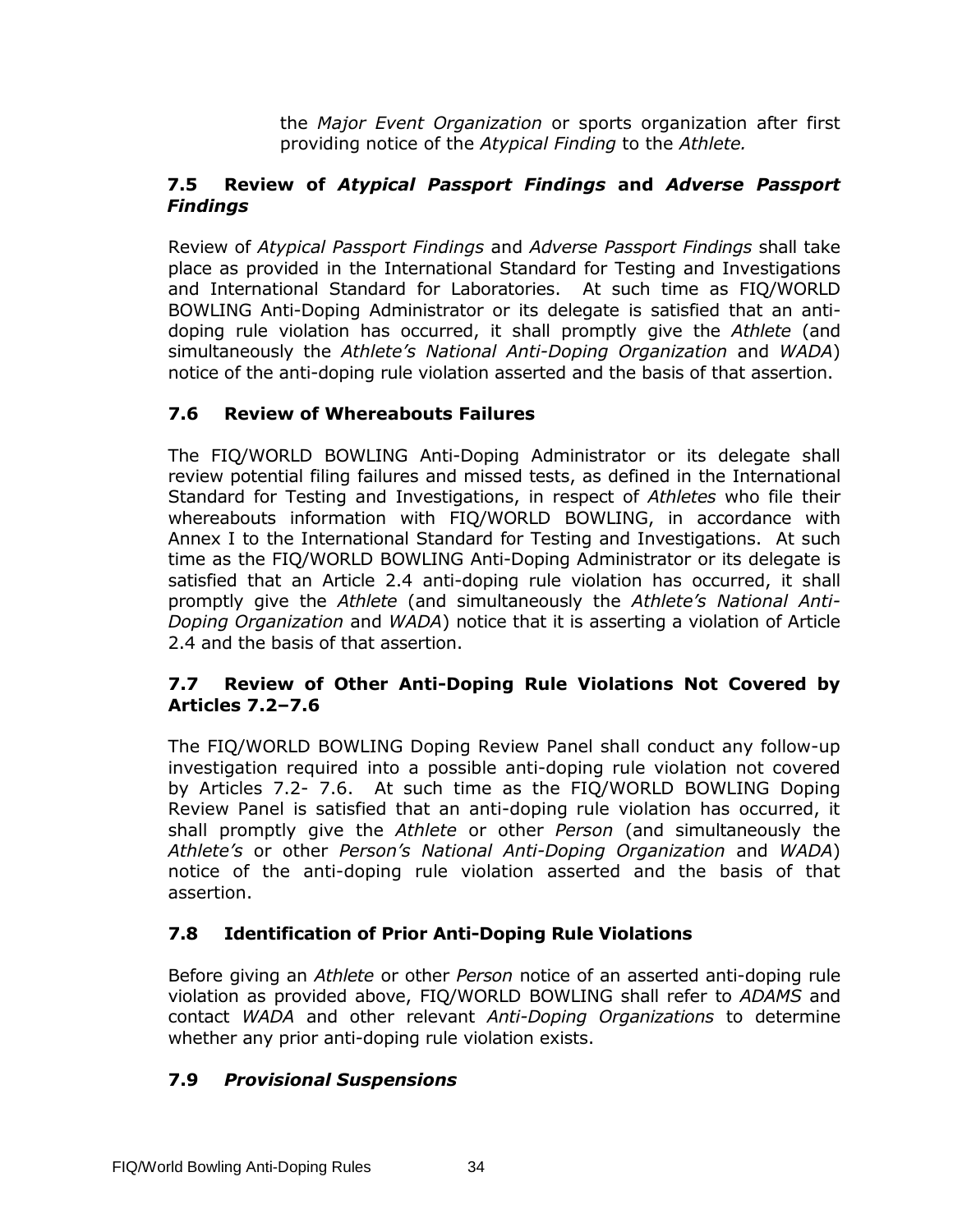the *Major Event Organization* or sports organization after first providing notice of the *Atypical Finding* to the *Athlete.*

### 7.5 Review of *Atypical Passport Findings* and *Adverse Passport Findings*

Review of *Atypical Passport Findings* and *Adverse Passport Findings* shall take place as provided in the International Standard for Testing and Investigations and International Standard for Laboratories. At such time as FIQ/WORLD BOWLING Anti-Doping Administrator or its delegate is satisfied that an anti-doping rule violation has occurred, it shall promptly give the *Athlete* (and simultaneously the *Athlete's National Anti-Doping Organization* and *WADA*) notice of the anti-doping rule violation asserted and the basis of that assertion.

### 7.6 Review of Whereabouts Failures

The FIQ/WORLD BOWLING Anti-Doping Administrator or its delegate shall review potential filing failures and missed tests, as defined in the International Standard for Testing and Investigations, in respect of *Athletes* who file their whereabouts information with FIQ/WORLD BOWLING, in accordance with Annex I to the International Standard for Testing and Investigations. At such time as the FIQ/WORLD BOWLING Anti-Doping Administrator or its delegate is satisfied that an Article 2.4 anti-doping rule violation has occurred, it shall promptly give the *Athlete* (and simultaneously the *Athlete's National Anti-Doping Organization* and *WADA*) notice that it is asserting a violation of Article 2.4 and the basis of that assertion.

### 7.7 Review of Other Anti-Doping Rule Violations Not Covered by Articles 7.2–7.6

The FIQ/WORLD BOWLING Doping Review Panel shall conduct any follow-up investigation required into a possible anti-doping rule violation not covered by Articles 7.2- 7.6. At such time as the FIQ/WORLD BOWLING Doping Review Panel is satisfied that an anti-doping rule violation has occurred, it shall promptly give the *Athlete* or other *Person* (and simultaneously the *Athlete's* or other *Person's National Anti-Doping Organization* and *WADA*) notice of the anti-doping rule violation asserted and the basis of that assertion.

### 7.8 Identification of Prior Anti-Doping Rule Violations

Before giving an *Athlete* or other *Person* notice of an asserted anti-doping rule violation as provided above, FIQ/WORLD BOWLING shall refer to *ADAMS* and contact *WADA* and other relevant *Anti-Doping Organizations* to determine whether any prior anti-doping rule violation exists.

### 7.9 *Provisional Suspensions*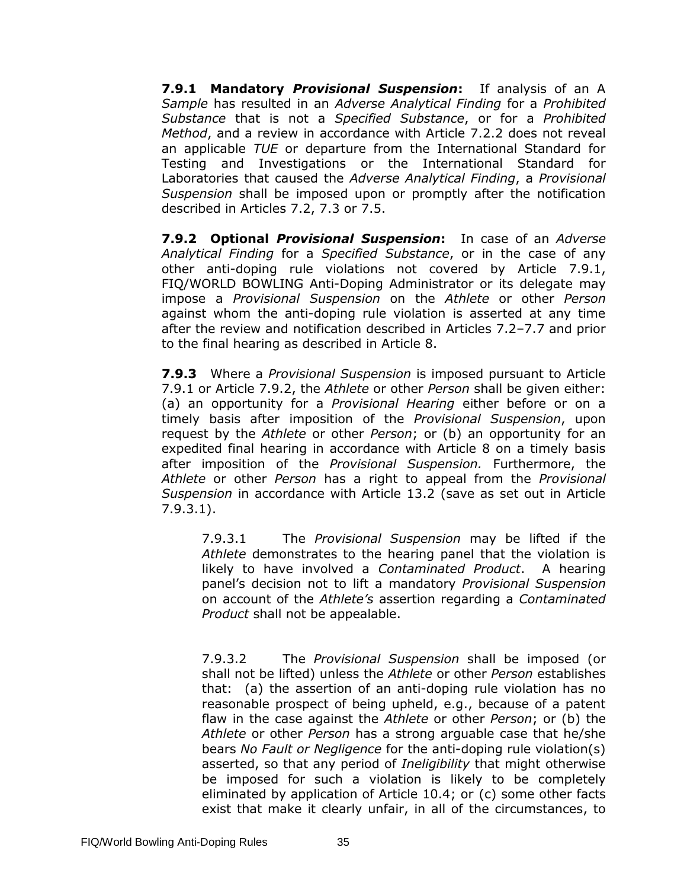**7.9.1 Mandatory *Provisional Suspension*:** If analysis of an A *Sample* has resulted in an *Adverse Analytical Finding* for a *Prohibited Substance* that is not a *Specified Substance*, or for a *Prohibited Method*, and a review in accordance with Article 7.2.2 does not reveal an applicable *TUE* or departure from the International Standard for Testing and Investigations or the International Standard for Laboratories that caused the *Adverse Analytical Finding*, a *Provisional Suspension* shall be imposed upon or promptly after the notification described in Articles 7.2, 7.3 or 7.5.

**7.9.2 Optional *Provisional Suspension*:** In case of an *Adverse Analytical Finding* for a *Specified Substance*, or in the case of any other anti-doping rule violations not covered by Article 7.9.1, FIQ/WORLD BOWLING Anti-Doping Administrator or its delegate may impose a *Provisional Suspension* on the *Athlete* or other *Person* against whom the anti-doping rule violation is asserted at any time after the review and notification described in Articles 7.2–7.7 and prior to the final hearing as described in Article 8.

**7.9.3** Where a *Provisional Suspension* is imposed pursuant to Article 7.9.1 or Article 7.9.2, the *Athlete* or other *Person* shall be given either: (a) an opportunity for a *Provisional Hearing* either before or on a timely basis after imposition of the *Provisional Suspension*, upon request by the *Athlete* or other *Person*; or (b) an opportunity for an expedited final hearing in accordance with Article 8 on a timely basis after imposition of the *Provisional Suspension.* Furthermore, the *Athlete* or other *Person* has a right to appeal from the *Provisional Suspension* in accordance with Article 13.2 (save as set out in Article 7.9.3.1).

7.9.3.1 The *Provisional Suspension* may be lifted if the *Athlete* demonstrates to the hearing panel that the violation is likely to have involved a *Contaminated Product*. A hearing panel's decision not to lift a mandatory *Provisional Suspension* on account of the *Athlete's* assertion regarding a *Contaminated Product* shall not be appealable.

7.9.3.2 The *Provisional Suspension* shall be imposed (or shall not be lifted) unless the *Athlete* or other *Person* establishes that: (a) the assertion of an anti-doping rule violation has no reasonable prospect of being upheld, e.g., because of a patent flaw in the case against the *Athlete* or other *Person*; or (b) the *Athlete* or other *Person* has a strong arguable case that he/she bears *No Fault or Negligence* for the anti-doping rule violation(s) asserted, so that any period of *Ineligibility* that might otherwise be imposed for such a violation is likely to be completely eliminated by application of Article 10.4; or (c) some other facts exist that make it clearly unfair, in all of the circumstances, to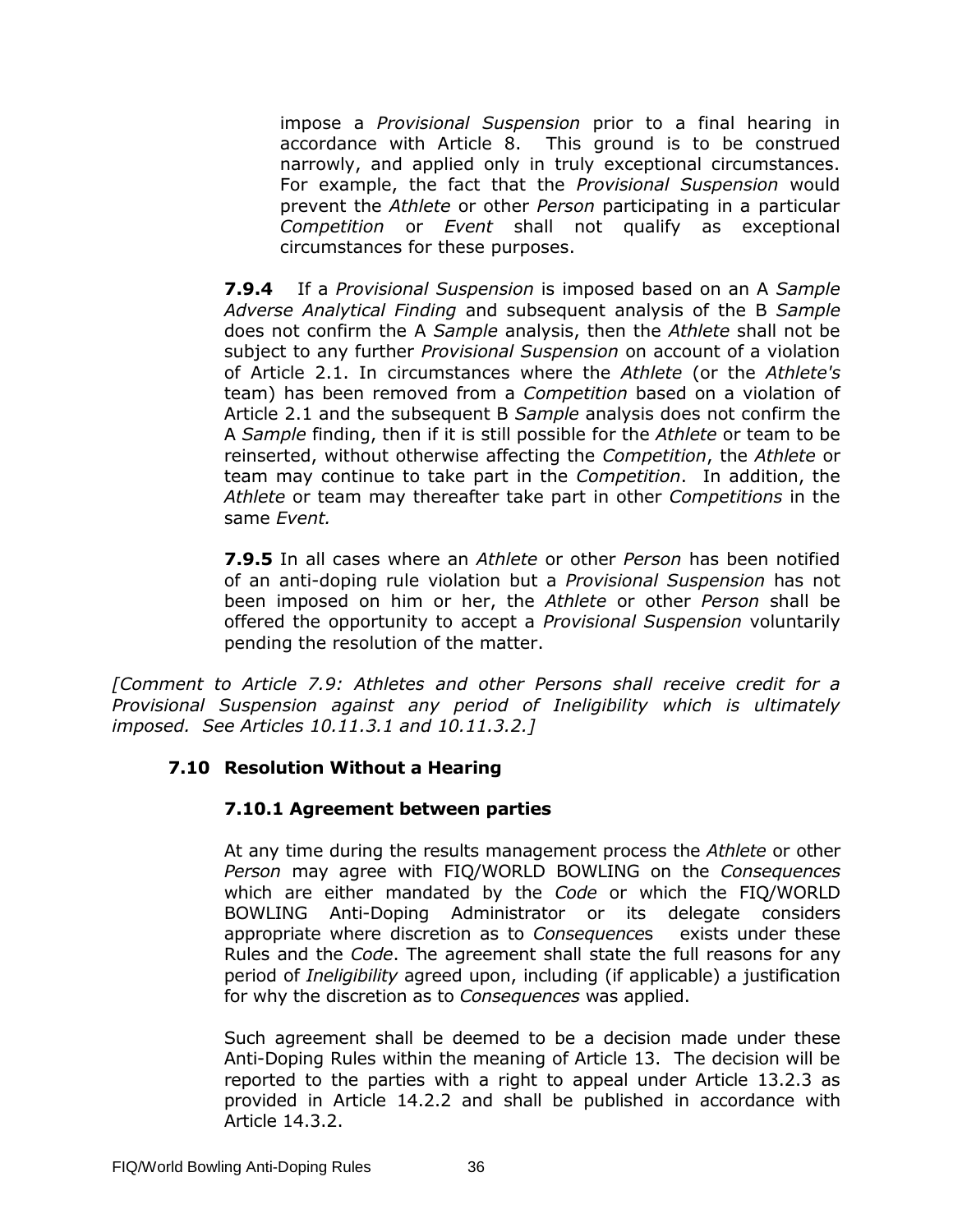impose a *Provisional Suspension* prior to a final hearing in accordance with Article 8. This ground is to be construed narrowly, and applied only in truly exceptional circumstances. For example, the fact that the *Provisional Suspension* would prevent the *Athlete* or other *Person* participating in a particular *Competition* or *Event* shall not qualify as exceptional circumstances for these purposes.

**7.9.4** If a *Provisional Suspension* is imposed based on an A *Sample Adverse Analytical Finding* and subsequent analysis of the B *Sample* does not confirm the A *Sample* analysis, then the *Athlete* shall not be subject to any further *Provisional Suspension* on account of a violation of Article 2.1. In circumstances where the *Athlete* (or the *Athlete's* team) has been removed from a *Competition* based on a violation of Article 2.1 and the subsequent B *Sample* analysis does not confirm the A *Sample* finding, then if it is still possible for the *Athlete* or team to be reinserted, without otherwise affecting the *Competition*, the *Athlete* or team may continue to take part in the *Competition*. In addition, the *Athlete* or team may thereafter take part in other *Competitions* in the same *Event.*

**7.9.5** In all cases where an *Athlete* or other *Person* has been notified of an anti-doping rule violation but a *Provisional Suspension* has not been imposed on him or her, the *Athlete* or other *Person* shall be offered the opportunity to accept a *Provisional Suspension* voluntarily pending the resolution of the matter.

*[Comment to Article 7.9: Athletes and other Persons shall receive credit for a Provisional Suspension against any period of Ineligibility which is ultimately imposed. See Articles 10.11.3.1 and 10.11.3.2.]*

### 7.10 Resolution Without a Hearing

#### 7.10.1 Agreement between parties

At any time during the results management process the *Athlete* or other *Person* may agree with FIQ/WORLD BOWLING on the *Consequences* which are either mandated by the *Code* or which the FIQ/WORLD BOWLING Anti-Doping Administrator or its delegate considers appropriate where discretion as to *Consequences* exists under these Rules and the *Code*. The agreement shall state the full reasons for any period of *Ineligibility* agreed upon, including (if applicable) a justification for why the discretion as to *Consequences* was applied.

Such agreement shall be deemed to be a decision made under these Anti-Doping Rules within the meaning of Article 13. The decision will be reported to the parties with a right to appeal under Article 13.2.3 as provided in Article 14.2.2 and shall be published in accordance with Article 14.3.2.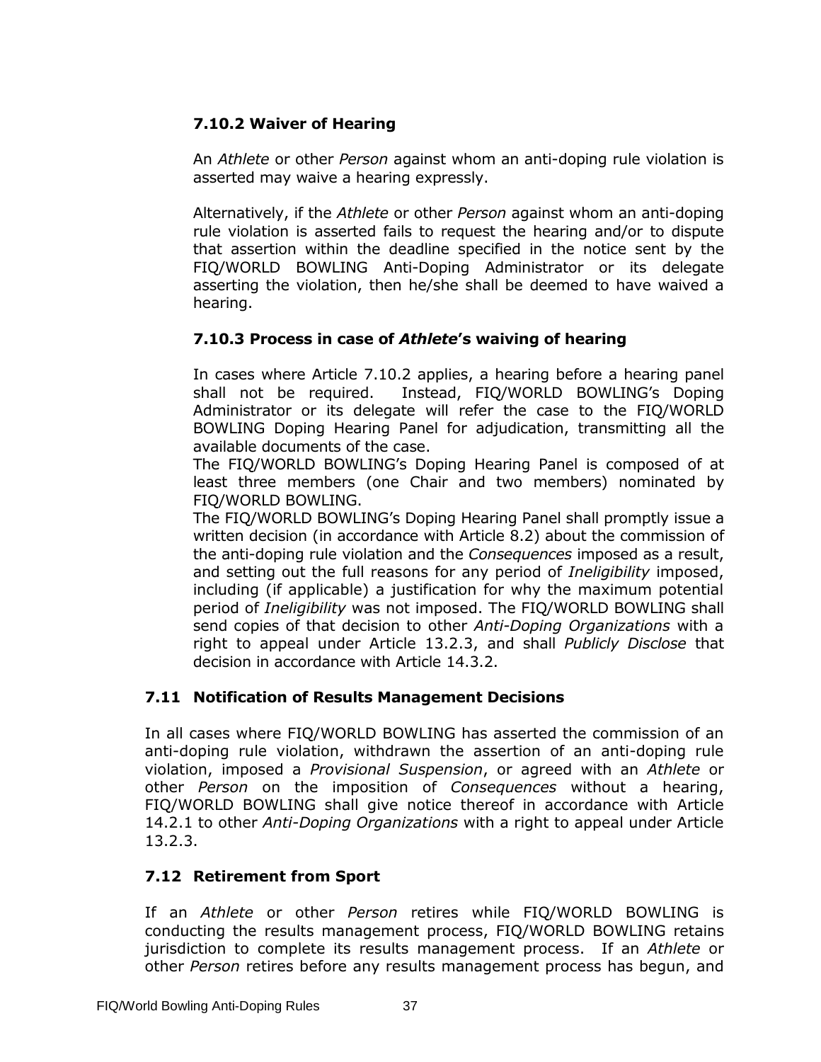#### 7.10.2 Waiver of Hearing

An *Athlete* or other *Person* against whom an anti-doping rule violation is asserted may waive a hearing expressly.

Alternatively, if the *Athlete* or other *Person* against whom an anti-doping rule violation is asserted fails to request the hearing and/or to dispute that assertion within the deadline specified in the notice sent by the FIQ/WORLD BOWLING Anti-Doping Administrator or its delegate asserting the violation, then he/she shall be deemed to have waived a hearing.

#### 7.10.3 Process in case of *Athlete*'s waiving of hearing

In cases where Article 7.10.2 applies, a hearing before a hearing panel shall not be required. Instead, FIQ/WORLD BOWLING's Doping Administrator or its delegate will refer the case to the FIQ/WORLD BOWLING Doping Hearing Panel for adjudication, transmitting all the available documents of the case.

The FIQ/WORLD BOWLING's Doping Hearing Panel is composed of at least three members (one Chair and two members) nominated by FIQ/WORLD BOWLING.

The FIQ/WORLD BOWLING's Doping Hearing Panel shall promptly issue a written decision (in accordance with Article 8.2) about the commission of the anti-doping rule violation and the *Consequences* imposed as a result, and setting out the full reasons for any period of *Ineligibility* imposed, including (if applicable) a justification for why the maximum potential period of *Ineligibility* was not imposed. The FIQ/WORLD BOWLING shall send copies of that decision to other *Anti-Doping Organizations* with a right to appeal under Article 13.2.3, and shall *Publicly Disclose* that decision in accordance with Article 14.3.2.

### 7.11 Notification of Results Management Decisions

In all cases where FIQ/WORLD BOWLING has asserted the commission of an anti-doping rule violation, withdrawn the assertion of an anti-doping rule violation, imposed a *Provisional Suspension*, or agreed with an *Athlete* or other *Person* on the imposition of *Consequences* without a hearing, FIQ/WORLD BOWLING shall give notice thereof in accordance with Article 14.2.1 to other *Anti-Doping Organizations* with a right to appeal under Article 13.2.3.

### 7.12 Retirement from Sport

If an *Athlete* or other *Person* retires while FIQ/WORLD BOWLING is conducting the results management process, FIQ/WORLD BOWLING retains jurisdiction to complete its results management process. If an *Athlete* or other *Person* retires before any results management process has begun, and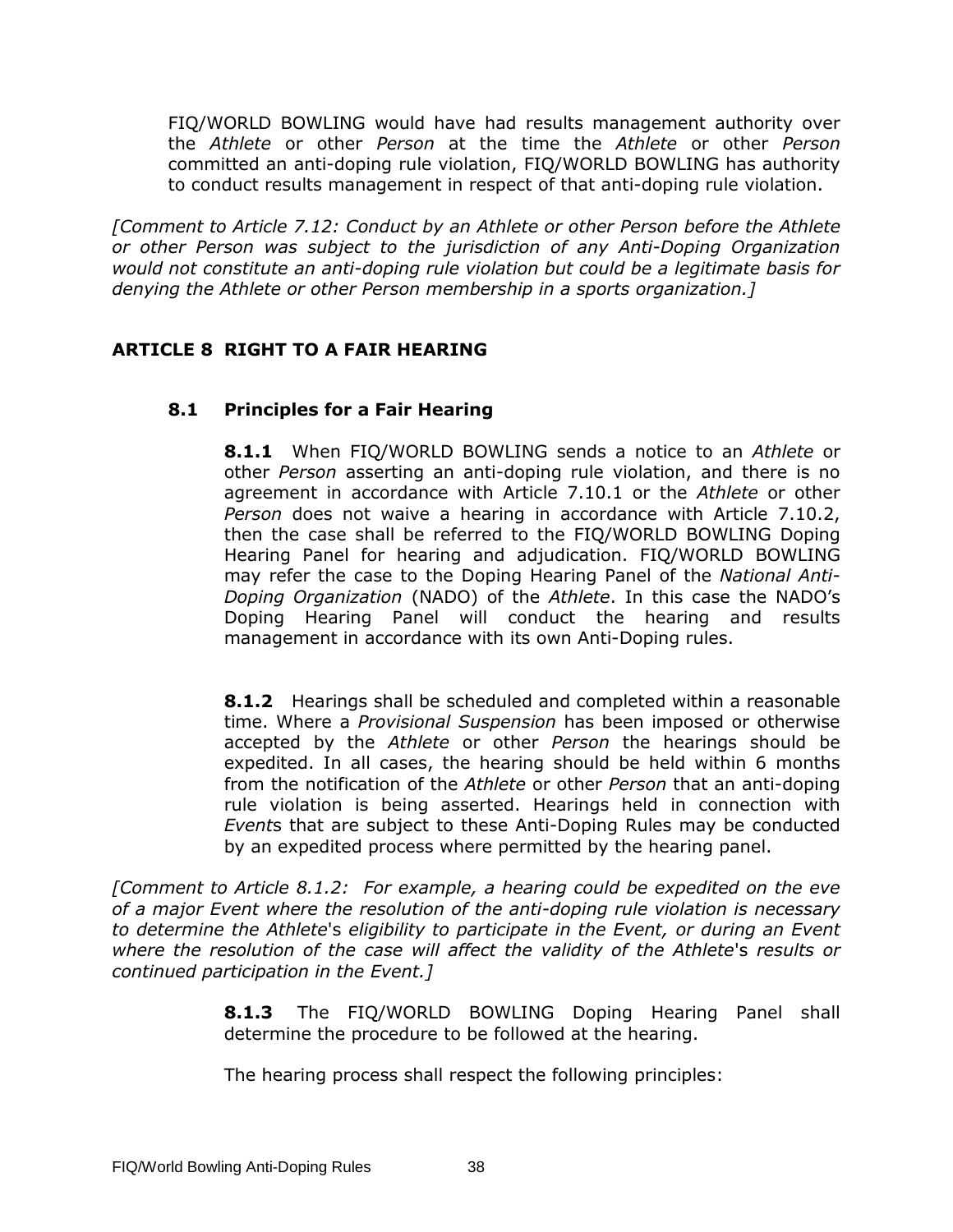FIQ/WORLD BOWLING would have had results management authority over the *Athlete* or other *Person* at the time the *Athlete* or other *Person* committed an anti-doping rule violation, FIQ/WORLD BOWLING has authority to conduct results management in respect of that anti-doping rule violation.

*[Comment to Article 7.12: Conduct by an Athlete or other Person before the Athlete or other Person was subject to the jurisdiction of any Anti-Doping Organization would not constitute an anti-doping rule violation but could be a legitimate basis for denying the Athlete or other Person membership in a sports organization.]*

## ARTICLE 8 RIGHT TO A FAIR HEARING

### 8.1 Principles for a Fair Hearing

**8.1.1** When FIQ/WORLD BOWLING sends a notice to an *Athlete* or other *Person* asserting an anti-doping rule violation, and there is no agreement in accordance with Article 7.10.1 or the *Athlete* or other *Person* does not waive a hearing in accordance with Article 7.10.2, then the case shall be referred to the FIQ/WORLD BOWLING Doping Hearing Panel for hearing and adjudication. FIQ/WORLD BOWLING may refer the case to the Doping Hearing Panel of the *National Anti-Doping Organization* (NADO) of the *Athlete*. In this case the NADO's Doping Hearing Panel will conduct the hearing and results management in accordance with its own Anti-Doping rules.

**8.1.2** Hearings shall be scheduled and completed within a reasonable time. Where a *Provisional Suspension* has been imposed or otherwise accepted by the *Athlete* or other *Person* the hearings should be expedited. In all cases, the hearing should be held within 6 months from the notification of the *Athlete* or other *Person* that an anti-doping rule violation is being asserted. Hearings held in connection with *Event*s that are subject to these Anti-Doping Rules may be conducted by an expedited process where permitted by the hearing panel.

*[Comment to Article 8.1.2: For example, a hearing could be expedited on the eve of a major Event where the resolution of the anti-doping rule violation is necessary to determine the Athlete's eligibility to participate in the Event, or during an Event where the resolution of the case will affect the validity of the Athlete's results or continued participation in the Event.]*

**8.1.3** The FIQ/WORLD BOWLING Doping Hearing Panel shall determine the procedure to be followed at the hearing.

The hearing process shall respect the following principles: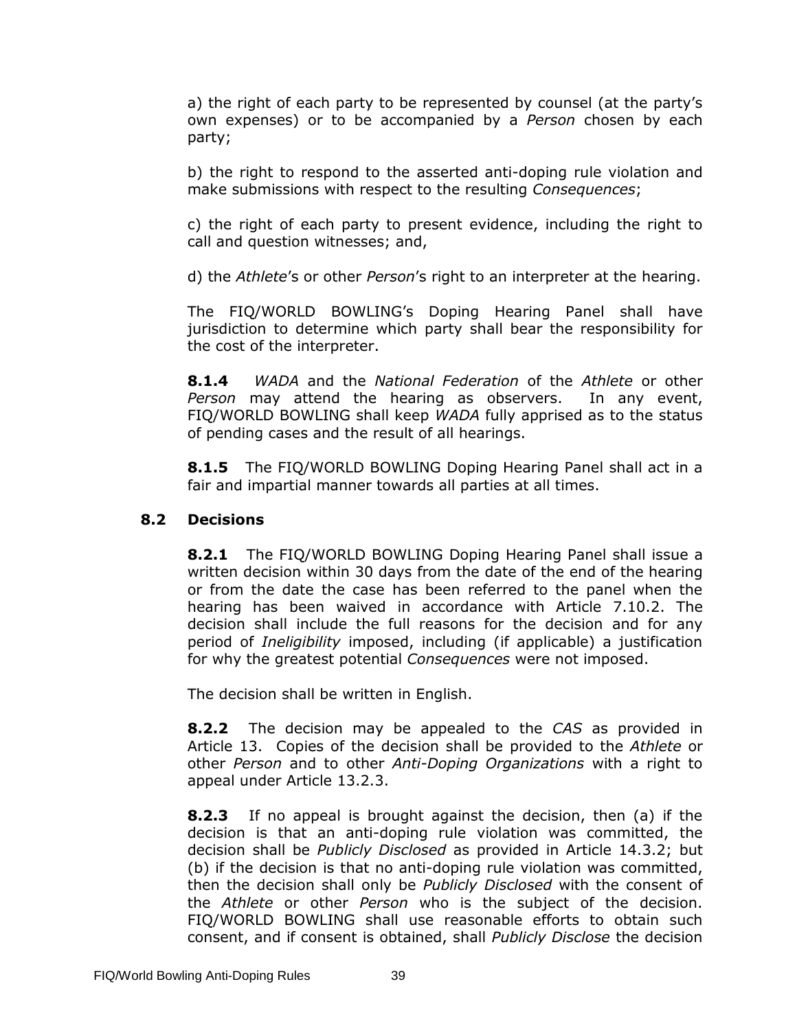a) the right of each party to be represented by counsel (at the party's own expenses) or to be accompanied by a *Person* chosen by each party;

b) the right to respond to the asserted anti-doping rule violation and make submissions with respect to the resulting *Consequences*;

c) the right of each party to present evidence, including the right to call and question witnesses; and,

d) the *Athlete*'s or other *Person*'s right to an interpreter at the hearing.

The FIQ/WORLD BOWLING's Doping Hearing Panel shall have jurisdiction to determine which party shall bear the responsibility for the cost of the interpreter.

**8.1.4** *WADA* and the *National Federation* of the *Athlete* or other *Person* may attend the hearing as observers. In any event, FIQ/WORLD BOWLING shall keep *WADA* fully apprised as to the status of pending cases and the result of all hearings.

**8.1.5** The FIQ/WORLD BOWLING Doping Hearing Panel shall act in a fair and impartial manner towards all parties at all times.

### 8.2 Decisions

**8.2.1** The FIQ/WORLD BOWLING Doping Hearing Panel shall issue a written decision within 30 days from the date of the end of the hearing or from the date the case has been referred to the panel when the hearing has been waived in accordance with Article 7.10.2. The decision shall include the full reasons for the decision and for any period of *Ineligibility* imposed, including (if applicable) a justification for why the greatest potential *Consequences* were not imposed.

The decision shall be written in English.

**8.2.2** The decision may be appealed to the *CAS* as provided in Article 13. Copies of the decision shall be provided to the *Athlete* or other *Person* and to other *Anti-Doping Organizations* with a right to appeal under Article 13.2.3.

**8.2.3** If no appeal is brought against the decision, then (a) if the decision is that an anti-doping rule violation was committed, the decision shall be *Publicly Disclosed* as provided in Article 14.3.2; but (b) if the decision is that no anti-doping rule violation was committed, then the decision shall only be *Publicly Disclosed* with the consent of the *Athlete* or other *Person* who is the subject of the decision. FIQ/WORLD BOWLING shall use reasonable efforts to obtain such consent, and if consent is obtained, shall *Publicly Disclose* the decision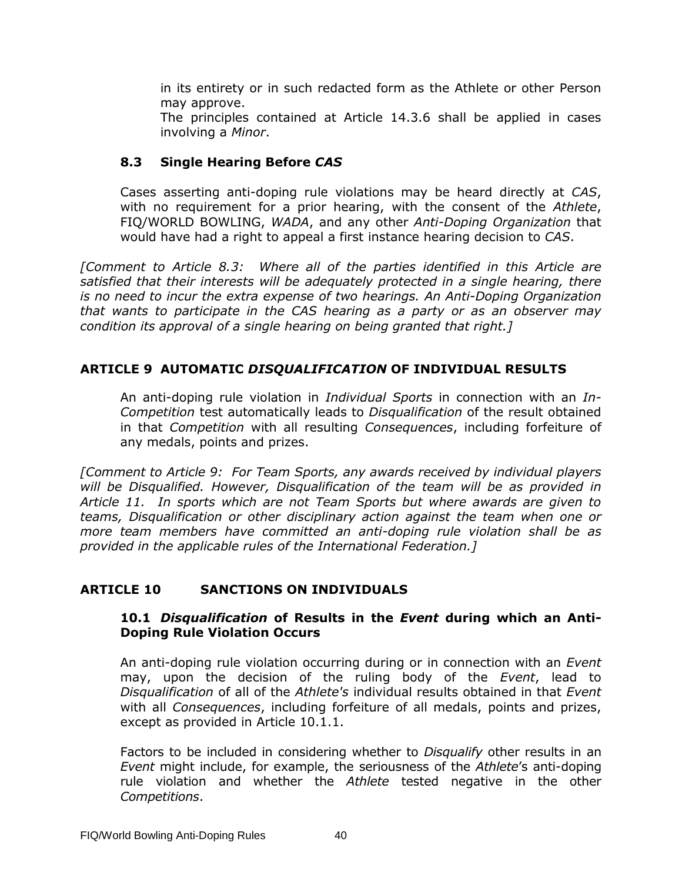in its entirety or in such redacted form as the Athlete or other Person may approve.
The principles contained at Article 14.3.6 shall be applied in cases involving a *Minor*.

### 8.3 Single Hearing Before *CAS*

Cases asserting anti-doping rule violations may be heard directly at *CAS*, with no requirement for a prior hearing, with the consent of the *Athlete*, FIQ/WORLD BOWLING, *WADA*, and any other *Anti-Doping Organization* that would have had a right to appeal a first instance hearing decision to *CAS*.

*[Comment to Article 8.3: Where all of the parties identified in this Article are satisfied that their interests will be adequately protected in a single hearing, there is no need to incur the extra expense of two hearings. An Anti-Doping Organization that wants to participate in the CAS hearing as a party or as an observer may condition its approval of a single hearing on being granted that right.]*

## ARTICLE 9 AUTOMATIC *DISQUALIFICATION* OF INDIVIDUAL RESULTS

An anti-doping rule violation in *Individual Sports* in connection with an *In-Competition* test automatically leads to *Disqualification* of the result obtained in that *Competition* with all resulting *Consequences*, including forfeiture of any medals, points and prizes.

*[Comment to Article 9: For Team Sports, any awards received by individual players will be Disqualified. However, Disqualification of the team will be as provided in Article 11. In sports which are not Team Sports but where awards are given to teams, Disqualification or other disciplinary action against the team when one or more team members have committed an anti-doping rule violation shall be as provided in the applicable rules of the International Federation.]*

## ARTICLE 10 SANCTIONS ON INDIVIDUALS

### 10.1 *Disqualification* of Results in the *Event* during which an Anti-Doping Rule Violation Occurs

An anti-doping rule violation occurring during or in connection with an *Event* may, upon the decision of the ruling body of the *Event*, lead to *Disqualification* of all of the *Athlete's* individual results obtained in that *Event* with all *Consequences*, including forfeiture of all medals, points and prizes, except as provided in Article 10.1.1.

Factors to be included in considering whether to *Disqualify* other results in an *Event* might include, for example, the seriousness of the *Athlete*'s anti-doping rule violation and whether the *Athlete* tested negative in the other *Competitions*.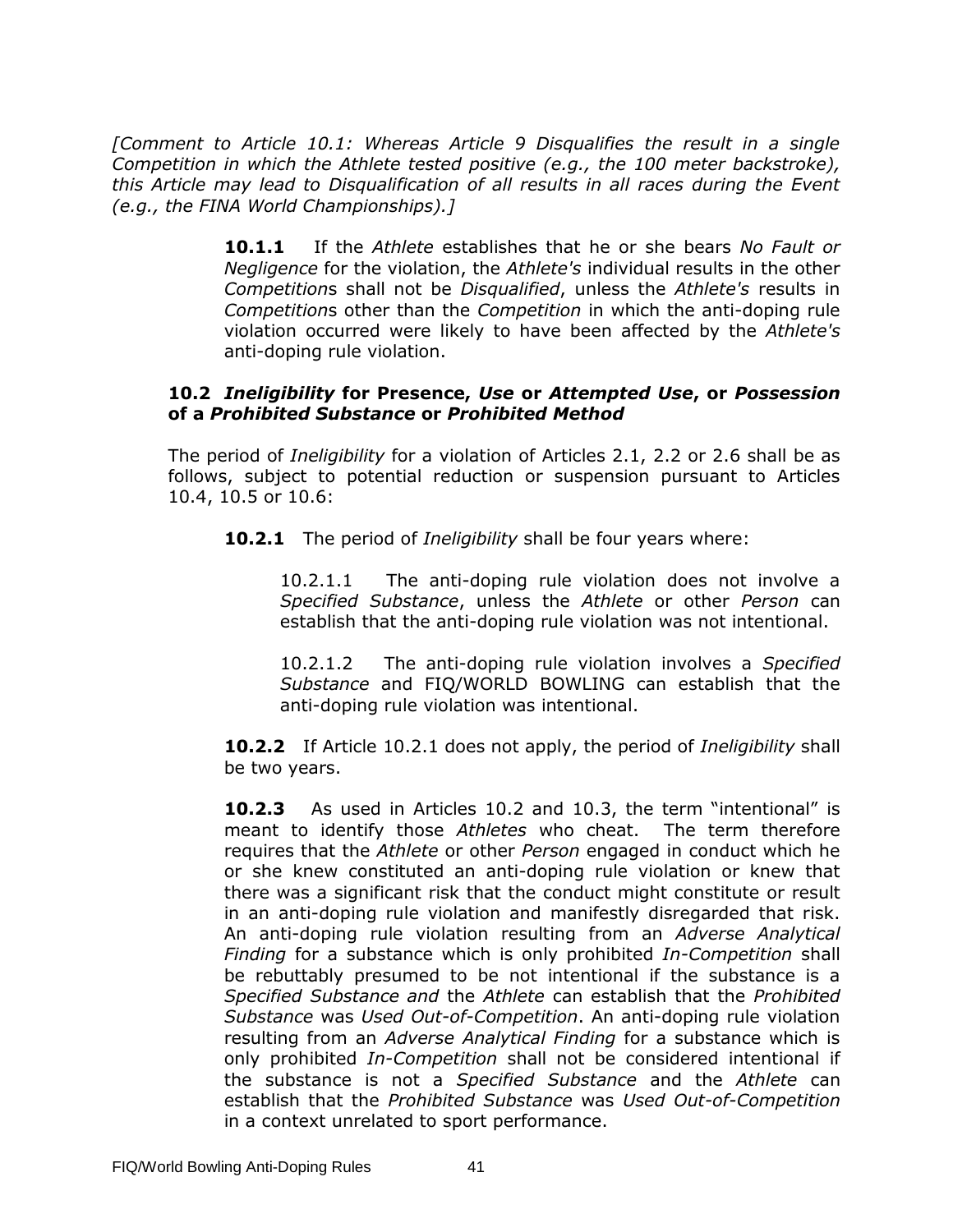*[Comment to Article 10.1: Whereas Article 9 Disqualifies the result in a single Competition in which the Athlete tested positive (e.g., the 100 meter backstroke), this Article may lead to Disqualification of all results in all races during the Event (e.g., the FINA World Championships).]*

**10.1.1** If the *Athlete* establishes that he or she bears *No Fault or Negligence* for the violation, the *Athlete's* individual results in the other *Competition*s shall not be *Disqualified*, unless the *Athlete's* results in *Competition*s other than the *Competition* in which the anti-doping rule violation occurred were likely to have been affected by the *Athlete's* anti-doping rule violation.

### 10.2 *Ineligibility* for Presence, *Use* or *Attempted Use*, or *Possession* of a *Prohibited Substance* or *Prohibited Method*

The period of *Ineligibility* for a violation of Articles 2.1, 2.2 or 2.6 shall be as follows, subject to potential reduction or suspension pursuant to Articles 10.4, 10.5 or 10.6:

**10.2.1** The period of *Ineligibility* shall be four years where:

10.2.1.1 The anti-doping rule violation does not involve a *Specified Substance*, unless the *Athlete* or other *Person* can establish that the anti-doping rule violation was not intentional.

10.2.1.2 The anti-doping rule violation involves a *Specified Substance* and FIQ/WORLD BOWLING can establish that the anti-doping rule violation was intentional.

**10.2.2** If Article 10.2.1 does not apply, the period of *Ineligibility* shall be two years.

**10.2.3** As used in Articles 10.2 and 10.3, the term "intentional" is meant to identify those *Athletes* who cheat. The term therefore requires that the *Athlete* or other *Person* engaged in conduct which he or she knew constituted an anti-doping rule violation or knew that there was a significant risk that the conduct might constitute or result in an anti-doping rule violation and manifestly disregarded that risk. An anti-doping rule violation resulting from an *Adverse Analytical Finding* for a substance which is only prohibited *In-Competition* shall be rebuttably presumed to be not intentional if the substance is a *Specified Substance and* the *Athlete* can establish that the *Prohibited Substance* was *Used Out-of-Competition*. An anti-doping rule violation resulting from an *Adverse Analytical Finding* for a substance which is only prohibited *In-Competition* shall not be considered intentional if the substance is not a *Specified Substance* and the *Athlete* can establish that the *Prohibited Substance* was *Used Out-of-Competition* in a context unrelated to sport performance.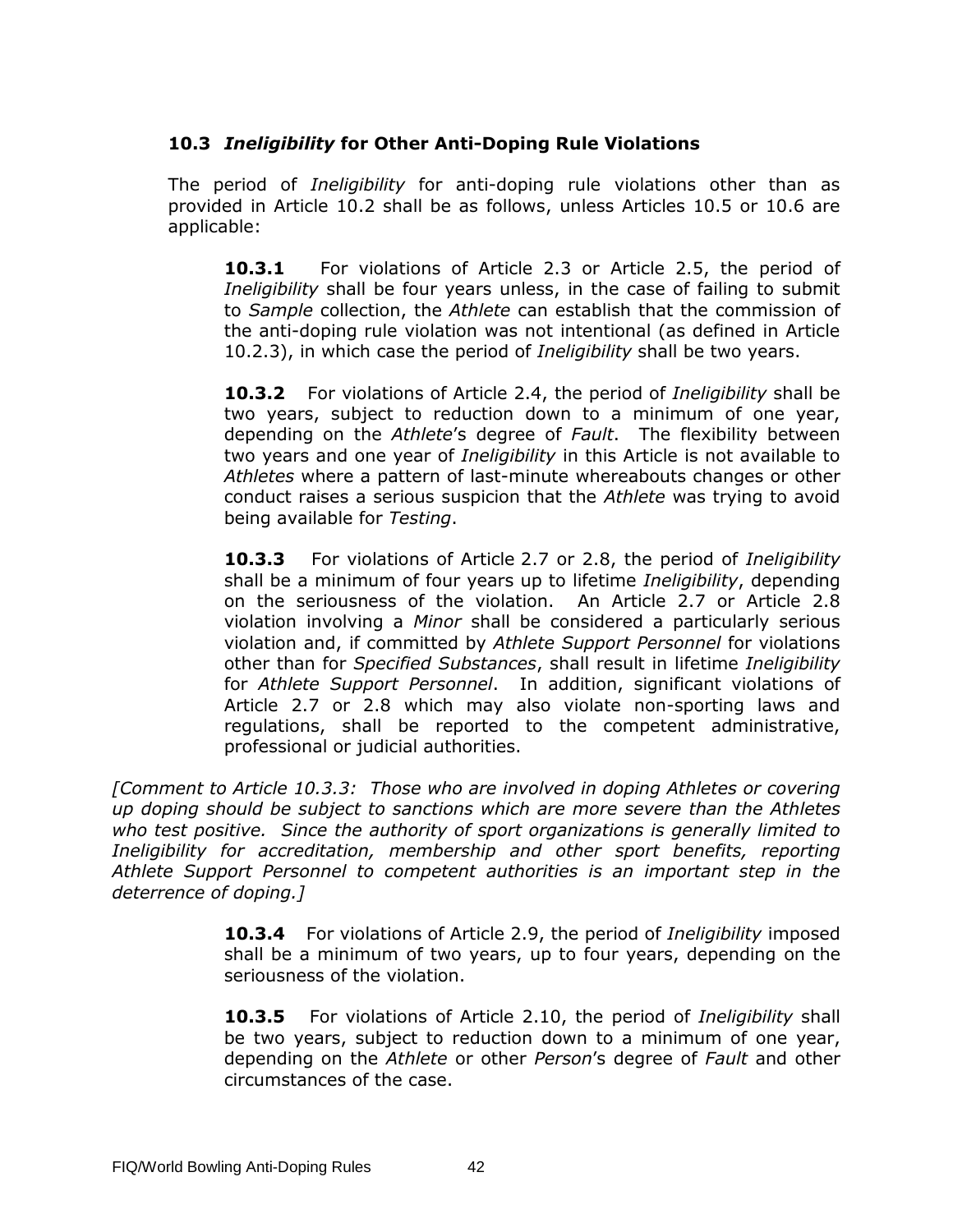### 10.3 *Ineligibility* for Other Anti-Doping Rule Violations

The period of *Ineligibility* for anti-doping rule violations other than as provided in Article 10.2 shall be as follows, unless Articles 10.5 or 10.6 are applicable:

**10.3.1** For violations of Article 2.3 or Article 2.5, the period of *Ineligibility* shall be four years unless, in the case of failing to submit to *Sample* collection, the *Athlete* can establish that the commission of the anti-doping rule violation was not intentional (as defined in Article 10.2.3), in which case the period of *Ineligibility* shall be two years.

**10.3.2** For violations of Article 2.4, the period of *Ineligibility* shall be two years, subject to reduction down to a minimum of one year, depending on the *Athlete*'s degree of *Fault*. The flexibility between two years and one year of *Ineligibility* in this Article is not available to *Athletes* where a pattern of last-minute whereabouts changes or other conduct raises a serious suspicion that the *Athlete* was trying to avoid being available for *Testing*.

**10.3.3** For violations of Article 2.7 or 2.8, the period of *Ineligibility* shall be a minimum of four years up to lifetime *Ineligibility*, depending on the seriousness of the violation. An Article 2.7 or Article 2.8 violation involving a *Minor* shall be considered a particularly serious violation and, if committed by *Athlete Support Personnel* for violations other than for *Specified Substances*, shall result in lifetime *Ineligibility* for *Athlete Support Personnel*. In addition, significant violations of Article 2.7 or 2.8 which may also violate non-sporting laws and regulations, shall be reported to the competent administrative, professional or judicial authorities.

*[Comment to Article 10.3.3: Those who are involved in doping Athletes or covering up doping should be subject to sanctions which are more severe than the Athletes who test positive. Since the authority of sport organizations is generally limited to Ineligibility for accreditation, membership and other sport benefits, reporting Athlete Support Personnel to competent authorities is an important step in the deterrence of doping.]*

**10.3.4** For violations of Article 2.9, the period of *Ineligibility* imposed shall be a minimum of two years, up to four years, depending on the seriousness of the violation.

**10.3.5** For violations of Article 2.10, the period of *Ineligibility* shall be two years, subject to reduction down to a minimum of one year, depending on the *Athlete* or other *Person*'s degree of *Fault* and other circumstances of the case.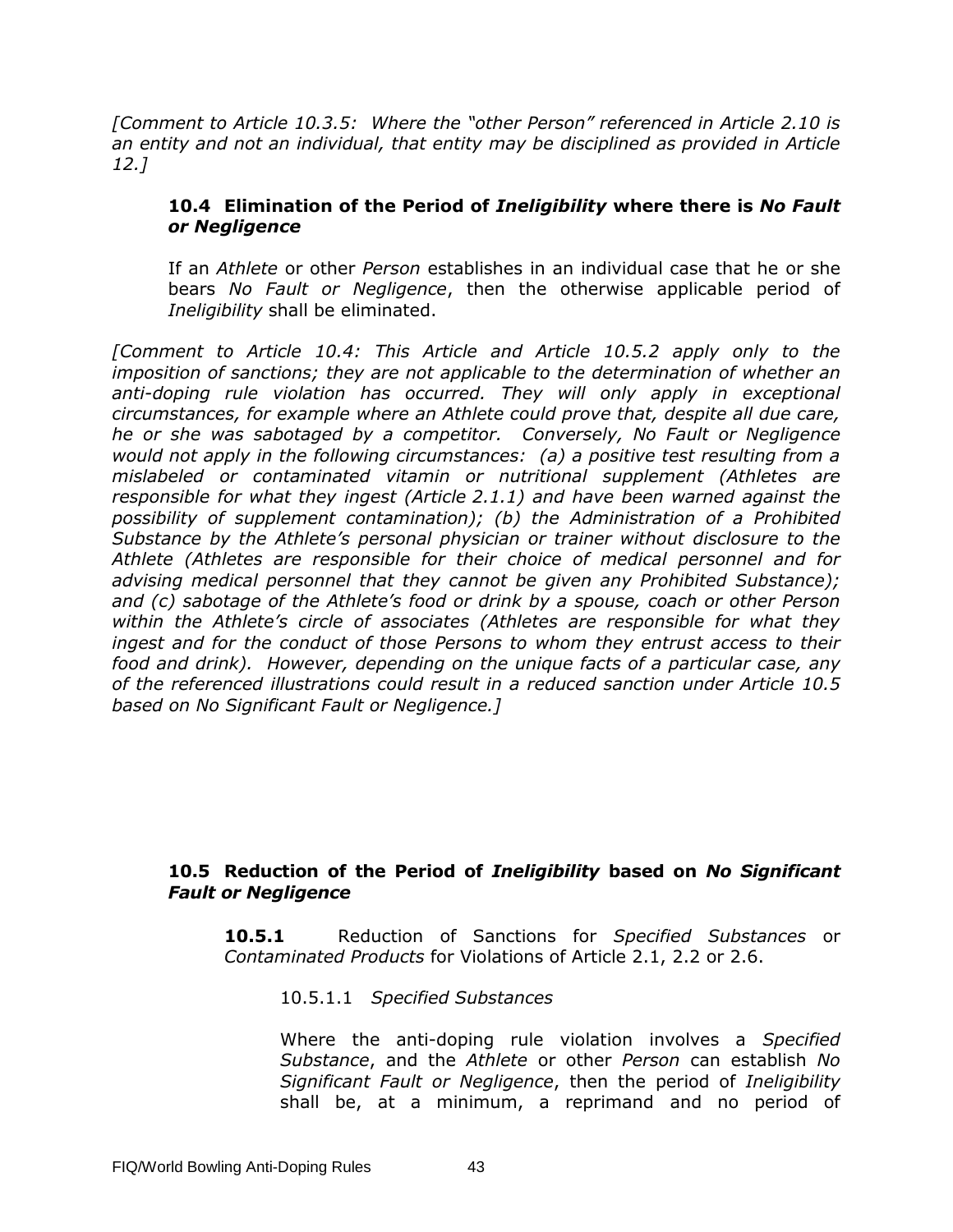*[Comment to Article 10.3.5: Where the "other Person" referenced in Article 2.10 is an entity and not an individual, that entity may be disciplined as provided in Article 12.]*

### 10.4 Elimination of the Period of *Ineligibility* where there is *No Fault or Negligence*

If an *Athlete* or other *Person* establishes in an individual case that he or she bears *No Fault or Negligence*, then the otherwise applicable period of *Ineligibility* shall be eliminated.

*[Comment to Article 10.4: This Article and Article 10.5.2 apply only to the imposition of sanctions; they are not applicable to the determination of whether an anti-doping rule violation has occurred. They will only apply in exceptional circumstances, for example where an Athlete could prove that, despite all due care, he or she was sabotaged by a competitor. Conversely, No Fault or Negligence would not apply in the following circumstances: (a) a positive test resulting from a mislabeled or contaminated vitamin or nutritional supplement (Athletes are responsible for what they ingest (Article 2.1.1) and have been warned against the possibility of supplement contamination); (b) the Administration of a Prohibited Substance by the Athlete's personal physician or trainer without disclosure to the Athlete (Athletes are responsible for their choice of medical personnel and for advising medical personnel that they cannot be given any Prohibited Substance); and (c) sabotage of the Athlete's food or drink by a spouse, coach or other Person within the Athlete's circle of associates (Athletes are responsible for what they ingest and for the conduct of those Persons to whom they entrust access to their food and drink). However, depending on the unique facts of a particular case, any of the referenced illustrations could result in a reduced sanction under Article 10.5 based on No Significant Fault or Negligence.]*

### 10.5 Reduction of the Period of *Ineligibility* based on *No Significant Fault or Negligence*

**10.5.1** Reduction of Sanctions for *Specified Substances* or *Contaminated Products* for Violations of Article 2.1, 2.2 or 2.6.

10.5.1.1 *Specified Substances*

Where the anti-doping rule violation involves a *Specified Substance*, and the *Athlete* or other *Person* can establish *No Significant Fault or Negligence*, then the period of *Ineligibility* shall be, at a minimum, a reprimand and no period of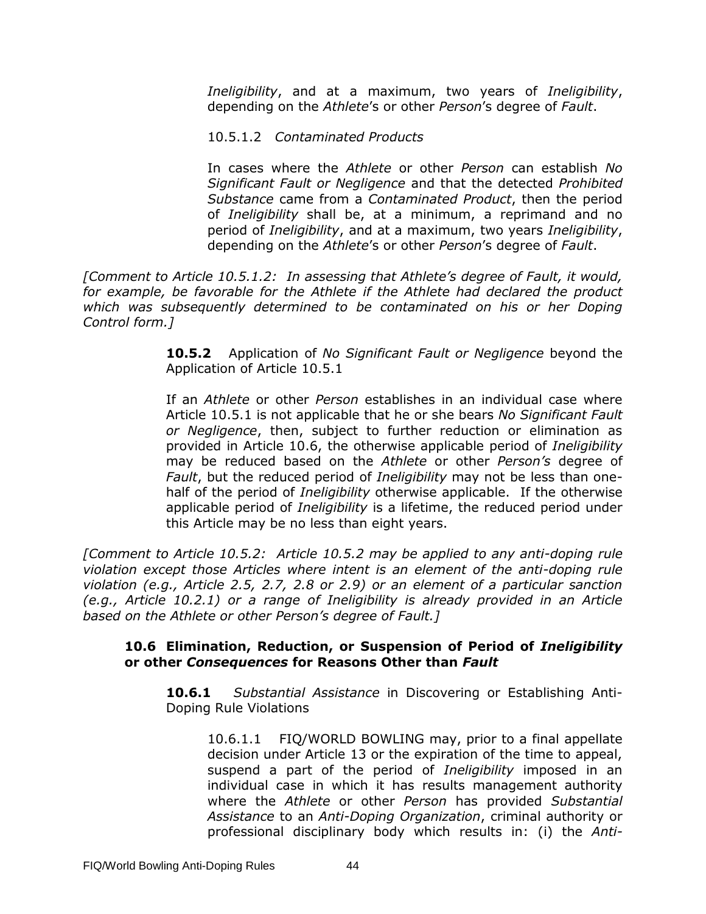*Ineligibility*, and at a maximum, two years of *Ineligibility*, depending on the *Athlete*'s or other *Person*'s degree of *Fault*.

10.5.1.2 *Contaminated Products*

In cases where the *Athlete* or other *Person* can establish *No Significant Fault or Negligence* and that the detected *Prohibited Substance* came from a *Contaminated Product*, then the period of *Ineligibility* shall be, at a minimum, a reprimand and no period of *Ineligibility*, and at a maximum, two years *Ineligibility*, depending on the *Athlete*'s or other *Person*'s degree of *Fault*.

*[Comment to Article 10.5.1.2: In assessing that Athlete's degree of Fault, it would, for example, be favorable for the Athlete if the Athlete had declared the product which was subsequently determined to be contaminated on his or her Doping Control form.]*

**10.5.2** Application of *No Significant Fault or Negligence* beyond the Application of Article 10.5.1

If an *Athlete* or other *Person* establishes in an individual case where Article 10.5.1 is not applicable that he or she bears *No Significant Fault or Negligence*, then, subject to further reduction or elimination as provided in Article 10.6, the otherwise applicable period of *Ineligibility* may be reduced based on the *Athlete* or other *Person's* degree of *Fault*, but the reduced period of *Ineligibility* may not be less than one-half of the period of *Ineligibility* otherwise applicable. If the otherwise applicable period of *Ineligibility* is a lifetime, the reduced period under this Article may be no less than eight years.

*[Comment to Article 10.5.2: Article 10.5.2 may be applied to any anti-doping rule violation except those Articles where intent is an element of the anti-doping rule violation (e.g., Article 2.5, 2.7, 2.8 or 2.9) or an element of a particular sanction (e.g., Article 10.2.1) or a range of Ineligibility is already provided in an Article based on the Athlete or other Person's degree of Fault.]*

### 10.6 Elimination, Reduction, or Suspension of Period of *Ineligibility* or other *Consequences* for Reasons Other than *Fault*

**10.6.1** *Substantial Assistance* in Discovering or Establishing Anti-Doping Rule Violations

10.6.1.1 FIQ/WORLD BOWLING may, prior to a final appellate decision under Article 13 or the expiration of the time to appeal, suspend a part of the period of *Ineligibility* imposed in an individual case in which it has results management authority where the *Athlete* or other *Person* has provided *Substantial Assistance* to an *Anti-Doping Organization*, criminal authority or professional disciplinary body which results in: (i) the *Anti-*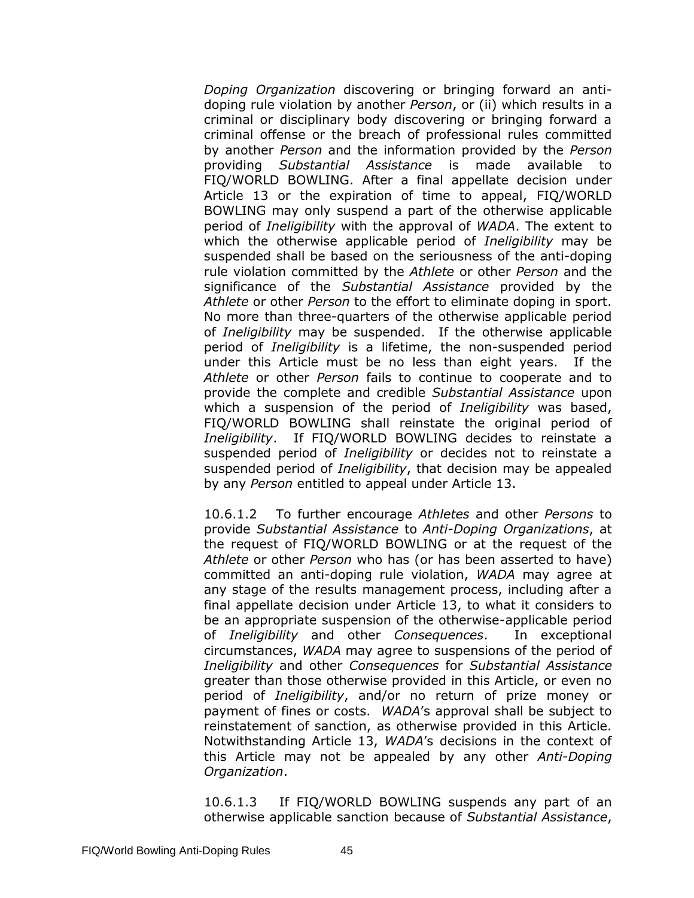*Doping Organization* discovering or bringing forward an anti-doping rule violation by another *Person*, or (ii) which results in a criminal or disciplinary body discovering or bringing forward a criminal offense or the breach of professional rules committed by another *Person* and the information provided by the *Person* providing *Substantial Assistance* is made available to FIQ/WORLD BOWLING. After a final appellate decision under Article 13 or the expiration of time to appeal, FIQ/WORLD BOWLING may only suspend a part of the otherwise applicable period of *Ineligibility* with the approval of *WADA*. The extent to which the otherwise applicable period of *Ineligibility* may be suspended shall be based on the seriousness of the anti-doping rule violation committed by the *Athlete* or other *Person* and the significance of the *Substantial Assistance* provided by the *Athlete* or other *Person* to the effort to eliminate doping in sport. No more than three-quarters of the otherwise applicable period of *Ineligibility* may be suspended. If the otherwise applicable period of *Ineligibility* is a lifetime, the non-suspended period under this Article must be no less than eight years. If the *Athlete* or other *Person* fails to continue to cooperate and to provide the complete and credible *Substantial Assistance* upon which a suspension of the period of *Ineligibility* was based, FIQ/WORLD BOWLING shall reinstate the original period of *Ineligibility*. If FIQ/WORLD BOWLING decides to reinstate a suspended period of *Ineligibility* or decides not to reinstate a suspended period of *Ineligibility*, that decision may be appealed by any *Person* entitled to appeal under Article 13.

10.6.1.2 To further encourage *Athletes* and other *Persons* to provide *Substantial Assistance* to *Anti-Doping Organizations*, at the request of FIQ/WORLD BOWLING or at the request of the *Athlete* or other *Person* who has (or has been asserted to have) committed an anti-doping rule violation, *WADA* may agree at any stage of the results management process, including after a final appellate decision under Article 13, to what it considers to be an appropriate suspension of the otherwise-applicable period of *Ineligibility* and other *Consequences*. In exceptional circumstances, *WADA* may agree to suspensions of the period of *Ineligibility* and other *Consequences* for *Substantial Assistance* greater than those otherwise provided in this Article, or even no period of *Ineligibility*, and/or no return of prize money or payment of fines or costs. *WADA*'s approval shall be subject to reinstatement of sanction, as otherwise provided in this Article. Notwithstanding Article 13, *WADA*'s decisions in the context of this Article may not be appealed by any other *Anti-Doping Organization*.

10.6.1.3 If FIQ/WORLD BOWLING suspends any part of an otherwise applicable sanction because of *Substantial Assistance*,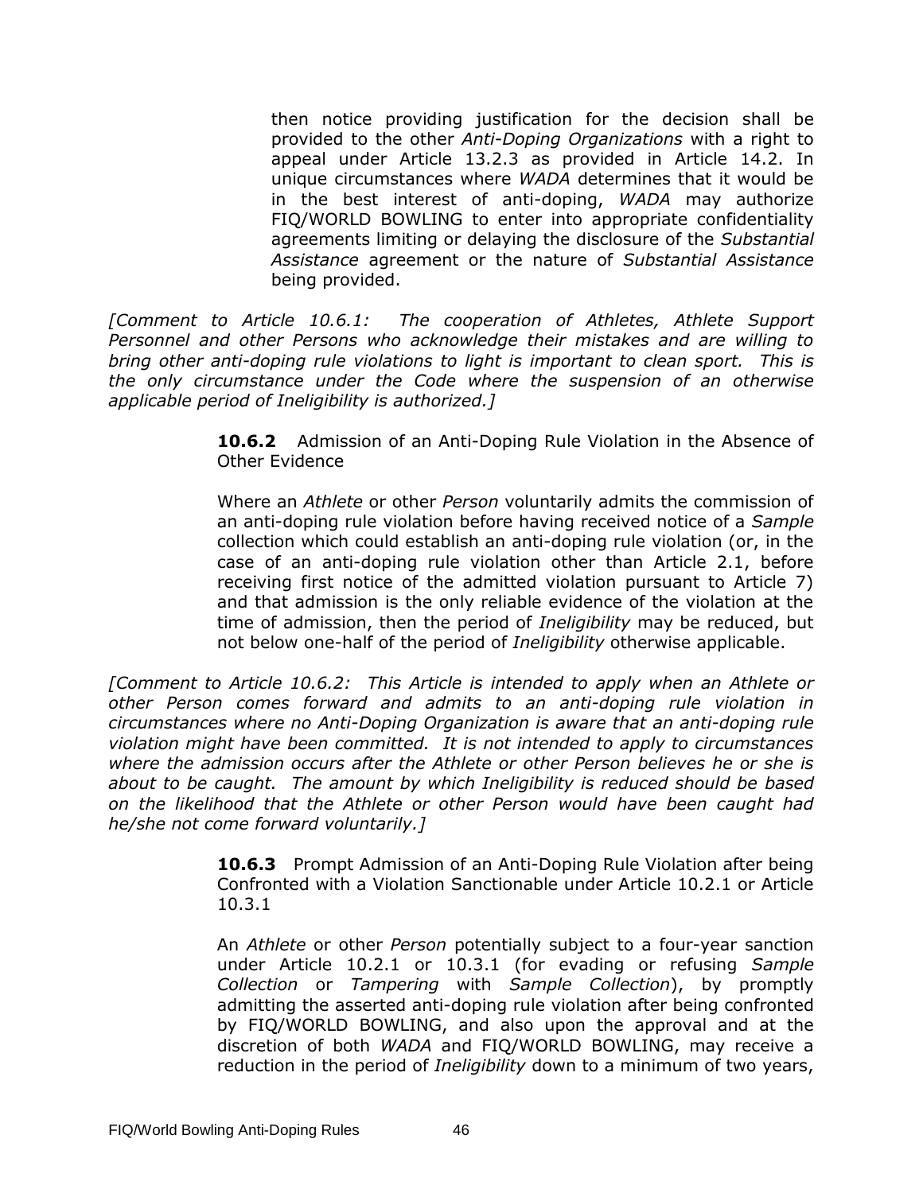then notice providing justification for the decision shall be provided to the other *Anti-Doping Organizations* with a right to appeal under Article 13.2.3 as provided in Article 14.2. In unique circumstances where *WADA* determines that it would be in the best interest of anti-doping, *WADA* may authorize FIQ/WORLD BOWLING to enter into appropriate confidentiality agreements limiting or delaying the disclosure of the *Substantial Assistance* agreement or the nature of *Substantial Assistance* being provided.

*[Comment to Article 10.6.1: The cooperation of Athletes, Athlete Support Personnel and other Persons who acknowledge their mistakes and are willing to bring other anti-doping rule violations to light is important to clean sport. This is the only circumstance under the Code where the suspension of an otherwise applicable period of Ineligibility is authorized.]*

**10.6.2** Admission of an Anti-Doping Rule Violation in the Absence of Other Evidence

Where an *Athlete* or other *Person* voluntarily admits the commission of an anti-doping rule violation before having received notice of a *Sample* collection which could establish an anti-doping rule violation (or, in the case of an anti-doping rule violation other than Article 2.1, before receiving first notice of the admitted violation pursuant to Article 7) and that admission is the only reliable evidence of the violation at the time of admission, then the period of *Ineligibility* may be reduced, but not below one-half of the period of *Ineligibility* otherwise applicable.

*[Comment to Article 10.6.2: This Article is intended to apply when an Athlete or other Person comes forward and admits to an anti-doping rule violation in circumstances where no Anti-Doping Organization is aware that an anti-doping rule violation might have been committed. It is not intended to apply to circumstances where the admission occurs after the Athlete or other Person believes he or she is about to be caught. The amount by which Ineligibility is reduced should be based on the likelihood that the Athlete or other Person would have been caught had he/she not come forward voluntarily.]*

**10.6.3** Prompt Admission of an Anti-Doping Rule Violation after being Confronted with a Violation Sanctionable under Article 10.2.1 or Article 10.3.1

An *Athlete* or other *Person* potentially subject to a four-year sanction under Article 10.2.1 or 10.3.1 (for evading or refusing *Sample Collection* or *Tampering* with *Sample Collection*), by promptly admitting the asserted anti-doping rule violation after being confronted by FIQ/WORLD BOWLING, and also upon the approval and at the discretion of both *WADA* and FIQ/WORLD BOWLING, may receive a reduction in the period of *Ineligibility* down to a minimum of two years,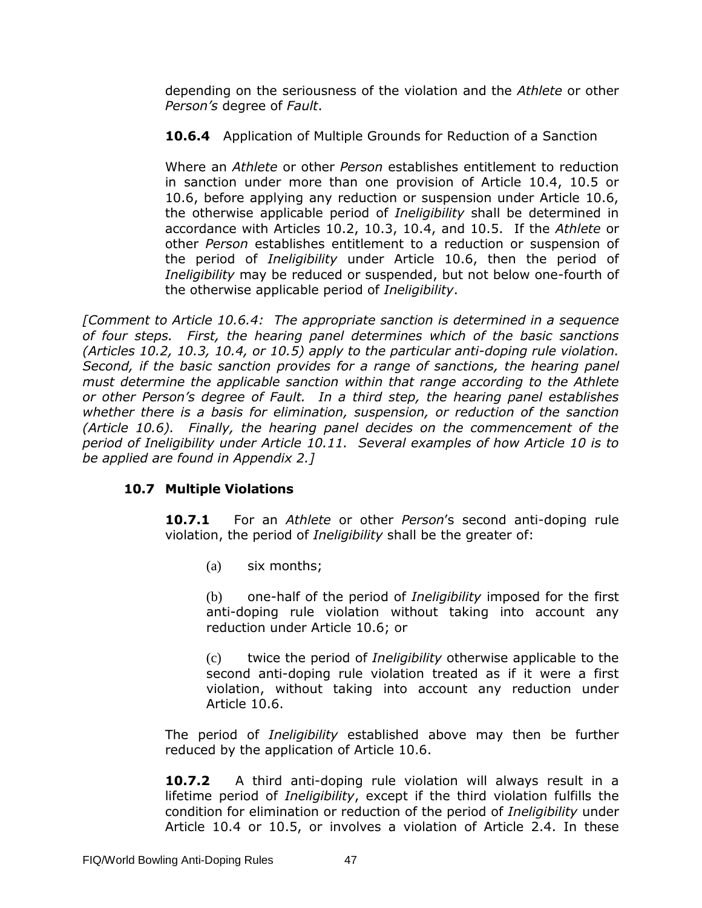depending on the seriousness of the violation and the *Athlete* or other *Person's* degree of *Fault*.

**10.6.4** Application of Multiple Grounds for Reduction of a Sanction

Where an *Athlete* or other *Person* establishes entitlement to reduction in sanction under more than one provision of Article 10.4, 10.5 or 10.6, before applying any reduction or suspension under Article 10.6, the otherwise applicable period of *Ineligibility* shall be determined in accordance with Articles 10.2, 10.3, 10.4, and 10.5. If the *Athlete* or other *Person* establishes entitlement to a reduction or suspension of the period of *Ineligibility* under Article 10.6, then the period of *Ineligibility* may be reduced or suspended, but not below one-fourth of the otherwise applicable period of *Ineligibility*.

*[Comment to Article 10.6.4: The appropriate sanction is determined in a sequence of four steps. First, the hearing panel determines which of the basic sanctions (Articles 10.2, 10.3, 10.4, or 10.5) apply to the particular anti-doping rule violation. Second, if the basic sanction provides for a range of sanctions, the hearing panel must determine the applicable sanction within that range according to the Athlete or other Person's degree of Fault. In a third step, the hearing panel establishes whether there is a basis for elimination, suspension, or reduction of the sanction (Article 10.6). Finally, the hearing panel decides on the commencement of the period of Ineligibility under Article 10.11. Several examples of how Article 10 is to be applied are found in Appendix 2.]*

### 10.7 Multiple Violations

**10.7.1** For an *Athlete* or other *Person*'s second anti-doping rule violation, the period of *Ineligibility* shall be the greater of:

(a) six months;

(b) one-half of the period of *Ineligibility* imposed for the first anti-doping rule violation without taking into account any reduction under Article 10.6; or

(c) twice the period of *Ineligibility* otherwise applicable to the second anti-doping rule violation treated as if it were a first violation, without taking into account any reduction under Article 10.6.

The period of *Ineligibility* established above may then be further reduced by the application of Article 10.6.

**10.7.2** A third anti-doping rule violation will always result in a lifetime period of *Ineligibility*, except if the third violation fulfills the condition for elimination or reduction of the period of *Ineligibility* under Article 10.4 or 10.5, or involves a violation of Article 2.4. In these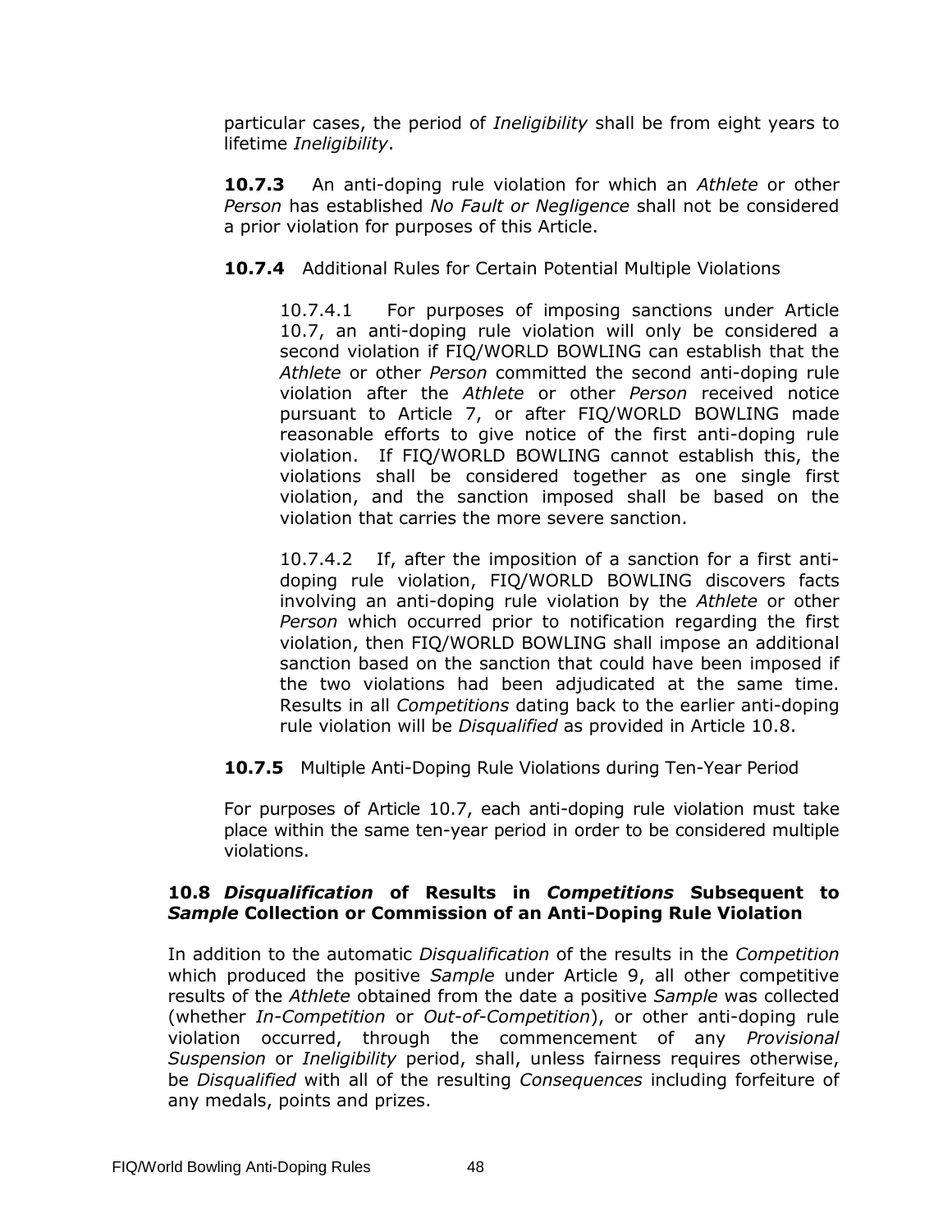particular cases, the period of *Ineligibility* shall be from eight years to lifetime *Ineligibility*.

**10.7.3** An anti-doping rule violation for which an *Athlete* or other *Person* has established *No Fault or Negligence* shall not be considered a prior violation for purposes of this Article.

**10.7.4** Additional Rules for Certain Potential Multiple Violations

10.7.4.1 For purposes of imposing sanctions under Article 10.7, an anti-doping rule violation will only be considered a second violation if FIQ/WORLD BOWLING can establish that the *Athlete* or other *Person* committed the second anti-doping rule violation after the *Athlete* or other *Person* received notice pursuant to Article 7, or after FIQ/WORLD BOWLING made reasonable efforts to give notice of the first anti-doping rule violation. If FIQ/WORLD BOWLING cannot establish this, the violations shall be considered together as one single first violation, and the sanction imposed shall be based on the violation that carries the more severe sanction.

10.7.4.2 If, after the imposition of a sanction for a first anti-doping rule violation, FIQ/WORLD BOWLING discovers facts involving an anti-doping rule violation by the *Athlete* or other *Person* which occurred prior to notification regarding the first violation, then FIQ/WORLD BOWLING shall impose an additional sanction based on the sanction that could have been imposed if the two violations had been adjudicated at the same time. Results in all *Competitions* dating back to the earlier anti-doping rule violation will be *Disqualified* as provided in Article 10.8.

**10.7.5** Multiple Anti-Doping Rule Violations during Ten-Year Period

For purposes of Article 10.7, each anti-doping rule violation must take place within the same ten-year period in order to be considered multiple violations.

### 10.8 *Disqualification* of Results in *Competitions* Subsequent to *Sample* Collection or Commission of an Anti-Doping Rule Violation

In addition to the automatic *Disqualification* of the results in the *Competition* which produced the positive *Sample* under Article 9, all other competitive results of the *Athlete* obtained from the date a positive *Sample* was collected (whether *In-Competition* or *Out-of-Competition*), or other anti-doping rule violation occurred, through the commencement of any *Provisional Suspension* or *Ineligibility* period, shall, unless fairness requires otherwise, be *Disqualified* with all of the resulting *Consequences* including forfeiture of any medals, points and prizes.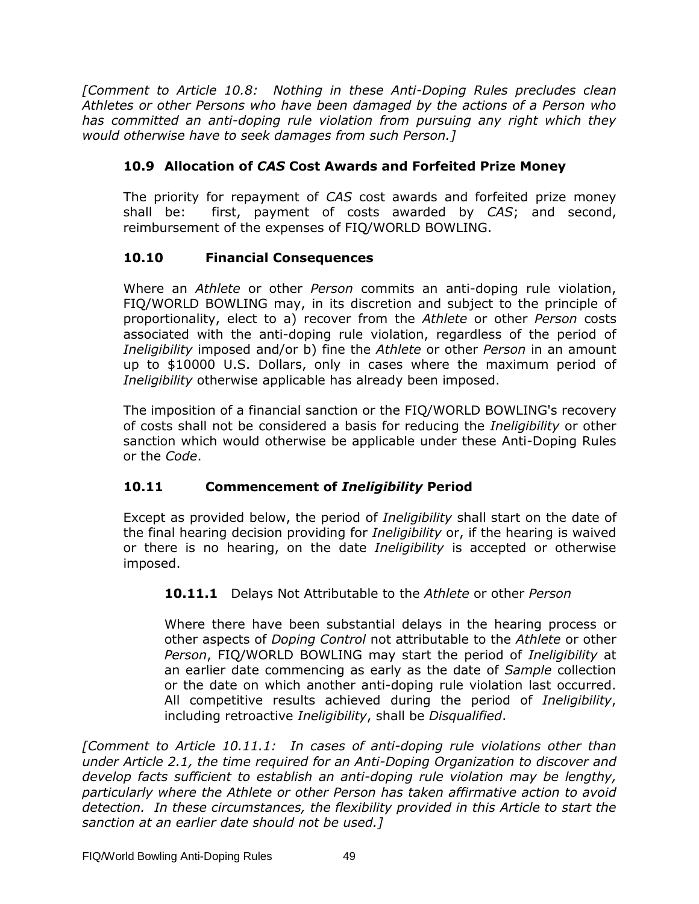*[Comment to Article 10.8: Nothing in these Anti-Doping Rules precludes clean Athletes or other Persons who have been damaged by the actions of a Person who has committed an anti-doping rule violation from pursuing any right which they would otherwise have to seek damages from such Person.]*

### 10.9 Allocation of *CAS* Cost Awards and Forfeited Prize Money

The priority for repayment of *CAS* cost awards and forfeited prize money shall be: first, payment of costs awarded by *CAS*; and second, reimbursement of the expenses of FIQ/WORLD BOWLING.

### 10.10 Financial Consequences

Where an *Athlete* or other *Person* commits an anti-doping rule violation, FIQ/WORLD BOWLING may, in its discretion and subject to the principle of proportionality, elect to a) recover from the *Athlete* or other *Person* costs associated with the anti-doping rule violation, regardless of the period of *Ineligibility* imposed and/or b) fine the *Athlete* or other *Person* in an amount up to $10000 U.S. Dollars, only in cases where the maximum period of *Ineligibility* otherwise applicable has already been imposed.

The imposition of a financial sanction or the FIQ/WORLD BOWLING's recovery of costs shall not be considered a basis for reducing the *Ineligibility* or other sanction which would otherwise be applicable under these Anti-Doping Rules or the *Code*.

### 10.11 Commencement of *Ineligibility* Period

Except as provided below, the period of *Ineligibility* shall start on the date of the final hearing decision providing for *Ineligibility* or, if the hearing is waived or there is no hearing, on the date *Ineligibility* is accepted or otherwise imposed.

**10.11.1** Delays Not Attributable to the *Athlete* or other *Person*

Where there have been substantial delays in the hearing process or other aspects of *Doping Control* not attributable to the *Athlete* or other *Person*, FIQ/WORLD BOWLING may start the period of *Ineligibility* at an earlier date commencing as early as the date of *Sample* collection or the date on which another anti-doping rule violation last occurred. All competitive results achieved during the period of *Ineligibility*, including retroactive *Ineligibility*, shall be *Disqualified*.

*[Comment to Article 10.11.1: In cases of anti-doping rule violations other than under Article 2.1, the time required for an Anti-Doping Organization to discover and develop facts sufficient to establish an anti-doping rule violation may be lengthy, particularly where the Athlete or other Person has taken affirmative action to avoid detection. In these circumstances, the flexibility provided in this Article to start the sanction at an earlier date should not be used.]*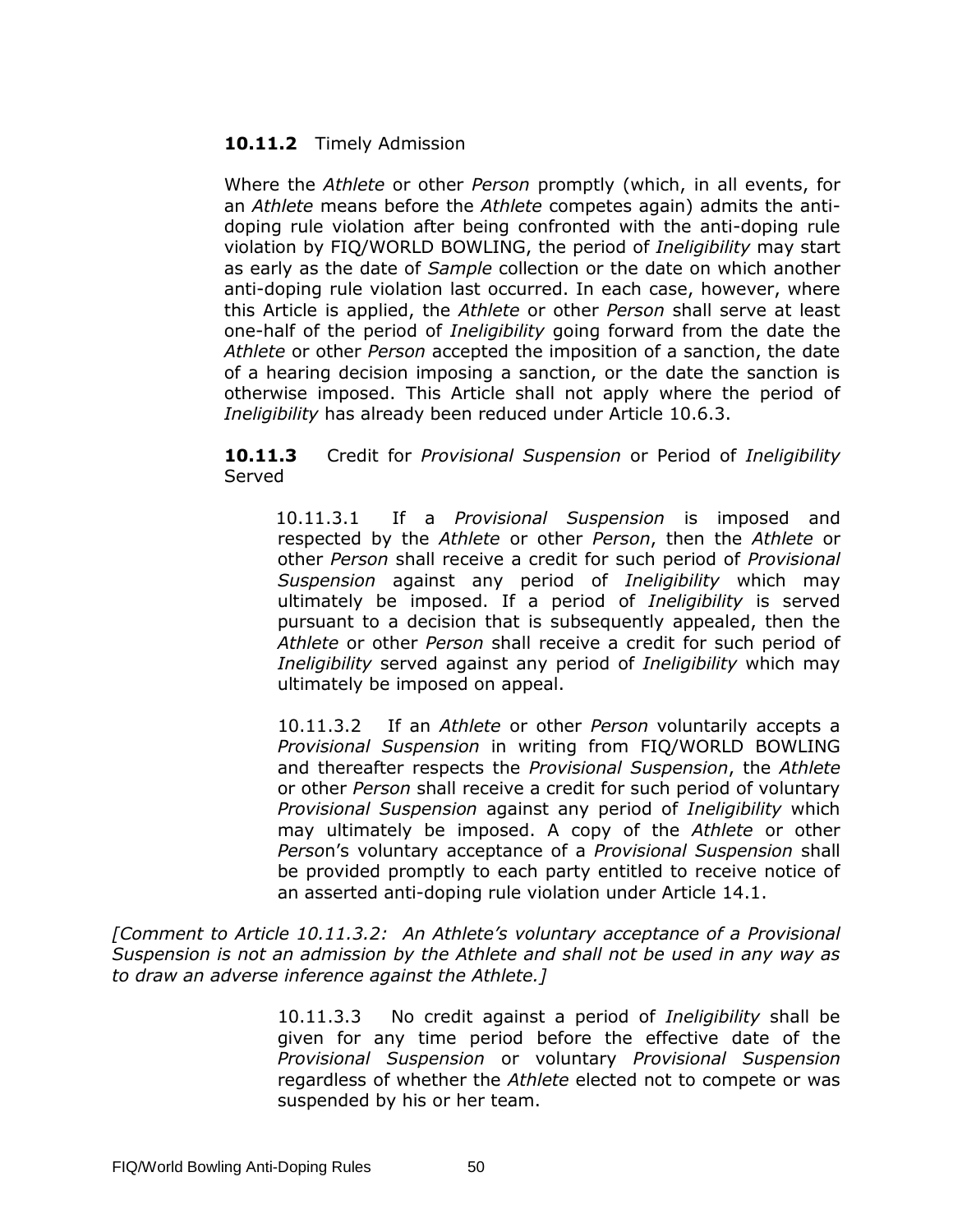**10.11.2** Timely Admission

Where the *Athlete* or other *Person* promptly (which, in all events, for an *Athlete* means before the *Athlete* competes again) admits the anti-doping rule violation after being confronted with the anti-doping rule violation by FIQ/WORLD BOWLING, the period of *Ineligibility* may start as early as the date of *Sample* collection or the date on which another anti-doping rule violation last occurred. In each case, however, where this Article is applied, the *Athlete* or other *Person* shall serve at least one-half of the period of *Ineligibility* going forward from the date the *Athlete* or other *Person* accepted the imposition of a sanction, the date of a hearing decision imposing a sanction, or the date the sanction is otherwise imposed. This Article shall not apply where the period of *Ineligibility* has already been reduced under Article 10.6.3.

**10.11.3** Credit for *Provisional Suspension* or Period of *Ineligibility* Served

10.11.3.1 If a *Provisional Suspension* is imposed and respected by the *Athlete* or other *Person*, then the *Athlete* or other *Person* shall receive a credit for such period of *Provisional Suspension* against any period of *Ineligibility* which may ultimately be imposed. If a period of *Ineligibility* is served pursuant to a decision that is subsequently appealed, then the *Athlete* or other *Person* shall receive a credit for such period of *Ineligibility* served against any period of *Ineligibility* which may ultimately be imposed on appeal.

10.11.3.2 If an *Athlete* or other *Person* voluntarily accepts a *Provisional Suspension* in writing from FIQ/WORLD BOWLING and thereafter respects the *Provisional Suspension*, the *Athlete* or other *Person* shall receive a credit for such period of voluntary *Provisional Suspension* against any period of *Ineligibility* which may ultimately be imposed. A copy of the *Athlete* or other *Person*'s voluntary acceptance of a *Provisional Suspension* shall be provided promptly to each party entitled to receive notice of an asserted anti-doping rule violation under Article 14.1.

*[Comment to Article 10.11.3.2: An Athlete's voluntary acceptance of a Provisional Suspension is not an admission by the Athlete and shall not be used in any way as to draw an adverse inference against the Athlete.]*

10.11.3.3 No credit against a period of *Ineligibility* shall be given for any time period before the effective date of the *Provisional Suspension* or voluntary *Provisional Suspension* regardless of whether the *Athlete* elected not to compete or was suspended by his or her team.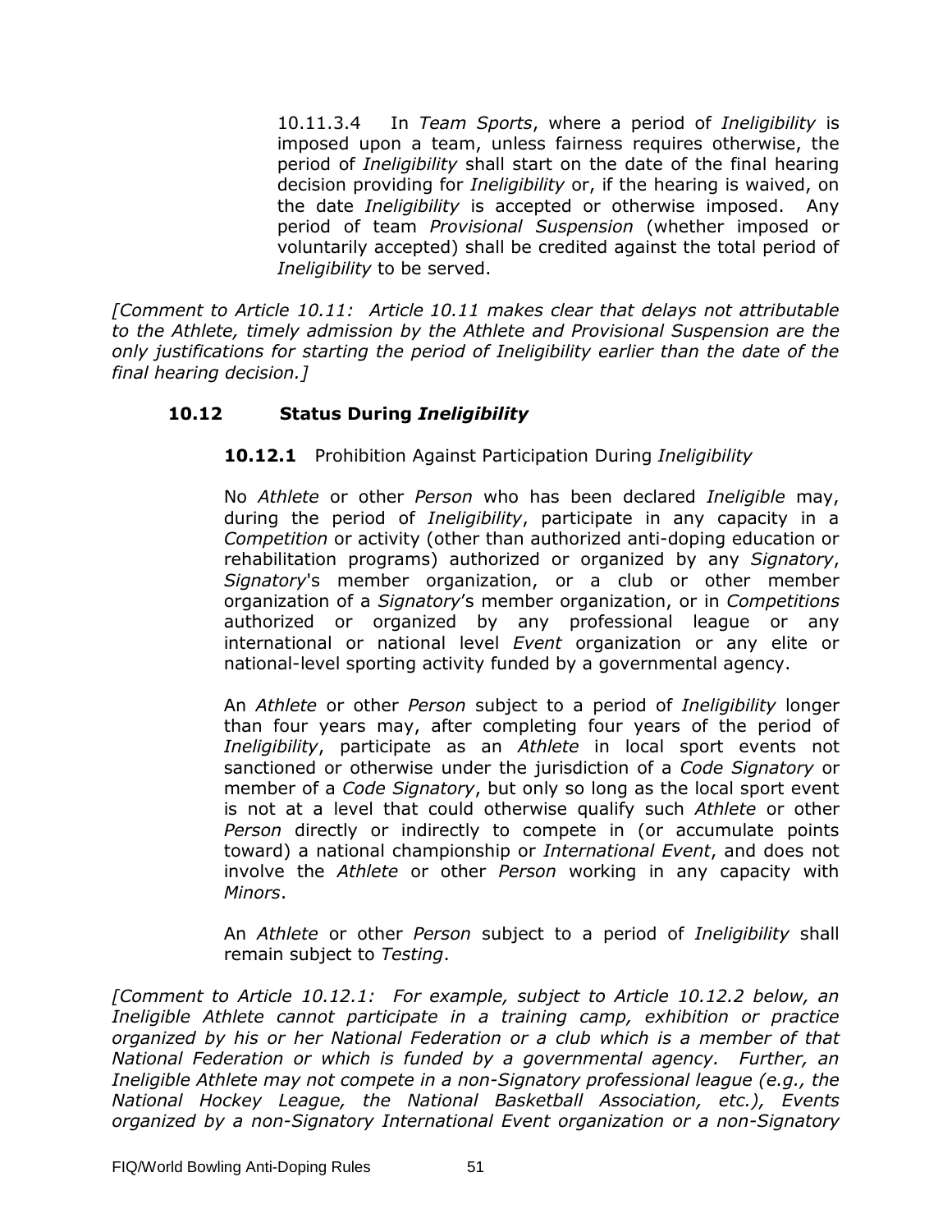10.11.3.4 In *Team Sports*, where a period of *Ineligibility* is imposed upon a team, unless fairness requires otherwise, the period of *Ineligibility* shall start on the date of the final hearing decision providing for *Ineligibility* or, if the hearing is waived, on the date *Ineligibility* is accepted or otherwise imposed. Any period of team *Provisional Suspension* (whether imposed or voluntarily accepted) shall be credited against the total period of *Ineligibility* to be served.

*[Comment to Article 10.11: Article 10.11 makes clear that delays not attributable to the Athlete, timely admission by the Athlete and Provisional Suspension are the only justifications for starting the period of Ineligibility earlier than the date of the final hearing decision.]*

### 10.12 Status During *Ineligibility*

**10.12.1** Prohibition Against Participation During *Ineligibility*

No *Athlete* or other *Person* who has been declared *Ineligible* may, during the period of *Ineligibility*, participate in any capacity in a *Competition* or activity (other than authorized anti-doping education or rehabilitation programs) authorized or organized by any *Signatory*, *Signatory*'s member organization, or a club or other member organization of a *Signatory*'s member organization, or in *Competitions* authorized or organized by any professional league or any international or national level *Event* organization or any elite or national-level sporting activity funded by a governmental agency.

An *Athlete* or other *Person* subject to a period of *Ineligibility* longer than four years may, after completing four years of the period of *Ineligibility*, participate as an *Athlete* in local sport events not sanctioned or otherwise under the jurisdiction of a *Code Signatory* or member of a *Code Signatory*, but only so long as the local sport event is not at a level that could otherwise qualify such *Athlete* or other *Person* directly or indirectly to compete in (or accumulate points toward) a national championship or *International Event*, and does not involve the *Athlete* or other *Person* working in any capacity with *Minors*.

An *Athlete* or other *Person* subject to a period of *Ineligibility* shall remain subject to *Testing*.

*[Comment to Article 10.12.1: For example, subject to Article 10.12.2 below, an Ineligible Athlete cannot participate in a training camp, exhibition or practice organized by his or her National Federation or a club which is a member of that National Federation or which is funded by a governmental agency. Further, an Ineligible Athlete may not compete in a non-Signatory professional league (e.g., the National Hockey League, the National Basketball Association, etc.), Events organized by a non-Signatory International Event organization or a non-Signatory*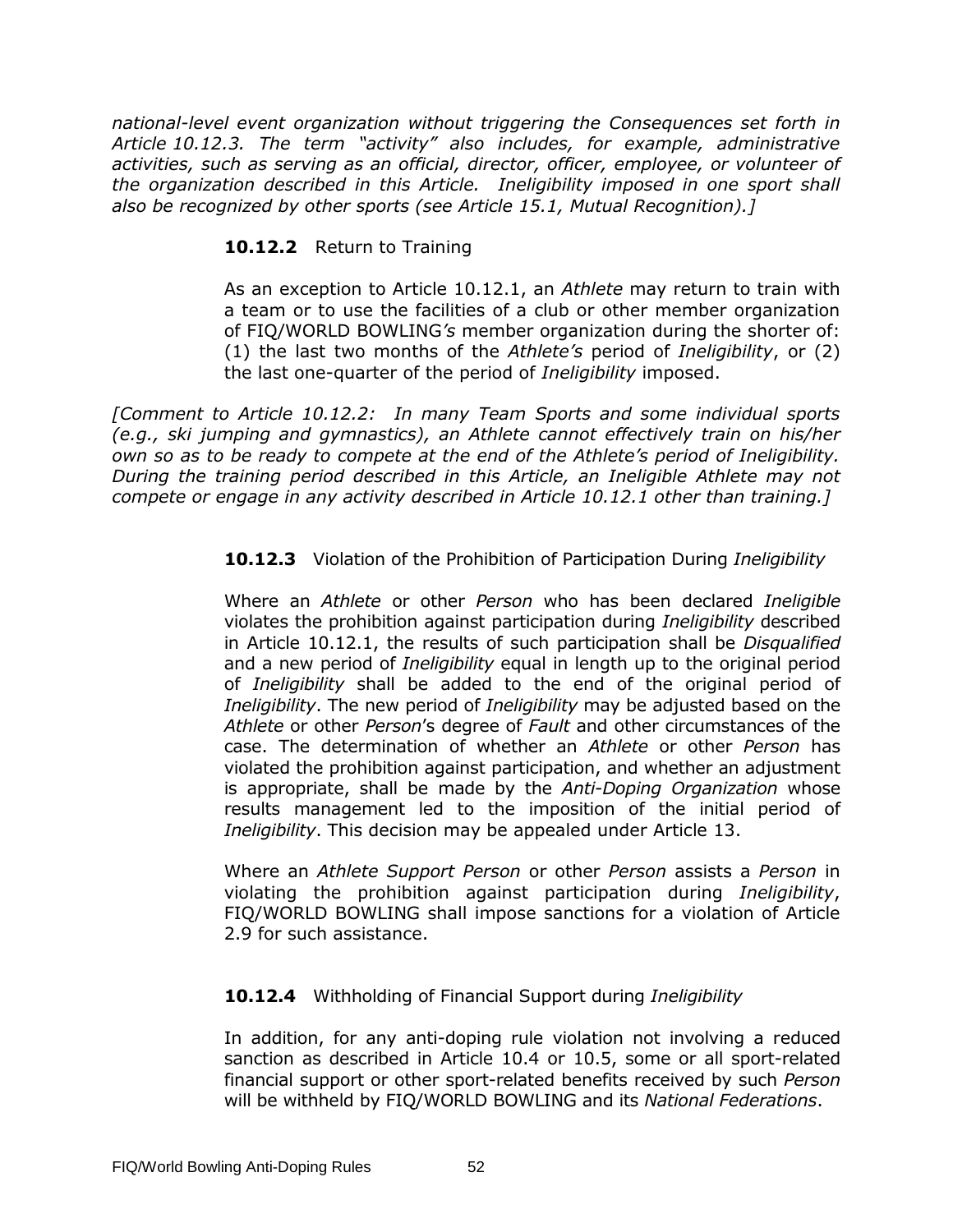*national-level event organization without triggering the Consequences set forth in Article 10.12.3. The term "activity" also includes, for example, administrative activities, such as serving as an official, director, officer, employee, or volunteer of the organization described in this Article. Ineligibility imposed in one sport shall also be recognized by other sports (see Article 15.1, Mutual Recognition).]*

**10.12.2** Return to Training

As an exception to Article 10.12.1, an *Athlete* may return to train with a team or to use the facilities of a club or other member organization of FIQ/WORLD BOWLING*'s* member organization during the shorter of: (1) the last two months of the *Athlete's* period of *Ineligibility*, or (2) the last one-quarter of the period of *Ineligibility* imposed.

*[Comment to Article 10.12.2: In many Team Sports and some individual sports (e.g., ski jumping and gymnastics), an Athlete cannot effectively train on his/her own so as to be ready to compete at the end of the Athlete's period of Ineligibility. During the training period described in this Article, an Ineligible Athlete may not compete or engage in any activity described in Article 10.12.1 other than training.]*

**10.12.3** Violation of the Prohibition of Participation During *Ineligibility*

Where an *Athlete* or other *Person* who has been declared *Ineligible* violates the prohibition against participation during *Ineligibility* described in Article 10.12.1, the results of such participation shall be *Disqualified* and a new period of *Ineligibility* equal in length up to the original period of *Ineligibility* shall be added to the end of the original period of *Ineligibility*. The new period of *Ineligibility* may be adjusted based on the *Athlete* or other *Person*'s degree of *Fault* and other circumstances of the case. The determination of whether an *Athlete* or other *Person* has violated the prohibition against participation, and whether an adjustment is appropriate, shall be made by the *Anti-Doping Organization* whose results management led to the imposition of the initial period of *Ineligibility*. This decision may be appealed under Article 13.

Where an *Athlete Support Person* or other *Person* assists a *Person* in violating the prohibition against participation during *Ineligibility*, FIQ/WORLD BOWLING shall impose sanctions for a violation of Article 2.9 for such assistance.

**10.12.4** Withholding of Financial Support during *Ineligibility*

In addition, for any anti-doping rule violation not involving a reduced sanction as described in Article 10.4 or 10.5, some or all sport-related financial support or other sport-related benefits received by such *Person* will be withheld by FIQ/WORLD BOWLING and its *National Federations*.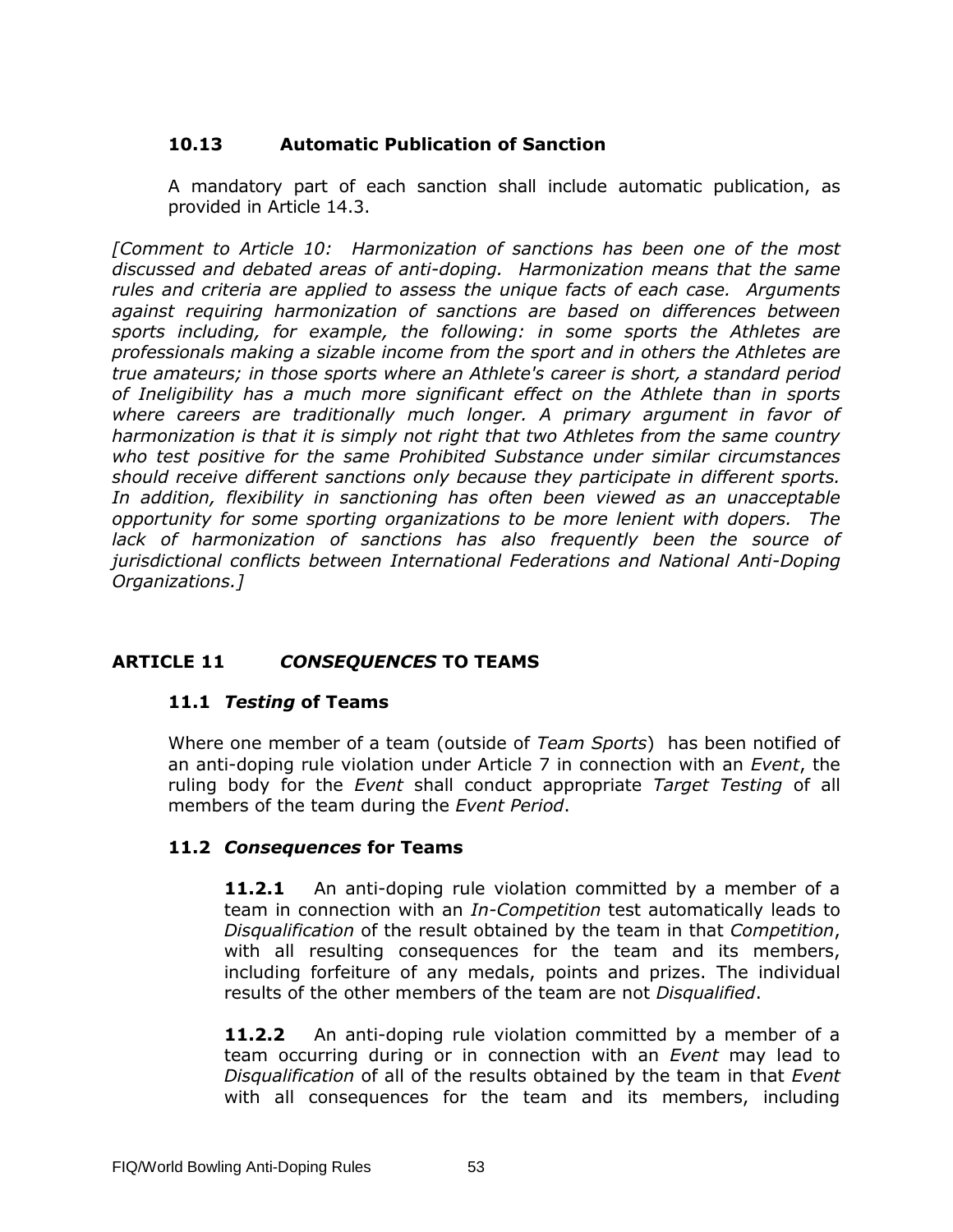### 10.13 Automatic Publication of Sanction

A mandatory part of each sanction shall include automatic publication, as provided in Article 14.3.

*[Comment to Article 10: Harmonization of sanctions has been one of the most discussed and debated areas of anti-doping. Harmonization means that the same rules and criteria are applied to assess the unique facts of each case. Arguments against requiring harmonization of sanctions are based on differences between sports including, for example, the following: in some sports the Athletes are professionals making a sizable income from the sport and in others the Athletes are true amateurs; in those sports where an Athlete's career is short, a standard period of Ineligibility has a much more significant effect on the Athlete than in sports where careers are traditionally much longer. A primary argument in favor of harmonization is that it is simply not right that two Athletes from the same country who test positive for the same Prohibited Substance under similar circumstances should receive different sanctions only because they participate in different sports. In addition, flexibility in sanctioning has often been viewed as an unacceptable opportunity for some sporting organizations to be more lenient with dopers. The lack of harmonization of sanctions has also frequently been the source of jurisdictional conflicts between International Federations and National Anti-Doping Organizations.]*

## ARTICLE 11 *CONSEQUENCES* TO TEAMS

### 11.1 *Testing* of Teams

Where one member of a team (outside of *Team Sports*) has been notified of an anti-doping rule violation under Article 7 in connection with an *Event*, the ruling body for the *Event* shall conduct appropriate *Target Testing* of all members of the team during the *Event Period*.

### 11.2 *Consequences* for Teams

**11.2.1** An anti-doping rule violation committed by a member of a team in connection with an *In-Competition* test automatically leads to *Disqualification* of the result obtained by the team in that *Competition*, with all resulting consequences for the team and its members, including forfeiture of any medals, points and prizes. The individual results of the other members of the team are not *Disqualified*.

**11.2.2** An anti-doping rule violation committed by a member of a team occurring during or in connection with an *Event* may lead to *Disqualification* of all of the results obtained by the team in that *Event* with all consequences for the team and its members, including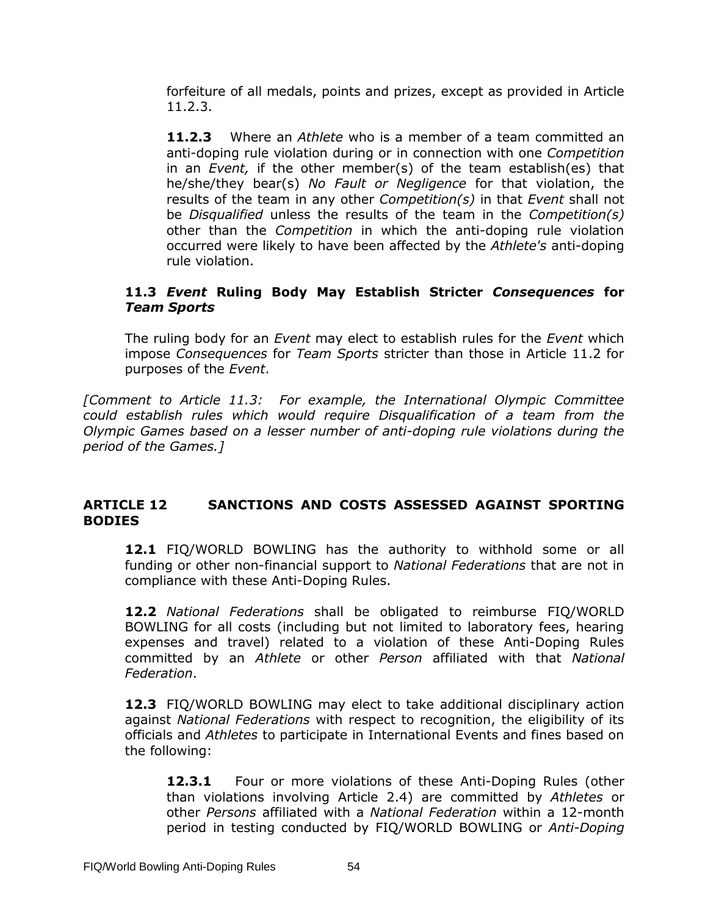forfeiture of all medals, points and prizes, except as provided in Article 11.2.3.

**11.2.3** Where an *Athlete* who is a member of a team committed an anti-doping rule violation during or in connection with one *Competition* in an *Event,* if the other member(s) of the team establish(es) that he/she/they bear(s) *No Fault or Negligence* for that violation, the results of the team in any other *Competition(s)* in that *Event* shall not be *Disqualified* unless the results of the team in the *Competition(s)* other than the *Competition* in which the anti-doping rule violation occurred were likely to have been affected by the *Athlete's* anti-doping rule violation.

### 11.3 *Event* Ruling Body May Establish Stricter *Consequences* for *Team Sports*

The ruling body for an *Event* may elect to establish rules for the *Event* which impose *Consequences* for *Team Sports* stricter than those in Article 11.2 for purposes of the *Event*.

*[Comment to Article 11.3: For example, the International Olympic Committee could establish rules which would require Disqualification of a team from the Olympic Games based on a lesser number of anti-doping rule violations during the period of the Games.]*

## ARTICLE 12 SANCTIONS AND COSTS ASSESSED AGAINST SPORTING BODIES

**12.1** FIQ/WORLD BOWLING has the authority to withhold some or all funding or other non-financial support to *National Federations* that are not in compliance with these Anti-Doping Rules.

**12.2** *National Federations* shall be obligated to reimburse FIQ/WORLD BOWLING for all costs (including but not limited to laboratory fees, hearing expenses and travel) related to a violation of these Anti-Doping Rules committed by an *Athlete* or other *Person* affiliated with that *National Federation*.

**12.3** FIQ/WORLD BOWLING may elect to take additional disciplinary action against *National Federations* with respect to recognition, the eligibility of its officials and *Athletes* to participate in International Events and fines based on the following:

**12.3.1** Four or more violations of these Anti-Doping Rules (other than violations involving Article 2.4) are committed by *Athletes* or other *Persons* affiliated with a *National Federation* within a 12-month period in testing conducted by FIQ/WORLD BOWLING or *Anti-Doping*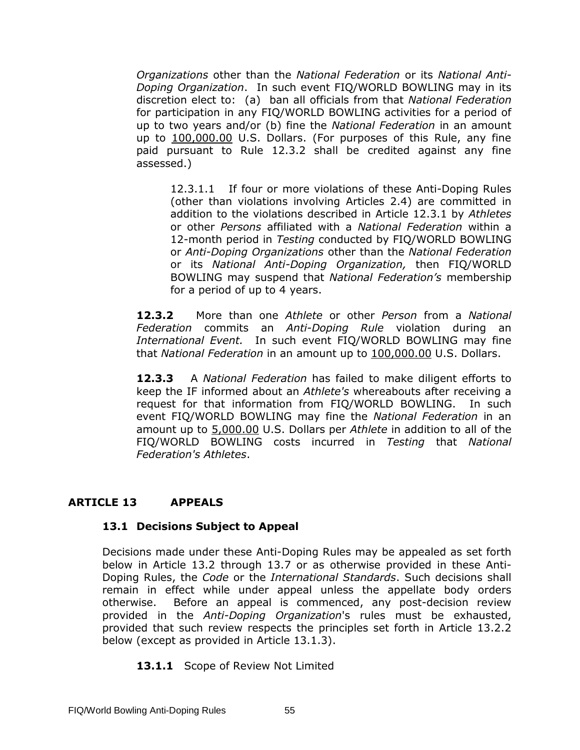*Organizations* other than the *National Federation* or its *National Anti-Doping Organization*. In such event FIQ/WORLD BOWLING may in its discretion elect to: (a) ban all officials from that *National Federation* for participation in any FIQ/WORLD BOWLING activities for a period of up to two years and/or (b) fine the *National Federation* in an amount up to <u>100,000.00</u> U.S. Dollars. (For purposes of this Rule, any fine paid pursuant to Rule 12.3.2 shall be credited against any fine assessed.)

12.3.1.1 If four or more violations of these Anti-Doping Rules (other than violations involving Articles 2.4) are committed in addition to the violations described in Article 12.3.1 by *Athletes* or other *Persons* affiliated with a *National Federation* within a 12-month period in *Testing* conducted by FIQ/WORLD BOWLING or *Anti-Doping Organizations* other than the *National Federation* or its *National Anti-Doping Organization,* then FIQ/WORLD BOWLING may suspend that *National Federation's* membership for a period of up to 4 years.

**12.3.2** More than one *Athlete* or other *Person* from a *National Federation* commits an *Anti-Doping Rule* violation during an *International Event.* In such event FIQ/WORLD BOWLING may fine that *National Federation* in an amount up to <u>100,000.00</u> U.S. Dollars.

**12.3.3** A *National Federation* has failed to make diligent efforts to keep the IF informed about an *Athlete's* whereabouts after receiving a request for that information from FIQ/WORLD BOWLING. In such event FIQ/WORLD BOWLING may fine the *National Federation* in an amount up to <u>5,000.00</u> U.S. Dollars per *Athlete* in addition to all of the FIQ/WORLD BOWLING costs incurred in *Testing* that *National Federation's Athletes*.

## ARTICLE 13 APPEALS

### 13.1 Decisions Subject to Appeal

Decisions made under these Anti-Doping Rules may be appealed as set forth below in Article 13.2 through 13.7 or as otherwise provided in these Anti-Doping Rules, the *Code* or the *International Standards*. Such decisions shall remain in effect while under appeal unless the appellate body orders otherwise. Before an appeal is commenced, any post-decision review provided in the *Anti-Doping Organization*'s rules must be exhausted, provided that such review respects the principles set forth in Article 13.2.2 below (except as provided in Article 13.1.3).

**13.1.1** Scope of Review Not Limited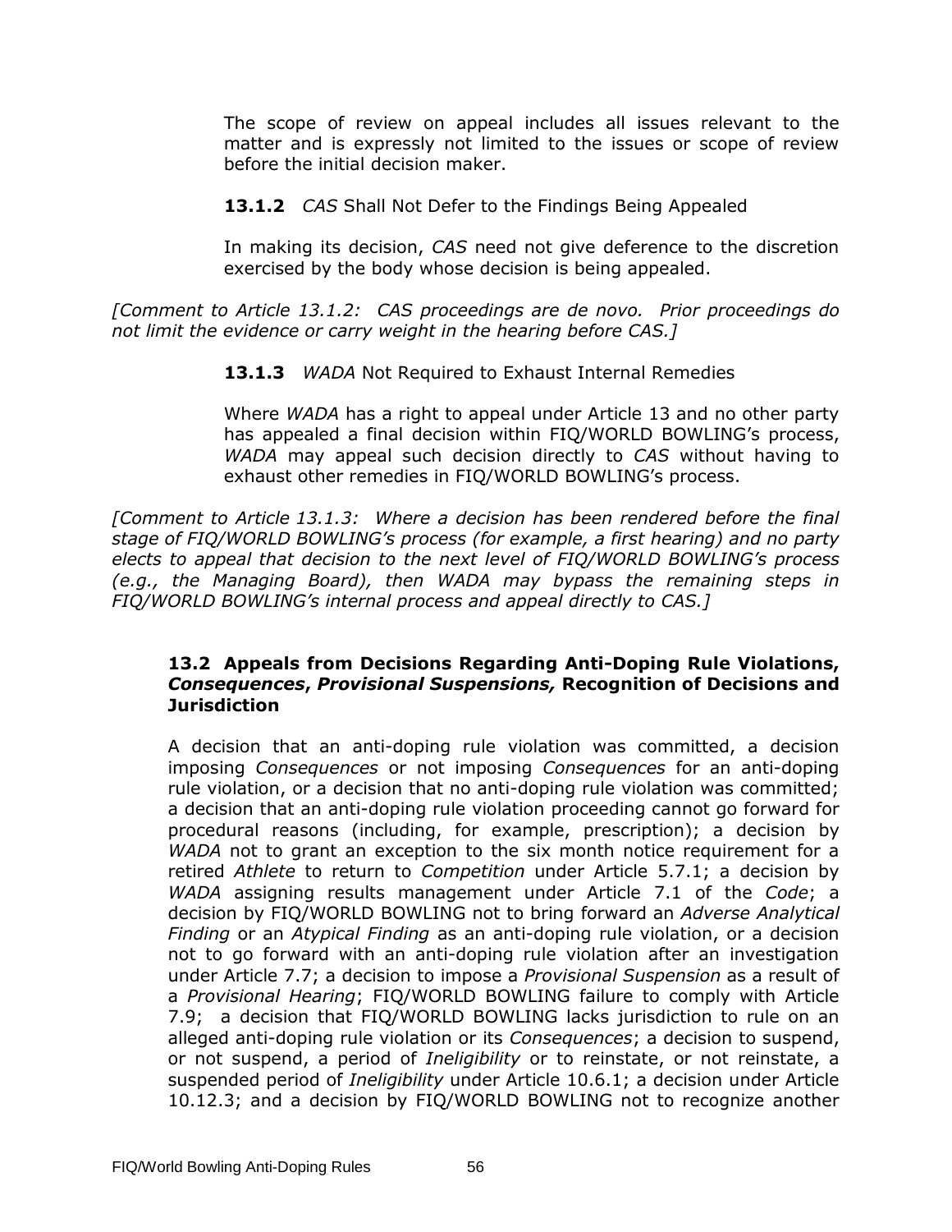The scope of review on appeal includes all issues relevant to the matter and is expressly not limited to the issues or scope of review before the initial decision maker.

**13.1.2** *CAS* Shall Not Defer to the Findings Being Appealed

In making its decision, *CAS* need not give deference to the discretion exercised by the body whose decision is being appealed.

*[Comment to Article 13.1.2: CAS proceedings are de novo. Prior proceedings do not limit the evidence or carry weight in the hearing before CAS.]*

**13.1.3** *WADA* Not Required to Exhaust Internal Remedies

Where *WADA* has a right to appeal under Article 13 and no other party has appealed a final decision within FIQ/WORLD BOWLING's process, *WADA* may appeal such decision directly to *CAS* without having to exhaust other remedies in FIQ/WORLD BOWLING's process.

*[Comment to Article 13.1.3: Where a decision has been rendered before the final stage of FIQ/WORLD BOWLING's process (for example, a first hearing) and no party elects to appeal that decision to the next level of FIQ/WORLD BOWLING's process (e.g., the Managing Board), then WADA may bypass the remaining steps in FIQ/WORLD BOWLING's internal process and appeal directly to CAS.]*

### 13.2 Appeals from Decisions Regarding Anti-Doping Rule Violations, *Consequences*, *Provisional Suspensions,* Recognition of Decisions and Jurisdiction

A decision that an anti-doping rule violation was committed, a decision imposing *Consequences* or not imposing *Consequences* for an anti-doping rule violation, or a decision that no anti-doping rule violation was committed; a decision that an anti-doping rule violation proceeding cannot go forward for procedural reasons (including, for example, prescription); a decision by *WADA* not to grant an exception to the six month notice requirement for a retired *Athlete* to return to *Competition* under Article 5.7.1; a decision by *WADA* assigning results management under Article 7.1 of the *Code*; a decision by FIQ/WORLD BOWLING not to bring forward an *Adverse Analytical Finding* or an *Atypical Finding* as an anti-doping rule violation, or a decision not to go forward with an anti-doping rule violation after an investigation under Article 7.7; a decision to impose a *Provisional Suspension* as a result of a *Provisional Hearing*; FIQ/WORLD BOWLING failure to comply with Article 7.9; a decision that FIQ/WORLD BOWLING lacks jurisdiction to rule on an alleged anti-doping rule violation or its *Consequences*; a decision to suspend, or not suspend, a period of *Ineligibility* or to reinstate, or not reinstate, a suspended period of *Ineligibility* under Article 10.6.1; a decision under Article 10.12.3; and a decision by FIQ/WORLD BOWLING not to recognize another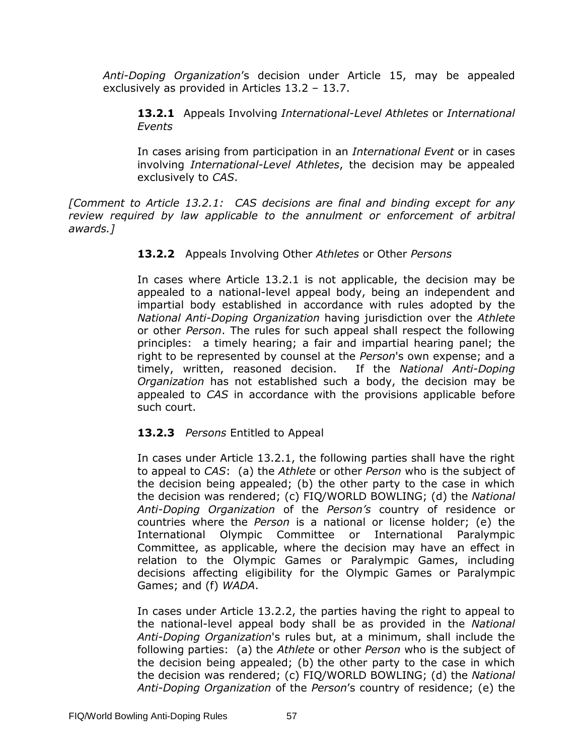*Anti-Doping Organization*'s decision under Article 15, may be appealed exclusively as provided in Articles 13.2 – 13.7.

**13.2.1** Appeals Involving *International-Level Athletes* or *International Events*

In cases arising from participation in an *International Event* or in cases involving *International-Level Athletes*, the decision may be appealed exclusively to *CAS*.

*[Comment to Article 13.2.1: CAS decisions are final and binding except for any review required by law applicable to the annulment or enforcement of arbitral awards.]*

**13.2.2** Appeals Involving Other *Athletes* or Other *Persons*

In cases where Article 13.2.1 is not applicable, the decision may be appealed to a national-level appeal body, being an independent and impartial body established in accordance with rules adopted by the *National Anti-Doping Organization* having jurisdiction over the *Athlete* or other *Person*. The rules for such appeal shall respect the following principles: a timely hearing; a fair and impartial hearing panel; the right to be represented by counsel at the *Person*'s own expense; and a timely, written, reasoned decision. If the *National Anti-Doping Organization* has not established such a body, the decision may be appealed to *CAS* in accordance with the provisions applicable before such court.

**13.2.3** *Persons* Entitled to Appeal

In cases under Article 13.2.1, the following parties shall have the right to appeal to *CAS*: (a) the *Athlete* or other *Person* who is the subject of the decision being appealed; (b) the other party to the case in which the decision was rendered; (c) FIQ/WORLD BOWLING; (d) the *National Anti-Doping Organization* of the *Person's* country of residence or countries where the *Person* is a national or license holder; (e) the International Olympic Committee or International Paralympic Committee, as applicable, where the decision may have an effect in relation to the Olympic Games or Paralympic Games, including decisions affecting eligibility for the Olympic Games or Paralympic Games; and (f) *WADA*.

In cases under Article 13.2.2, the parties having the right to appeal to the national-level appeal body shall be as provided in the *National Anti-Doping Organization*'s rules but, at a minimum, shall include the following parties: (a) the *Athlete* or other *Person* who is the subject of the decision being appealed; (b) the other party to the case in which the decision was rendered; (c) FIQ/WORLD BOWLING; (d) the *National Anti-Doping Organization* of the *Person*'s country of residence; (e) the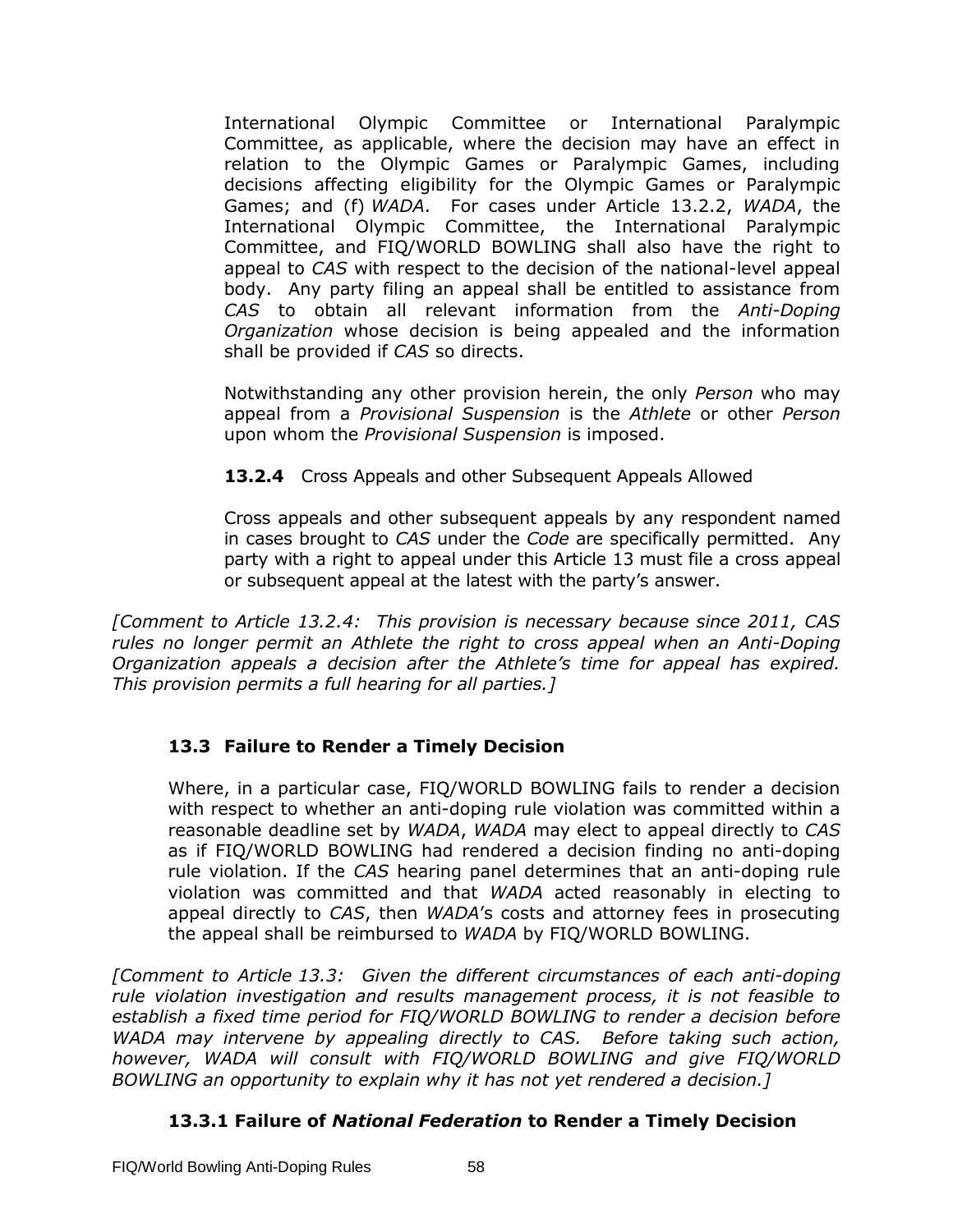International Olympic Committee or International Paralympic Committee, as applicable, where the decision may have an effect in relation to the Olympic Games or Paralympic Games, including decisions affecting eligibility for the Olympic Games or Paralympic Games; and (f) *WADA*. For cases under Article 13.2.2, *WADA*, the International Olympic Committee, the International Paralympic Committee, and FIQ/WORLD BOWLING shall also have the right to appeal to *CAS* with respect to the decision of the national-level appeal body. Any party filing an appeal shall be entitled to assistance from *CAS* to obtain all relevant information from the *Anti-Doping Organization* whose decision is being appealed and the information shall be provided if *CAS* so directs.

Notwithstanding any other provision herein, the only *Person* who may appeal from a *Provisional Suspension* is the *Athlete* or other *Person* upon whom the *Provisional Suspension* is imposed.

**13.2.4** Cross Appeals and other Subsequent Appeals Allowed

Cross appeals and other subsequent appeals by any respondent named in cases brought to *CAS* under the *Code* are specifically permitted. Any party with a right to appeal under this Article 13 must file a cross appeal or subsequent appeal at the latest with the party's answer.

*[Comment to Article 13.2.4: This provision is necessary because since 2011, CAS rules no longer permit an Athlete the right to cross appeal when an Anti-Doping Organization appeals a decision after the Athlete's time for appeal has expired. This provision permits a full hearing for all parties.]*

### 13.3 Failure to Render a Timely Decision

Where, in a particular case, FIQ/WORLD BOWLING fails to render a decision with respect to whether an anti-doping rule violation was committed within a reasonable deadline set by *WADA*, *WADA* may elect to appeal directly to *CAS* as if FIQ/WORLD BOWLING had rendered a decision finding no anti-doping rule violation. If the *CAS* hearing panel determines that an anti-doping rule violation was committed and that *WADA* acted reasonably in electing to appeal directly to *CAS*, then *WADA*'s costs and attorney fees in prosecuting the appeal shall be reimbursed to *WADA* by FIQ/WORLD BOWLING.

*[Comment to Article 13.3: Given the different circumstances of each anti-doping rule violation investigation and results management process, it is not feasible to establish a fixed time period for FIQ/WORLD BOWLING to render a decision before WADA may intervene by appealing directly to CAS. Before taking such action, however, WADA will consult with FIQ/WORLD BOWLING and give FIQ/WORLD BOWLING an opportunity to explain why it has not yet rendered a decision.]*

#### 13.3.1 Failure of *National Federation* to Render a Timely Decision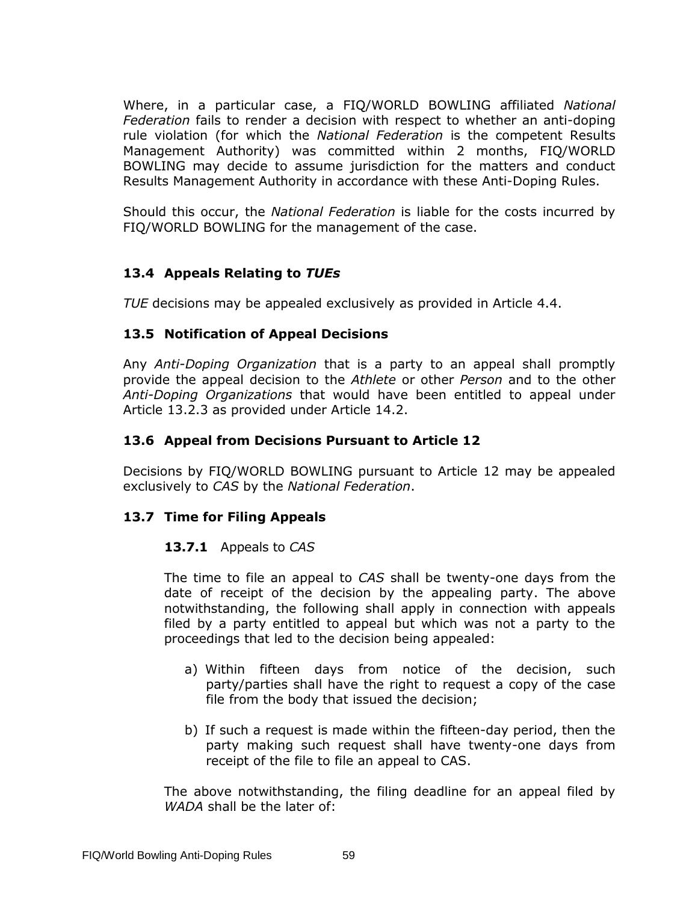Where, in a particular case, a FIQ/WORLD BOWLING affiliated *National Federation* fails to render a decision with respect to whether an anti-doping rule violation (for which the *National Federation* is the competent Results Management Authority) was committed within 2 months, FIQ/WORLD BOWLING may decide to assume jurisdiction for the matters and conduct Results Management Authority in accordance with these Anti-Doping Rules.

Should this occur, the *National Federation* is liable for the costs incurred by FIQ/WORLD BOWLING for the management of the case.

### 13.4 Appeals Relating to *TUEs*

*TUE* decisions may be appealed exclusively as provided in Article 4.4.

### 13.5 Notification of Appeal Decisions

Any *Anti-Doping Organization* that is a party to an appeal shall promptly provide the appeal decision to the *Athlete* or other *Person* and to the other *Anti-Doping Organizations* that would have been entitled to appeal under Article 13.2.3 as provided under Article 14.2.

### 13.6 Appeal from Decisions Pursuant to Article 12

Decisions by FIQ/WORLD BOWLING pursuant to Article 12 may be appealed exclusively to *CAS* by the *National Federation*.

### 13.7 Time for Filing Appeals

#### 13.7.1 Appeals to *CAS*

The time to file an appeal to *CAS* shall be twenty-one days from the date of receipt of the decision by the appealing party. The above notwithstanding, the following shall apply in connection with appeals filed by a party entitled to appeal but which was not a party to the proceedings that led to the decision being appealed:

a) Within fifteen days from notice of the decision, such party/parties shall have the right to request a copy of the case file from the body that issued the decision;

b) If such a request is made within the fifteen-day period, then the party making such request shall have twenty-one days from receipt of the file to file an appeal to CAS.

The above notwithstanding, the filing deadline for an appeal filed by *WADA* shall be the later of: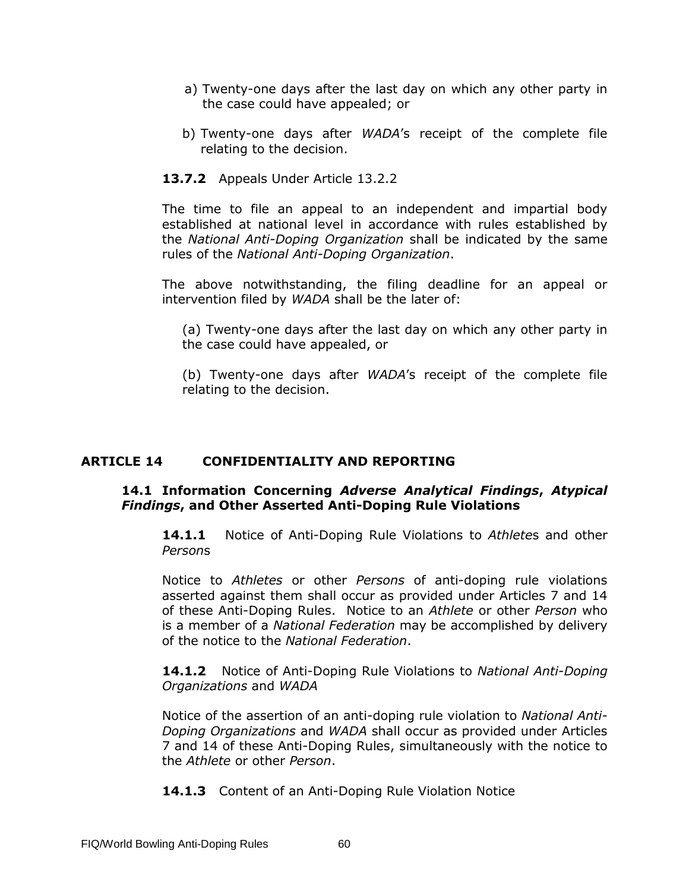a) Twenty-one days after the last day on which any other party in the case could have appealed; or

b) Twenty-one days after *WADA*'s receipt of the complete file relating to the decision.

**13.7.2** Appeals Under Article 13.2.2

The time to file an appeal to an independent and impartial body established at national level in accordance with rules established by the *National Anti-Doping Organization* shall be indicated by the same rules of the *National Anti-Doping Organization*.

The above notwithstanding, the filing deadline for an appeal or intervention filed by *WADA* shall be the later of:

(a) Twenty-one days after the last day on which any other party in the case could have appealed, or

(b) Twenty-one days after *WADA*'s receipt of the complete file relating to the decision.

## ARTICLE 14 CONFIDENTIALITY AND REPORTING

### 14.1 Information Concerning *Adverse Analytical Findings*, *Atypical Findings*, and Other Asserted Anti-Doping Rule Violations

**14.1.1** Notice of Anti-Doping Rule Violations to *Athlete*s and other *Person*s

Notice to *Athletes* or other *Persons* of anti-doping rule violations asserted against them shall occur as provided under Articles 7 and 14 of these Anti-Doping Rules. Notice to an *Athlete* or other *Person* who is a member of a *National Federation* may be accomplished by delivery of the notice to the *National Federation*.

**14.1.2** Notice of Anti-Doping Rule Violations to *National Anti-Doping Organizations* and *WADA*

Notice of the assertion of an anti-doping rule violation to *National Anti-Doping Organizations* and *WADA* shall occur as provided under Articles 7 and 14 of these Anti-Doping Rules, simultaneously with the notice to the *Athlete* or other *Person*.

**14.1.3** Content of an Anti-Doping Rule Violation Notice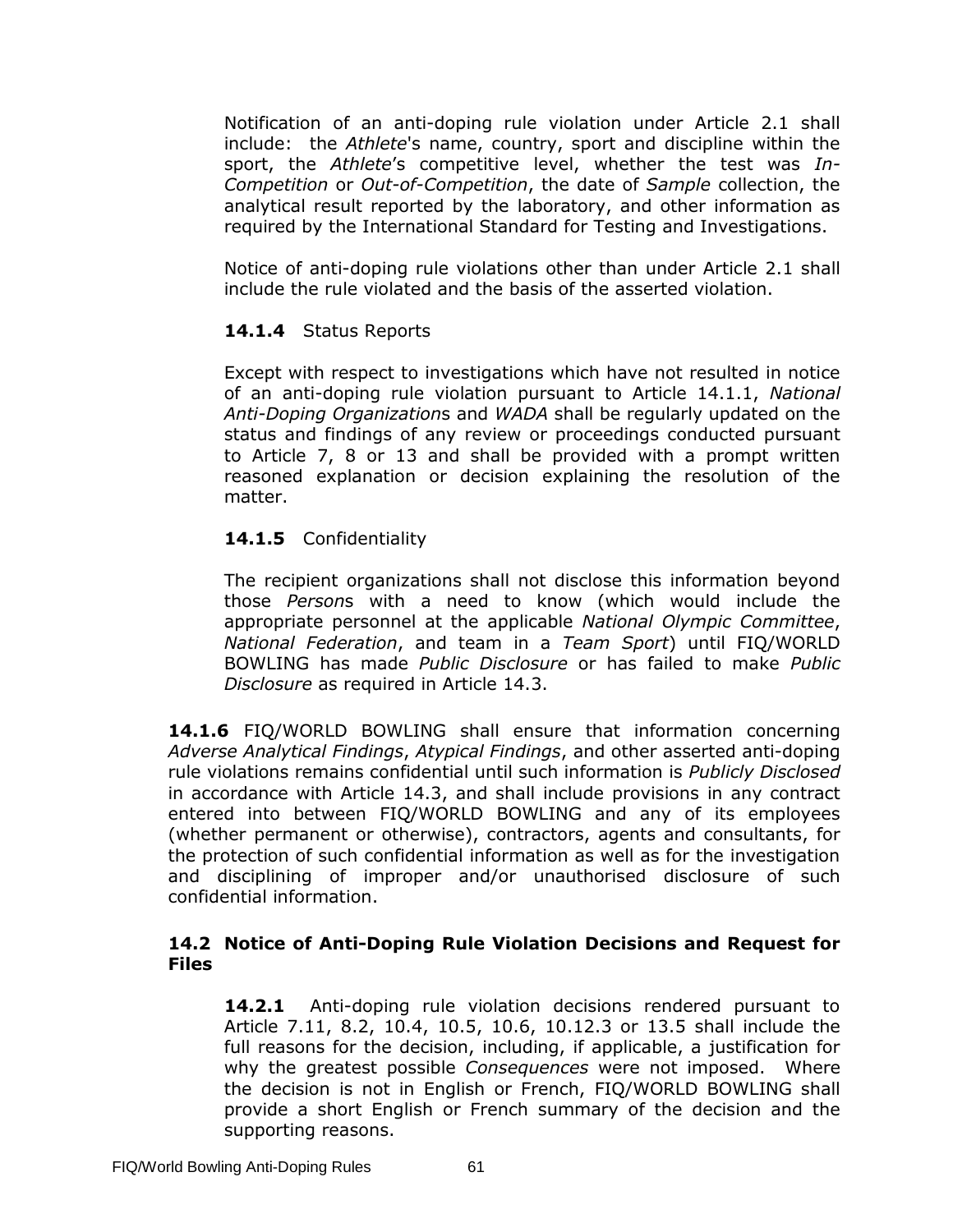Notification of an anti-doping rule violation under Article 2.1 shall include: the *Athlete*'s name, country, sport and discipline within the sport, the *Athlete*'s competitive level, whether the test was *In-Competition* or *Out-of-Competition*, the date of *Sample* collection, the analytical result reported by the laboratory, and other information as required by the International Standard for Testing and Investigations.

Notice of anti-doping rule violations other than under Article 2.1 shall include the rule violated and the basis of the asserted violation.

**14.1.4** Status Reports

Except with respect to investigations which have not resulted in notice of an anti-doping rule violation pursuant to Article 14.1.1, *National Anti-Doping Organization*s and *WADA* shall be regularly updated on the status and findings of any review or proceedings conducted pursuant to Article 7, 8 or 13 and shall be provided with a prompt written reasoned explanation or decision explaining the resolution of the matter.

**14.1.5** Confidentiality

The recipient organizations shall not disclose this information beyond those *Person*s with a need to know (which would include the appropriate personnel at the applicable *National Olympic Committee*, *National Federation*, and team in a *Team Sport*) until FIQ/WORLD BOWLING has made *Public Disclosure* or has failed to make *Public Disclosure* as required in Article 14.3.

**14.1.6** FIQ/WORLD BOWLING shall ensure that information concerning *Adverse Analytical Findings*, *Atypical Findings*, and other asserted anti-doping rule violations remains confidential until such information is *Publicly Disclosed* in accordance with Article 14.3, and shall include provisions in any contract entered into between FIQ/WORLD BOWLING and any of its employees (whether permanent or otherwise), contractors, agents and consultants, for the protection of such confidential information as well as for the investigation and disciplining of improper and/or unauthorised disclosure of such confidential information.

### 14.2 Notice of Anti-Doping Rule Violation Decisions and Request for Files

**14.2.1** Anti-doping rule violation decisions rendered pursuant to Article 7.11, 8.2, 10.4, 10.5, 10.6, 10.12.3 or 13.5 shall include the full reasons for the decision, including, if applicable, a justification for why the greatest possible *Consequences* were not imposed. Where the decision is not in English or French, FIQ/WORLD BOWLING shall provide a short English or French summary of the decision and the supporting reasons.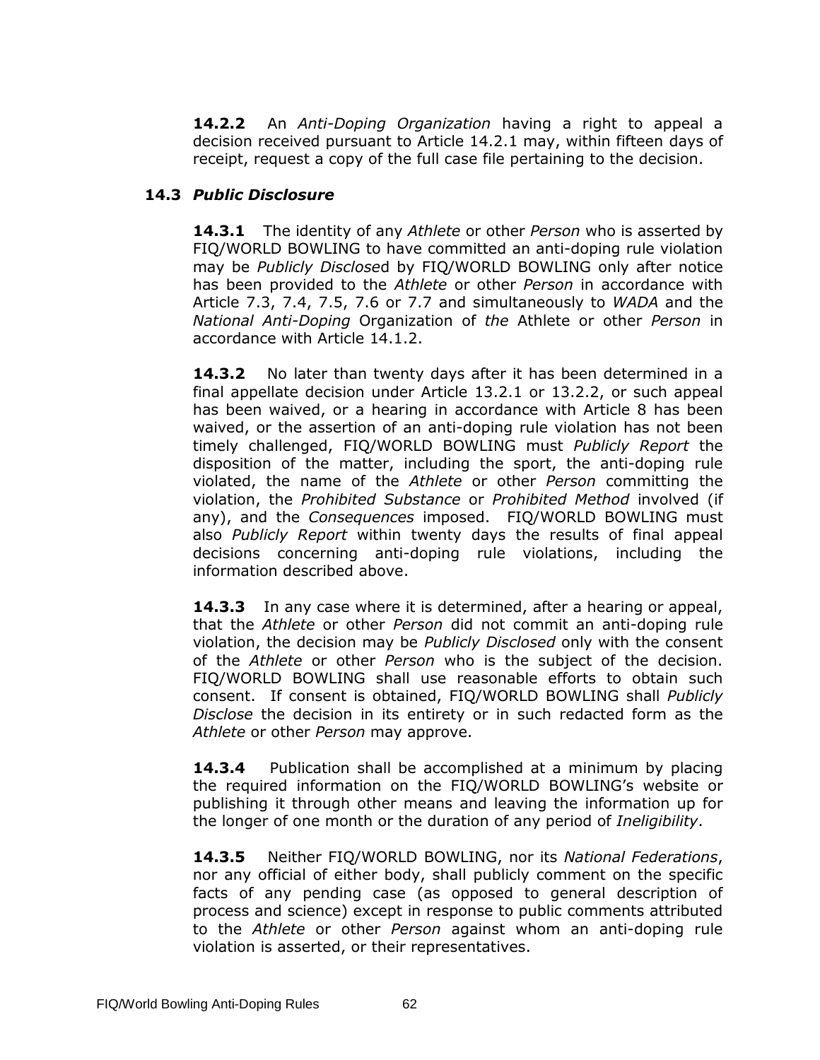**14.2.2** An *Anti-Doping Organization* having a right to appeal a decision received pursuant to Article 14.2.1 may, within fifteen days of receipt, request a copy of the full case file pertaining to the decision.

### 14.3 *Public Disclosure*

**14.3.1** The identity of any *Athlete* or other *Person* who is asserted by FIQ/WORLD BOWLING to have committed an anti-doping rule violation may be *Publicly Disclose*d by FIQ/WORLD BOWLING only after notice has been provided to the *Athlete* or other *Person* in accordance with Article 7.3, 7.4, 7.5, 7.6 or 7.7 and simultaneously to *WADA* and the *National Anti-Doping* Organization of *the* Athlete or other *Person* in accordance with Article 14.1.2.

**14.3.2** No later than twenty days after it has been determined in a final appellate decision under Article 13.2.1 or 13.2.2, or such appeal has been waived, or a hearing in accordance with Article 8 has been waived, or the assertion of an anti-doping rule violation has not been timely challenged, FIQ/WORLD BOWLING must *Publicly Report* the disposition of the matter, including the sport, the anti-doping rule violated, the name of the *Athlete* or other *Person* committing the violation, the *Prohibited Substance* or *Prohibited Method* involved (if any), and the *Consequences* imposed. FIQ/WORLD BOWLING must also *Publicly Report* within twenty days the results of final appeal decisions concerning anti-doping rule violations, including the information described above.

**14.3.3** In any case where it is determined, after a hearing or appeal, that the *Athlete* or other *Person* did not commit an anti-doping rule violation, the decision may be *Publicly Disclosed* only with the consent of the *Athlete* or other *Person* who is the subject of the decision. FIQ/WORLD BOWLING shall use reasonable efforts to obtain such consent. If consent is obtained, FIQ/WORLD BOWLING shall *Publicly Disclose* the decision in its entirety or in such redacted form as the *Athlete* or other *Person* may approve.

**14.3.4** Publication shall be accomplished at a minimum by placing the required information on the FIQ/WORLD BOWLING's website or publishing it through other means and leaving the information up for the longer of one month or the duration of any period of *Ineligibility*.

**14.3.5** Neither FIQ/WORLD BOWLING, nor its *National Federations*, nor any official of either body, shall publicly comment on the specific facts of any pending case (as opposed to general description of process and science) except in response to public comments attributed to the *Athlete* or other *Person* against whom an anti-doping rule violation is asserted, or their representatives.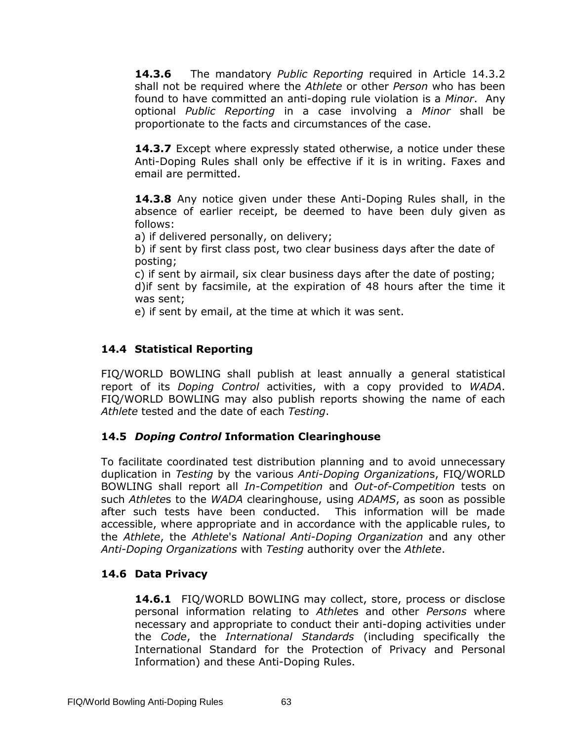**14.3.6** The mandatory *Public Reporting* required in Article 14.3.2 shall not be required where the *Athlete* or other *Person* who has been found to have committed an anti-doping rule violation is a *Minor*. Any optional *Public Reporting* in a case involving a *Minor* shall be proportionate to the facts and circumstances of the case.

**14.3.7** Except where expressly stated otherwise, a notice under these Anti-Doping Rules shall only be effective if it is in writing. Faxes and email are permitted.

**14.3.8** Any notice given under these Anti-Doping Rules shall, in the absence of earlier receipt, be deemed to have been duly given as follows:

a) if delivered personally, on delivery;
b) if sent by first class post, two clear business days after the date of posting;
c) if sent by airmail, six clear business days after the date of posting;
d)if sent by facsimile, at the expiration of 48 hours after the time it was sent;
e) if sent by email, at the time at which it was sent.

### 14.4 Statistical Reporting

FIQ/WORLD BOWLING shall publish at least annually a general statistical report of its *Doping Control* activities, with a copy provided to *WADA*. FIQ/WORLD BOWLING may also publish reports showing the name of each *Athlete* tested and the date of each *Testing*.

### 14.5 *Doping Control* Information Clearinghouse

To facilitate coordinated test distribution planning and to avoid unnecessary duplication in *Testing* by the various *Anti-Doping Organization*s, FIQ/WORLD BOWLING shall report all *In-Competition* and *Out-of-Competition* tests on such *Athlete*s to the *WADA* clearinghouse, using *ADAMS*, as soon as possible after such tests have been conducted. This information will be made accessible, where appropriate and in accordance with the applicable rules, to the *Athlete*, the *Athlete*'s *National Anti-Doping Organization* and any other *Anti-Doping Organizations* with *Testing* authority over the *Athlete*.

### 14.6 Data Privacy

**14.6.1** FIQ/WORLD BOWLING may collect, store, process or disclose personal information relating to *Athlete*s and other *Persons* where necessary and appropriate to conduct their anti-doping activities under the *Code*, the *International Standards* (including specifically the International Standard for the Protection of Privacy and Personal Information) and these Anti-Doping Rules.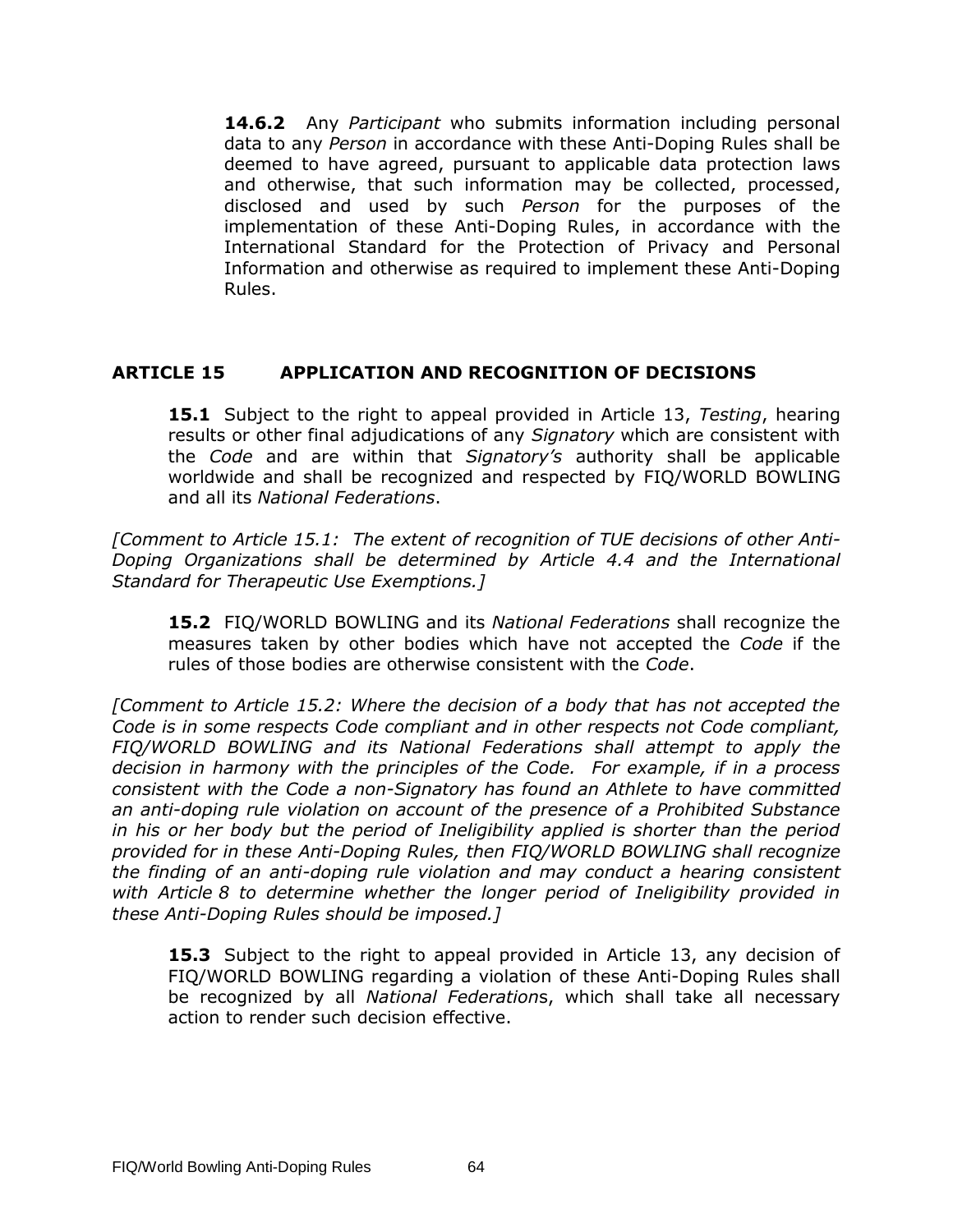**14.6.2** Any *Participant* who submits information including personal data to any *Person* in accordance with these Anti-Doping Rules shall be deemed to have agreed, pursuant to applicable data protection laws and otherwise, that such information may be collected, processed, disclosed and used by such *Person* for the purposes of the implementation of these Anti-Doping Rules, in accordance with the International Standard for the Protection of Privacy and Personal Information and otherwise as required to implement these Anti-Doping Rules.

## ARTICLE 15 APPLICATION AND RECOGNITION OF DECISIONS

**15.1** Subject to the right to appeal provided in Article 13, *Testing*, hearing results or other final adjudications of any *Signatory* which are consistent with the *Code* and are within that *Signatory's* authority shall be applicable worldwide and shall be recognized and respected by FIQ/WORLD BOWLING and all its *National Federations*.

*[Comment to Article 15.1: The extent of recognition of TUE decisions of other Anti-Doping Organizations shall be determined by Article 4.4 and the International Standard for Therapeutic Use Exemptions.]*

**15.2** FIQ/WORLD BOWLING and its *National Federations* shall recognize the measures taken by other bodies which have not accepted the *Code* if the rules of those bodies are otherwise consistent with the *Code*.

*[Comment to Article 15.2: Where the decision of a body that has not accepted the Code is in some respects Code compliant and in other respects not Code compliant, FIQ/WORLD BOWLING and its National Federations shall attempt to apply the decision in harmony with the principles of the Code. For example, if in a process consistent with the Code a non-Signatory has found an Athlete to have committed an anti-doping rule violation on account of the presence of a Prohibited Substance in his or her body but the period of Ineligibility applied is shorter than the period provided for in these Anti-Doping Rules, then FIQ/WORLD BOWLING shall recognize the finding of an anti-doping rule violation and may conduct a hearing consistent with Article 8 to determine whether the longer period of Ineligibility provided in these Anti-Doping Rules should be imposed.]*

**15.3** Subject to the right to appeal provided in Article 13, any decision of FIQ/WORLD BOWLING regarding a violation of these Anti-Doping Rules shall be recognized by all *National Federation*s, which shall take all necessary action to render such decision effective.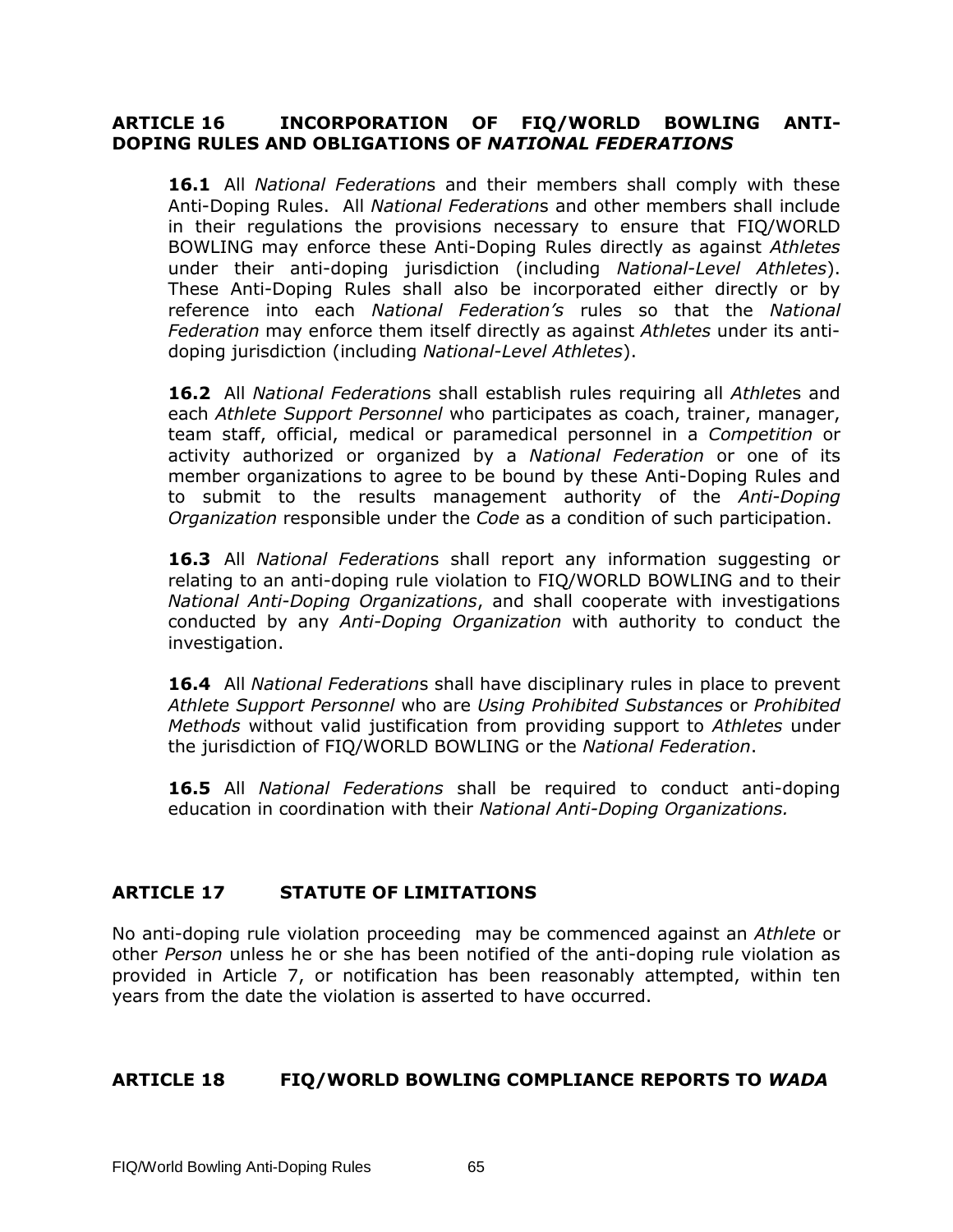## ARTICLE 16 INCORPORATION OF FIQ/WORLD BOWLING ANTI-DOPING RULES AND OBLIGATIONS OF *NATIONAL FEDERATIONS*

**16.1** All *National Federation*s and their members shall comply with these Anti-Doping Rules. All *National Federation*s and other members shall include in their regulations the provisions necessary to ensure that FIQ/WORLD BOWLING may enforce these Anti-Doping Rules directly as against *Athletes* under their anti-doping jurisdiction (including *National-Level Athletes*). These Anti-Doping Rules shall also be incorporated either directly or by reference into each *National Federation's* rules so that the *National Federation* may enforce them itself directly as against *Athletes* under its anti-doping jurisdiction (including *National-Level Athletes*).

**16.2** All *National Federation*s shall establish rules requiring all *Athlete*s and each *Athlete Support Personnel* who participates as coach, trainer, manager, team staff, official, medical or paramedical personnel in a *Competition* or activity authorized or organized by a *National Federation* or one of its member organizations to agree to be bound by these Anti-Doping Rules and to submit to the results management authority of the *Anti-Doping Organization* responsible under the *Code* as a condition of such participation.

**16.3** All *National Federation*s shall report any information suggesting or relating to an anti-doping rule violation to FIQ/WORLD BOWLING and to their *National Anti-Doping Organizations*, and shall cooperate with investigations conducted by any *Anti-Doping Organization* with authority to conduct the investigation.

**16.4** All *National Federation*s shall have disciplinary rules in place to prevent *Athlete Support Personnel* who are *Using Prohibited Substances* or *Prohibited Methods* without valid justification from providing support to *Athletes* under the jurisdiction of FIQ/WORLD BOWLING or the *National Federation*.

**16.5** All *National Federations* shall be required to conduct anti-doping education in coordination with their *National Anti-Doping Organizations.*

## ARTICLE 17 STATUTE OF LIMITATIONS

No anti-doping rule violation proceeding may be commenced against an *Athlete* or other *Person* unless he or she has been notified of the anti-doping rule violation as provided in Article 7, or notification has been reasonably attempted, within ten years from the date the violation is asserted to have occurred.

## ARTICLE 18 FIQ/WORLD BOWLING COMPLIANCE REPORTS TO *WADA*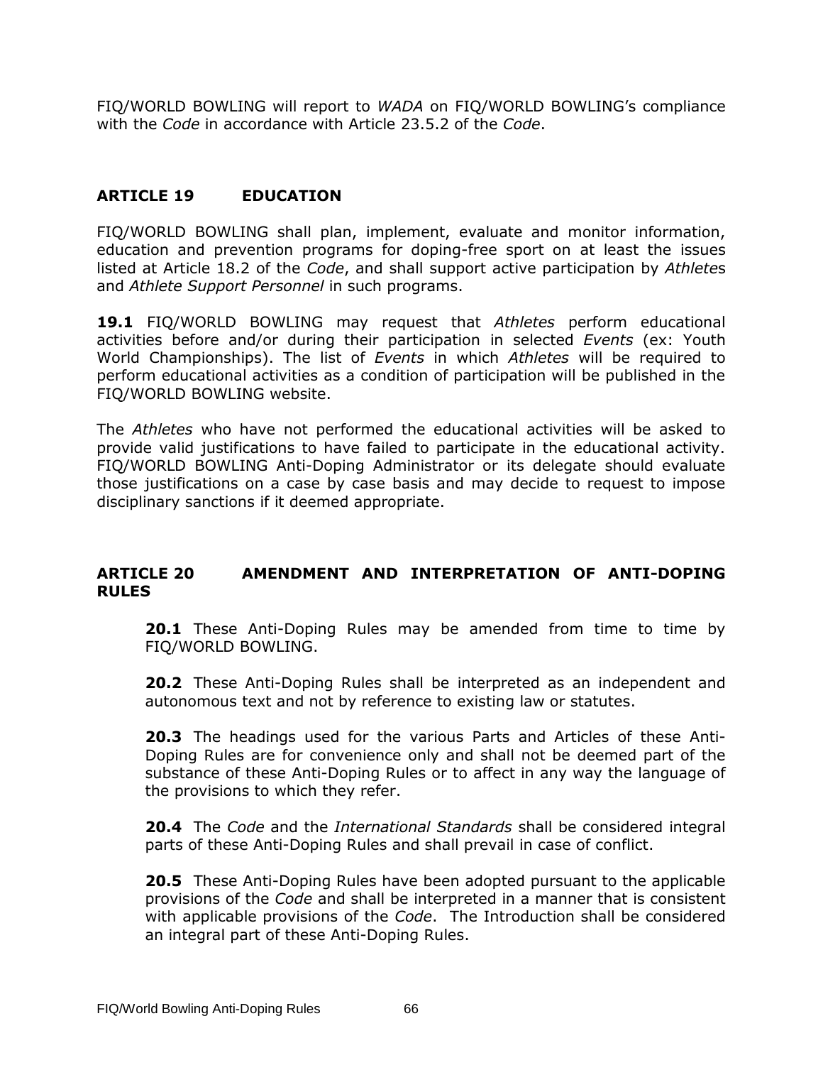FIQ/WORLD BOWLING will report to *WADA* on FIQ/WORLD BOWLING's compliance with the *Code* in accordance with Article 23.5.2 of the *Code*.

## ARTICLE 19 EDUCATION

FIQ/WORLD BOWLING shall plan, implement, evaluate and monitor information, education and prevention programs for doping-free sport on at least the issues listed at Article 18.2 of the *Code*, and shall support active participation by *Athlete*s and *Athlete Support Personnel* in such programs.

**19.1** FIQ/WORLD BOWLING may request that *Athletes* perform educational activities before and/or during their participation in selected *Events* (ex: Youth World Championships). The list of *Events* in which *Athletes* will be required to perform educational activities as a condition of participation will be published in the FIQ/WORLD BOWLING website.

The *Athletes* who have not performed the educational activities will be asked to provide valid justifications to have failed to participate in the educational activity. FIQ/WORLD BOWLING Anti-Doping Administrator or its delegate should evaluate those justifications on a case by case basis and may decide to request to impose disciplinary sanctions if it deemed appropriate.

## ARTICLE 20 AMENDMENT AND INTERPRETATION OF ANTI-DOPING RULES

**20.1** These Anti-Doping Rules may be amended from time to time by FIQ/WORLD BOWLING.

**20.2** These Anti-Doping Rules shall be interpreted as an independent and autonomous text and not by reference to existing law or statutes.

**20.3** The headings used for the various Parts and Articles of these Anti-Doping Rules are for convenience only and shall not be deemed part of the substance of these Anti-Doping Rules or to affect in any way the language of the provisions to which they refer.

**20.4** The *Code* and the *International Standards* shall be considered integral parts of these Anti-Doping Rules and shall prevail in case of conflict.

**20.5** These Anti-Doping Rules have been adopted pursuant to the applicable provisions of the *Code* and shall be interpreted in a manner that is consistent with applicable provisions of the *Code*. The Introduction shall be considered an integral part of these Anti-Doping Rules.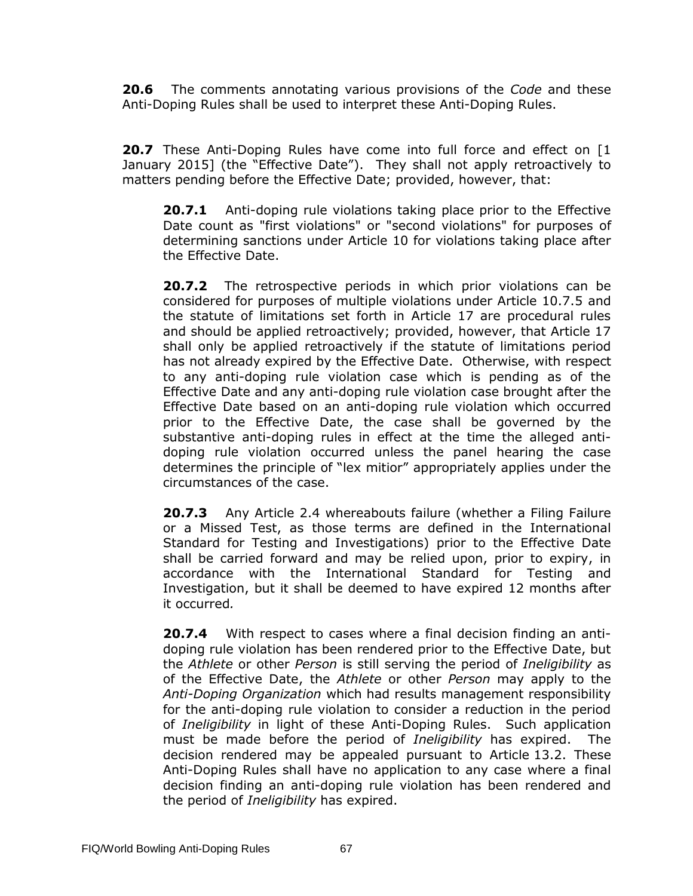**20.6** The comments annotating various provisions of the *Code* and these Anti-Doping Rules shall be used to interpret these Anti-Doping Rules.

**20.7** These Anti-Doping Rules have come into full force and effect on [1 January 2015] (the "Effective Date"). They shall not apply retroactively to matters pending before the Effective Date; provided, however, that:

> **20.7.1** Anti-doping rule violations taking place prior to the Effective Date count as "first violations" or "second violations" for purposes of determining sanctions under Article 10 for violations taking place after the Effective Date.
>
> **20.7.2** The retrospective periods in which prior violations can be considered for purposes of multiple violations under Article 10.7.5 and the statute of limitations set forth in Article 17 are procedural rules and should be applied retroactively; provided, however, that Article 17 shall only be applied retroactively if the statute of limitations period has not already expired by the Effective Date. Otherwise, with respect to any anti-doping rule violation case which is pending as of the Effective Date and any anti-doping rule violation case brought after the Effective Date based on an anti-doping rule violation which occurred prior to the Effective Date, the case shall be governed by the substantive anti-doping rules in effect at the time the alleged anti-doping rule violation occurred unless the panel hearing the case determines the principle of "lex mitior" appropriately applies under the circumstances of the case.
>
> **20.7.3** Any Article 2.4 whereabouts failure (whether a Filing Failure or a Missed Test, as those terms are defined in the International Standard for Testing and Investigations) prior to the Effective Date shall be carried forward and may be relied upon, prior to expiry, in accordance with the International Standard for Testing and Investigation, but it shall be deemed to have expired 12 months after it occurred*.*
>
> **20.7.4** With respect to cases where a final decision finding an anti-doping rule violation has been rendered prior to the Effective Date, but the *Athlete* or other *Person* is still serving the period of *Ineligibility* as of the Effective Date, the *Athlete* or other *Person* may apply to the *Anti-Doping Organization* which had results management responsibility for the anti-doping rule violation to consider a reduction in the period of *Ineligibility* in light of these Anti-Doping Rules. Such application must be made before the period of *Ineligibility* has expired. The decision rendered may be appealed pursuant to Article 13.2. These Anti-Doping Rules shall have no application to any case where a final decision finding an anti-doping rule violation has been rendered and the period of *Ineligibility* has expired.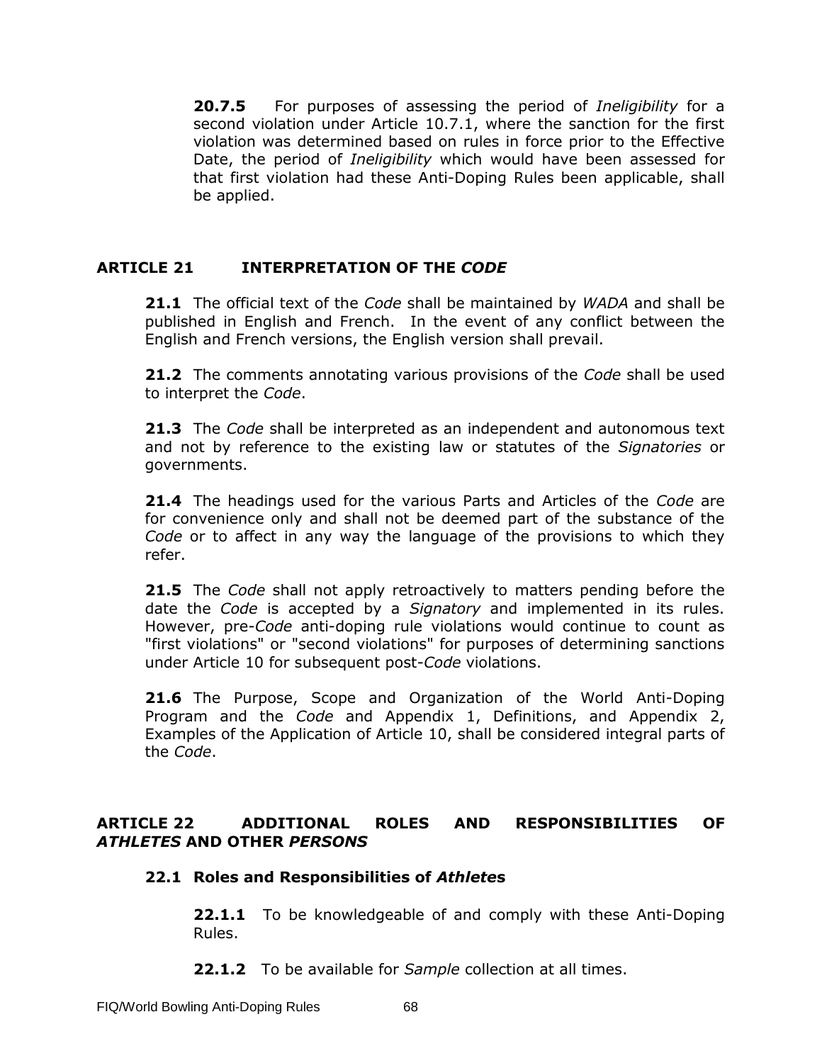**20.7.5** For purposes of assessing the period of *Ineligibility* for a second violation under Article 10.7.1, where the sanction for the first violation was determined based on rules in force prior to the Effective Date, the period of *Ineligibility* which would have been assessed for that first violation had these Anti-Doping Rules been applicable, shall be applied.

## ARTICLE 21 INTERPRETATION OF THE *CODE*

**21.1** The official text of the *Code* shall be maintained by *WADA* and shall be published in English and French. In the event of any conflict between the English and French versions, the English version shall prevail.

**21.2** The comments annotating various provisions of the *Code* shall be used to interpret the *Code*.

**21.3** The *Code* shall be interpreted as an independent and autonomous text and not by reference to the existing law or statutes of the *Signatories* or governments.

**21.4** The headings used for the various Parts and Articles of the *Code* are for convenience only and shall not be deemed part of the substance of the *Code* or to affect in any way the language of the provisions to which they refer.

**21.5** The *Code* shall not apply retroactively to matters pending before the date the *Code* is accepted by a *Signatory* and implemented in its rules. However, pre-*Code* anti-doping rule violations would continue to count as "first violations" or "second violations" for purposes of determining sanctions under Article 10 for subsequent post-*Code* violations.

**21.6** The Purpose, Scope and Organization of the World Anti-Doping Program and the *Code* and Appendix 1, Definitions, and Appendix 2, Examples of the Application of Article 10, shall be considered integral parts of the *Code*.

## ARTICLE 22 ADDITIONAL ROLES AND RESPONSIBILITIES OF *ATHLETES* AND OTHER *PERSONS*

### 22.1 Roles and Responsibilities of *Athletes*

**22.1.1** To be knowledgeable of and comply with these Anti-Doping Rules.

**22.1.2** To be available for *Sample* collection at all times.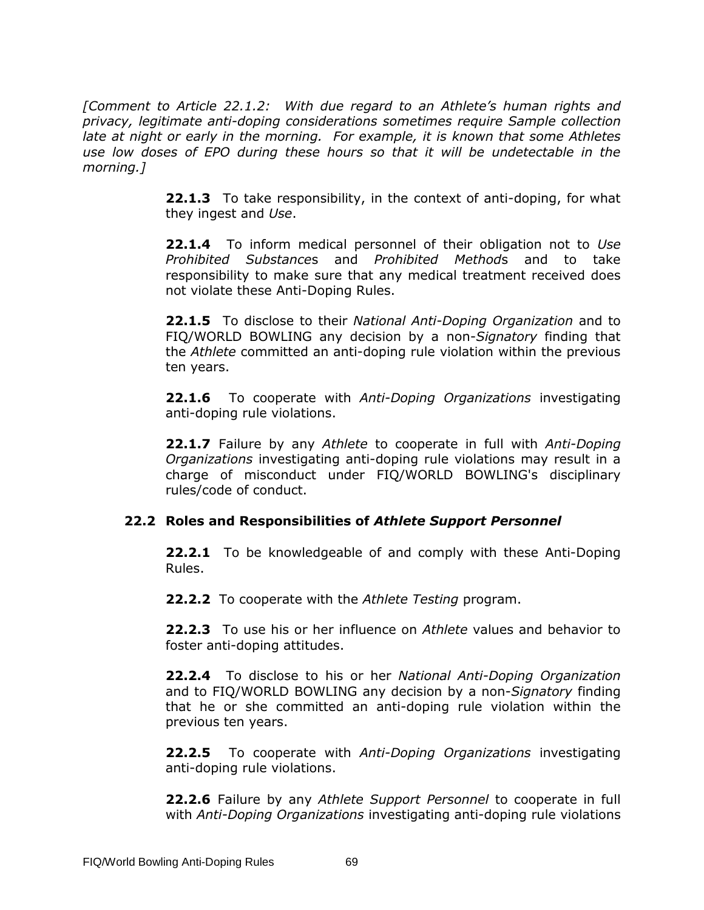*[Comment to Article 22.1.2: With due regard to an Athlete's human rights and privacy, legitimate anti-doping considerations sometimes require Sample collection late at night or early in the morning. For example, it is known that some Athletes use low doses of EPO during these hours so that it will be undetectable in the morning.]*

**22.1.3** To take responsibility, in the context of anti-doping, for what they ingest and *Use*.

**22.1.4** To inform medical personnel of their obligation not to *Use Prohibited Substance*s and *Prohibited Method*s and to take responsibility to make sure that any medical treatment received does not violate these Anti-Doping Rules.

**22.1.5** To disclose to their *National Anti-Doping Organization* and to FIQ/WORLD BOWLING any decision by a non-*Signatory* finding that the *Athlete* committed an anti-doping rule violation within the previous ten years.

**22.1.6** To cooperate with *Anti-Doping Organizations* investigating anti-doping rule violations.

**22.1.7** Failure by any *Athlete* to cooperate in full with *Anti-Doping Organizations* investigating anti-doping rule violations may result in a charge of misconduct under FIQ/WORLD BOWLING's disciplinary rules/code of conduct.

### 22.2 Roles and Responsibilities of *Athlete Support Personnel*

**22.2.1** To be knowledgeable of and comply with these Anti-Doping Rules.

**22.2.2** To cooperate with the *Athlete Testing* program.

**22.2.3** To use his or her influence on *Athlete* values and behavior to foster anti-doping attitudes.

**22.2.4** To disclose to his or her *National Anti-Doping Organization* and to FIQ/WORLD BOWLING any decision by a non-*Signatory* finding that he or she committed an anti-doping rule violation within the previous ten years.

**22.2.5** To cooperate with *Anti-Doping Organizations* investigating anti-doping rule violations.

**22.2.6** Failure by any *Athlete Support Personnel* to cooperate in full with *Anti-Doping Organizations* investigating anti-doping rule violations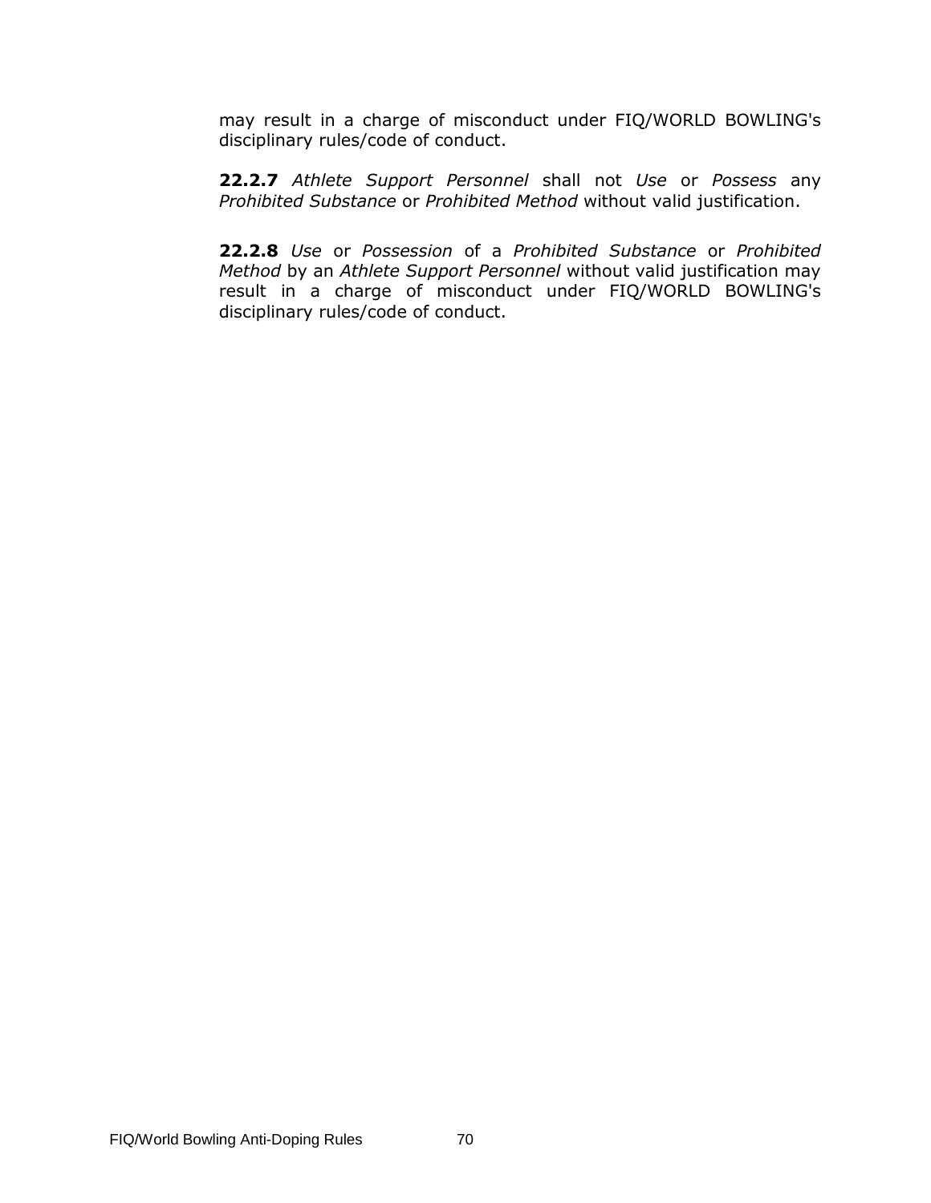may result in a charge of misconduct under FIQ/WORLD BOWLING's disciplinary rules/code of conduct.

**22.2.7** *Athlete Support Personnel* shall not *Use* or *Possess* any *Prohibited Substance* or *Prohibited Method* without valid justification.

**22.2.8** *Use* or *Possession* of a *Prohibited Substance* or *Prohibited Method* by an *Athlete Support Personnel* without valid justification may result in a charge of misconduct under FIQ/WORLD BOWLING's disciplinary rules/code of conduct.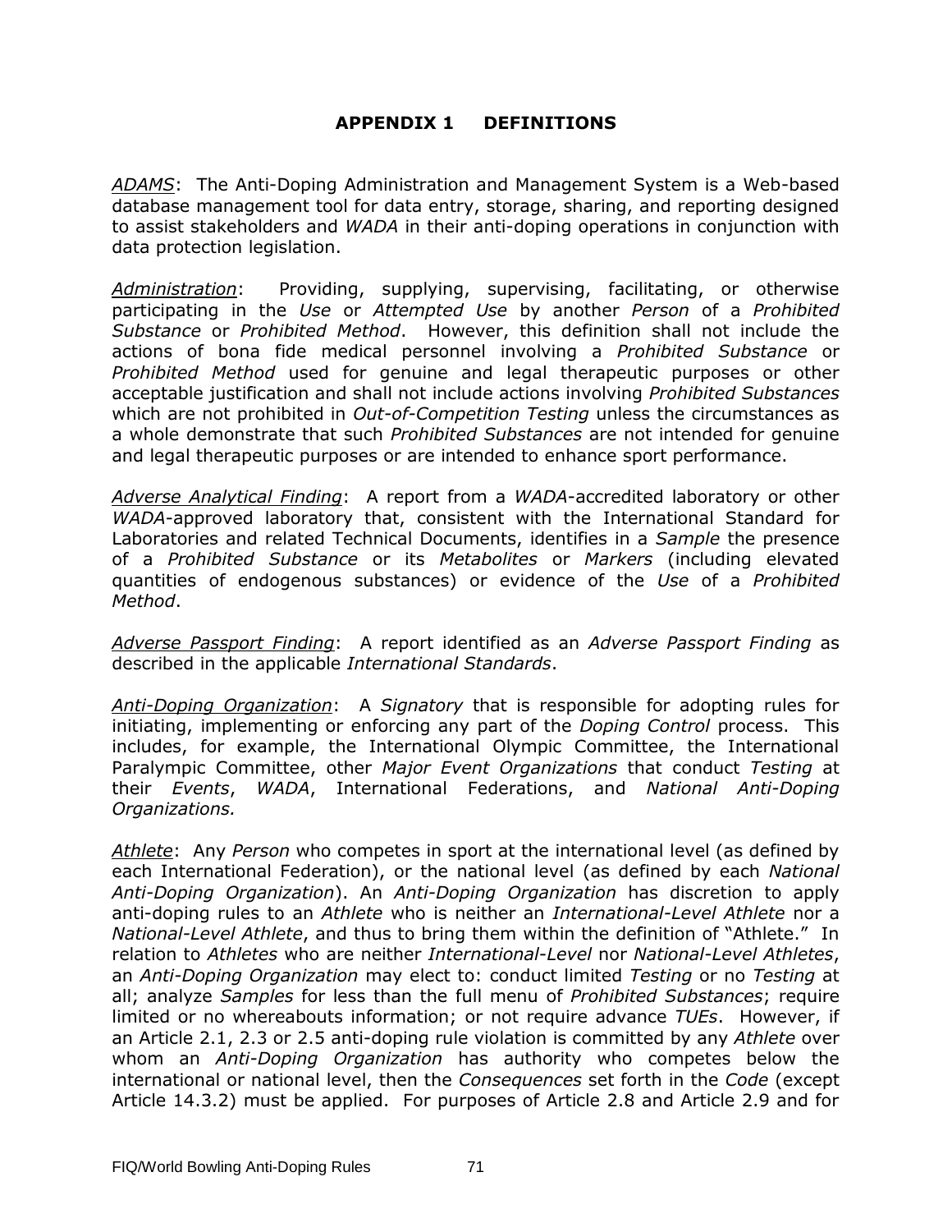## APPENDIX 1 DEFINITIONS

*ADAMS*: The Anti-Doping Administration and Management System is a Web-based database management tool for data entry, storage, sharing, and reporting designed to assist stakeholders and *WADA* in their anti-doping operations in conjunction with data protection legislation.

*Administration*: Providing, supplying, supervising, facilitating, or otherwise participating in the *Use* or *Attempted Use* by another *Person* of a *Prohibited Substance* or *Prohibited Method*. However, this definition shall not include the actions of bona fide medical personnel involving a *Prohibited Substance* or *Prohibited Method* used for genuine and legal therapeutic purposes or other acceptable justification and shall not include actions involving *Prohibited Substances* which are not prohibited in *Out-of-Competition Testing* unless the circumstances as a whole demonstrate that such *Prohibited Substances* are not intended for genuine and legal therapeutic purposes or are intended to enhance sport performance.

*Adverse Analytical Finding*: A report from a *WADA*-accredited laboratory or other *WADA*-approved laboratory that, consistent with the International Standard for Laboratories and related Technical Documents, identifies in a *Sample* the presence of a *Prohibited Substance* or its *Metabolites* or *Markers* (including elevated quantities of endogenous substances) or evidence of the *Use* of a *Prohibited Method*.

*Adverse Passport Finding*: A report identified as an *Adverse Passport Finding* as described in the applicable *International Standards*.

*Anti-Doping Organization*: A *Signatory* that is responsible for adopting rules for initiating, implementing or enforcing any part of the *Doping Control* process. This includes, for example, the International Olympic Committee, the International Paralympic Committee, other *Major Event Organizations* that conduct *Testing* at their *Events*, *WADA*, International Federations, and *National Anti-Doping Organizations.*

*Athlete*: Any *Person* who competes in sport at the international level (as defined by each International Federation), or the national level (as defined by each *National Anti-Doping Organization*). An *Anti-Doping Organization* has discretion to apply anti-doping rules to an *Athlete* who is neither an *International-Level Athlete* nor a *National-Level Athlete*, and thus to bring them within the definition of "Athlete." In relation to *Athletes* who are neither *International-Level* nor *National-Level Athletes*, an *Anti-Doping Organization* may elect to: conduct limited *Testing* or no *Testing* at all; analyze *Samples* for less than the full menu of *Prohibited Substances*; require limited or no whereabouts information; or not require advance *TUEs*. However, if an Article 2.1, 2.3 or 2.5 anti-doping rule violation is committed by any *Athlete* over whom an *Anti-Doping Organization* has authority who competes below the international or national level, then the *Consequences* set forth in the *Code* (except Article 14.3.2) must be applied. For purposes of Article 2.8 and Article 2.9 and for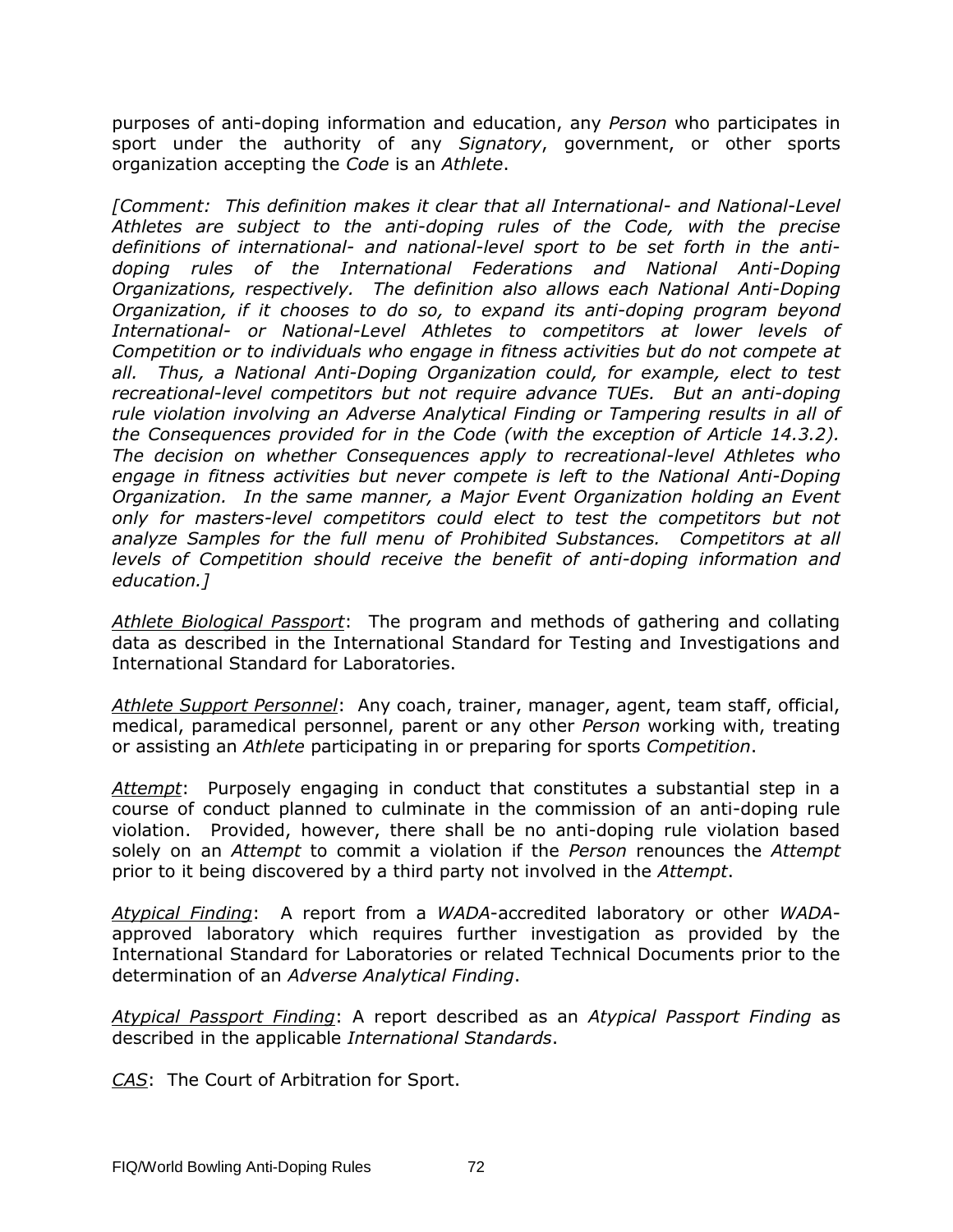purposes of anti-doping information and education, any *Person* who participates in sport under the authority of any *Signatory*, government, or other sports organization accepting the *Code* is an *Athlete*.

*[Comment: This definition makes it clear that all International- and National-Level Athletes are subject to the anti-doping rules of the Code, with the precise definitions of international- and national-level sport to be set forth in the anti-doping rules of the International Federations and National Anti-Doping Organizations, respectively. The definition also allows each National Anti-Doping Organization, if it chooses to do so, to expand its anti-doping program beyond International- or National-Level Athletes to competitors at lower levels of Competition or to individuals who engage in fitness activities but do not compete at all. Thus, a National Anti-Doping Organization could, for example, elect to test recreational-level competitors but not require advance TUEs. But an anti-doping rule violation involving an Adverse Analytical Finding or Tampering results in all of the Consequences provided for in the Code (with the exception of Article 14.3.2). The decision on whether Consequences apply to recreational-level Athletes who engage in fitness activities but never compete is left to the National Anti-Doping Organization. In the same manner, a Major Event Organization holding an Event only for masters-level competitors could elect to test the competitors but not analyze Samples for the full menu of Prohibited Substances. Competitors at all levels of Competition should receive the benefit of anti-doping information and education.]*

*Athlete Biological Passport*: The program and methods of gathering and collating data as described in the International Standard for Testing and Investigations and International Standard for Laboratories.

*Athlete Support Personnel*: Any coach, trainer, manager, agent, team staff, official, medical, paramedical personnel, parent or any other *Person* working with, treating or assisting an *Athlete* participating in or preparing for sports *Competition*.

*Attempt*: Purposely engaging in conduct that constitutes a substantial step in a course of conduct planned to culminate in the commission of an anti-doping rule violation. Provided, however, there shall be no anti-doping rule violation based solely on an *Attempt* to commit a violation if the *Person* renounces the *Attempt* prior to it being discovered by a third party not involved in the *Attempt*.

*Atypical Finding*: A report from a *WADA*-accredited laboratory or other *WADA*-approved laboratory which requires further investigation as provided by the International Standard for Laboratories or related Technical Documents prior to the determination of an *Adverse Analytical Finding*.

*Atypical Passport Finding*: A report described as an *Atypical Passport Finding* as described in the applicable *International Standards*.

*CAS*: The Court of Arbitration for Sport.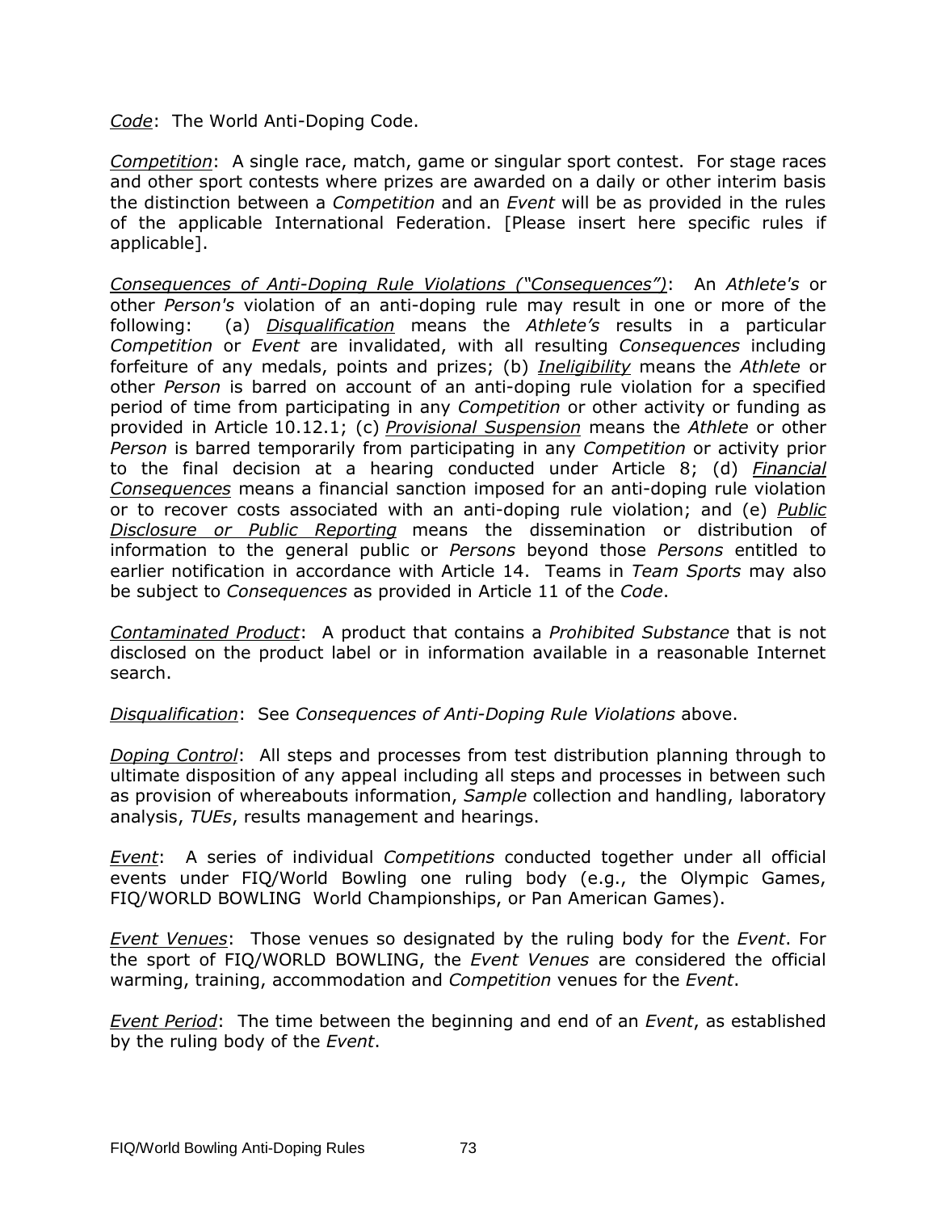*Code*: The World Anti-Doping Code.

*Competition*: A single race, match, game or singular sport contest. For stage races and other sport contests where prizes are awarded on a daily or other interim basis the distinction between a *Competition* and an *Event* will be as provided in the rules of the applicable International Federation. [Please insert here specific rules if applicable].

*Consequences of Anti-Doping Rule Violations ("Consequences")*: An *Athlete's* or other *Person's* violation of an anti-doping rule may result in one or more of the following: (a) *Disqualification* means the *Athlete's* results in a particular *Competition* or *Event* are invalidated, with all resulting *Consequences* including forfeiture of any medals, points and prizes; (b) *Ineligibility* means the *Athlete* or other *Person* is barred on account of an anti-doping rule violation for a specified period of time from participating in any *Competition* or other activity or funding as provided in Article 10.12.1; (c) *Provisional Suspension* means the *Athlete* or other *Person* is barred temporarily from participating in any *Competition* or activity prior to the final decision at a hearing conducted under Article 8; (d) *Financial Consequences* means a financial sanction imposed for an anti-doping rule violation or to recover costs associated with an anti-doping rule violation; and (e) *Public Disclosure or Public Reporting* means the dissemination or distribution of information to the general public or *Persons* beyond those *Persons* entitled to earlier notification in accordance with Article 14. Teams in *Team Sports* may also be subject to *Consequences* as provided in Article 11 of the *Code*.

*Contaminated Product*: A product that contains a *Prohibited Substance* that is not disclosed on the product label or in information available in a reasonable Internet search.

*Disqualification*: See *Consequences of Anti-Doping Rule Violations* above.

*Doping Control*: All steps and processes from test distribution planning through to ultimate disposition of any appeal including all steps and processes in between such as provision of whereabouts information, *Sample* collection and handling, laboratory analysis, *TUEs*, results management and hearings.

*Event*: A series of individual *Competitions* conducted together under all official events under FIQ/World Bowling one ruling body (e.g., the Olympic Games, FIQ/WORLD BOWLING World Championships, or Pan American Games).

*Event Venues*: Those venues so designated by the ruling body for the *Event*. For the sport of FIQ/WORLD BOWLING, the *Event Venues* are considered the official warming, training, accommodation and *Competition* venues for the *Event*.

*Event Period*: The time between the beginning and end of an *Event*, as established by the ruling body of the *Event*.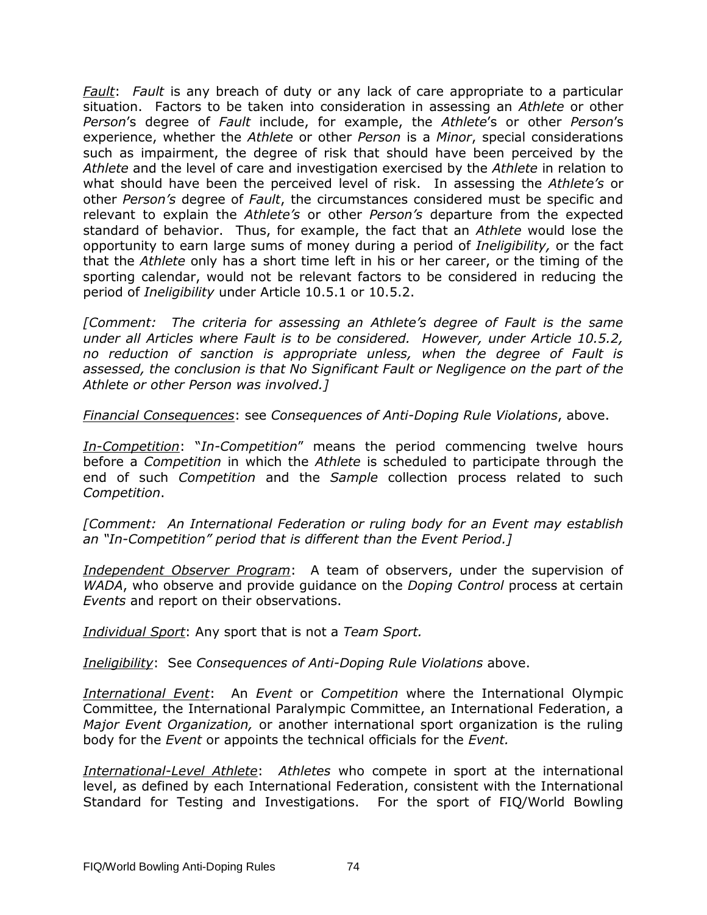*Fault*: *Fault* is any breach of duty or any lack of care appropriate to a particular situation. Factors to be taken into consideration in assessing an *Athlete* or other *Person*'s degree of *Fault* include, for example, the *Athlete*'s or other *Person*'s experience, whether the *Athlete* or other *Person* is a *Minor*, special considerations such as impairment, the degree of risk that should have been perceived by the *Athlete* and the level of care and investigation exercised by the *Athlete* in relation to what should have been the perceived level of risk. In assessing the *Athlete's* or other *Person's* degree of *Fault*, the circumstances considered must be specific and relevant to explain the *Athlete's* or other *Person's* departure from the expected standard of behavior. Thus, for example, the fact that an *Athlete* would lose the opportunity to earn large sums of money during a period of *Ineligibility,* or the fact that the *Athlete* only has a short time left in his or her career, or the timing of the sporting calendar, would not be relevant factors to be considered in reducing the period of *Ineligibility* under Article 10.5.1 or 10.5.2.

*[Comment: The criteria for assessing an Athlete's degree of Fault is the same under all Articles where Fault is to be considered. However, under Article 10.5.2, no reduction of sanction is appropriate unless, when the degree of Fault is assessed, the conclusion is that No Significant Fault or Negligence on the part of the Athlete or other Person was involved.]*

*Financial Consequences*: see *Consequences of Anti-Doping Rule Violations*, above.

*In-Competition*: "*In-Competition*" means the period commencing twelve hours before a *Competition* in which the *Athlete* is scheduled to participate through the end of such *Competition* and the *Sample* collection process related to such *Competition*.

*[Comment: An International Federation or ruling body for an Event may establish an "In-Competition" period that is different than the Event Period.]*

*Independent Observer Program*: A team of observers, under the supervision of *WADA*, who observe and provide guidance on the *Doping Control* process at certain *Events* and report on their observations.

*Individual Sport*: Any sport that is not a *Team Sport.*

*Ineligibility*: See *Consequences of Anti-Doping Rule Violations* above.

*International Event*: An *Event* or *Competition* where the International Olympic Committee, the International Paralympic Committee, an International Federation, a *Major Event Organization,* or another international sport organization is the ruling body for the *Event* or appoints the technical officials for the *Event.*

*International-Level Athlete*: *Athletes* who compete in sport at the international level, as defined by each International Federation, consistent with the International Standard for Testing and Investigations. For the sport of FIQ/World Bowling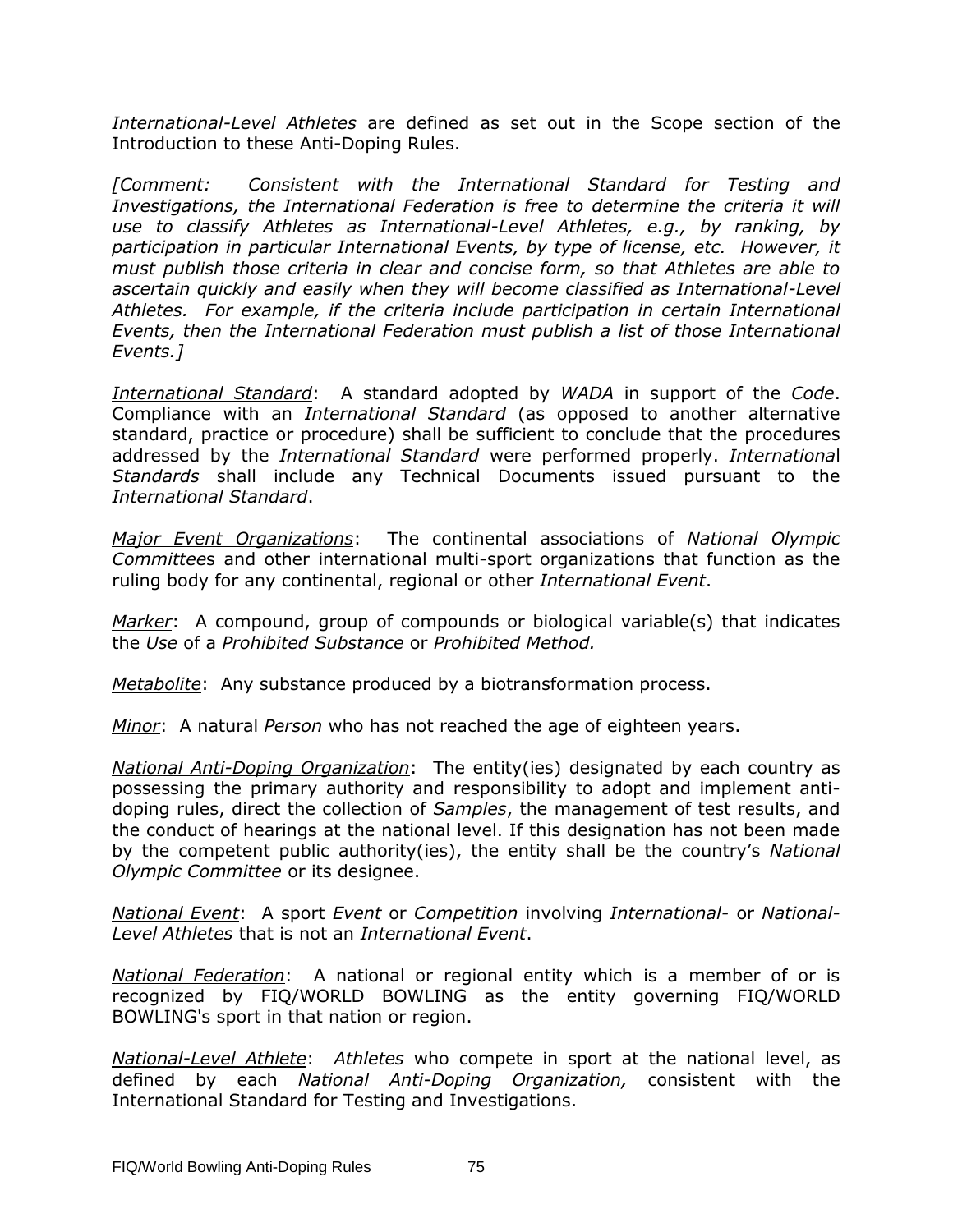*International-Level Athletes* are defined as set out in the Scope section of the Introduction to these Anti-Doping Rules.

*[Comment: Consistent with the International Standard for Testing and Investigations, the International Federation is free to determine the criteria it will use to classify Athletes as International-Level Athletes, e.g., by ranking, by participation in particular International Events, by type of license, etc. However, it must publish those criteria in clear and concise form, so that Athletes are able to ascertain quickly and easily when they will become classified as International-Level Athletes. For example, if the criteria include participation in certain International Events, then the International Federation must publish a list of those International Events.]*

*International Standard*: A standard adopted by *WADA* in support of the *Code*. Compliance with an *International Standard* (as opposed to another alternative standard, practice or procedure) shall be sufficient to conclude that the procedures addressed by the *International Standard* were performed properly. *International Standards* shall include any Technical Documents issued pursuant to the *International Standard*.

*Major Event Organizations*: The continental associations of *National Olympic Committees* and other international multi-sport organizations that function as the ruling body for any continental, regional or other *International Event*.

*Marker*: A compound, group of compounds or biological variable(s) that indicates the *Use* of a *Prohibited Substance* or *Prohibited Method.*

*Metabolite*: Any substance produced by a biotransformation process.

*Minor*: A natural *Person* who has not reached the age of eighteen years.

*National Anti-Doping Organization*: The entity(ies) designated by each country as possessing the primary authority and responsibility to adopt and implement anti-doping rules, direct the collection of *Samples*, the management of test results, and the conduct of hearings at the national level. If this designation has not been made by the competent public authority(ies), the entity shall be the country's *National Olympic Committee* or its designee.

*National Event*: A sport *Event* or *Competition* involving *International-* or *National-Level Athletes* that is not an *International Event*.

*National Federation*: A national or regional entity which is a member of or is recognized by FIQ/WORLD BOWLING as the entity governing FIQ/WORLD BOWLING's sport in that nation or region.

*National-Level Athlete*: *Athletes* who compete in sport at the national level, as defined by each *National Anti-Doping Organization,* consistent with the International Standard for Testing and Investigations.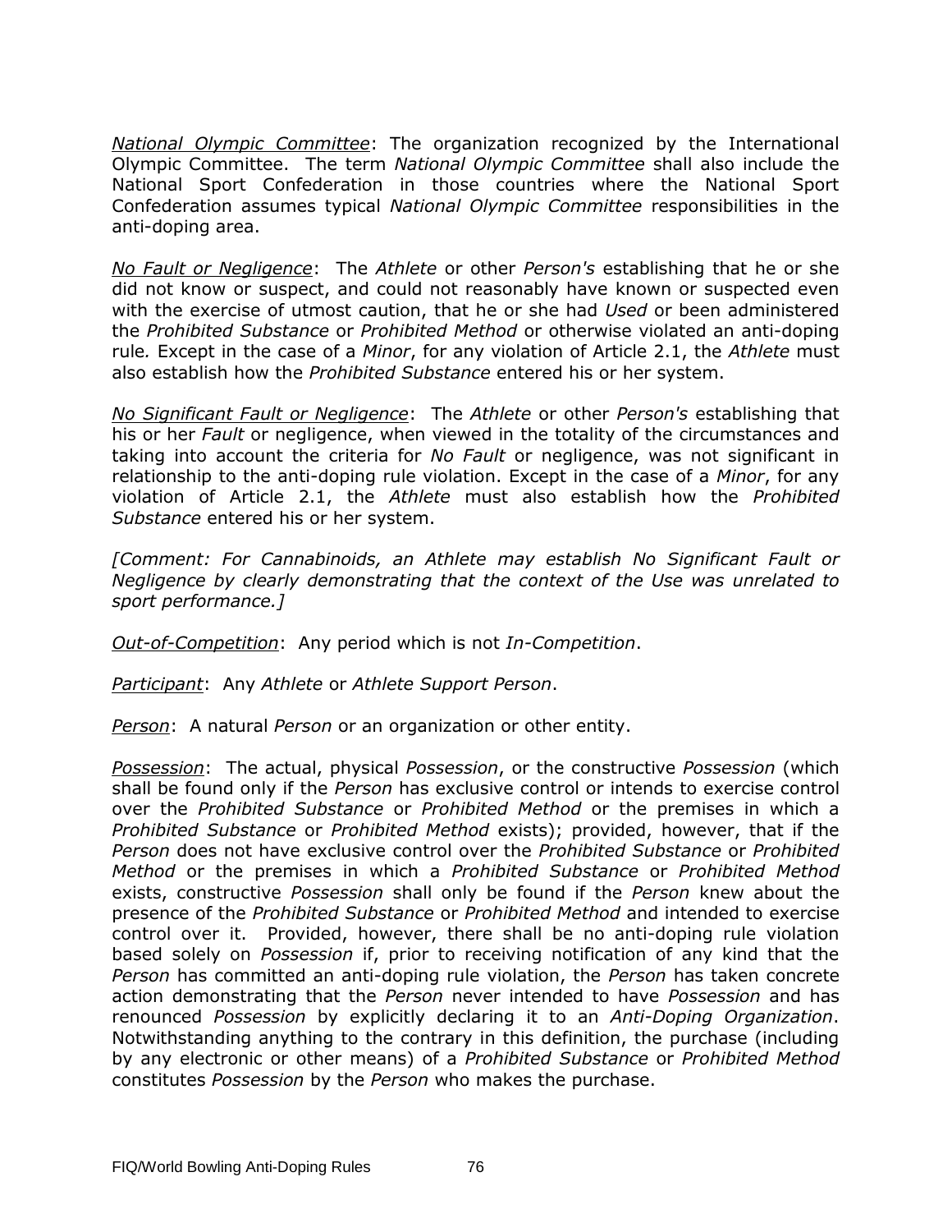*National Olympic Committee*: The organization recognized by the International Olympic Committee. The term *National Olympic Committee* shall also include the National Sport Confederation in those countries where the National Sport Confederation assumes typical *National Olympic Committee* responsibilities in the anti-doping area.

*No Fault or Negligence*: The *Athlete* or other *Person's* establishing that he or she did not know or suspect, and could not reasonably have known or suspected even with the exercise of utmost caution, that he or she had *Used* or been administered the *Prohibited Substance* or *Prohibited Method* or otherwise violated an anti-doping rule. Except in the case of a *Minor*, for any violation of Article 2.1, the *Athlete* must also establish how the *Prohibited Substance* entered his or her system.

*No Significant Fault or Negligence*: The *Athlete* or other *Person's* establishing that his or her *Fault* or negligence, when viewed in the totality of the circumstances and taking into account the criteria for *No Fault* or negligence, was not significant in relationship to the anti-doping rule violation. Except in the case of a *Minor*, for any violation of Article 2.1, the *Athlete* must also establish how the *Prohibited Substance* entered his or her system.

*[Comment: For Cannabinoids, an Athlete may establish No Significant Fault or Negligence by clearly demonstrating that the context of the Use was unrelated to sport performance.]*

*Out-of-Competition*: Any period which is not *In-Competition*.

*Participant*: Any *Athlete* or *Athlete Support Person*.

*Person*: A natural *Person* or an organization or other entity.

*Possession*: The actual, physical *Possession*, or the constructive *Possession* (which shall be found only if the *Person* has exclusive control or intends to exercise control over the *Prohibited Substance* or *Prohibited Method* or the premises in which a *Prohibited Substance* or *Prohibited Method* exists); provided, however, that if the *Person* does not have exclusive control over the *Prohibited Substance* or *Prohibited Method* or the premises in which a *Prohibited Substance* or *Prohibited Method* exists, constructive *Possession* shall only be found if the *Person* knew about the presence of the *Prohibited Substance* or *Prohibited Method* and intended to exercise control over it. Provided, however, there shall be no anti-doping rule violation based solely on *Possession* if, prior to receiving notification of any kind that the *Person* has committed an anti-doping rule violation, the *Person* has taken concrete action demonstrating that the *Person* never intended to have *Possession* and has renounced *Possession* by explicitly declaring it to an *Anti-Doping Organization*. Notwithstanding anything to the contrary in this definition, the purchase (including by any electronic or other means) of a *Prohibited Substance* or *Prohibited Method* constitutes *Possession* by the *Person* who makes the purchase.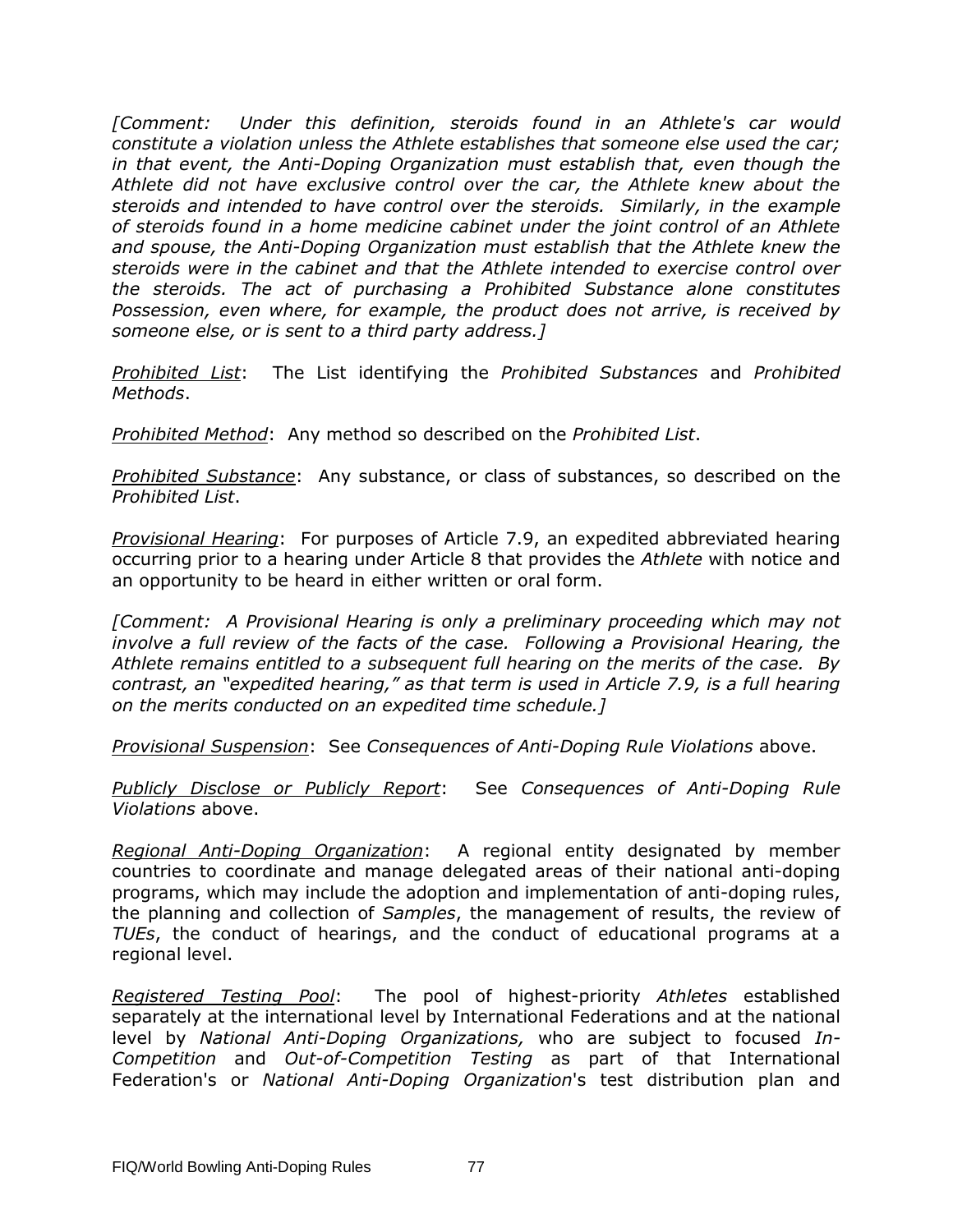*[Comment: Under this definition, steroids found in an Athlete's car would constitute a violation unless the Athlete establishes that someone else used the car; in that event, the Anti-Doping Organization must establish that, even though the Athlete did not have exclusive control over the car, the Athlete knew about the steroids and intended to have control over the steroids. Similarly, in the example of steroids found in a home medicine cabinet under the joint control of an Athlete and spouse, the Anti-Doping Organization must establish that the Athlete knew the steroids were in the cabinet and that the Athlete intended to exercise control over the steroids. The act of purchasing a Prohibited Substance alone constitutes Possession, even where, for example, the product does not arrive, is received by someone else, or is sent to a third party address.]*

<u>*Prohibited List*</u>: The List identifying the *Prohibited Substances* and *Prohibited Methods*.

<u>*Prohibited Method*</u>: Any method so described on the *Prohibited List*.

<u>*Prohibited Substance*</u>: Any substance, or class of substances, so described on the *Prohibited List*.

<u>*Provisional Hearing*</u>: For purposes of Article 7.9, an expedited abbreviated hearing occurring prior to a hearing under Article 8 that provides the *Athlete* with notice and an opportunity to be heard in either written or oral form.

*[Comment: A Provisional Hearing is only a preliminary proceeding which may not involve a full review of the facts of the case. Following a Provisional Hearing, the Athlete remains entitled to a subsequent full hearing on the merits of the case. By contrast, an "expedited hearing," as that term is used in Article 7.9, is a full hearing on the merits conducted on an expedited time schedule.]*

<u>*Provisional Suspension*</u>: See *Consequences of Anti-Doping Rule Violations* above.

<u>*Publicly Disclose or Publicly Report*</u>: See *Consequences of Anti-Doping Rule Violations* above.

<u>*Regional Anti-Doping Organization*</u>: A regional entity designated by member countries to coordinate and manage delegated areas of their national anti-doping programs, which may include the adoption and implementation of anti-doping rules, the planning and collection of *Samples*, the management of results, the review of *TUEs*, the conduct of hearings, and the conduct of educational programs at a regional level.

<u>*Registered Testing Pool*</u>: The pool of highest-priority *Athletes* established separately at the international level by International Federations and at the national level by *National Anti-Doping Organizations,* who are subject to focused *In-Competition* and *Out-of-Competition Testing* as part of that International Federation's or *National Anti-Doping Organization*'s test distribution plan and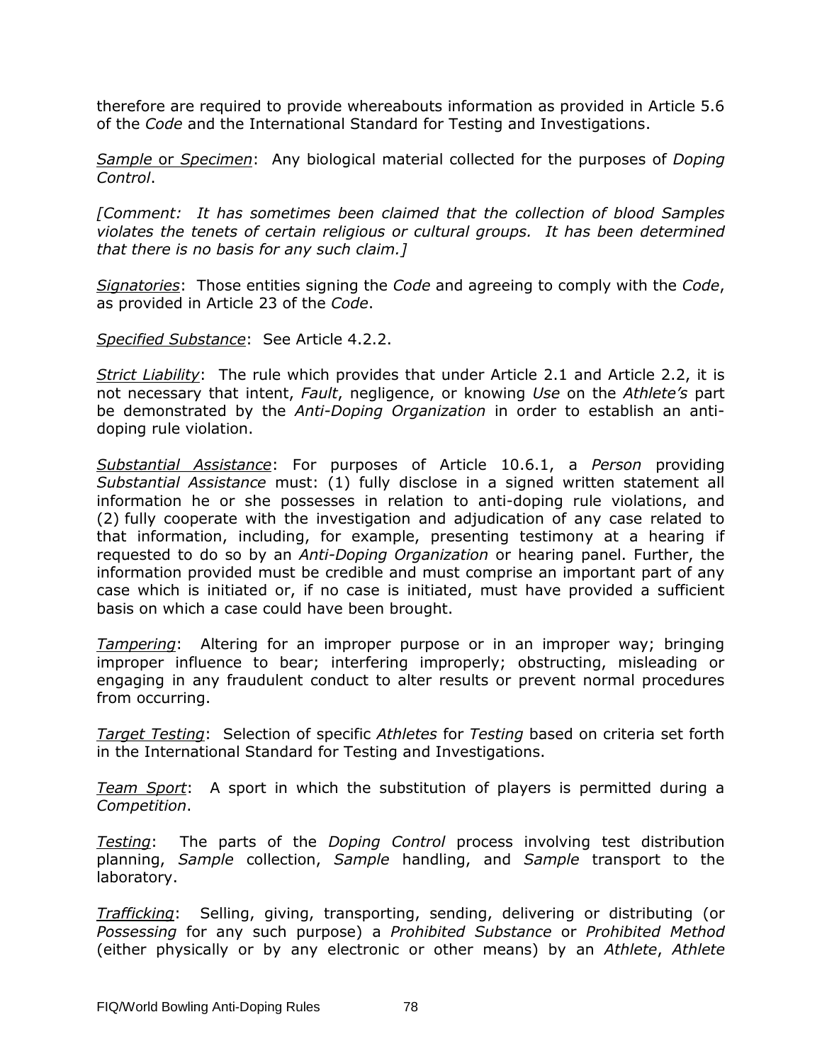therefore are required to provide whereabouts information as provided in Article 5.6 of the *Code* and the International Standard for Testing and Investigations.

*Sample* or *Specimen*: Any biological material collected for the purposes of *Doping Control*.

*[Comment: It has sometimes been claimed that the collection of blood Samples violates the tenets of certain religious or cultural groups. It has been determined that there is no basis for any such claim.]*

*Signatories*: Those entities signing the *Code* and agreeing to comply with the *Code*, as provided in Article 23 of the *Code*.

*Specified Substance*: See Article 4.2.2.

*Strict Liability*: The rule which provides that under Article 2.1 and Article 2.2, it is not necessary that intent, *Fault*, negligence, or knowing *Use* on the *Athlete's* part be demonstrated by the *Anti-Doping Organization* in order to establish an anti-doping rule violation.

*Substantial Assistance*: For purposes of Article 10.6.1, a *Person* providing *Substantial Assistance* must: (1) fully disclose in a signed written statement all information he or she possesses in relation to anti-doping rule violations, and (2) fully cooperate with the investigation and adjudication of any case related to that information, including, for example, presenting testimony at a hearing if requested to do so by an *Anti-Doping Organization* or hearing panel. Further, the information provided must be credible and must comprise an important part of any case which is initiated or, if no case is initiated, must have provided a sufficient basis on which a case could have been brought.

*Tampering*: Altering for an improper purpose or in an improper way; bringing improper influence to bear; interfering improperly; obstructing, misleading or engaging in any fraudulent conduct to alter results or prevent normal procedures from occurring.

*Target Testing*: Selection of specific *Athletes* for *Testing* based on criteria set forth in the International Standard for Testing and Investigations.

*Team Sport*: A sport in which the substitution of players is permitted during a *Competition*.

*Testing*: The parts of the *Doping Control* process involving test distribution planning, *Sample* collection, *Sample* handling, and *Sample* transport to the laboratory.

*Trafficking*: Selling, giving, transporting, sending, delivering or distributing (or *Possessing* for any such purpose) a *Prohibited Substance* or *Prohibited Method* (either physically or by any electronic or other means) by an *Athlete*, *Athlete*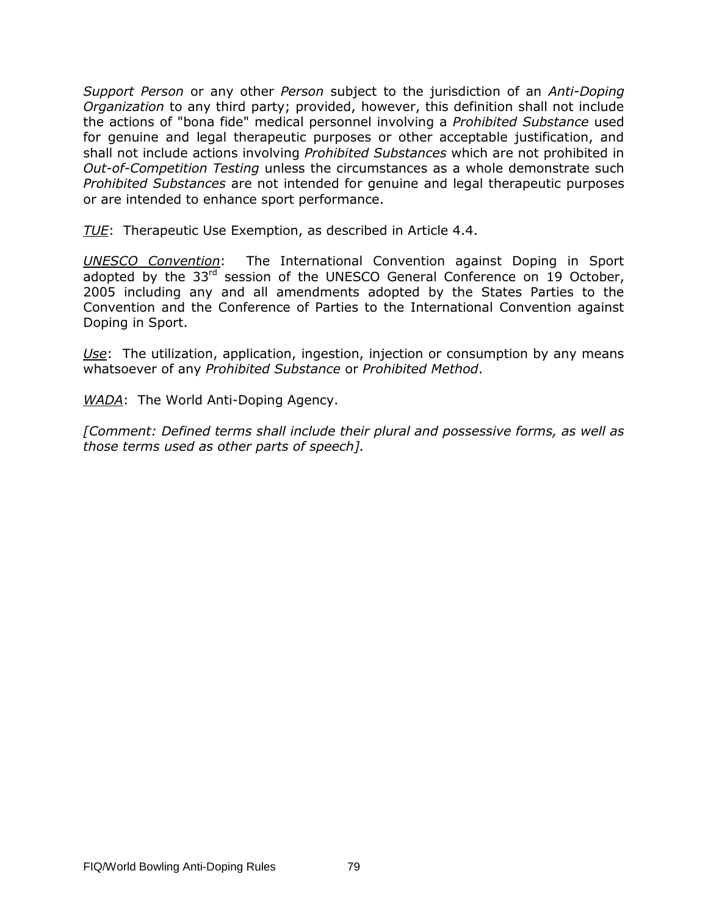*Support Person* or any other *Person* subject to the jurisdiction of an *Anti-Doping Organization* to any third party; provided, however, this definition shall not include the actions of "bona fide" medical personnel involving a *Prohibited Substance* used for genuine and legal therapeutic purposes or other acceptable justification, and shall not include actions involving *Prohibited Substances* which are not prohibited in *Out-of-Competition Testing* unless the circumstances as a whole demonstrate such *Prohibited Substances* are not intended for genuine and legal therapeutic purposes or are intended to enhance sport performance.

*TUE*: Therapeutic Use Exemption, as described in Article 4.4.

*UNESCO Convention*: The International Convention against Doping in Sport adopted by the 33rd session of the UNESCO General Conference on 19 October, 2005 including any and all amendments adopted by the States Parties to the Convention and the Conference of Parties to the International Convention against Doping in Sport.

*Use*: The utilization, application, ingestion, injection or consumption by any means whatsoever of any *Prohibited Substance* or *Prohibited Method*.

*WADA*: The World Anti-Doping Agency.

*[Comment: Defined terms shall include their plural and possessive forms, as well as those terms used as other parts of speech].*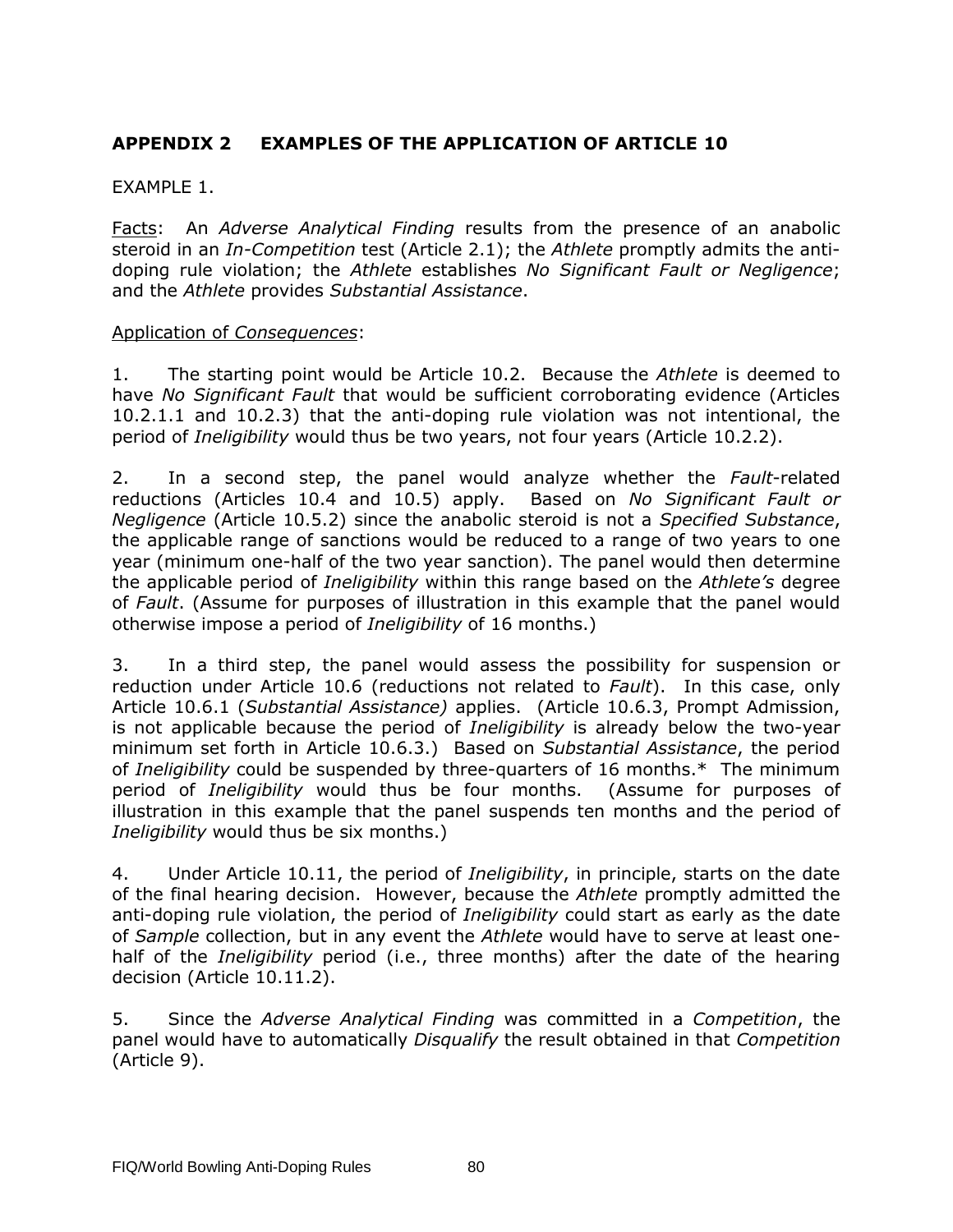## APPENDIX 2 EXAMPLES OF THE APPLICATION OF ARTICLE 10

EXAMPLE 1.

Facts: An *Adverse Analytical Finding* results from the presence of an anabolic steroid in an *In-Competition* test (Article 2.1); the *Athlete* promptly admits the anti-doping rule violation; the *Athlete* establishes *No Significant Fault or Negligence*; and the *Athlete* provides *Substantial Assistance*.

Application of *Consequences*:

1. The starting point would be Article 10.2. Because the *Athlete* is deemed to have *No Significant Fault* that would be sufficient corroborating evidence (Articles 10.2.1.1 and 10.2.3) that the anti-doping rule violation was not intentional, the period of *Ineligibility* would thus be two years, not four years (Article 10.2.2).

2. In a second step, the panel would analyze whether the *Fault*-related reductions (Articles 10.4 and 10.5) apply. Based on *No Significant Fault or Negligence* (Article 10.5.2) since the anabolic steroid is not a *Specified Substance*, the applicable range of sanctions would be reduced to a range of two years to one year (minimum one-half of the two year sanction). The panel would then determine the applicable period of *Ineligibility* within this range based on the *Athlete's* degree of *Fault*. (Assume for purposes of illustration in this example that the panel would otherwise impose a period of *Ineligibility* of 16 months.)

3. In a third step, the panel would assess the possibility for suspension or reduction under Article 10.6 (reductions not related to *Fault*). In this case, only Article 10.6.1 (*Substantial Assistance)* applies. (Article 10.6.3, Prompt Admission, is not applicable because the period of *Ineligibility* is already below the two-year minimum set forth in Article 10.6.3.) Based on *Substantial Assistance*, the period of *Ineligibility* could be suspended by three-quarters of 16 months.* The minimum period of *Ineligibility* would thus be four months. (Assume for purposes of illustration in this example that the panel suspends ten months and the period of *Ineligibility* would thus be six months.)

4. Under Article 10.11, the period of *Ineligibility*, in principle, starts on the date of the final hearing decision. However, because the *Athlete* promptly admitted the anti-doping rule violation, the period of *Ineligibility* could start as early as the date of *Sample* collection, but in any event the *Athlete* would have to serve at least one-half of the *Ineligibility* period (i.e., three months) after the date of the hearing decision (Article 10.11.2).

5. Since the *Adverse Analytical Finding* was committed in a *Competition*, the panel would have to automatically *Disqualify* the result obtained in that *Competition* (Article 9).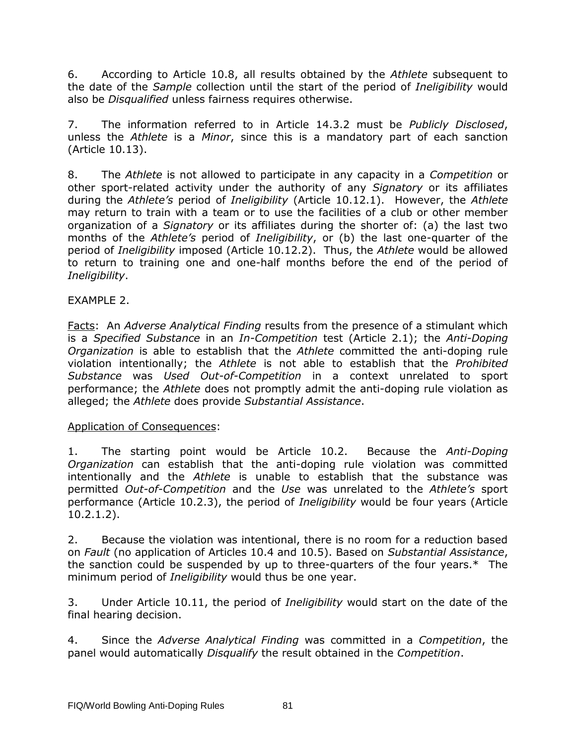6. According to Article 10.8, all results obtained by the *Athlete* subsequent to the date of the *Sample* collection until the start of the period of *Ineligibility* would also be *Disqualified* unless fairness requires otherwise.

7. The information referred to in Article 14.3.2 must be *Publicly Disclosed*, unless the *Athlete* is a *Minor*, since this is a mandatory part of each sanction (Article 10.13).

8. The *Athlete* is not allowed to participate in any capacity in a *Competition* or other sport-related activity under the authority of any *Signatory* or its affiliates during the *Athlete's* period of *Ineligibility* (Article 10.12.1). However, the *Athlete* may return to train with a team or to use the facilities of a club or other member organization of a *Signatory* or its affiliates during the shorter of: (a) the last two months of the *Athlete's* period of *Ineligibility*, or (b) the last one-quarter of the period of *Ineligibility* imposed (Article 10.12.2). Thus, the *Athlete* would be allowed to return to training one and one-half months before the end of the period of *Ineligibility*.

EXAMPLE 2.

Facts: An *Adverse Analytical Finding* results from the presence of a stimulant which is a *Specified Substance* in an *In-Competition* test (Article 2.1); the *Anti-Doping Organization* is able to establish that the *Athlete* committed the anti-doping rule violation intentionally; the *Athlete* is not able to establish that the *Prohibited Substance* was *Used Out-of-Competition* in a context unrelated to sport performance; the *Athlete* does not promptly admit the anti-doping rule violation as alleged; the *Athlete* does provide *Substantial Assistance*.

Application of Consequences:

1. The starting point would be Article 10.2. Because the *Anti-Doping Organization* can establish that the anti-doping rule violation was committed intentionally and the *Athlete* is unable to establish that the substance was permitted *Out-of-Competition* and the *Use* was unrelated to the *Athlete's* sport performance (Article 10.2.3), the period of *Ineligibility* would be four years (Article 10.2.1.2).

2. Because the violation was intentional, there is no room for a reduction based on *Fault* (no application of Articles 10.4 and 10.5). Based on *Substantial Assistance*, the sanction could be suspended by up to three-quarters of the four years.* The minimum period of *Ineligibility* would thus be one year.

3. Under Article 10.11, the period of *Ineligibility* would start on the date of the final hearing decision.

4. Since the *Adverse Analytical Finding* was committed in a *Competition*, the panel would automatically *Disqualify* the result obtained in the *Competition*.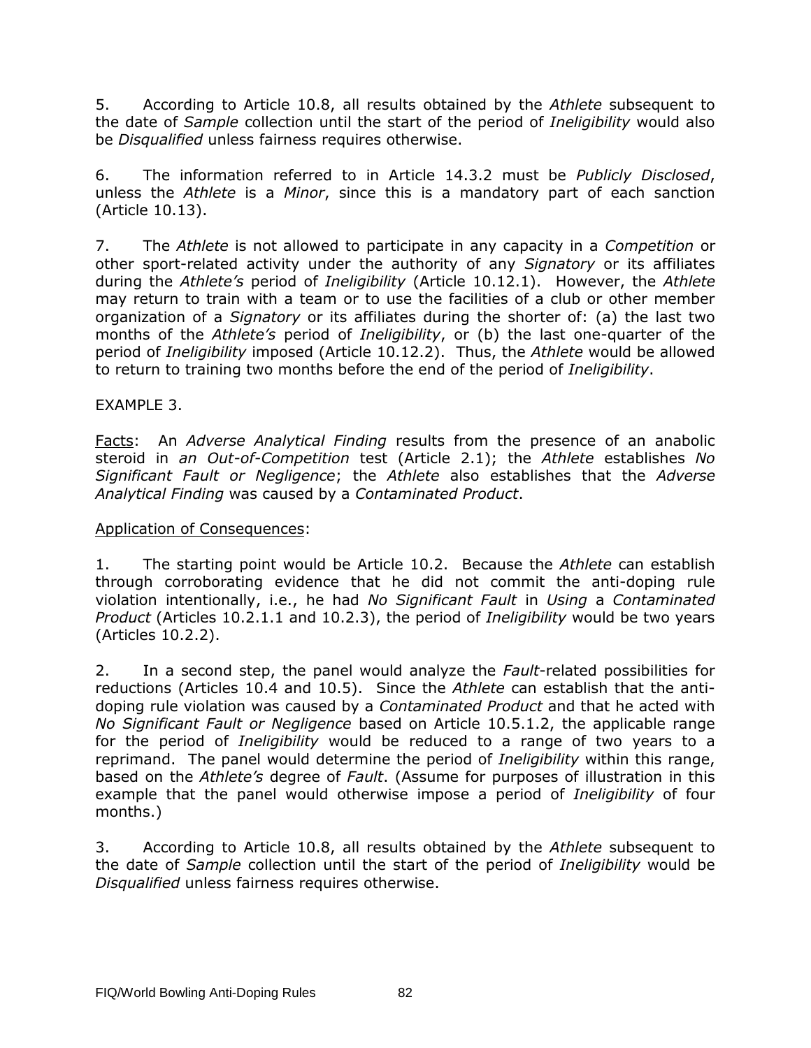5. According to Article 10.8, all results obtained by the *Athlete* subsequent to the date of *Sample* collection until the start of the period of *Ineligibility* would also be *Disqualified* unless fairness requires otherwise.

6. The information referred to in Article 14.3.2 must be *Publicly Disclosed*, unless the *Athlete* is a *Minor*, since this is a mandatory part of each sanction (Article 10.13).

7. The *Athlete* is not allowed to participate in any capacity in a *Competition* or other sport-related activity under the authority of any *Signatory* or its affiliates during the *Athlete's* period of *Ineligibility* (Article 10.12.1). However, the *Athlete* may return to train with a team or to use the facilities of a club or other member organization of a *Signatory* or its affiliates during the shorter of: (a) the last two months of the *Athlete's* period of *Ineligibility*, or (b) the last one-quarter of the period of *Ineligibility* imposed (Article 10.12.2). Thus, the *Athlete* would be allowed to return to training two months before the end of the period of *Ineligibility*.

EXAMPLE 3.

Facts: An *Adverse Analytical Finding* results from the presence of an anabolic steroid in *an Out-of-Competition* test (Article 2.1); the *Athlete* establishes *No Significant Fault or Negligence*; the *Athlete* also establishes that the *Adverse Analytical Finding* was caused by a *Contaminated Product*.

Application of Consequences:

1. The starting point would be Article 10.2. Because the *Athlete* can establish through corroborating evidence that he did not commit the anti-doping rule violation intentionally, i.e., he had *No Significant Fault* in *Using* a *Contaminated Product* (Articles 10.2.1.1 and 10.2.3), the period of *Ineligibility* would be two years (Articles 10.2.2).

2. In a second step, the panel would analyze the *Fault*-related possibilities for reductions (Articles 10.4 and 10.5). Since the *Athlete* can establish that the anti-doping rule violation was caused by a *Contaminated Product* and that he acted with *No Significant Fault or Negligence* based on Article 10.5.1.2, the applicable range for the period of *Ineligibility* would be reduced to a range of two years to a reprimand. The panel would determine the period of *Ineligibility* within this range, based on the *Athlete's* degree of *Fault*. (Assume for purposes of illustration in this example that the panel would otherwise impose a period of *Ineligibility* of four months.)

3. According to Article 10.8, all results obtained by the *Athlete* subsequent to the date of *Sample* collection until the start of the period of *Ineligibility* would be *Disqualified* unless fairness requires otherwise.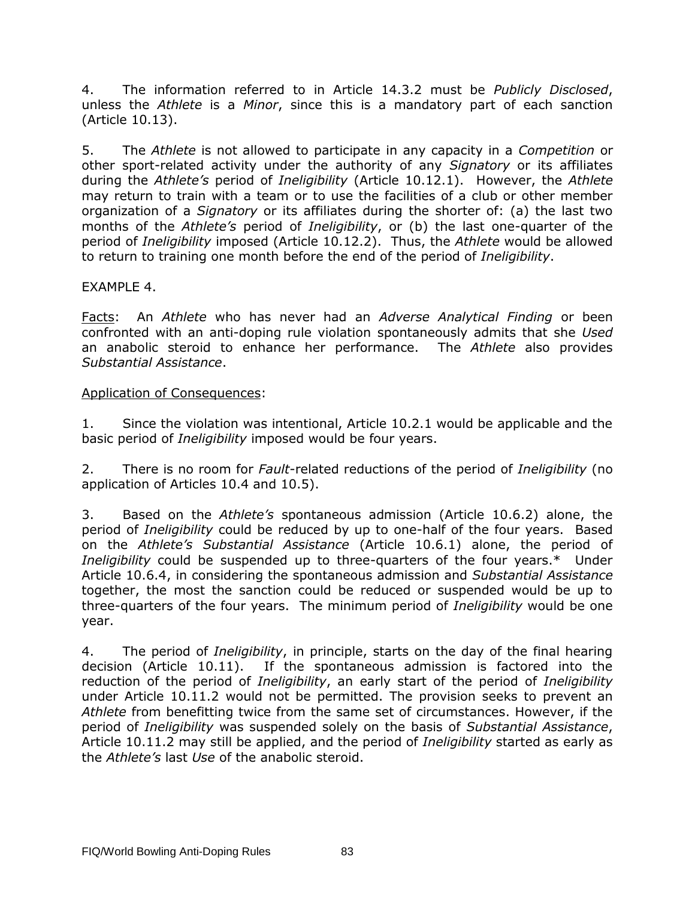4. The information referred to in Article 14.3.2 must be *Publicly Disclosed*, unless the *Athlete* is a *Minor*, since this is a mandatory part of each sanction (Article 10.13).

5. The *Athlete* is not allowed to participate in any capacity in a *Competition* or other sport-related activity under the authority of any *Signatory* or its affiliates during the *Athlete's* period of *Ineligibility* (Article 10.12.1). However, the *Athlete* may return to train with a team or to use the facilities of a club or other member organization of a *Signatory* or its affiliates during the shorter of: (a) the last two months of the *Athlete's* period of *Ineligibility*, or (b) the last one-quarter of the period of *Ineligibility* imposed (Article 10.12.2). Thus, the *Athlete* would be allowed to return to training one month before the end of the period of *Ineligibility*.

EXAMPLE 4.

Facts: An *Athlete* who has never had an *Adverse Analytical Finding* or been confronted with an anti-doping rule violation spontaneously admits that she *Used* an anabolic steroid to enhance her performance. The *Athlete* also provides *Substantial Assistance*.

Application of Consequences:

1. Since the violation was intentional, Article 10.2.1 would be applicable and the basic period of *Ineligibility* imposed would be four years.

2. There is no room for *Fault*-related reductions of the period of *Ineligibility* (no application of Articles 10.4 and 10.5).

3. Based on the *Athlete's* spontaneous admission (Article 10.6.2) alone, the period of *Ineligibility* could be reduced by up to one-half of the four years. Based on the *Athlete's Substantial Assistance* (Article 10.6.1) alone, the period of *Ineligibility* could be suspended up to three-quarters of the four years.* Under Article 10.6.4, in considering the spontaneous admission and *Substantial Assistance* together, the most the sanction could be reduced or suspended would be up to three-quarters of the four years. The minimum period of *Ineligibility* would be one year.

4. The period of *Ineligibility*, in principle, starts on the day of the final hearing decision (Article 10.11). If the spontaneous admission is factored into the reduction of the period of *Ineligibility*, an early start of the period of *Ineligibility* under Article 10.11.2 would not be permitted. The provision seeks to prevent an *Athlete* from benefitting twice from the same set of circumstances. However, if the period of *Ineligibility* was suspended solely on the basis of *Substantial Assistance*, Article 10.11.2 may still be applied, and the period of *Ineligibility* started as early as the *Athlete's* last *Use* of the anabolic steroid.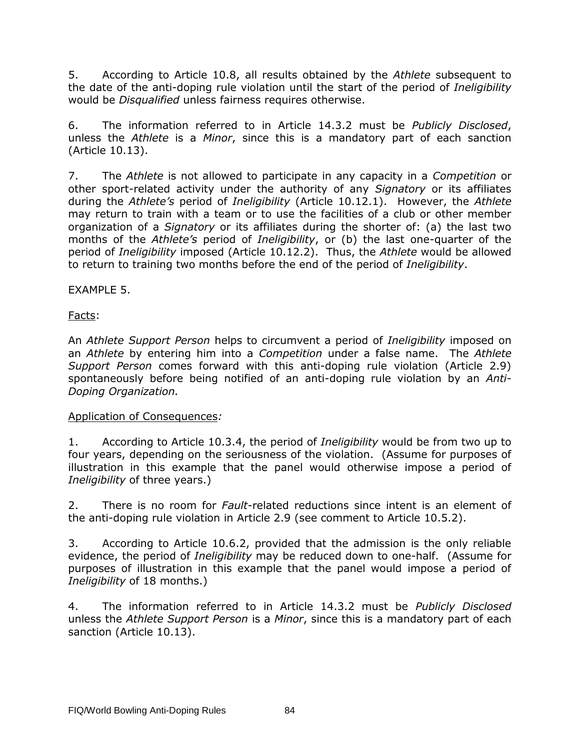5. According to Article 10.8, all results obtained by the *Athlete* subsequent to the date of the anti-doping rule violation until the start of the period of *Ineligibility* would be *Disqualified* unless fairness requires otherwise.

6. The information referred to in Article 14.3.2 must be *Publicly Disclosed*, unless the *Athlete* is a *Minor*, since this is a mandatory part of each sanction (Article 10.13).

7. The *Athlete* is not allowed to participate in any capacity in a *Competition* or other sport-related activity under the authority of any *Signatory* or its affiliates during the *Athlete's* period of *Ineligibility* (Article 10.12.1). However, the *Athlete* may return to train with a team or to use the facilities of a club or other member organization of a *Signatory* or its affiliates during the shorter of: (a) the last two months of the *Athlete's* period of *Ineligibility*, or (b) the last one-quarter of the period of *Ineligibility* imposed (Article 10.12.2). Thus, the *Athlete* would be allowed to return to training two months before the end of the period of *Ineligibility*.

EXAMPLE 5.

<u>Facts</u>:

An *Athlete Support Person* helps to circumvent a period of *Ineligibility* imposed on an *Athlete* by entering him into a *Competition* under a false name. The *Athlete Support Person* comes forward with this anti-doping rule violation (Article 2.9) spontaneously before being notified of an anti-doping rule violation by an *Anti-Doping Organization.*

<u>Application of Consequences</u>*:*

1. According to Article 10.3.4, the period of *Ineligibility* would be from two up to four years, depending on the seriousness of the violation. (Assume for purposes of illustration in this example that the panel would otherwise impose a period of *Ineligibility* of three years.)

2. There is no room for *Fault*-related reductions since intent is an element of the anti-doping rule violation in Article 2.9 (see comment to Article 10.5.2).

3. According to Article 10.6.2, provided that the admission is the only reliable evidence, the period of *Ineligibility* may be reduced down to one-half. (Assume for purposes of illustration in this example that the panel would impose a period of *Ineligibility* of 18 months.)

4. The information referred to in Article 14.3.2 must be *Publicly Disclosed* unless the *Athlete Support Person* is a *Minor*, since this is a mandatory part of each sanction (Article 10.13).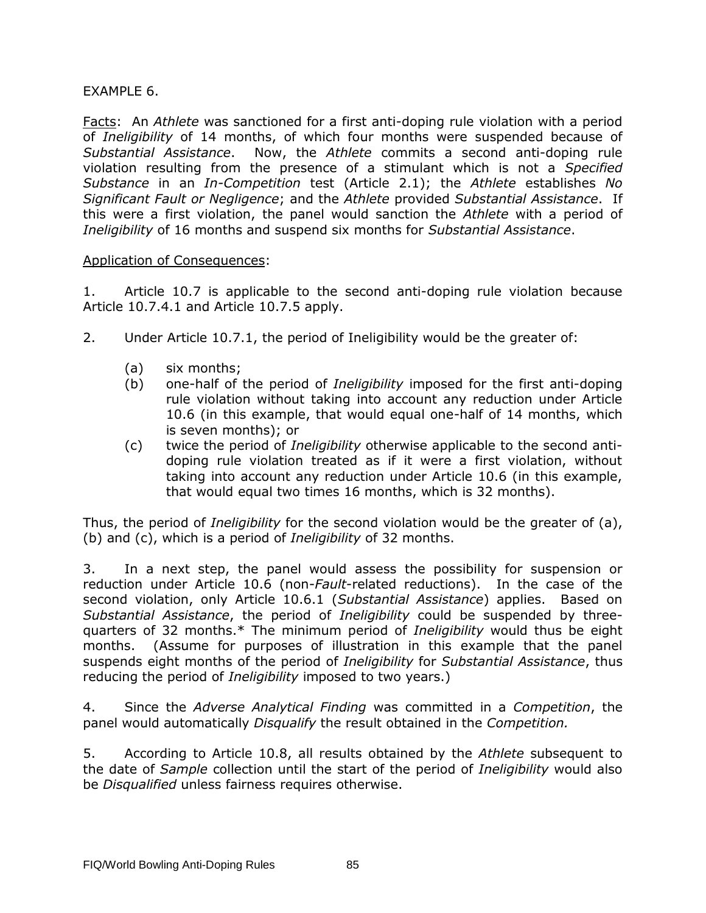EXAMPLE 6.

Facts: An *Athlete* was sanctioned for a first anti-doping rule violation with a period of *Ineligibility* of 14 months, of which four months were suspended because of *Substantial Assistance*. Now, the *Athlete* commits a second anti-doping rule violation resulting from the presence of a stimulant which is not a *Specified Substance* in an *In-Competition* test (Article 2.1); the *Athlete* establishes *No Significant Fault or Negligence*; and the *Athlete* provided *Substantial Assistance*. If this were a first violation, the panel would sanction the *Athlete* with a period of *Ineligibility* of 16 months and suspend six months for *Substantial Assistance*.

Application of Consequences:

1. Article 10.7 is applicable to the second anti-doping rule violation because Article 10.7.4.1 and Article 10.7.5 apply.

2. Under Article 10.7.1, the period of Ineligibility would be the greater of:

   (a) six months;

   (b) one-half of the period of *Ineligibility* imposed for the first anti-doping rule violation without taking into account any reduction under Article 10.6 (in this example, that would equal one-half of 14 months, which is seven months); or

   (c) twice the period of *Ineligibility* otherwise applicable to the second anti-doping rule violation treated as if it were a first violation, without taking into account any reduction under Article 10.6 (in this example, that would equal two times 16 months, which is 32 months).

Thus, the period of *Ineligibility* for the second violation would be the greater of (a), (b) and (c), which is a period of *Ineligibility* of 32 months.

3. In a next step, the panel would assess the possibility for suspension or reduction under Article 10.6 (non-*Fault*-related reductions). In the case of the second violation, only Article 10.6.1 (*Substantial Assistance*) applies. Based on *Substantial Assistance*, the period of *Ineligibility* could be suspended by three-quarters of 32 months.* The minimum period of *Ineligibility* would thus be eight months. (Assume for purposes of illustration in this example that the panel suspends eight months of the period of *Ineligibility* for *Substantial Assistance*, thus reducing the period of *Ineligibility* imposed to two years.)

4. Since the *Adverse Analytical Finding* was committed in a *Competition*, the panel would automatically *Disqualify* the result obtained in the *Competition.*

5. According to Article 10.8, all results obtained by the *Athlete* subsequent to the date of *Sample* collection until the start of the period of *Ineligibility* would also be *Disqualified* unless fairness requires otherwise.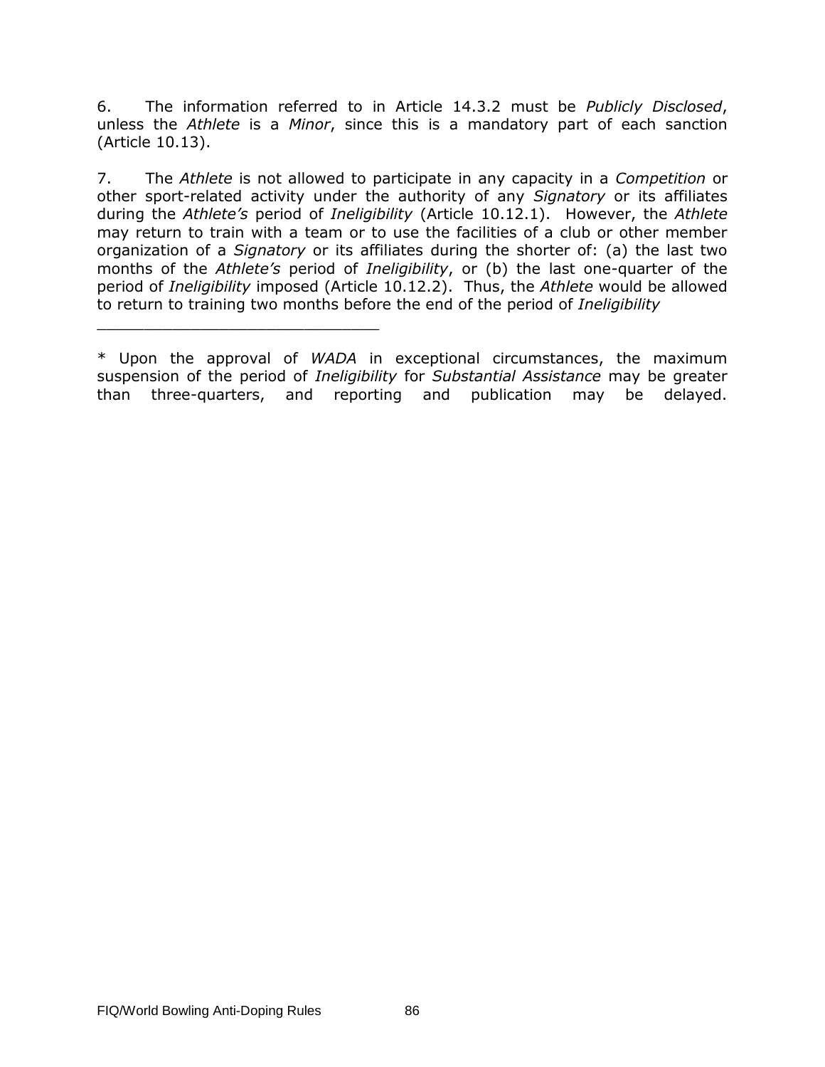6. The information referred to in Article 14.3.2 must be *Publicly Disclosed*, unless the *Athlete* is a *Minor*, since this is a mandatory part of each sanction (Article 10.13).

7. The *Athlete* is not allowed to participate in any capacity in a *Competition* or other sport-related activity under the authority of any *Signatory* or its affiliates during the *Athlete's* period of *Ineligibility* (Article 10.12.1). However, the *Athlete* may return to train with a team or to use the facilities of a club or other member organization of a *Signatory* or its affiliates during the shorter of: (a) the last two months of the *Athlete's* period of *Ineligibility*, or (b) the last one-quarter of the period of *Ineligibility* imposed (Article 10.12.2). Thus, the *Athlete* would be allowed to return to training two months before the end of the period of *Ineligibility*

---

* Upon the approval of *WADA* in exceptional circumstances, the maximum suspension of the period of *Ineligibility* for *Substantial Assistance* may be greater than three-quarters, and reporting and publication may be delayed.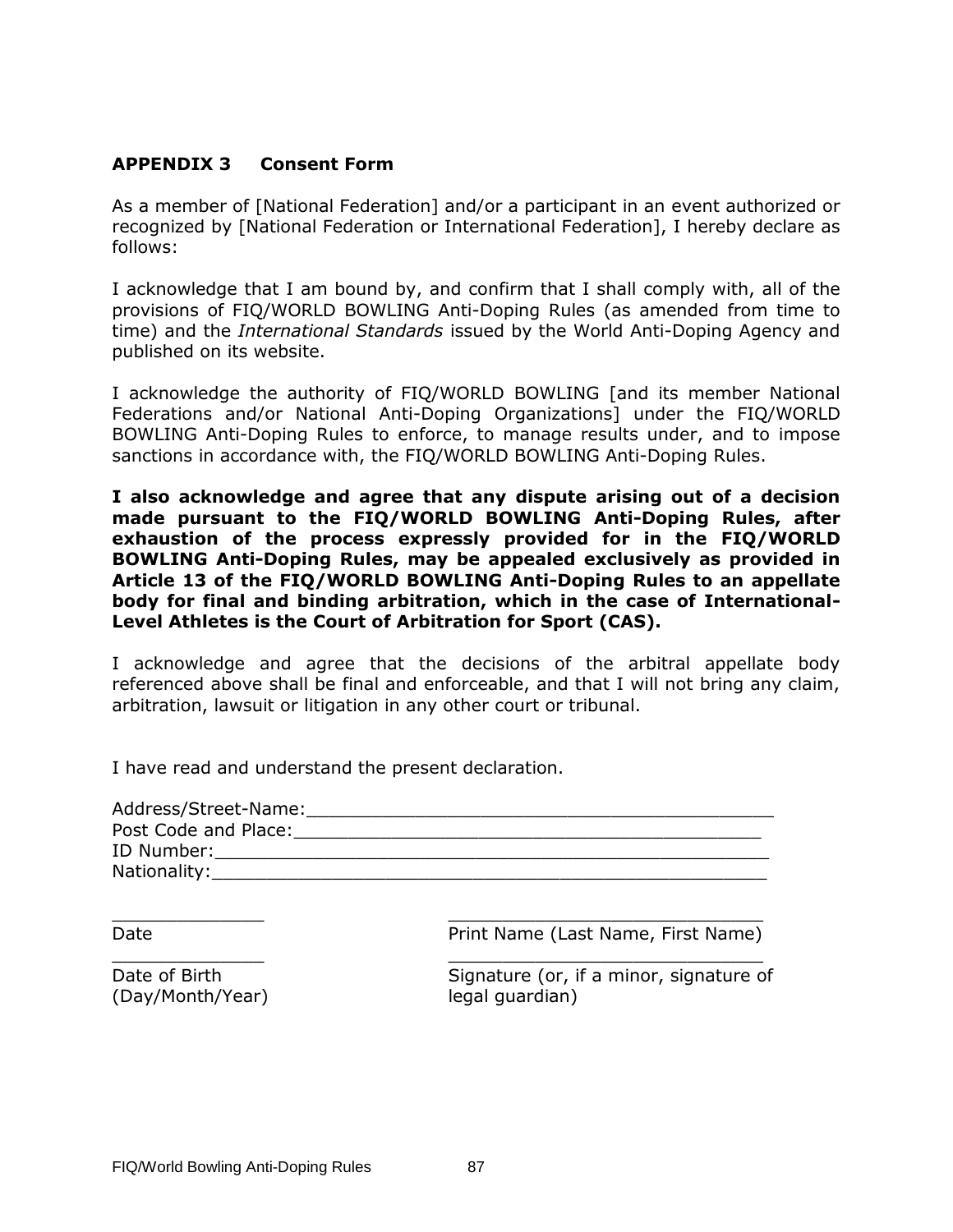## APPENDIX 3 Consent Form

As a member of [National Federation] and/or a participant in an event authorized or recognized by [National Federation or International Federation], I hereby declare as follows:

I acknowledge that I am bound by, and confirm that I shall comply with, all of the provisions of FIQ/WORLD BOWLING Anti-Doping Rules (as amended from time to time) and the *International Standards* issued by the World Anti-Doping Agency and published on its website.

I acknowledge the authority of FIQ/WORLD BOWLING [and its member National Federations and/or National Anti-Doping Organizations] under the FIQ/WORLD BOWLING Anti-Doping Rules to enforce, to manage results under, and to impose sanctions in accordance with, the FIQ/WORLD BOWLING Anti-Doping Rules.

**I also acknowledge and agree that any dispute arising out of a decision made pursuant to the FIQ/WORLD BOWLING Anti-Doping Rules, after exhaustion of the process expressly provided for in the FIQ/WORLD BOWLING Anti-Doping Rules, may be appealed exclusively as provided in Article 13 of the FIQ/WORLD BOWLING Anti-Doping Rules to an appellate body for final and binding arbitration, which in the case of International-Level Athletes is the Court of Arbitration for Sport (CAS).**

I acknowledge and agree that the decisions of the arbitral appellate body referenced above shall be final and enforceable, and that I will not bring any claim, arbitration, lawsuit or litigation in any other court or tribunal.

I have read and understand the present declaration.

Address/Street-Name:_____________________________________________

Post Code and Place:_____________________________________________

ID Number:_____________________________________________________

Nationality:_____________________________________________________

______________ ______________________________

Date Print Name (Last Name, First Name)

______________ ______________________________

Date of Birth (Day/Month/Year) Signature (or, if a minor, signature of legal guardian)